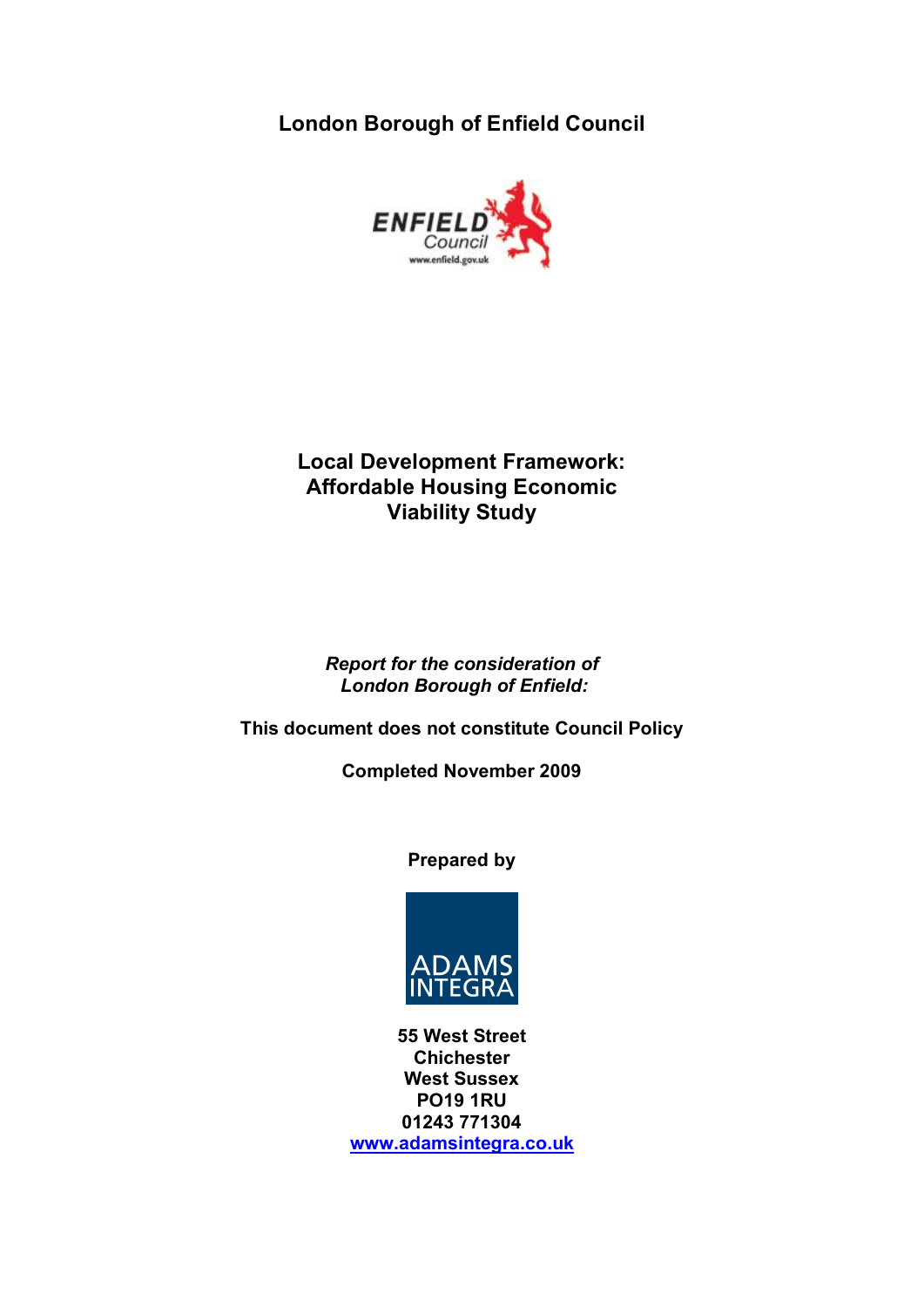**London Borough of Enfield Council**

# Local Development Framework: Affordable Housing Economic Viability Study

*Report for the consideration of London Borough of Enfield:*

**This document does not constitute Council Policy**

**Completed November 2009**

**Prepared by**

**55 West Street**
**Chichester**
**West Sussex**
**PO19 1RU**
**01243 771304**
**www.adamsintegra.co.uk**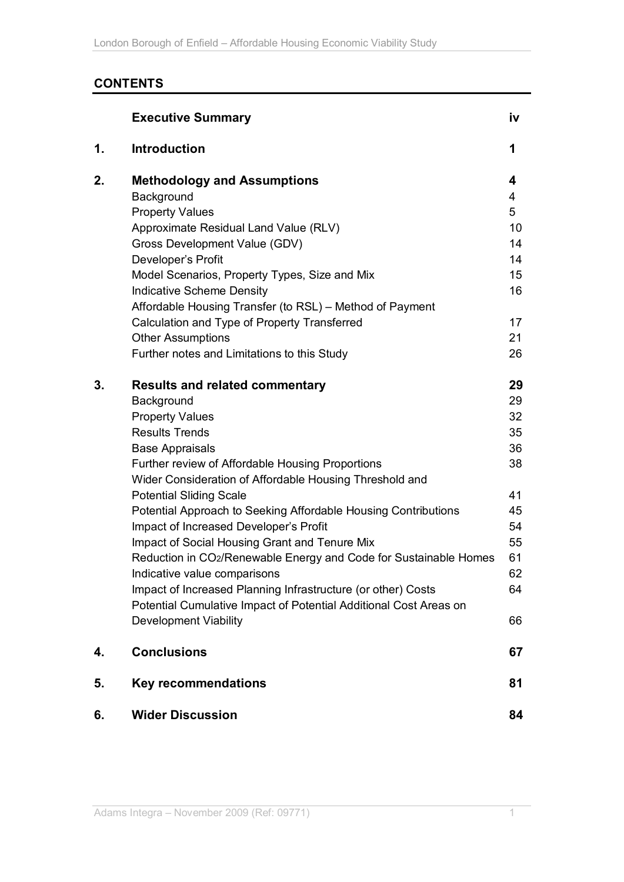## CONTENTS

| | | |
|---|---|---|
| | **Executive Summary** | **iv** |
| **1.** | **Introduction** | **1** |
| **2.** | **Methodology and Assumptions** | **4** |
| | Background | 4 |
| | Property Values | 5 |
| | Approximate Residual Land Value (RLV) | 10 |
| | Gross Development Value (GDV) | 14 |
| | Developer's Profit | 14 |
| | Model Scenarios, Property Types, Size and Mix | 15 |
| | Indicative Scheme Density | 16 |
| | Affordable Housing Transfer (to RSL) – Method of Payment Calculation and Type of Property Transferred | 17 |
| | Other Assumptions | 21 |
| | Further notes and Limitations to this Study | 26 |
| **3.** | **Results and related commentary** | **29** |
| | Background | 29 |
| | Property Values | 32 |
| | Results Trends | 35 |
| | Base Appraisals | 36 |
| | Further review of Affordable Housing Proportions | 38 |
| | Wider Consideration of Affordable Housing Threshold and Potential Sliding Scale | 41 |
| | Potential Approach to Seeking Affordable Housing Contributions | 45 |
| | Impact of Increased Developer's Profit | 54 |
| | Impact of Social Housing Grant and Tenure Mix | 55 |
| | Reduction in $CO_2$/Renewable Energy and Code for Sustainable Homes | 61 |
| | Indicative value comparisons | 62 |
| | Impact of Increased Planning Infrastructure (or other) Costs | 64 |
| | Potential Cumulative Impact of Potential Additional Cost Areas on Development Viability | 66 |
| **4.** | **Conclusions** | **67** |
| **5.** | **Key recommendations** | **81** |
| **6.** | **Wider Discussion** | **84** |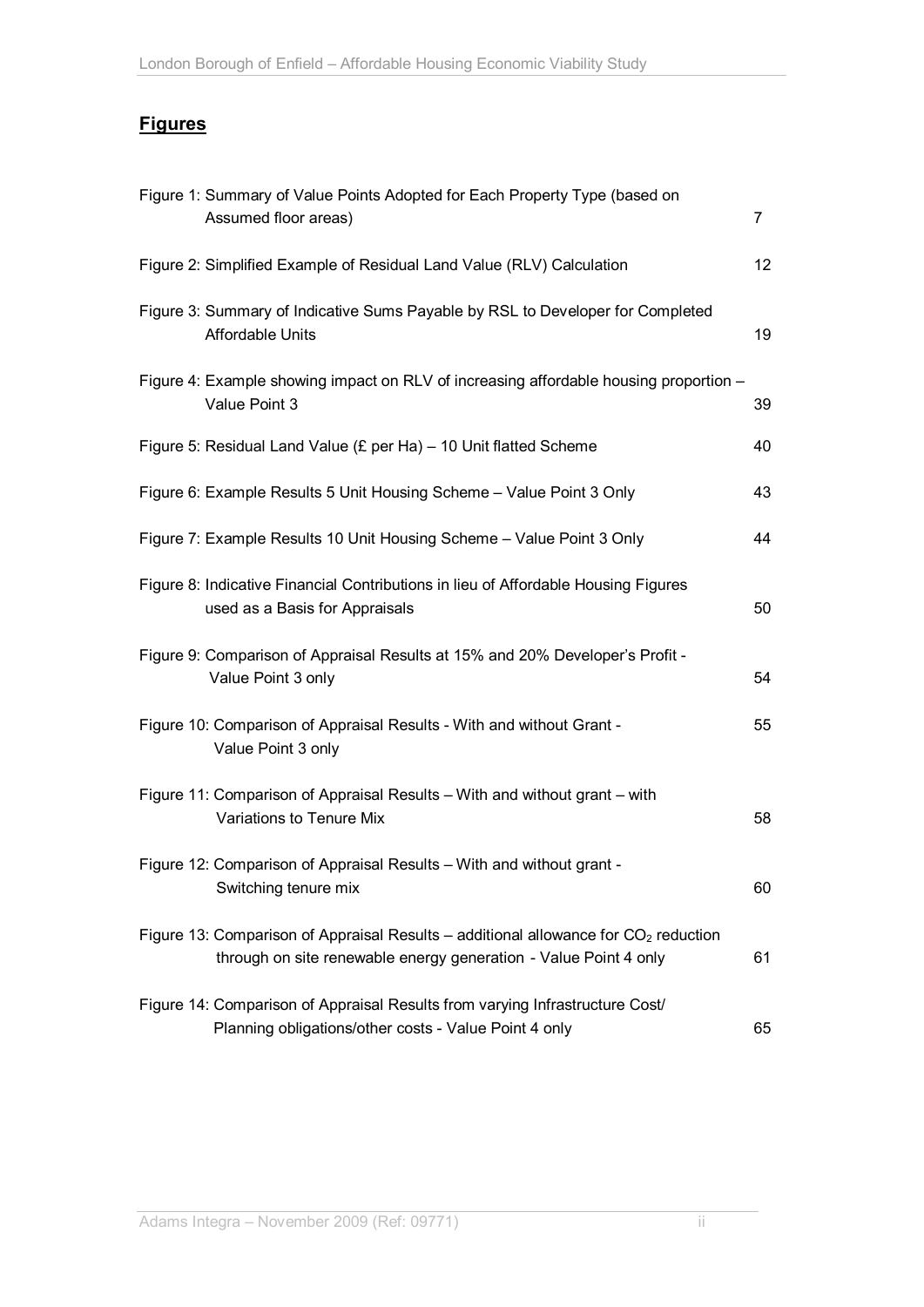## Figures

| | |
|---|---|
| Figure 1: Summary of Value Points Adopted for Each Property Type (based on Assumed floor areas) | 7 |
| Figure 2: Simplified Example of Residual Land Value (RLV) Calculation | 12 |
| Figure 3: Summary of Indicative Sums Payable by RSL to Developer for Completed Affordable Units | 19 |
| Figure 4: Example showing impact on RLV of increasing affordable housing proportion – Value Point 3 | 39 |
| Figure 5: Residual Land Value (£ per Ha) – 10 Unit flatted Scheme | 40 |
| Figure 6: Example Results 5 Unit Housing Scheme – Value Point 3 Only | 43 |
| Figure 7: Example Results 10 Unit Housing Scheme – Value Point 3 Only | 44 |
| Figure 8: Indicative Financial Contributions in lieu of Affordable Housing Figures used as a Basis for Appraisals | 50 |
| Figure 9: Comparison of Appraisal Results at 15% and 20% Developer's Profit - Value Point 3 only | 54 |
| Figure 10: Comparison of Appraisal Results - With and without Grant - Value Point 3 only | 55 |
| Figure 11: Comparison of Appraisal Results – With and without grant – with Variations to Tenure Mix | 58 |
| Figure 12: Comparison of Appraisal Results – With and without grant - Switching tenure mix | 60 |
| Figure 13: Comparison of Appraisal Results – additional allowance for $CO_2$ reduction through on site renewable energy generation - Value Point 4 only | 61 |
| Figure 14: Comparison of Appraisal Results from varying Infrastructure Cost/ Planning obligations/other costs - Value Point 4 only | 65 |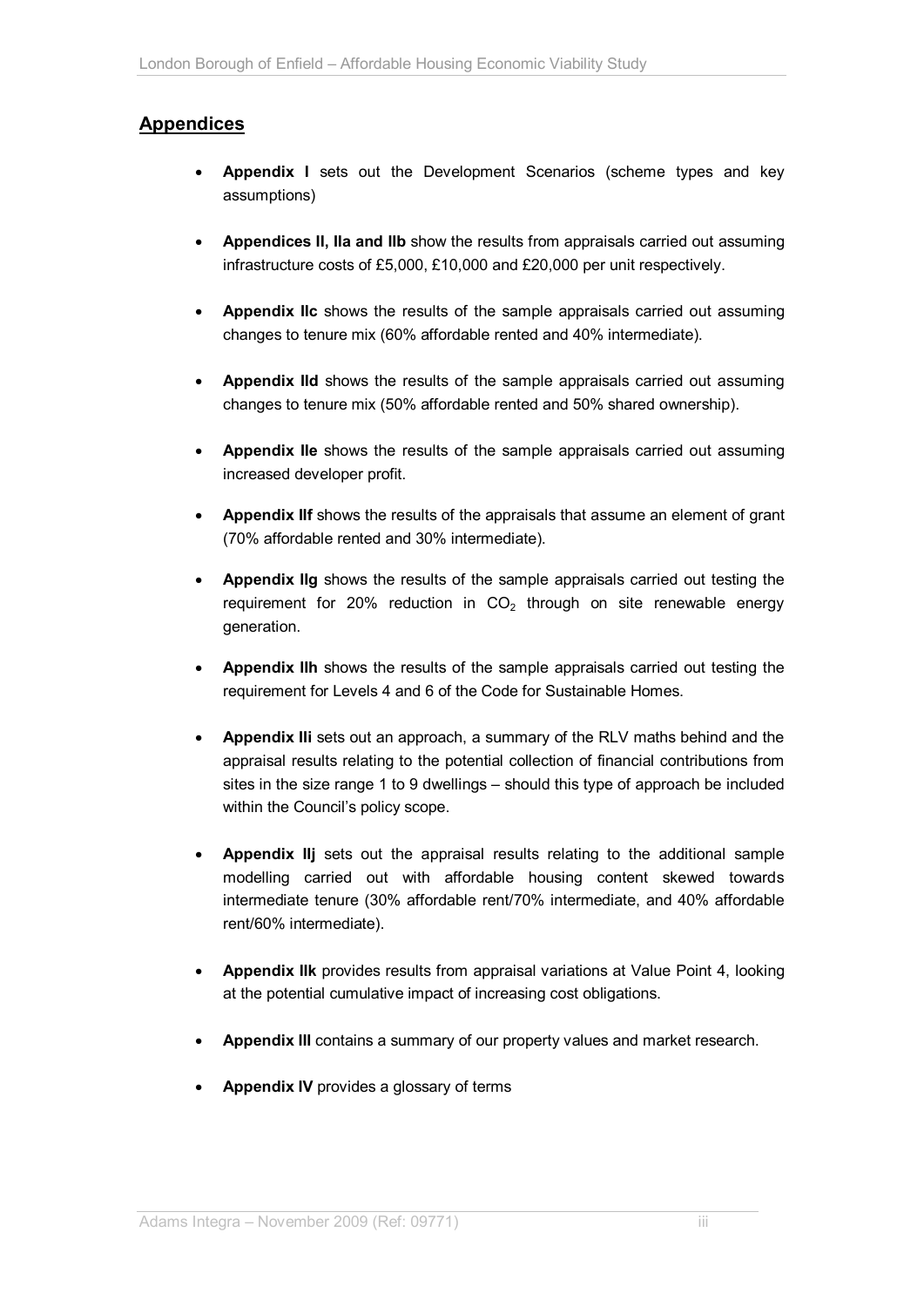## Appendices

- **Appendix I** sets out the Development Scenarios (scheme types and key assumptions)
- **Appendices II, IIa and IIb** show the results from appraisals carried out assuming infrastructure costs of £5,000, £10,000 and £20,000 per unit respectively.
- **Appendix IIc** shows the results of the sample appraisals carried out assuming changes to tenure mix (60% affordable rented and 40% intermediate).
- **Appendix IId** shows the results of the sample appraisals carried out assuming changes to tenure mix (50% affordable rented and 50% shared ownership).
- **Appendix IIe** shows the results of the sample appraisals carried out assuming increased developer profit.
- **Appendix IIf** shows the results of the appraisals that assume an element of grant (70% affordable rented and 30% intermediate).
- **Appendix IIg** shows the results of the sample appraisals carried out testing the requirement for 20% reduction in $CO_2$ through on site renewable energy generation.
- **Appendix IIh** shows the results of the sample appraisals carried out testing the requirement for Levels 4 and 6 of the Code for Sustainable Homes.
- **Appendix IIi** sets out an approach, a summary of the RLV maths behind and the appraisal results relating to the potential collection of financial contributions from sites in the size range 1 to 9 dwellings – should this type of approach be included within the Council's policy scope.
- **Appendix IIj** sets out the appraisal results relating to the additional sample modelling carried out with affordable housing content skewed towards intermediate tenure (30% affordable rent/70% intermediate, and 40% affordable rent/60% intermediate).
- **Appendix IIk** provides results from appraisal variations at Value Point 4, looking at the potential cumulative impact of increasing cost obligations.
- **Appendix III** contains a summary of our property values and market research.
- **Appendix IV** provides a glossary of terms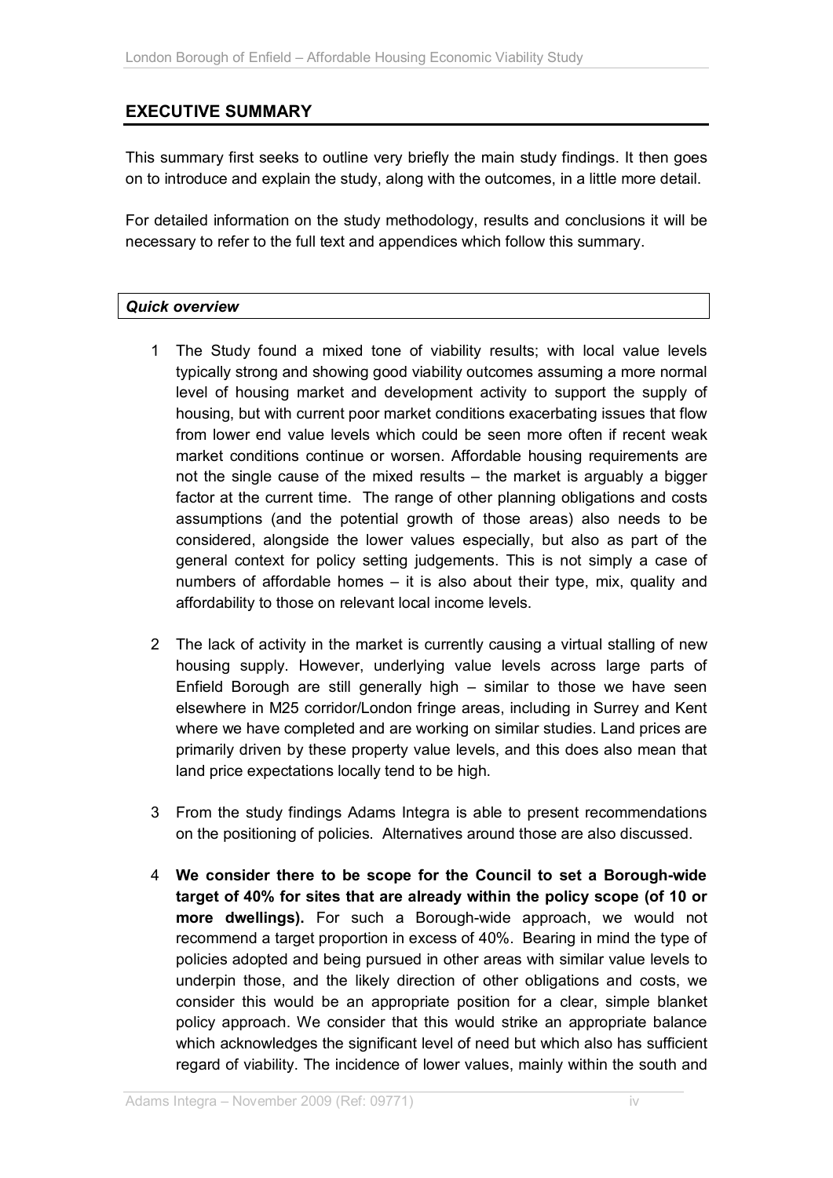## EXECUTIVE SUMMARY

This summary first seeks to outline very briefly the main study findings. It then goes on to introduce and explain the study, along with the outcomes, in a little more detail.

For detailed information on the study methodology, results and conclusions it will be necessary to refer to the full text and appendices which follow this summary.

### *Quick overview*

1 The Study found a mixed tone of viability results; with local value levels typically strong and showing good viability outcomes assuming a more normal level of housing market and development activity to support the supply of housing, but with current poor market conditions exacerbating issues that flow from lower end value levels which could be seen more often if recent weak market conditions continue or worsen. Affordable housing requirements are not the single cause of the mixed results – the market is arguably a bigger factor at the current time. The range of other planning obligations and costs assumptions (and the potential growth of those areas) also needs to be considered, alongside the lower values especially, but also as part of the general context for policy setting judgements. This is not simply a case of numbers of affordable homes – it is also about their type, mix, quality and affordability to those on relevant local income levels.

2 The lack of activity in the market is currently causing a virtual stalling of new housing supply. However, underlying value levels across large parts of Enfield Borough are still generally high – similar to those we have seen elsewhere in M25 corridor/London fringe areas, including in Surrey and Kent where we have completed and are working on similar studies. Land prices are primarily driven by these property value levels, and this does also mean that land price expectations locally tend to be high.

3 From the study findings Adams Integra is able to present recommendations on the positioning of policies. Alternatives around those are also discussed.

4 **We consider there to be scope for the Council to set a Borough-wide target of 40% for sites that are already within the policy scope (of 10 or more dwellings).** For such a Borough-wide approach, we would not recommend a target proportion in excess of 40%. Bearing in mind the type of policies adopted and being pursued in other areas with similar value levels to underpin those, and the likely direction of other obligations and costs, we consider this would be an appropriate position for a clear, simple blanket policy approach. We consider that this would strike an appropriate balance which acknowledges the significant level of need but which also has sufficient regard of viability. The incidence of lower values, mainly within the south and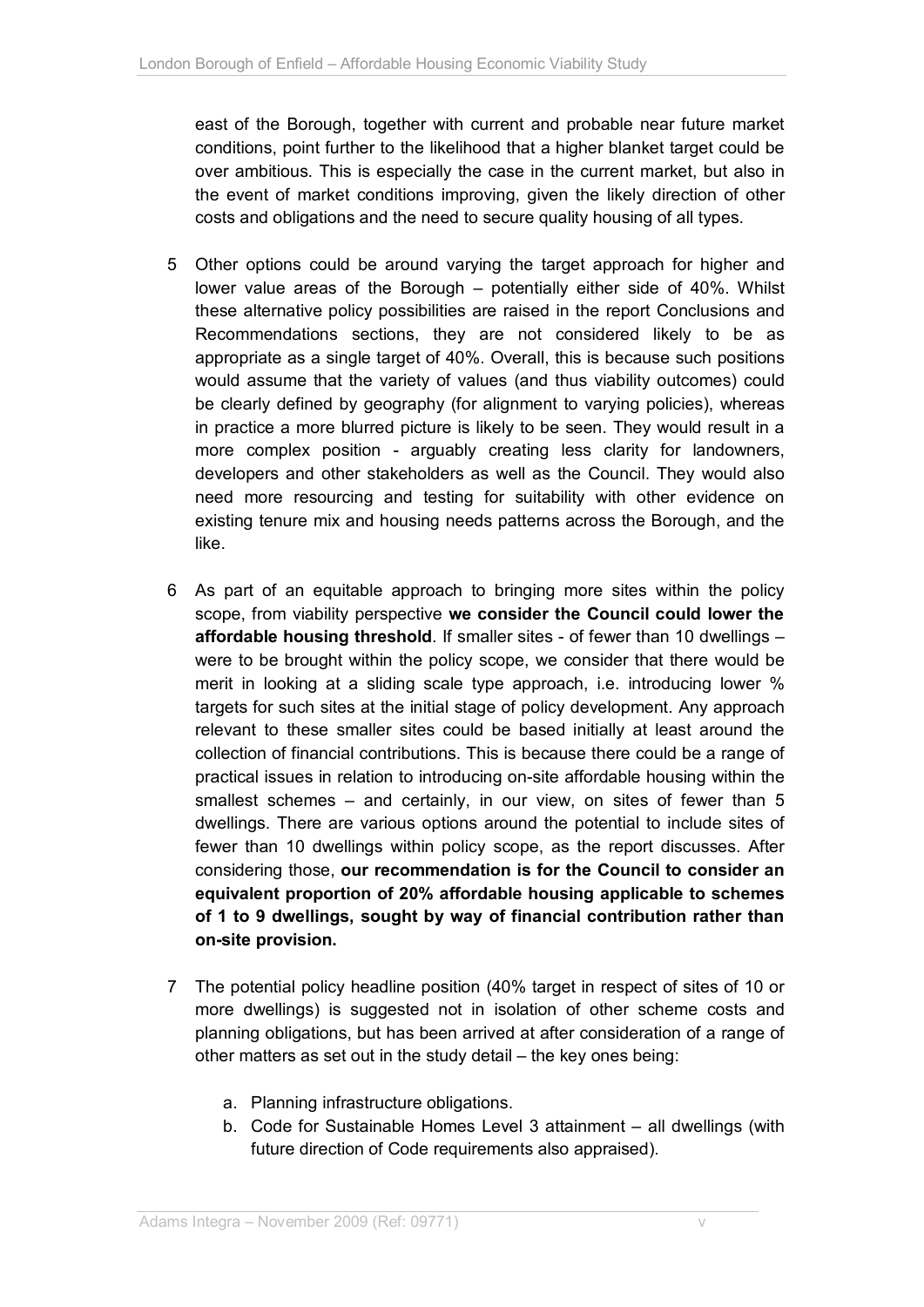east of the Borough, together with current and probable near future market conditions, point further to the likelihood that a higher blanket target could be over ambitious. This is especially the case in the current market, but also in the event of market conditions improving, given the likely direction of other costs and obligations and the need to secure quality housing of all types.

5 Other options could be around varying the target approach for higher and lower value areas of the Borough – potentially either side of 40%. Whilst these alternative policy possibilities are raised in the report Conclusions and Recommendations sections, they are not considered likely to be as appropriate as a single target of 40%. Overall, this is because such positions would assume that the variety of values (and thus viability outcomes) could be clearly defined by geography (for alignment to varying policies), whereas in practice a more blurred picture is likely to be seen. They would result in a more complex position - arguably creating less clarity for landowners, developers and other stakeholders as well as the Council. They would also need more resourcing and testing for suitability with other evidence on existing tenure mix and housing needs patterns across the Borough, and the like.

6 As part of an equitable approach to bringing more sites within the policy scope, from viability perspective **we consider the Council could lower the affordable housing threshold**. If smaller sites - of fewer than 10 dwellings – were to be brought within the policy scope, we consider that there would be merit in looking at a sliding scale type approach, i.e. introducing lower % targets for such sites at the initial stage of policy development. Any approach relevant to these smaller sites could be based initially at least around the collection of financial contributions. This is because there could be a range of practical issues in relation to introducing on-site affordable housing within the smallest schemes – and certainly, in our view, on sites of fewer than 5 dwellings. There are various options around the potential to include sites of fewer than 10 dwellings within policy scope, as the report discusses. After considering those, **our recommendation is for the Council to consider an equivalent proportion of 20% affordable housing applicable to schemes of 1 to 9 dwellings, sought by way of financial contribution rather than on-site provision.**

7 The potential policy headline position (40% target in respect of sites of 10 or more dwellings) is suggested not in isolation of other scheme costs and planning obligations, but has been arrived at after consideration of a range of other matters as set out in the study detail – the key ones being:

   a. Planning infrastructure obligations.
   b. Code for Sustainable Homes Level 3 attainment – all dwellings (with future direction of Code requirements also appraised).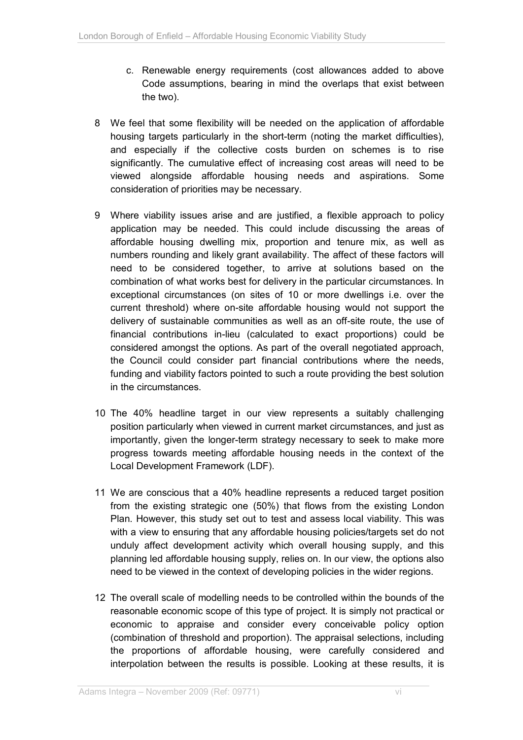c. Renewable energy requirements (cost allowances added to above Code assumptions, bearing in mind the overlaps that exist between the two).

8 We feel that some flexibility will be needed on the application of affordable housing targets particularly in the short-term (noting the market difficulties), and especially if the collective costs burden on schemes is to rise significantly. The cumulative effect of increasing cost areas will need to be viewed alongside affordable housing needs and aspirations. Some consideration of priorities may be necessary.

9 Where viability issues arise and are justified, a flexible approach to policy application may be needed. This could include discussing the areas of affordable housing dwelling mix, proportion and tenure mix, as well as numbers rounding and likely grant availability. The affect of these factors will need to be considered together, to arrive at solutions based on the combination of what works best for delivery in the particular circumstances. In exceptional circumstances (on sites of 10 or more dwellings i.e. over the current threshold) where on-site affordable housing would not support the delivery of sustainable communities as well as an off-site route, the use of financial contributions in-lieu (calculated to exact proportions) could be considered amongst the options. As part of the overall negotiated approach, the Council could consider part financial contributions where the needs, funding and viability factors pointed to such a route providing the best solution in the circumstances.

10 The 40% headline target in our view represents a suitably challenging position particularly when viewed in current market circumstances, and just as importantly, given the longer-term strategy necessary to seek to make more progress towards meeting affordable housing needs in the context of the Local Development Framework (LDF).

11 We are conscious that a 40% headline represents a reduced target position from the existing strategic one (50%) that flows from the existing London Plan. However, this study set out to test and assess local viability. This was with a view to ensuring that any affordable housing policies/targets set do not unduly affect development activity which overall housing supply, and this planning led affordable housing supply, relies on. In our view, the options also need to be viewed in the context of developing policies in the wider regions.

12 The overall scale of modelling needs to be controlled within the bounds of the reasonable economic scope of this type of project. It is simply not practical or economic to appraise and consider every conceivable policy option (combination of threshold and proportion). The appraisal selections, including the proportions of affordable housing, were carefully considered and interpolation between the results is possible. Looking at these results, it is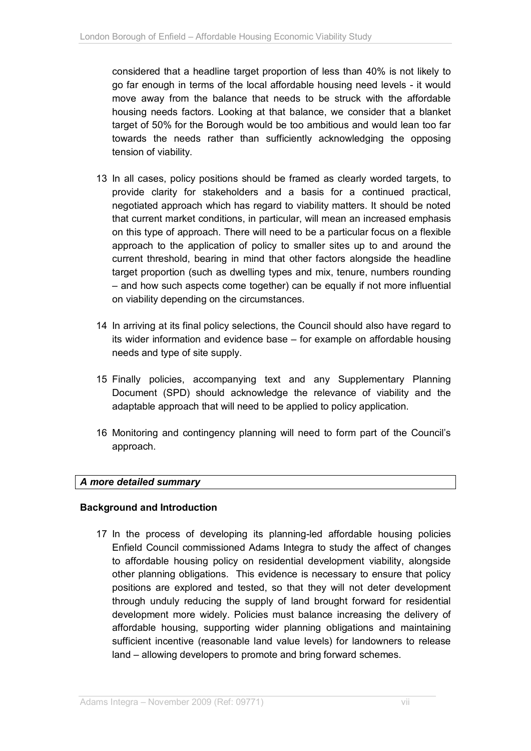considered that a headline target proportion of less than 40% is not likely to go far enough in terms of the local affordable housing need levels - it would move away from the balance that needs to be struck with the affordable housing needs factors. Looking at that balance, we consider that a blanket target of 50% for the Borough would be too ambitious and would lean too far towards the needs rather than sufficiently acknowledging the opposing tension of viability.

13 In all cases, policy positions should be framed as clearly worded targets, to provide clarity for stakeholders and a basis for a continued practical, negotiated approach which has regard to viability matters. It should be noted that current market conditions, in particular, will mean an increased emphasis on this type of approach. There will need to be a particular focus on a flexible approach to the application of policy to smaller sites up to and around the current threshold, bearing in mind that other factors alongside the headline target proportion (such as dwelling types and mix, tenure, numbers rounding – and how such aspects come together) can be equally if not more influential on viability depending on the circumstances.

14 In arriving at its final policy selections, the Council should also have regard to its wider information and evidence base – for example on affordable housing needs and type of site supply.

15 Finally policies, accompanying text and any Supplementary Planning Document (SPD) should acknowledge the relevance of viability and the adaptable approach that will need to be applied to policy application.

16 Monitoring and contingency planning will need to form part of the Council's approach.

***A more detailed summary***

**Background and Introduction**

17 In the process of developing its planning-led affordable housing policies Enfield Council commissioned Adams Integra to study the affect of changes to affordable housing policy on residential development viability, alongside other planning obligations. This evidence is necessary to ensure that policy positions are explored and tested, so that they will not deter development through unduly reducing the supply of land brought forward for residential development more widely. Policies must balance increasing the delivery of affordable housing, supporting wider planning obligations and maintaining sufficient incentive (reasonable land value levels) for landowners to release land – allowing developers to promote and bring forward schemes.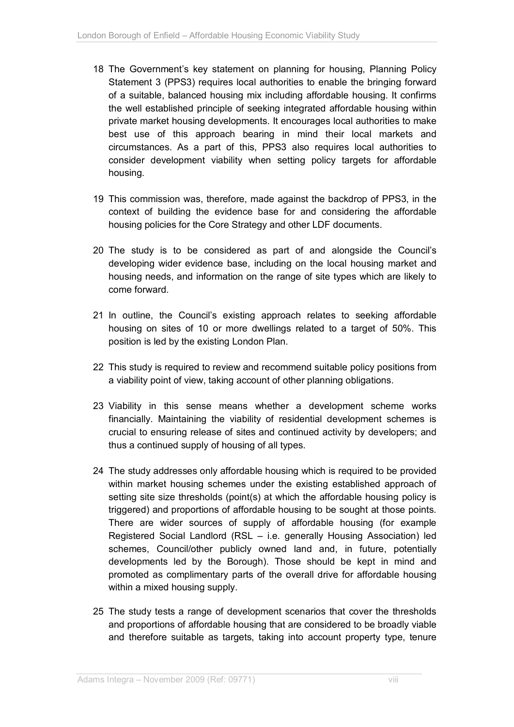18 The Government's key statement on planning for housing, Planning Policy Statement 3 (PPS3) requires local authorities to enable the bringing forward of a suitable, balanced housing mix including affordable housing. It confirms the well established principle of seeking integrated affordable housing within private market housing developments. It encourages local authorities to make best use of this approach bearing in mind their local markets and circumstances. As a part of this, PPS3 also requires local authorities to consider development viability when setting policy targets for affordable housing.

19 This commission was, therefore, made against the backdrop of PPS3, in the context of building the evidence base for and considering the affordable housing policies for the Core Strategy and other LDF documents.

20 The study is to be considered as part of and alongside the Council's developing wider evidence base, including on the local housing market and housing needs, and information on the range of site types which are likely to come forward.

21 In outline, the Council's existing approach relates to seeking affordable housing on sites of 10 or more dwellings related to a target of 50%. This position is led by the existing London Plan.

22 This study is required to review and recommend suitable policy positions from a viability point of view, taking account of other planning obligations.

23 Viability in this sense means whether a development scheme works financially. Maintaining the viability of residential development schemes is crucial to ensuring release of sites and continued activity by developers; and thus a continued supply of housing of all types.

24 The study addresses only affordable housing which is required to be provided within market housing schemes under the existing established approach of setting site size thresholds (point(s) at which the affordable housing policy is triggered) and proportions of affordable housing to be sought at those points. There are wider sources of supply of affordable housing (for example Registered Social Landlord (RSL – i.e. generally Housing Association) led schemes, Council/other publicly owned land and, in future, potentially developments led by the Borough). Those should be kept in mind and promoted as complimentary parts of the overall drive for affordable housing within a mixed housing supply.

25 The study tests a range of development scenarios that cover the thresholds and proportions of affordable housing that are considered to be broadly viable and therefore suitable as targets, taking into account property type, tenure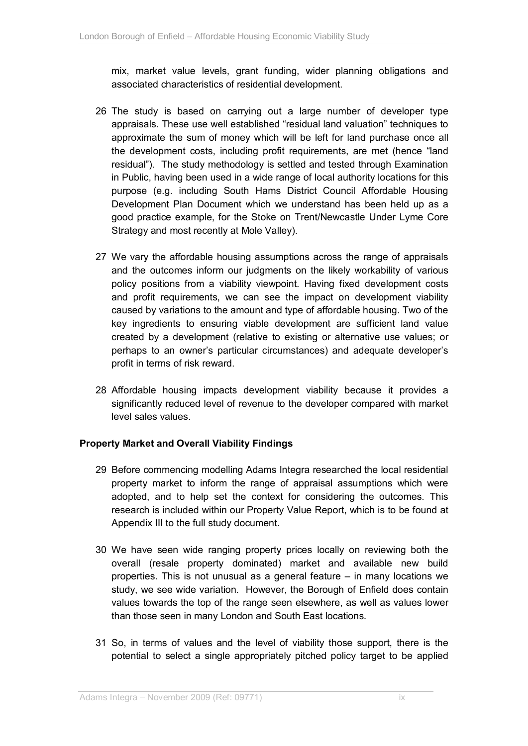mix, market value levels, grant funding, wider planning obligations and associated characteristics of residential development.

26 The study is based on carrying out a large number of developer type appraisals. These use well established "residual land valuation" techniques to approximate the sum of money which will be left for land purchase once all the development costs, including profit requirements, are met (hence "land residual"). The study methodology is settled and tested through Examination in Public, having been used in a wide range of local authority locations for this purpose (e.g. including South Hams District Council Affordable Housing Development Plan Document which we understand has been held up as a good practice example, for the Stoke on Trent/Newcastle Under Lyme Core Strategy and most recently at Mole Valley).

27 We vary the affordable housing assumptions across the range of appraisals and the outcomes inform our judgments on the likely workability of various policy positions from a viability viewpoint. Having fixed development costs and profit requirements, we can see the impact on development viability caused by variations to the amount and type of affordable housing. Two of the key ingredients to ensuring viable development are sufficient land value created by a development (relative to existing or alternative use values; or perhaps to an owner's particular circumstances) and adequate developer's profit in terms of risk reward.

28 Affordable housing impacts development viability because it provides a significantly reduced level of revenue to the developer compared with market level sales values.

**Property Market and Overall Viability Findings**

29 Before commencing modelling Adams Integra researched the local residential property market to inform the range of appraisal assumptions which were adopted, and to help set the context for considering the outcomes. This research is included within our Property Value Report, which is to be found at Appendix III to the full study document.

30 We have seen wide ranging property prices locally on reviewing both the overall (resale property dominated) market and available new build properties. This is not unusual as a general feature – in many locations we study, we see wide variation. However, the Borough of Enfield does contain values towards the top of the range seen elsewhere, as well as values lower than those seen in many London and South East locations.

31 So, in terms of values and the level of viability those support, there is the potential to select a single appropriately pitched policy target to be applied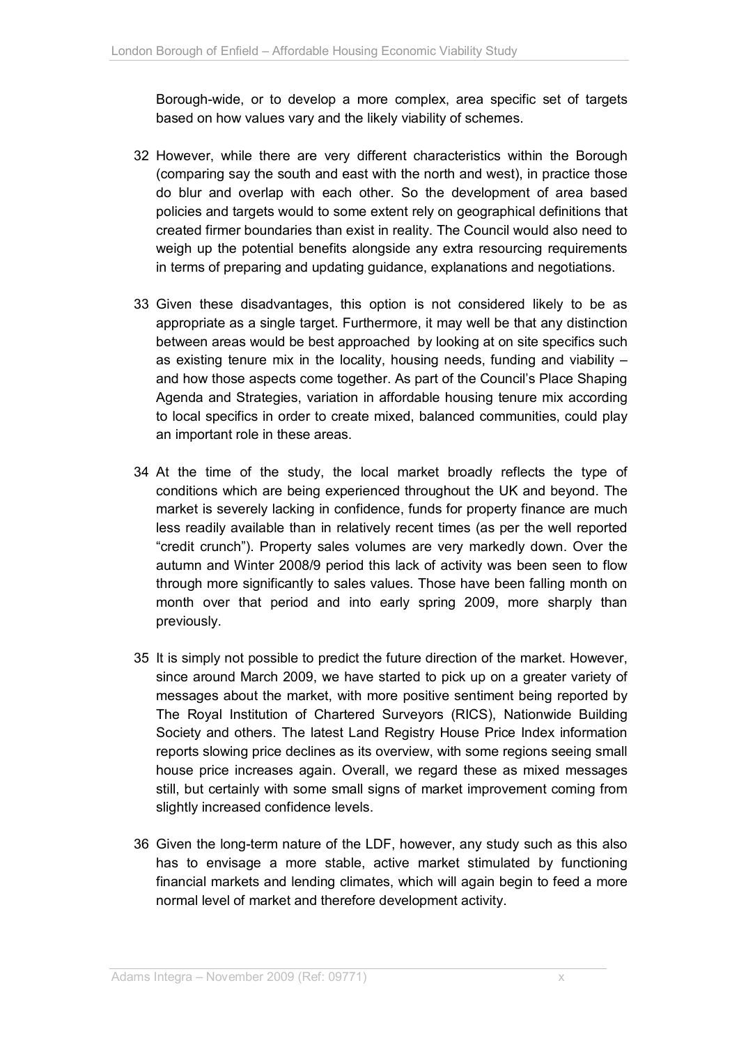Borough-wide, or to develop a more complex, area specific set of targets based on how values vary and the likely viability of schemes.

32 However, while there are very different characteristics within the Borough (comparing say the south and east with the north and west), in practice those do blur and overlap with each other. So the development of area based policies and targets would to some extent rely on geographical definitions that created firmer boundaries than exist in reality. The Council would also need to weigh up the potential benefits alongside any extra resourcing requirements in terms of preparing and updating guidance, explanations and negotiations.

33 Given these disadvantages, this option is not considered likely to be as appropriate as a single target. Furthermore, it may well be that any distinction between areas would be best approached by looking at on site specifics such as existing tenure mix in the locality, housing needs, funding and viability – and how those aspects come together. As part of the Council's Place Shaping Agenda and Strategies, variation in affordable housing tenure mix according to local specifics in order to create mixed, balanced communities, could play an important role in these areas.

34 At the time of the study, the local market broadly reflects the type of conditions which are being experienced throughout the UK and beyond. The market is severely lacking in confidence, funds for property finance are much less readily available than in relatively recent times (as per the well reported "credit crunch"). Property sales volumes are very markedly down. Over the autumn and Winter 2008/9 period this lack of activity was been seen to flow through more significantly to sales values. Those have been falling month on month over that period and into early spring 2009, more sharply than previously.

35 It is simply not possible to predict the future direction of the market. However, since around March 2009, we have started to pick up on a greater variety of messages about the market, with more positive sentiment being reported by The Royal Institution of Chartered Surveyors (RICS), Nationwide Building Society and others. The latest Land Registry House Price Index information reports slowing price declines as its overview, with some regions seeing small house price increases again. Overall, we regard these as mixed messages still, but certainly with some small signs of market improvement coming from slightly increased confidence levels.

36 Given the long-term nature of the LDF, however, any study such as this also has to envisage a more stable, active market stimulated by functioning financial markets and lending climates, which will again begin to feed a more normal level of market and therefore development activity.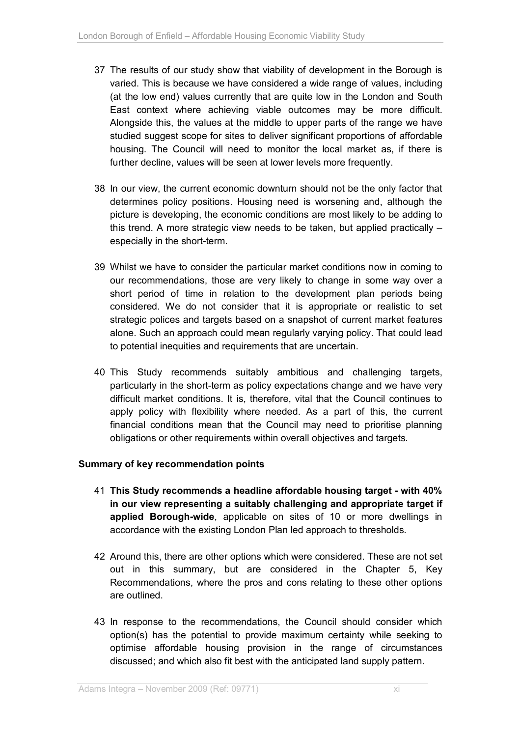37 The results of our study show that viability of development in the Borough is varied. This is because we have considered a wide range of values, including (at the low end) values currently that are quite low in the London and South East context where achieving viable outcomes may be more difficult. Alongside this, the values at the middle to upper parts of the range we have studied suggest scope for sites to deliver significant proportions of affordable housing. The Council will need to monitor the local market as, if there is further decline, values will be seen at lower levels more frequently.

38 In our view, the current economic downturn should not be the only factor that determines policy positions. Housing need is worsening and, although the picture is developing, the economic conditions are most likely to be adding to this trend. A more strategic view needs to be taken, but applied practically – especially in the short-term.

39 Whilst we have to consider the particular market conditions now in coming to our recommendations, those are very likely to change in some way over a short period of time in relation to the development plan periods being considered. We do not consider that it is appropriate or realistic to set strategic polices and targets based on a snapshot of current market features alone. Such an approach could mean regularly varying policy. That could lead to potential inequities and requirements that are uncertain.

40 This Study recommends suitably ambitious and challenging targets, particularly in the short-term as policy expectations change and we have very difficult market conditions. It is, therefore, vital that the Council continues to apply policy with flexibility where needed. As a part of this, the current financial conditions mean that the Council may need to prioritise planning obligations or other requirements within overall objectives and targets.

**Summary of key recommendation points**

41 **This Study recommends a headline affordable housing target - with 40% in our view representing a suitably challenging and appropriate target if applied Borough-wide**, applicable on sites of 10 or more dwellings in accordance with the existing London Plan led approach to thresholds.

42 Around this, there are other options which were considered. These are not set out in this summary, but are considered in the Chapter 5, Key Recommendations, where the pros and cons relating to these other options are outlined.

43 In response to the recommendations, the Council should consider which option(s) has the potential to provide maximum certainty while seeking to optimise affordable housing provision in the range of circumstances discussed; and which also fit best with the anticipated land supply pattern.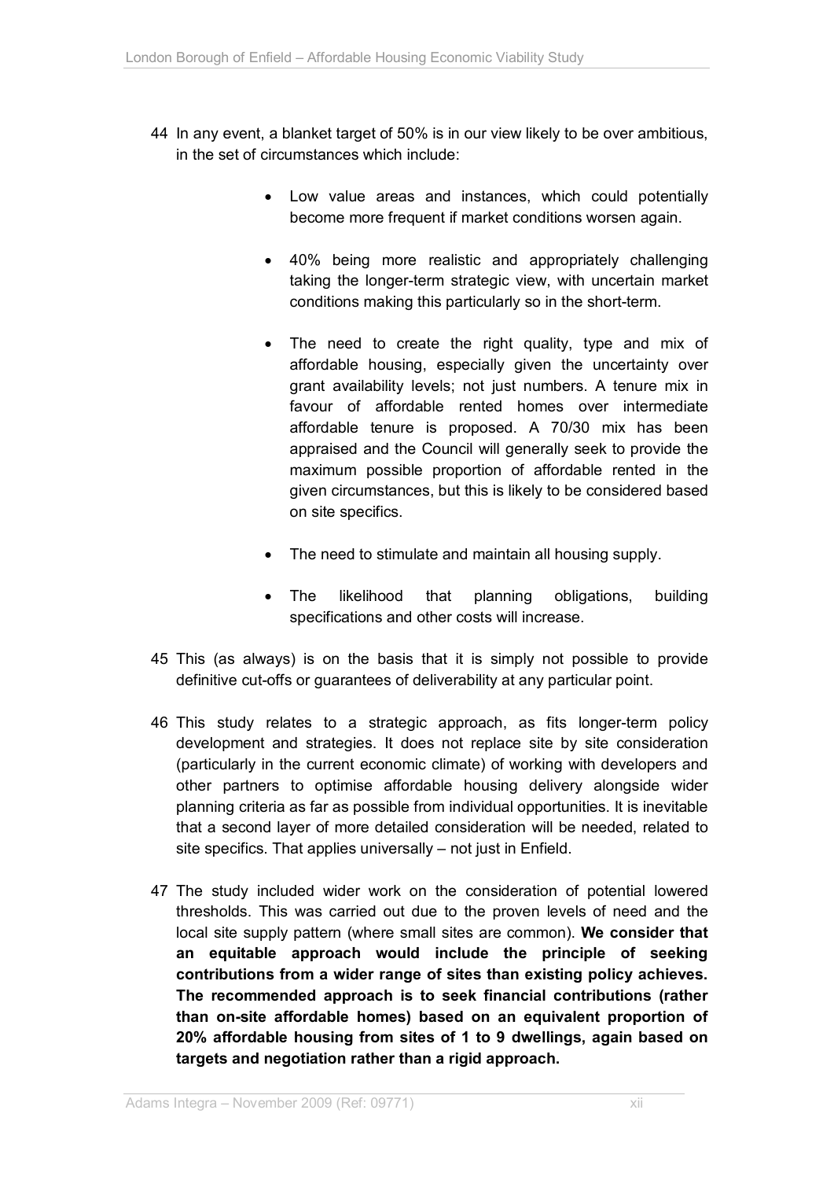44 In any event, a blanket target of 50% is in our view likely to be over ambitious, in the set of circumstances which include:

- Low value areas and instances, which could potentially become more frequent if market conditions worsen again.

- 40% being more realistic and appropriately challenging taking the longer-term strategic view, with uncertain market conditions making this particularly so in the short-term.

- The need to create the right quality, type and mix of affordable housing, especially given the uncertainty over grant availability levels; not just numbers. A tenure mix in favour of affordable rented homes over intermediate affordable tenure is proposed. A 70/30 mix has been appraised and the Council will generally seek to provide the maximum possible proportion of affordable rented in the given circumstances, but this is likely to be considered based on site specifics.

- The need to stimulate and maintain all housing supply.

- The likelihood that planning obligations, building specifications and other costs will increase.

45 This (as always) is on the basis that it is simply not possible to provide definitive cut-offs or guarantees of deliverability at any particular point.

46 This study relates to a strategic approach, as fits longer-term policy development and strategies. It does not replace site by site consideration (particularly in the current economic climate) of working with developers and other partners to optimise affordable housing delivery alongside wider planning criteria as far as possible from individual opportunities. It is inevitable that a second layer of more detailed consideration will be needed, related to site specifics. That applies universally – not just in Enfield.

47 The study included wider work on the consideration of potential lowered thresholds. This was carried out due to the proven levels of need and the local site supply pattern (where small sites are common). **We consider that an equitable approach would include the principle of seeking contributions from a wider range of sites than existing policy achieves. The recommended approach is to seek financial contributions (rather than on-site affordable homes) based on an equivalent proportion of 20% affordable housing from sites of 1 to 9 dwellings, again based on targets and negotiation rather than a rigid approach.**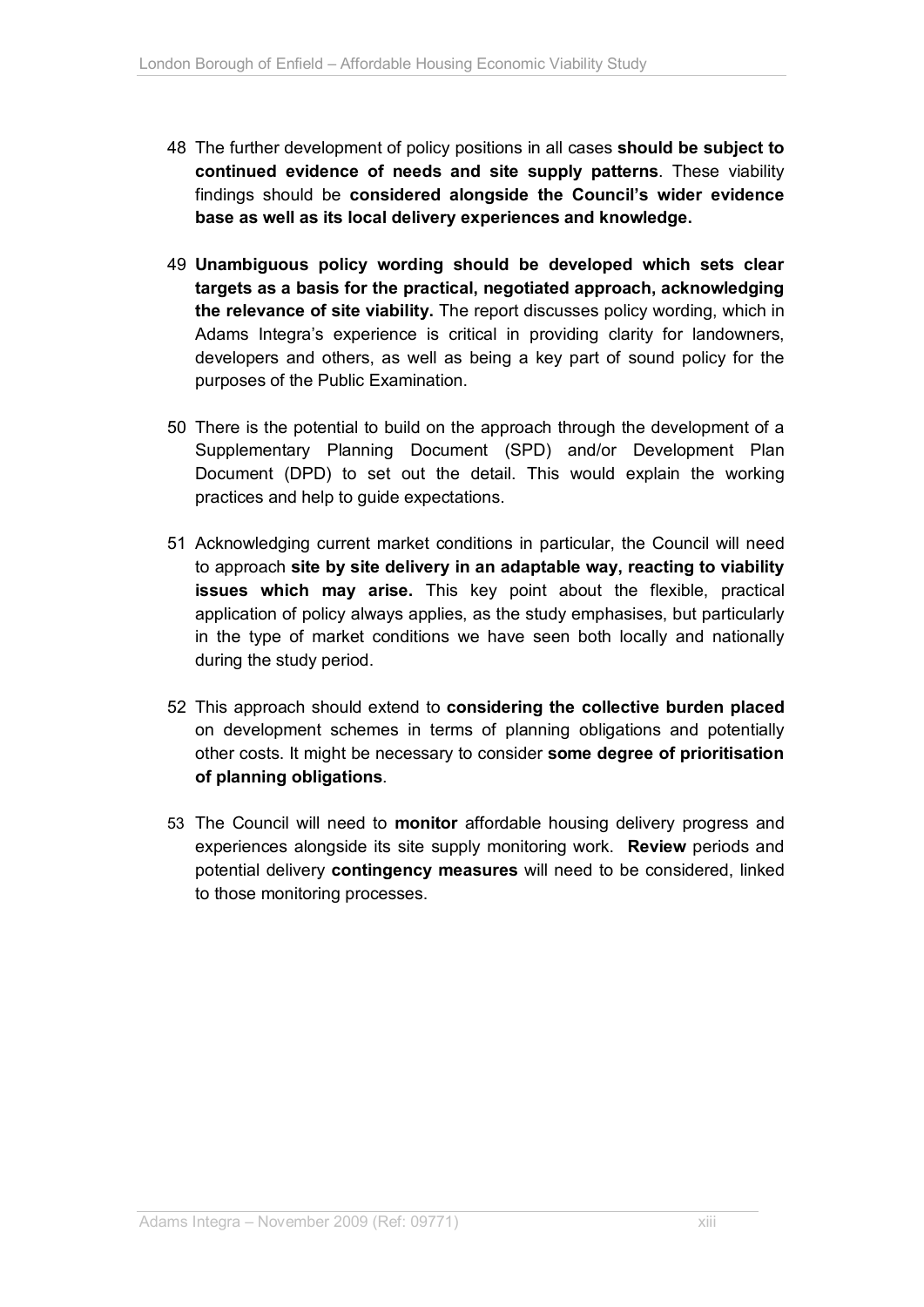48 The further development of policy positions in all cases **should be subject to continued evidence of needs and site supply patterns**. These viability findings should be **considered alongside the Council's wider evidence base as well as its local delivery experiences and knowledge.**

49 **Unambiguous policy wording should be developed which sets clear targets as a basis for the practical, negotiated approach, acknowledging the relevance of site viability.** The report discusses policy wording, which in Adams Integra's experience is critical in providing clarity for landowners, developers and others, as well as being a key part of sound policy for the purposes of the Public Examination.

50 There is the potential to build on the approach through the development of a Supplementary Planning Document (SPD) and/or Development Plan Document (DPD) to set out the detail. This would explain the working practices and help to guide expectations.

51 Acknowledging current market conditions in particular, the Council will need to approach **site by site delivery in an adaptable way, reacting to viability issues which may arise.** This key point about the flexible, practical application of policy always applies, as the study emphasises, but particularly in the type of market conditions we have seen both locally and nationally during the study period.

52 This approach should extend to **considering the collective burden placed** on development schemes in terms of planning obligations and potentially other costs. It might be necessary to consider **some degree of prioritisation of planning obligations**.

53 The Council will need to **monitor** affordable housing delivery progress and experiences alongside its site supply monitoring work. **Review** periods and potential delivery **contingency measures** will need to be considered, linked to those monitoring processes.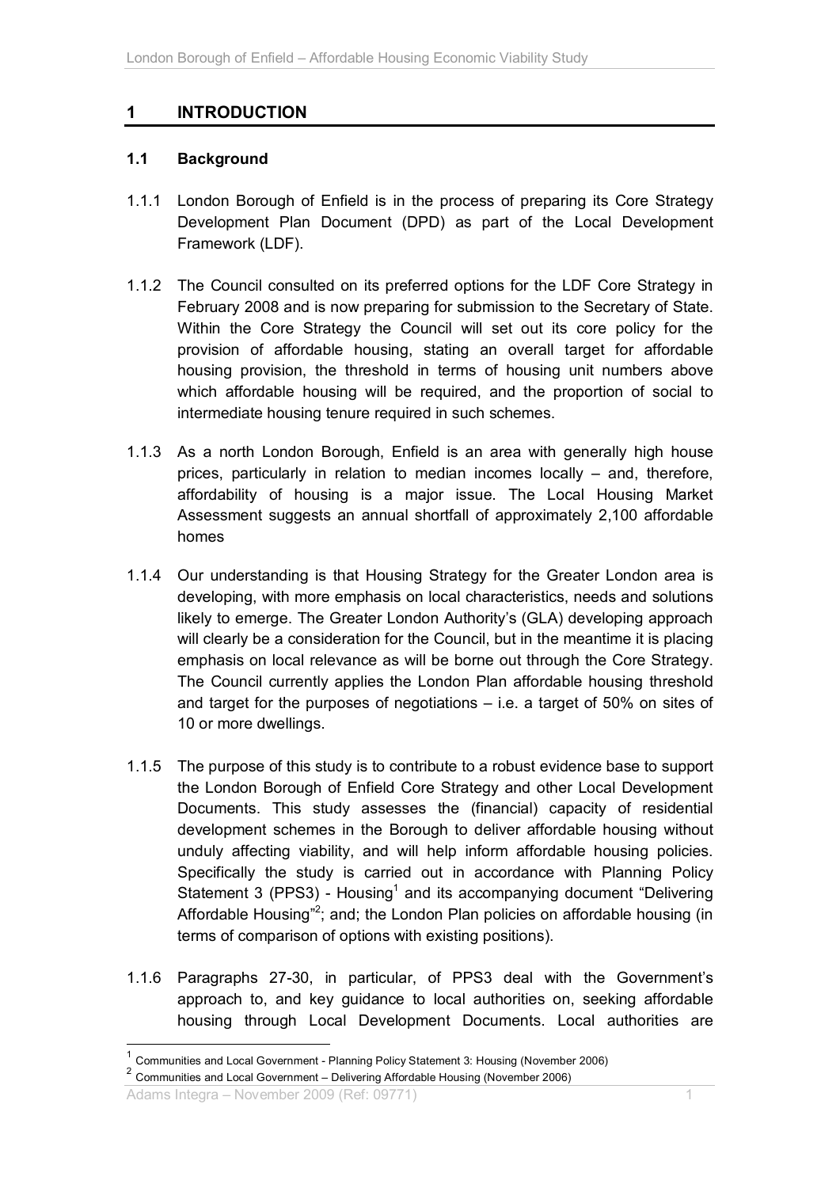# 1 INTRODUCTION

## 1.1 Background

1.1.1 London Borough of Enfield is in the process of preparing its Core Strategy Development Plan Document (DPD) as part of the Local Development Framework (LDF).

1.1.2 The Council consulted on its preferred options for the LDF Core Strategy in February 2008 and is now preparing for submission to the Secretary of State. Within the Core Strategy the Council will set out its core policy for the provision of affordable housing, stating an overall target for affordable housing provision, the threshold in terms of housing unit numbers above which affordable housing will be required, and the proportion of social to intermediate housing tenure required in such schemes.

1.1.3 As a north London Borough, Enfield is an area with generally high house prices, particularly in relation to median incomes locally – and, therefore, affordability of housing is a major issue. The Local Housing Market Assessment suggests an annual shortfall of approximately 2,100 affordable homes

1.1.4 Our understanding is that Housing Strategy for the Greater London area is developing, with more emphasis on local characteristics, needs and solutions likely to emerge. The Greater London Authority's (GLA) developing approach will clearly be a consideration for the Council, but in the meantime it is placing emphasis on local relevance as will be borne out through the Core Strategy. The Council currently applies the London Plan affordable housing threshold and target for the purposes of negotiations – i.e. a target of 50% on sites of 10 or more dwellings.

1.1.5 The purpose of this study is to contribute to a robust evidence base to support the London Borough of Enfield Core Strategy and other Local Development Documents. This study assesses the (financial) capacity of residential development schemes in the Borough to deliver affordable housing without unduly affecting viability, and will help inform affordable housing policies. Specifically the study is carried out in accordance with Planning Policy Statement 3 (PPS3) - Housing[1] and its accompanying document "Delivering Affordable Housing"[2]; and; the London Plan policies on affordable housing (in terms of comparison of options with existing positions).

1.1.6 Paragraphs 27-30, in particular, of PPS3 deal with the Government's approach to, and key guidance to local authorities on, seeking affordable housing through Local Development Documents. Local authorities are

---

[1] Communities and Local Government - Planning Policy Statement 3: Housing (November 2006)

[2] Communities and Local Government – Delivering Affordable Housing (November 2006)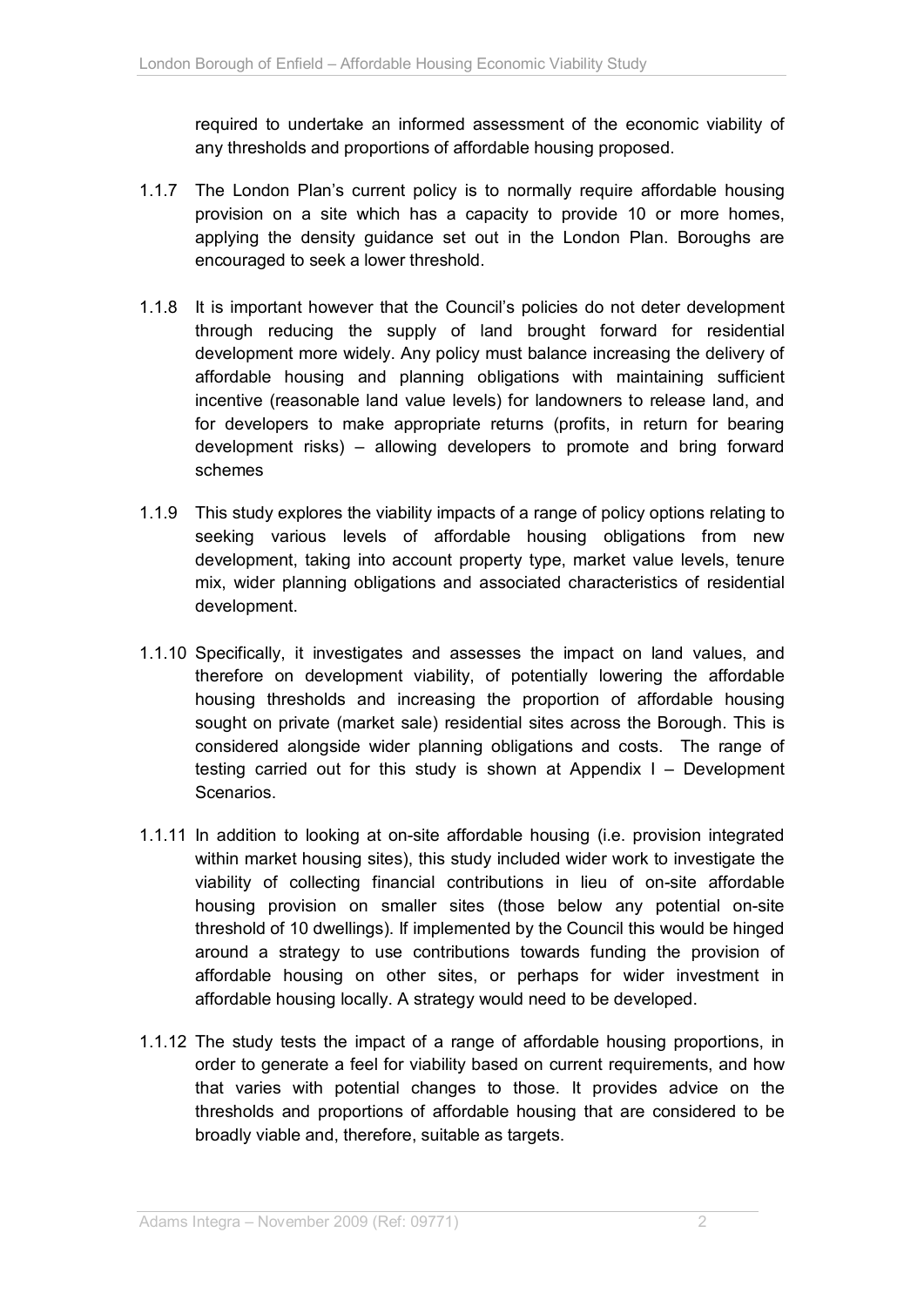required to undertake an informed assessment of the economic viability of any thresholds and proportions of affordable housing proposed.

1.1.7 The London Plan's current policy is to normally require affordable housing provision on a site which has a capacity to provide 10 or more homes, applying the density guidance set out in the London Plan. Boroughs are encouraged to seek a lower threshold.

1.1.8 It is important however that the Council's policies do not deter development through reducing the supply of land brought forward for residential development more widely. Any policy must balance increasing the delivery of affordable housing and planning obligations with maintaining sufficient incentive (reasonable land value levels) for landowners to release land, and for developers to make appropriate returns (profits, in return for bearing development risks) – allowing developers to promote and bring forward schemes

1.1.9 This study explores the viability impacts of a range of policy options relating to seeking various levels of affordable housing obligations from new development, taking into account property type, market value levels, tenure mix, wider planning obligations and associated characteristics of residential development.

1.1.10 Specifically, it investigates and assesses the impact on land values, and therefore on development viability, of potentially lowering the affordable housing thresholds and increasing the proportion of affordable housing sought on private (market sale) residential sites across the Borough. This is considered alongside wider planning obligations and costs. The range of testing carried out for this study is shown at Appendix I – Development Scenarios.

1.1.11 In addition to looking at on-site affordable housing (i.e. provision integrated within market housing sites), this study included wider work to investigate the viability of collecting financial contributions in lieu of on-site affordable housing provision on smaller sites (those below any potential on-site threshold of 10 dwellings). If implemented by the Council this would be hinged around a strategy to use contributions towards funding the provision of affordable housing on other sites, or perhaps for wider investment in affordable housing locally. A strategy would need to be developed.

1.1.12 The study tests the impact of a range of affordable housing proportions, in order to generate a feel for viability based on current requirements, and how that varies with potential changes to those. It provides advice on the thresholds and proportions of affordable housing that are considered to be broadly viable and, therefore, suitable as targets.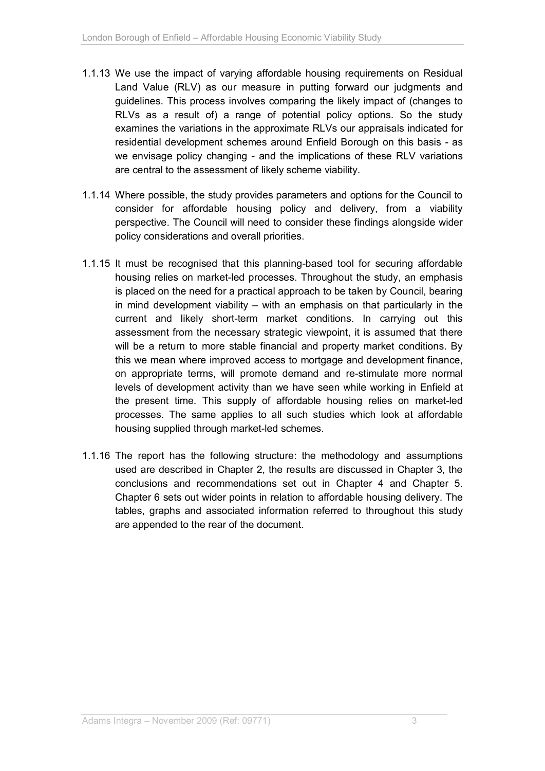1.1.13 We use the impact of varying affordable housing requirements on Residual Land Value (RLV) as our measure in putting forward our judgments and guidelines. This process involves comparing the likely impact of (changes to RLVs as a result of) a range of potential policy options. So the study examines the variations in the approximate RLVs our appraisals indicated for residential development schemes around Enfield Borough on this basis - as we envisage policy changing - and the implications of these RLV variations are central to the assessment of likely scheme viability.

1.1.14 Where possible, the study provides parameters and options for the Council to consider for affordable housing policy and delivery, from a viability perspective. The Council will need to consider these findings alongside wider policy considerations and overall priorities.

1.1.15 It must be recognised that this planning-based tool for securing affordable housing relies on market-led processes. Throughout the study, an emphasis is placed on the need for a practical approach to be taken by Council, bearing in mind development viability – with an emphasis on that particularly in the current and likely short-term market conditions. In carrying out this assessment from the necessary strategic viewpoint, it is assumed that there will be a return to more stable financial and property market conditions. By this we mean where improved access to mortgage and development finance, on appropriate terms, will promote demand and re-stimulate more normal levels of development activity than we have seen while working in Enfield at the present time. This supply of affordable housing relies on market-led processes. The same applies to all such studies which look at affordable housing supplied through market-led schemes.

1.1.16 The report has the following structure: the methodology and assumptions used are described in Chapter 2, the results are discussed in Chapter 3, the conclusions and recommendations set out in Chapter 4 and Chapter 5. Chapter 6 sets out wider points in relation to affordable housing delivery. The tables, graphs and associated information referred to throughout this study are appended to the rear of the document.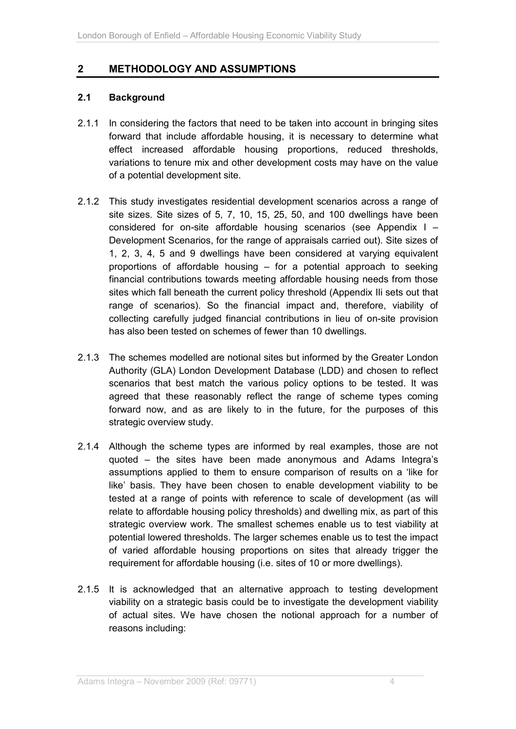## 2 METHODOLOGY AND ASSUMPTIONS

### 2.1 Background

2.1.1 In considering the factors that need to be taken into account in bringing sites forward that include affordable housing, it is necessary to determine what effect increased affordable housing proportions, reduced thresholds, variations to tenure mix and other development costs may have on the value of a potential development site.

2.1.2 This study investigates residential development scenarios across a range of site sizes. Site sizes of 5, 7, 10, 15, 25, 50, and 100 dwellings have been considered for on-site affordable housing scenarios (see Appendix I – Development Scenarios, for the range of appraisals carried out). Site sizes of 1, 2, 3, 4, 5 and 9 dwellings have been considered at varying equivalent proportions of affordable housing – for a potential approach to seeking financial contributions towards meeting affordable housing needs from those sites which fall beneath the current policy threshold (Appendix IIi sets out that range of scenarios). So the financial impact and, therefore, viability of collecting carefully judged financial contributions in lieu of on-site provision has also been tested on schemes of fewer than 10 dwellings.

2.1.3 The schemes modelled are notional sites but informed by the Greater London Authority (GLA) London Development Database (LDD) and chosen to reflect scenarios that best match the various policy options to be tested. It was agreed that these reasonably reflect the range of scheme types coming forward now, and as are likely to in the future, for the purposes of this strategic overview study.

2.1.4 Although the scheme types are informed by real examples, those are not quoted – the sites have been made anonymous and Adams Integra's assumptions applied to them to ensure comparison of results on a 'like for like' basis. They have been chosen to enable development viability to be tested at a range of points with reference to scale of development (as will relate to affordable housing policy thresholds) and dwelling mix, as part of this strategic overview work. The smallest schemes enable us to test viability at potential lowered thresholds. The larger schemes enable us to test the impact of varied affordable housing proportions on sites that already trigger the requirement for affordable housing (i.e. sites of 10 or more dwellings).

2.1.5 It is acknowledged that an alternative approach to testing development viability on a strategic basis could be to investigate the development viability of actual sites. We have chosen the notional approach for a number of reasons including: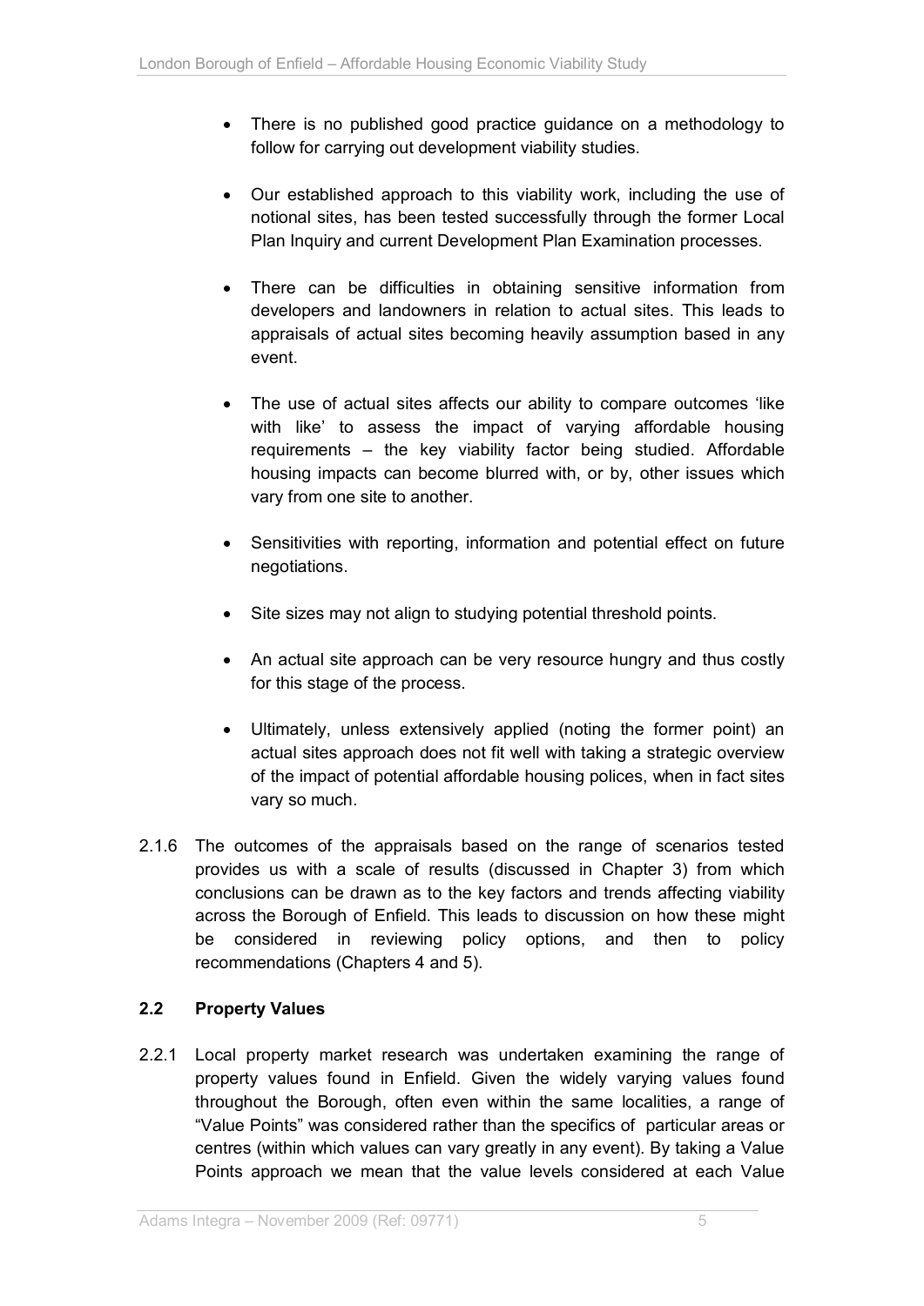- There is no published good practice guidance on a methodology to follow for carrying out development viability studies.

- Our established approach to this viability work, including the use of notional sites, has been tested successfully through the former Local Plan Inquiry and current Development Plan Examination processes.

- There can be difficulties in obtaining sensitive information from developers and landowners in relation to actual sites. This leads to appraisals of actual sites becoming heavily assumption based in any event.

- The use of actual sites affects our ability to compare outcomes 'like with like' to assess the impact of varying affordable housing requirements – the key viability factor being studied. Affordable housing impacts can become blurred with, or by, other issues which vary from one site to another.

- Sensitivities with reporting, information and potential effect on future negotiations.

- Site sizes may not align to studying potential threshold points.

- An actual site approach can be very resource hungry and thus costly for this stage of the process.

- Ultimately, unless extensively applied (noting the former point) an actual sites approach does not fit well with taking a strategic overview of the impact of potential affordable housing polices, when in fact sites vary so much.

2.1.6 The outcomes of the appraisals based on the range of scenarios tested provides us with a scale of results (discussed in Chapter 3) from which conclusions can be drawn as to the key factors and trends affecting viability across the Borough of Enfield. This leads to discussion on how these might be considered in reviewing policy options, and then to policy recommendations (Chapters 4 and 5).

### 2.2 Property Values

2.2.1 Local property market research was undertaken examining the range of property values found in Enfield. Given the widely varying values found throughout the Borough, often even within the same localities, a range of "Value Points" was considered rather than the specifics of particular areas or centres (within which values can vary greatly in any event). By taking a Value Points approach we mean that the value levels considered at each Value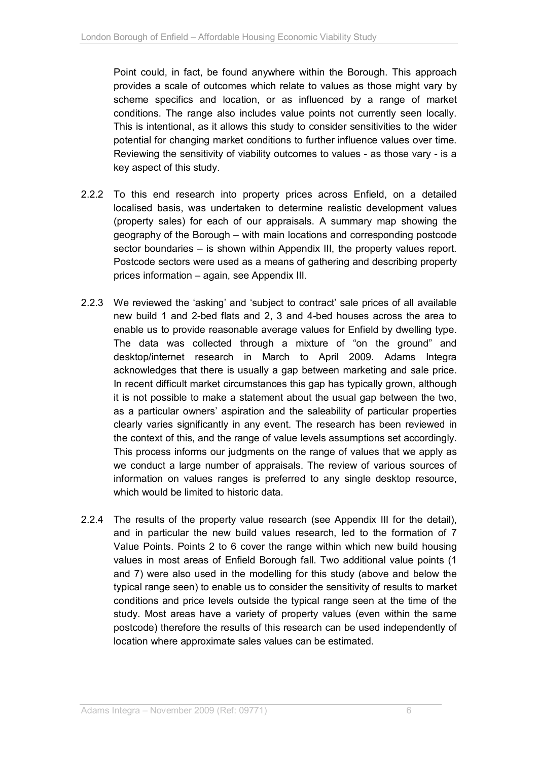Point could, in fact, be found anywhere within the Borough. This approach provides a scale of outcomes which relate to values as those might vary by scheme specifics and location, or as influenced by a range of market conditions. The range also includes value points not currently seen locally. This is intentional, as it allows this study to consider sensitivities to the wider potential for changing market conditions to further influence values over time. Reviewing the sensitivity of viability outcomes to values - as those vary - is a key aspect of this study.

2.2.2 To this end research into property prices across Enfield, on a detailed localised basis, was undertaken to determine realistic development values (property sales) for each of our appraisals. A summary map showing the geography of the Borough – with main locations and corresponding postcode sector boundaries – is shown within Appendix III, the property values report. Postcode sectors were used as a means of gathering and describing property prices information – again, see Appendix III.

2.2.3 We reviewed the 'asking' and 'subject to contract' sale prices of all available new build 1 and 2-bed flats and 2, 3 and 4-bed houses across the area to enable us to provide reasonable average values for Enfield by dwelling type. The data was collected through a mixture of "on the ground" and desktop/internet research in March to April 2009. Adams Integra acknowledges that there is usually a gap between marketing and sale price. In recent difficult market circumstances this gap has typically grown, although it is not possible to make a statement about the usual gap between the two, as a particular owners' aspiration and the saleability of particular properties clearly varies significantly in any event. The research has been reviewed in the context of this, and the range of value levels assumptions set accordingly. This process informs our judgments on the range of values that we apply as we conduct a large number of appraisals. The review of various sources of information on values ranges is preferred to any single desktop resource, which would be limited to historic data.

2.2.4 The results of the property value research (see Appendix III for the detail), and in particular the new build values research, led to the formation of 7 Value Points. Points 2 to 6 cover the range within which new build housing values in most areas of Enfield Borough fall. Two additional value points (1 and 7) were also used in the modelling for this study (above and below the typical range seen) to enable us to consider the sensitivity of results to market conditions and price levels outside the typical range seen at the time of the study. Most areas have a variety of property values (even within the same postcode) therefore the results of this research can be used independently of location where approximate sales values can be estimated.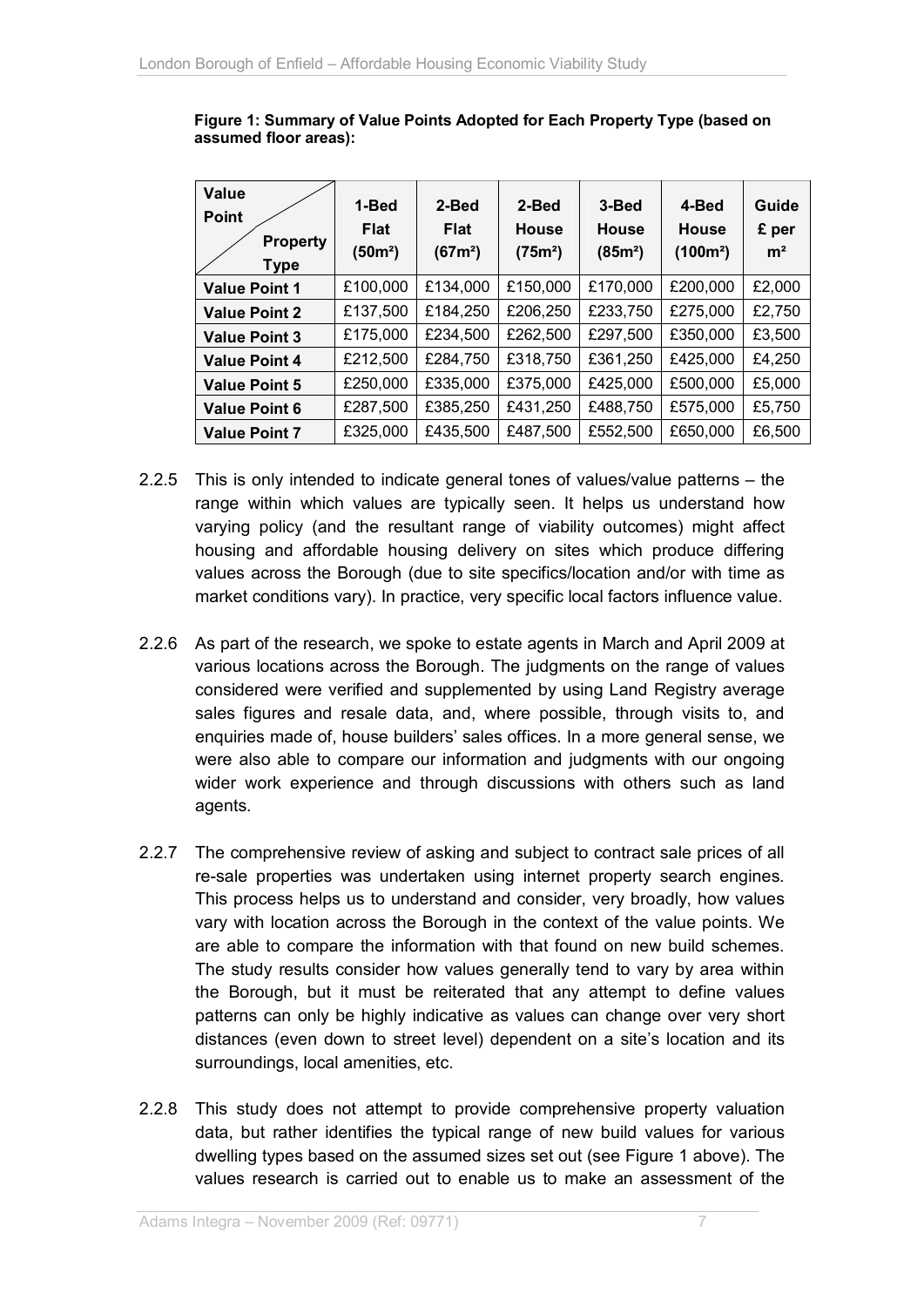**Figure 1: Summary of Value Points Adopted for Each Property Type (based on assumed floor areas):**

| Value Point / Property Type | 1-Bed Flat (50m²) | 2-Bed Flat (67m²) | 2-Bed House (75m²) | 3-Bed House (85m²) | 4-Bed House (100m²) | Guide £ per m² |
|---|---|---|---|---|---|---|
| **Value Point 1** | £100,000 | £134,000 | £150,000 | £170,000 | £200,000 | £2,000 |
| **Value Point 2** | £137,500 | £184,250 | £206,250 | £233,750 | £275,000 | £2,750 |
| **Value Point 3** | £175,000 | £234,500 | £262,500 | £297,500 | £350,000 | £3,500 |
| **Value Point 4** | £212,500 | £284,750 | £318,750 | £361,250 | £425,000 | £4,250 |
| **Value Point 5** | £250,000 | £335,000 | £375,000 | £425,000 | £500,000 | £5,000 |
| **Value Point 6** | £287,500 | £385,250 | £431,250 | £488,750 | £575,000 | £5,750 |
| **Value Point 7** | £325,000 | £435,500 | £487,500 | £552,500 | £650,000 | £6,500 |

2.2.5 This is only intended to indicate general tones of values/value patterns – the range within which values are typically seen. It helps us understand how varying policy (and the resultant range of viability outcomes) might affect housing and affordable housing delivery on sites which produce differing values across the Borough (due to site specifics/location and/or with time as market conditions vary). In practice, very specific local factors influence value.

2.2.6 As part of the research, we spoke to estate agents in March and April 2009 at various locations across the Borough. The judgments on the range of values considered were verified and supplemented by using Land Registry average sales figures and resale data, and, where possible, through visits to, and enquiries made of, house builders' sales offices. In a more general sense, we were also able to compare our information and judgments with our ongoing wider work experience and through discussions with others such as land agents.

2.2.7 The comprehensive review of asking and subject to contract sale prices of all re-sale properties was undertaken using internet property search engines. This process helps us to understand and consider, very broadly, how values vary with location across the Borough in the context of the value points. We are able to compare the information with that found on new build schemes. The study results consider how values generally tend to vary by area within the Borough, but it must be reiterated that any attempt to define values patterns can only be highly indicative as values can change over very short distances (even down to street level) dependent on a site's location and its surroundings, local amenities, etc.

2.2.8 This study does not attempt to provide comprehensive property valuation data, but rather identifies the typical range of new build values for various dwelling types based on the assumed sizes set out (see Figure 1 above). The values research is carried out to enable us to make an assessment of the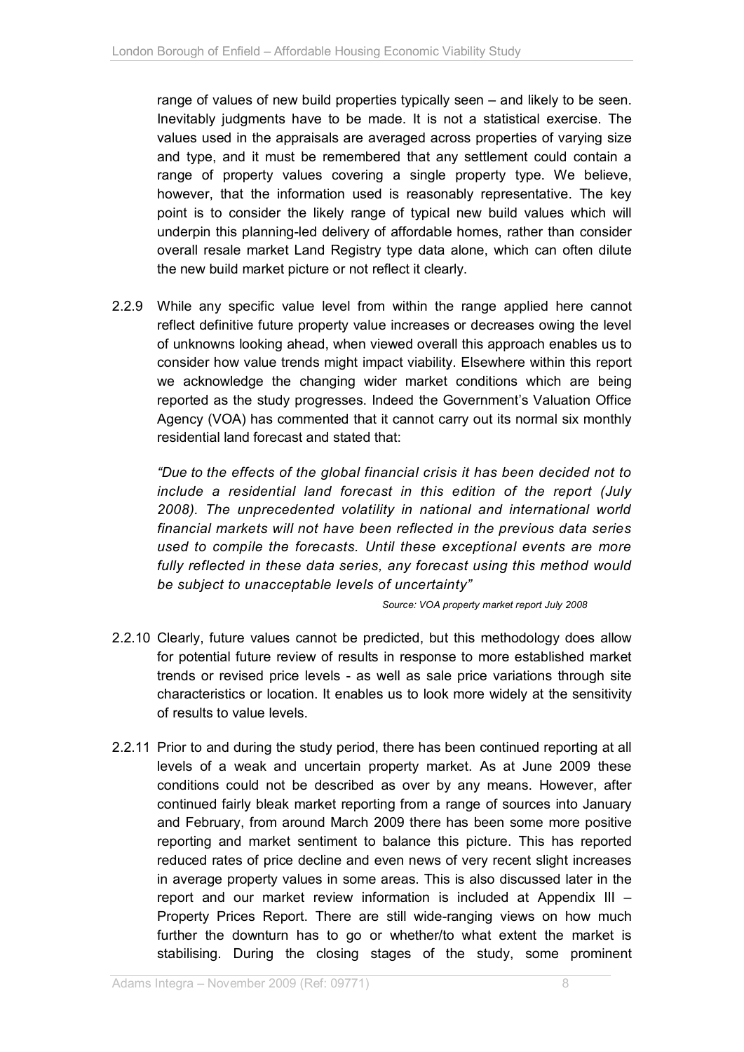range of values of new build properties typically seen – and likely to be seen. Inevitably judgments have to be made. It is not a statistical exercise. The values used in the appraisals are averaged across properties of varying size and type, and it must be remembered that any settlement could contain a range of property values covering a single property type. We believe, however, that the information used is reasonably representative. The key point is to consider the likely range of typical new build values which will underpin this planning-led delivery of affordable homes, rather than consider overall resale market Land Registry type data alone, which can often dilute the new build market picture or not reflect it clearly.

2.2.9 While any specific value level from within the range applied here cannot reflect definitive future property value increases or decreases owing the level of unknowns looking ahead, when viewed overall this approach enables us to consider how value trends might impact viability. Elsewhere within this report we acknowledge the changing wider market conditions which are being reported as the study progresses. Indeed the Government's Valuation Office Agency (VOA) has commented that it cannot carry out its normal six monthly residential land forecast and stated that:

*"Due to the effects of the global financial crisis it has been decided not to include a residential land forecast in this edition of the report (July 2008). The unprecedented volatility in national and international world financial markets will not have been reflected in the previous data series used to compile the forecasts. Until these exceptional events are more fully reflected in these data series, any forecast using this method would be subject to unacceptable levels of uncertainty"*

*Source: VOA property market report July 2008*

2.2.10 Clearly, future values cannot be predicted, but this methodology does allow for potential future review of results in response to more established market trends or revised price levels - as well as sale price variations through site characteristics or location. It enables us to look more widely at the sensitivity of results to value levels.

2.2.11 Prior to and during the study period, there has been continued reporting at all levels of a weak and uncertain property market. As at June 2009 these conditions could not be described as over by any means. However, after continued fairly bleak market reporting from a range of sources into January and February, from around March 2009 there has been some more positive reporting and market sentiment to balance this picture. This has reported reduced rates of price decline and even news of very recent slight increases in average property values in some areas. This is also discussed later in the report and our market review information is included at Appendix III – Property Prices Report. There are still wide-ranging views on how much further the downturn has to go or whether/to what extent the market is stabilising. During the closing stages of the study, some prominent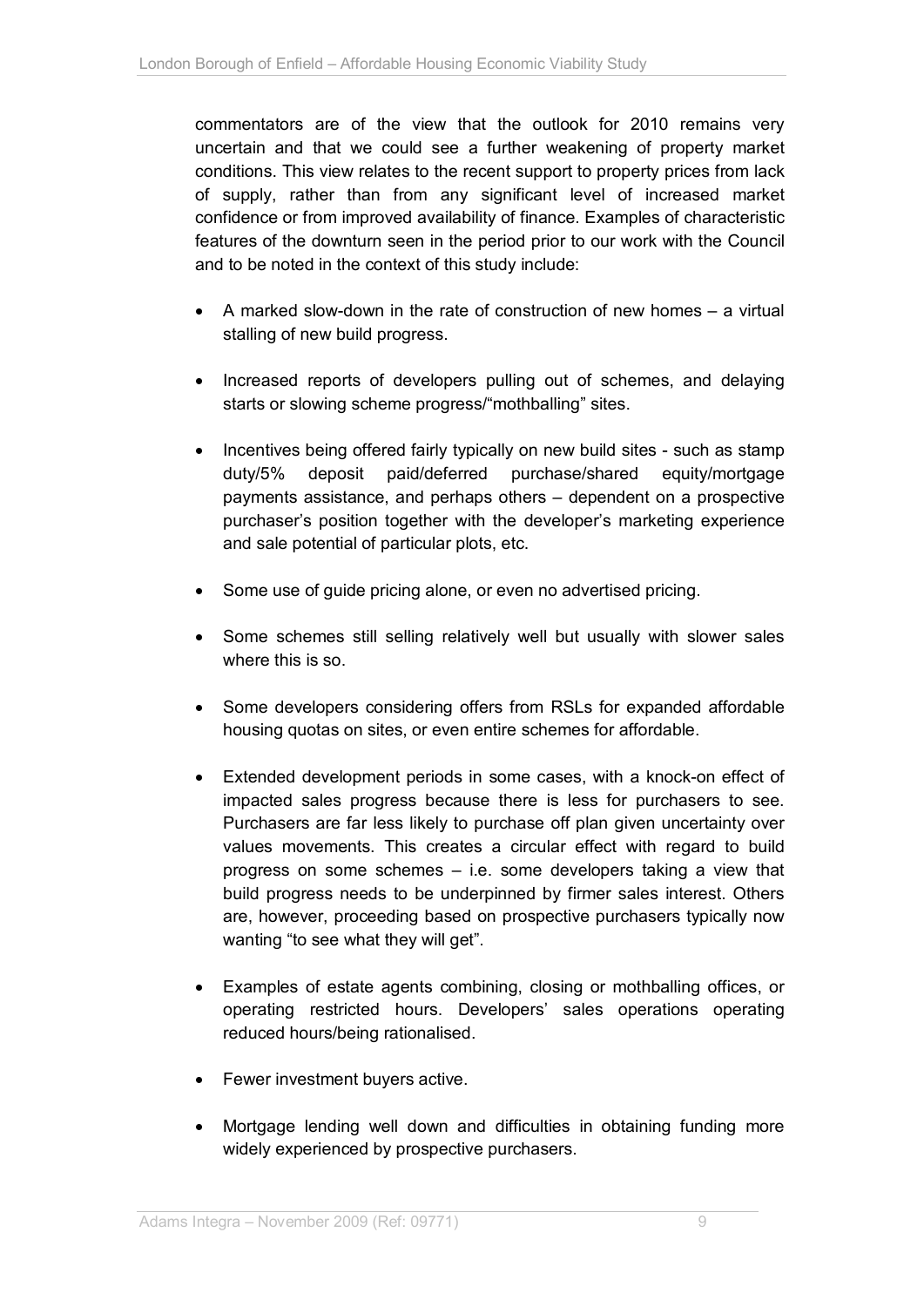commentators are of the view that the outlook for 2010 remains very uncertain and that we could see a further weakening of property market conditions. This view relates to the recent support to property prices from lack of supply, rather than from any significant level of increased market confidence or from improved availability of finance. Examples of characteristic features of the downturn seen in the period prior to our work with the Council and to be noted in the context of this study include:

- A marked slow-down in the rate of construction of new homes – a virtual stalling of new build progress.
- Increased reports of developers pulling out of schemes, and delaying starts or slowing scheme progress/"mothballing" sites.
- Incentives being offered fairly typically on new build sites - such as stamp duty/5% deposit paid/deferred purchase/shared equity/mortgage payments assistance, and perhaps others – dependent on a prospective purchaser's position together with the developer's marketing experience and sale potential of particular plots, etc.
- Some use of guide pricing alone, or even no advertised pricing.
- Some schemes still selling relatively well but usually with slower sales where this is so.
- Some developers considering offers from RSLs for expanded affordable housing quotas on sites, or even entire schemes for affordable.
- Extended development periods in some cases, with a knock-on effect of impacted sales progress because there is less for purchasers to see. Purchasers are far less likely to purchase off plan given uncertainty over values movements. This creates a circular effect with regard to build progress on some schemes – i.e. some developers taking a view that build progress needs to be underpinned by firmer sales interest. Others are, however, proceeding based on prospective purchasers typically now wanting "to see what they will get".
- Examples of estate agents combining, closing or mothballing offices, or operating restricted hours. Developers' sales operations operating reduced hours/being rationalised.
- Fewer investment buyers active.
- Mortgage lending well down and difficulties in obtaining funding more widely experienced by prospective purchasers.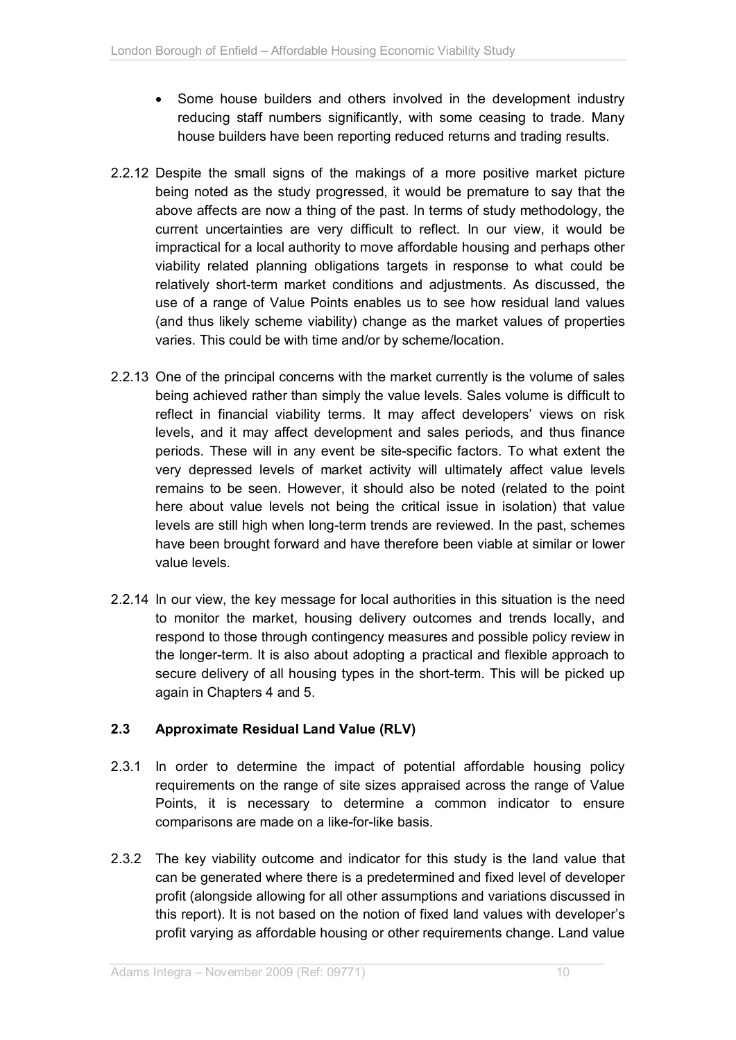- Some house builders and others involved in the development industry reducing staff numbers significantly, with some ceasing to trade. Many house builders have been reporting reduced returns and trading results.

2.2.12 Despite the small signs of the makings of a more positive market picture being noted as the study progressed, it would be premature to say that the above affects are now a thing of the past. In terms of study methodology, the current uncertainties are very difficult to reflect. In our view, it would be impractical for a local authority to move affordable housing and perhaps other viability related planning obligations targets in response to what could be relatively short-term market conditions and adjustments. As discussed, the use of a range of Value Points enables us to see how residual land values (and thus likely scheme viability) change as the market values of properties varies. This could be with time and/or by scheme/location.

2.2.13 One of the principal concerns with the market currently is the volume of sales being achieved rather than simply the value levels. Sales volume is difficult to reflect in financial viability terms. It may affect developers' views on risk levels, and it may affect development and sales periods, and thus finance periods. These will in any event be site-specific factors. To what extent the very depressed levels of market activity will ultimately affect value levels remains to be seen. However, it should also be noted (related to the point here about value levels not being the critical issue in isolation) that value levels are still high when long-term trends are reviewed. In the past, schemes have been brought forward and have therefore been viable at similar or lower value levels.

2.2.14 In our view, the key message for local authorities in this situation is the need to monitor the market, housing delivery outcomes and trends locally, and respond to those through contingency measures and possible policy review in the longer-term. It is also about adopting a practical and flexible approach to secure delivery of all housing types in the short-term. This will be picked up again in Chapters 4 and 5.

## 2.3 Approximate Residual Land Value (RLV)

2.3.1 In order to determine the impact of potential affordable housing policy requirements on the range of site sizes appraised across the range of Value Points, it is necessary to determine a common indicator to ensure comparisons are made on a like-for-like basis.

2.3.2 The key viability outcome and indicator for this study is the land value that can be generated where there is a predetermined and fixed level of developer profit (alongside allowing for all other assumptions and variations discussed in this report). It is not based on the notion of fixed land values with developer's profit varying as affordable housing or other requirements change. Land value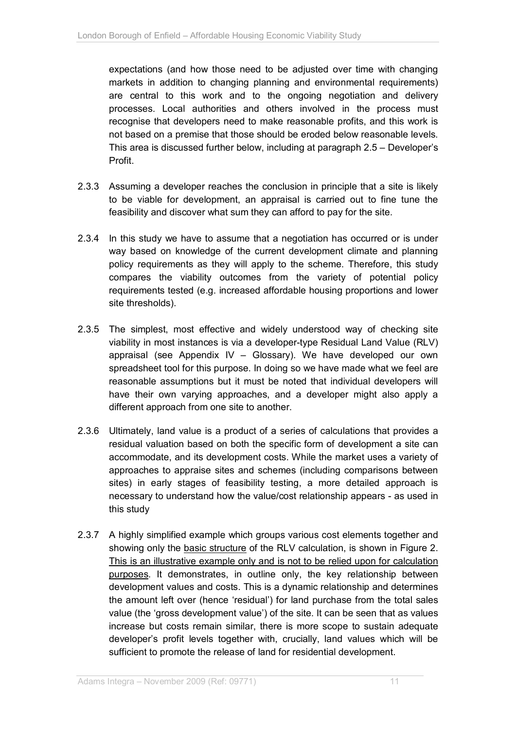expectations (and how those need to be adjusted over time with changing markets in addition to changing planning and environmental requirements) are central to this work and to the ongoing negotiation and delivery processes. Local authorities and others involved in the process must recognise that developers need to make reasonable profits, and this work is not based on a premise that those should be eroded below reasonable levels. This area is discussed further below, including at paragraph 2.5 – Developer's Profit.

2.3.3 Assuming a developer reaches the conclusion in principle that a site is likely to be viable for development, an appraisal is carried out to fine tune the feasibility and discover what sum they can afford to pay for the site.

2.3.4 In this study we have to assume that a negotiation has occurred or is under way based on knowledge of the current development climate and planning policy requirements as they will apply to the scheme. Therefore, this study compares the viability outcomes from the variety of potential policy requirements tested (e.g. increased affordable housing proportions and lower site thresholds).

2.3.5 The simplest, most effective and widely understood way of checking site viability in most instances is via a developer-type Residual Land Value (RLV) appraisal (see Appendix IV – Glossary). We have developed our own spreadsheet tool for this purpose. In doing so we have made what we feel are reasonable assumptions but it must be noted that individual developers will have their own varying approaches, and a developer might also apply a different approach from one site to another.

2.3.6 Ultimately, land value is a product of a series of calculations that provides a residual valuation based on both the specific form of development a site can accommodate, and its development costs. While the market uses a variety of approaches to appraise sites and schemes (including comparisons between sites) in early stages of feasibility testing, a more detailed approach is necessary to understand how the value/cost relationship appears - as used in this study

2.3.7 A highly simplified example which groups various cost elements together and showing only the basic structure of the RLV calculation, is shown in Figure 2. This is an illustrative example only and is not to be relied upon for calculation purposes. It demonstrates, in outline only, the key relationship between development values and costs. This is a dynamic relationship and determines the amount left over (hence 'residual') for land purchase from the total sales value (the 'gross development value') of the site. It can be seen that as values increase but costs remain similar, there is more scope to sustain adequate developer's profit levels together with, crucially, land values which will be sufficient to promote the release of land for residential development.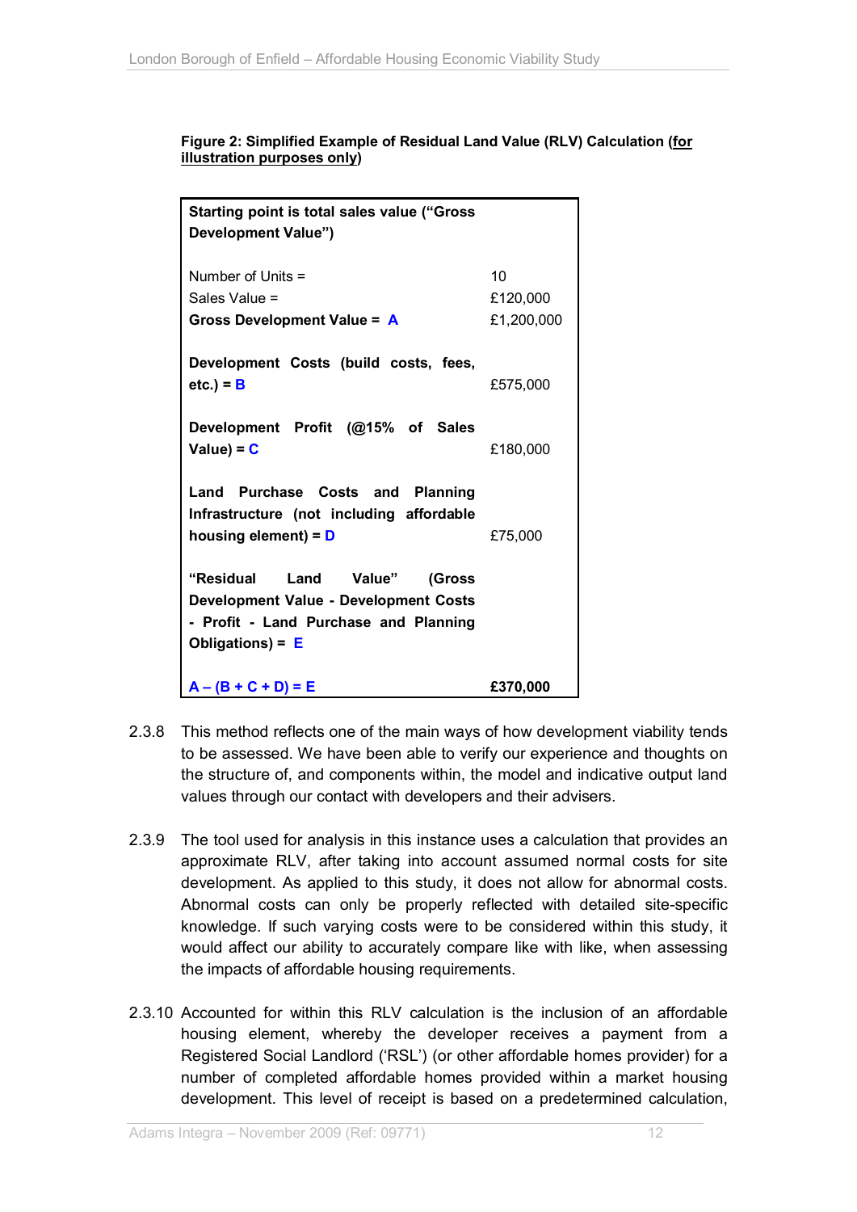**Figure 2: Simplified Example of Residual Land Value (RLV) Calculation (<u>for illustration purposes only</u>)**

| **Starting point is total sales value ("Gross Development Value")** | |
|---|---|
| Number of Units = | 10 |
| Sales Value = | £120,000 |
| **Gross Development Value = A** | £1,200,000 |
| **Development Costs (build costs, fees, etc.) = B** | £575,000 |
| **Development Profit (@15% of Sales Value) = C** | £180,000 |
| **Land Purchase Costs and Planning Infrastructure (not including affordable housing element) = D** | £75,000 |
| **"Residual Land Value" (Gross Development Value - Development Costs - Profit - Land Purchase and Planning Obligations) = E** | |
| **A – (B + C + D) = E** | **£370,000** |

2.3.8 This method reflects one of the main ways of how development viability tends to be assessed. We have been able to verify our experience and thoughts on the structure of, and components within, the model and indicative output land values through our contact with developers and their advisers.

2.3.9 The tool used for analysis in this instance uses a calculation that provides an approximate RLV, after taking into account assumed normal costs for site development. As applied to this study, it does not allow for abnormal costs. Abnormal costs can only be properly reflected with detailed site-specific knowledge. If such varying costs were to be considered within this study, it would affect our ability to accurately compare like with like, when assessing the impacts of affordable housing requirements.

2.3.10 Accounted for within this RLV calculation is the inclusion of an affordable housing element, whereby the developer receives a payment from a Registered Social Landlord ('RSL') (or other affordable homes provider) for a number of completed affordable homes provided within a market housing development. This level of receipt is based on a predetermined calculation,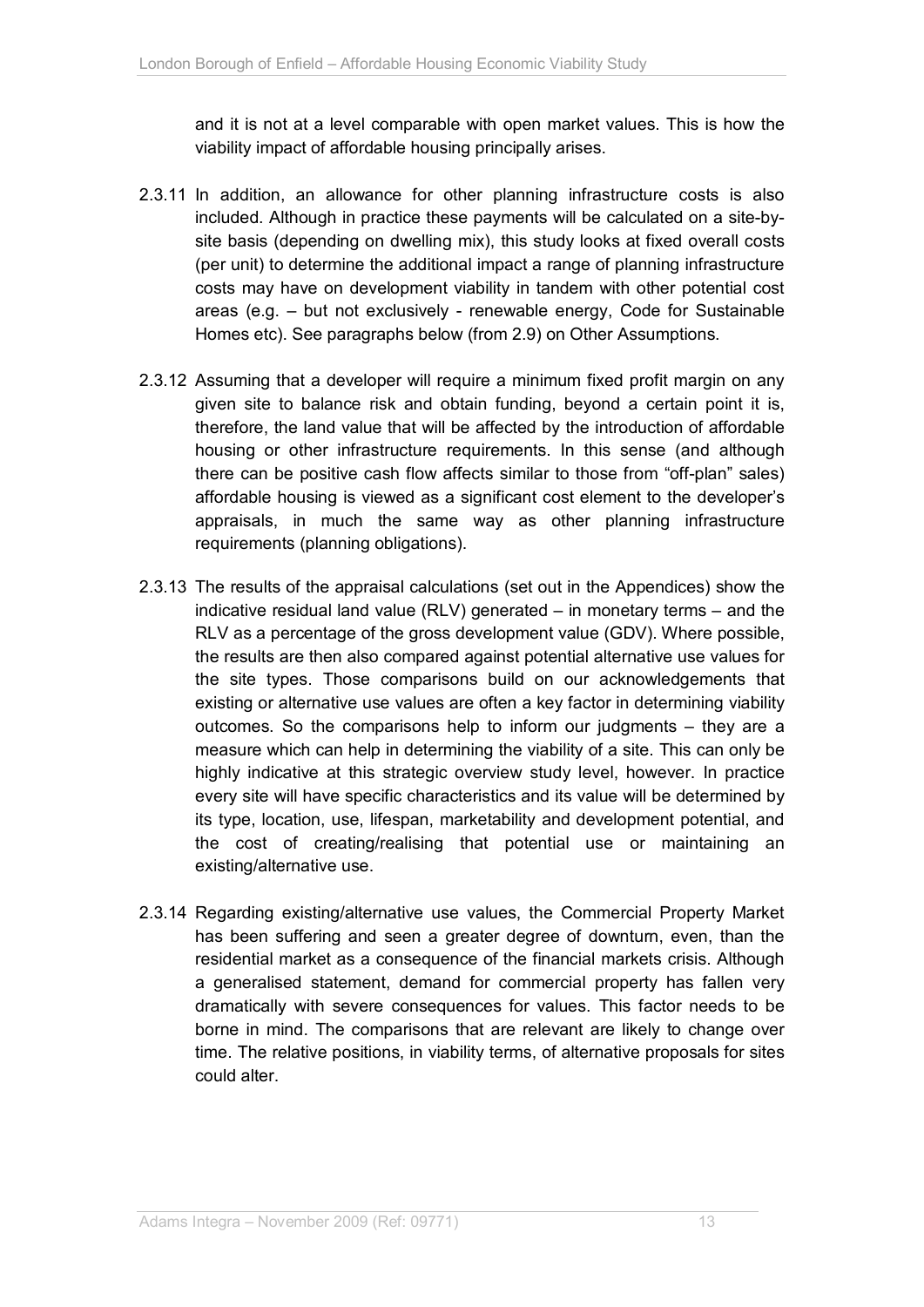and it is not at a level comparable with open market values. This is how the viability impact of affordable housing principally arises.

2.3.11 In addition, an allowance for other planning infrastructure costs is also included. Although in practice these payments will be calculated on a site-by-site basis (depending on dwelling mix), this study looks at fixed overall costs (per unit) to determine the additional impact a range of planning infrastructure costs may have on development viability in tandem with other potential cost areas (e.g. – but not exclusively - renewable energy, Code for Sustainable Homes etc). See paragraphs below (from 2.9) on Other Assumptions.

2.3.12 Assuming that a developer will require a minimum fixed profit margin on any given site to balance risk and obtain funding, beyond a certain point it is, therefore, the land value that will be affected by the introduction of affordable housing or other infrastructure requirements. In this sense (and although there can be positive cash flow affects similar to those from "off-plan" sales) affordable housing is viewed as a significant cost element to the developer's appraisals, in much the same way as other planning infrastructure requirements (planning obligations).

2.3.13 The results of the appraisal calculations (set out in the Appendices) show the indicative residual land value (RLV) generated – in monetary terms – and the RLV as a percentage of the gross development value (GDV). Where possible, the results are then also compared against potential alternative use values for the site types. Those comparisons build on our acknowledgements that existing or alternative use values are often a key factor in determining viability outcomes. So the comparisons help to inform our judgments – they are a measure which can help in determining the viability of a site. This can only be highly indicative at this strategic overview study level, however. In practice every site will have specific characteristics and its value will be determined by its type, location, use, lifespan, marketability and development potential, and the cost of creating/realising that potential use or maintaining an existing/alternative use.

2.3.14 Regarding existing/alternative use values, the Commercial Property Market has been suffering and seen a greater degree of downturn, even, than the residential market as a consequence of the financial markets crisis. Although a generalised statement, demand for commercial property has fallen very dramatically with severe consequences for values. This factor needs to be borne in mind. The comparisons that are relevant are likely to change over time. The relative positions, in viability terms, of alternative proposals for sites could alter.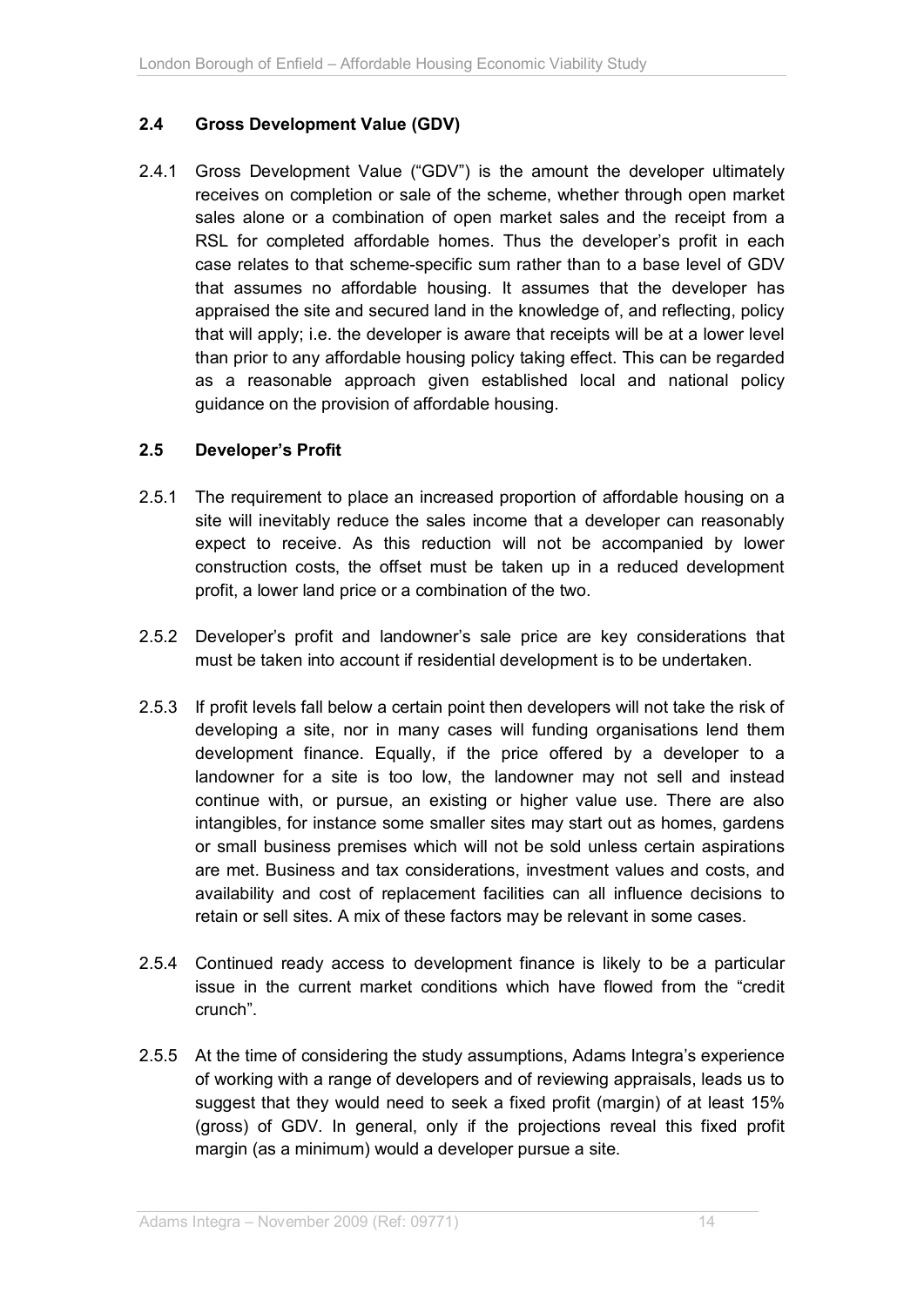## 2.4 Gross Development Value (GDV)

2.4.1 Gross Development Value ("GDV") is the amount the developer ultimately receives on completion or sale of the scheme, whether through open market sales alone or a combination of open market sales and the receipt from a RSL for completed affordable homes. Thus the developer's profit in each case relates to that scheme-specific sum rather than to a base level of GDV that assumes no affordable housing. It assumes that the developer has appraised the site and secured land in the knowledge of, and reflecting, policy that will apply; i.e. the developer is aware that receipts will be at a lower level than prior to any affordable housing policy taking effect. This can be regarded as a reasonable approach given established local and national policy guidance on the provision of affordable housing.

## 2.5 Developer's Profit

2.5.1 The requirement to place an increased proportion of affordable housing on a site will inevitably reduce the sales income that a developer can reasonably expect to receive. As this reduction will not be accompanied by lower construction costs, the offset must be taken up in a reduced development profit, a lower land price or a combination of the two.

2.5.2 Developer's profit and landowner's sale price are key considerations that must be taken into account if residential development is to be undertaken.

2.5.3 If profit levels fall below a certain point then developers will not take the risk of developing a site, nor in many cases will funding organisations lend them development finance. Equally, if the price offered by a developer to a landowner for a site is too low, the landowner may not sell and instead continue with, or pursue, an existing or higher value use. There are also intangibles, for instance some smaller sites may start out as homes, gardens or small business premises which will not be sold unless certain aspirations are met. Business and tax considerations, investment values and costs, and availability and cost of replacement facilities can all influence decisions to retain or sell sites. A mix of these factors may be relevant in some cases.

2.5.4 Continued ready access to development finance is likely to be a particular issue in the current market conditions which have flowed from the "credit crunch".

2.5.5 At the time of considering the study assumptions, Adams Integra's experience of working with a range of developers and of reviewing appraisals, leads us to suggest that they would need to seek a fixed profit (margin) of at least 15% (gross) of GDV. In general, only if the projections reveal this fixed profit margin (as a minimum) would a developer pursue a site.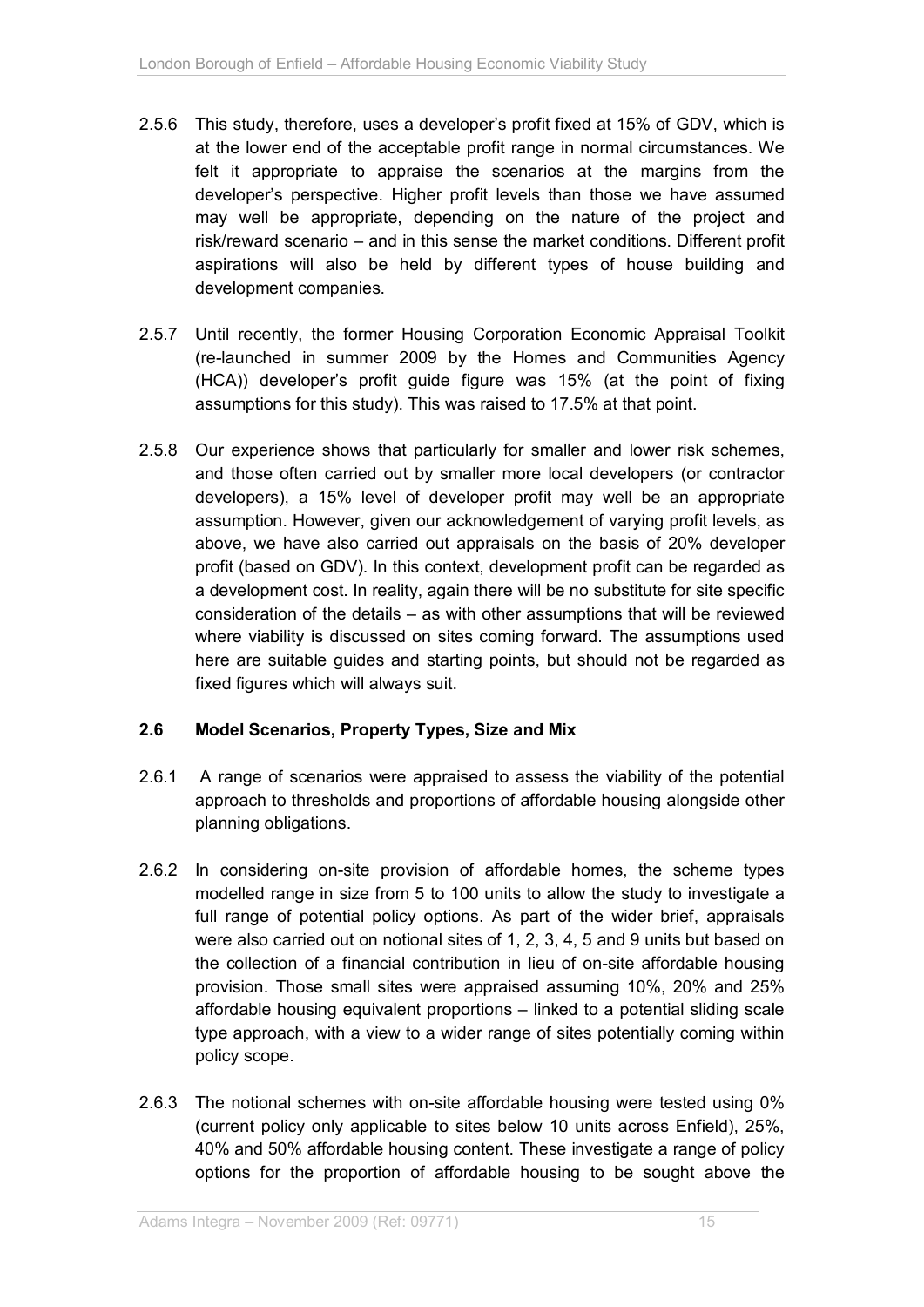2.5.6 This study, therefore, uses a developer's profit fixed at 15% of GDV, which is at the lower end of the acceptable profit range in normal circumstances. We felt it appropriate to appraise the scenarios at the margins from the developer's perspective. Higher profit levels than those we have assumed may well be appropriate, depending on the nature of the project and risk/reward scenario – and in this sense the market conditions. Different profit aspirations will also be held by different types of house building and development companies.

2.5.7 Until recently, the former Housing Corporation Economic Appraisal Toolkit (re-launched in summer 2009 by the Homes and Communities Agency (HCA)) developer's profit guide figure was 15% (at the point of fixing assumptions for this study). This was raised to 17.5% at that point.

2.5.8 Our experience shows that particularly for smaller and lower risk schemes, and those often carried out by smaller more local developers (or contractor developers), a 15% level of developer profit may well be an appropriate assumption. However, given our acknowledgement of varying profit levels, as above, we have also carried out appraisals on the basis of 20% developer profit (based on GDV). In this context, development profit can be regarded as a development cost. In reality, again there will be no substitute for site specific consideration of the details – as with other assumptions that will be reviewed where viability is discussed on sites coming forward. The assumptions used here are suitable guides and starting points, but should not be regarded as fixed figures which will always suit.

## 2.6 Model Scenarios, Property Types, Size and Mix

2.6.1 A range of scenarios were appraised to assess the viability of the potential approach to thresholds and proportions of affordable housing alongside other planning obligations.

2.6.2 In considering on-site provision of affordable homes, the scheme types modelled range in size from 5 to 100 units to allow the study to investigate a full range of potential policy options. As part of the wider brief, appraisals were also carried out on notional sites of 1, 2, 3, 4, 5 and 9 units but based on the collection of a financial contribution in lieu of on-site affordable housing provision. Those small sites were appraised assuming 10%, 20% and 25% affordable housing equivalent proportions – linked to a potential sliding scale type approach, with a view to a wider range of sites potentially coming within policy scope.

2.6.3 The notional schemes with on-site affordable housing were tested using 0% (current policy only applicable to sites below 10 units across Enfield), 25%, 40% and 50% affordable housing content. These investigate a range of policy options for the proportion of affordable housing to be sought above the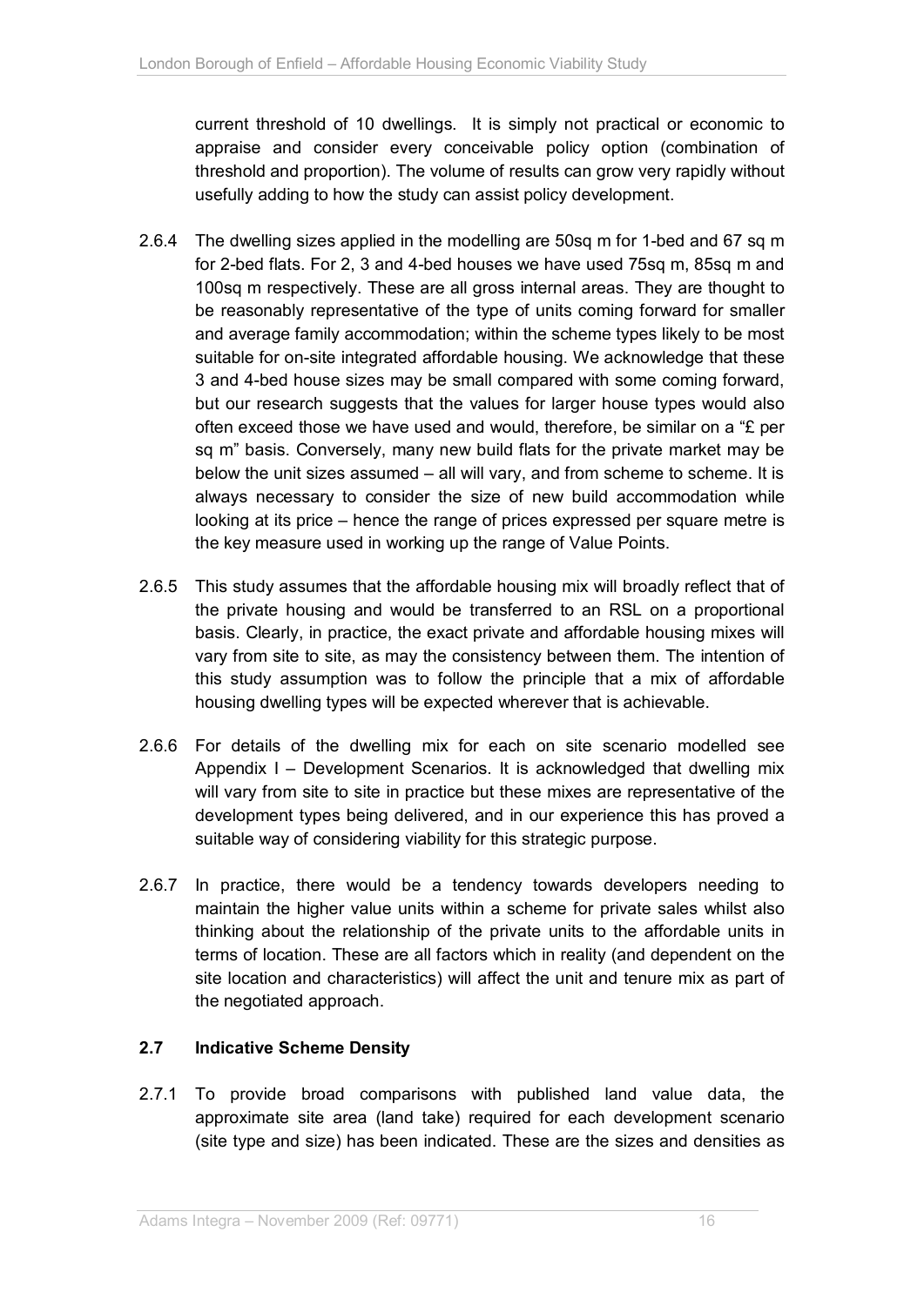current threshold of 10 dwellings. It is simply not practical or economic to appraise and consider every conceivable policy option (combination of threshold and proportion). The volume of results can grow very rapidly without usefully adding to how the study can assist policy development.

2.6.4 The dwelling sizes applied in the modelling are 50sq m for 1-bed and 67 sq m for 2-bed flats. For 2, 3 and 4-bed houses we have used 75sq m, 85sq m and 100sq m respectively. These are all gross internal areas. They are thought to be reasonably representative of the type of units coming forward for smaller and average family accommodation; within the scheme types likely to be most suitable for on-site integrated affordable housing. We acknowledge that these 3 and 4-bed house sizes may be small compared with some coming forward, but our research suggests that the values for larger house types would also often exceed those we have used and would, therefore, be similar on a "£ per sq m" basis. Conversely, many new build flats for the private market may be below the unit sizes assumed – all will vary, and from scheme to scheme. It is always necessary to consider the size of new build accommodation while looking at its price – hence the range of prices expressed per square metre is the key measure used in working up the range of Value Points.

2.6.5 This study assumes that the affordable housing mix will broadly reflect that of the private housing and would be transferred to an RSL on a proportional basis. Clearly, in practice, the exact private and affordable housing mixes will vary from site to site, as may the consistency between them. The intention of this study assumption was to follow the principle that a mix of affordable housing dwelling types will be expected wherever that is achievable.

2.6.6 For details of the dwelling mix for each on site scenario modelled see Appendix I – Development Scenarios. It is acknowledged that dwelling mix will vary from site to site in practice but these mixes are representative of the development types being delivered, and in our experience this has proved a suitable way of considering viability for this strategic purpose.

2.6.7 In practice, there would be a tendency towards developers needing to maintain the higher value units within a scheme for private sales whilst also thinking about the relationship of the private units to the affordable units in terms of location. These are all factors which in reality (and dependent on the site location and characteristics) will affect the unit and tenure mix as part of the negotiated approach.

### 2.7 Indicative Scheme Density

2.7.1 To provide broad comparisons with published land value data, the approximate site area (land take) required for each development scenario (site type and size) has been indicated. These are the sizes and densities as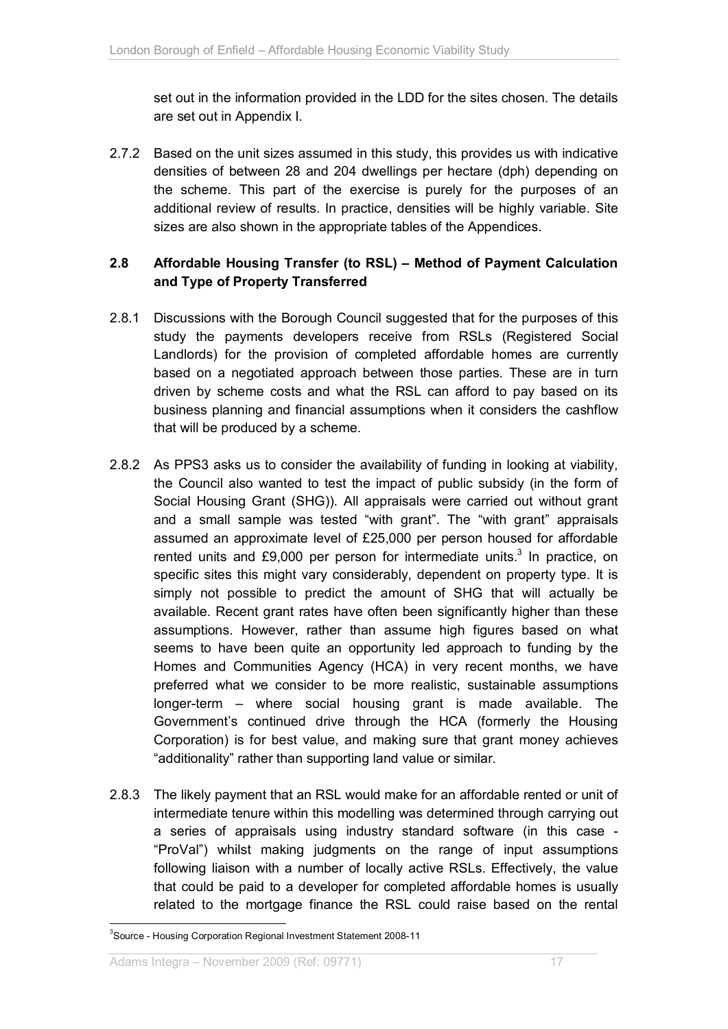set out in the information provided in the LDD for the sites chosen. The details are set out in Appendix I.

2.7.2 Based on the unit sizes assumed in this study, this provides us with indicative densities of between 28 and 204 dwellings per hectare (dph) depending on the scheme. This part of the exercise is purely for the purposes of an additional review of results. In practice, densities will be highly variable. Site sizes are also shown in the appropriate tables of the Appendices.

## 2.8 Affordable Housing Transfer (to RSL) – Method of Payment Calculation and Type of Property Transferred

2.8.1 Discussions with the Borough Council suggested that for the purposes of this study the payments developers receive from RSLs (Registered Social Landlords) for the provision of completed affordable homes are currently based on a negotiated approach between those parties. These are in turn driven by scheme costs and what the RSL can afford to pay based on its business planning and financial assumptions when it considers the cashflow that will be produced by a scheme.

2.8.2 As PPS3 asks us to consider the availability of funding in looking at viability, the Council also wanted to test the impact of public subsidy (in the form of Social Housing Grant (SHG)). All appraisals were carried out without grant and a small sample was tested "with grant". The "with grant" appraisals assumed an approximate level of £25,000 per person housed for affordable rented units and £9,000 per person for intermediate units.[3] In practice, on specific sites this might vary considerably, dependent on property type. It is simply not possible to predict the amount of SHG that will actually be available. Recent grant rates have often been significantly higher than these assumptions. However, rather than assume high figures based on what seems to have been quite an opportunity led approach to funding by the Homes and Communities Agency (HCA) in very recent months, we have preferred what we consider to be more realistic, sustainable assumptions longer-term – where social housing grant is made available. The Government's continued drive through the HCA (formerly the Housing Corporation) is for best value, and making sure that grant money achieves "additionality" rather than supporting land value or similar.

2.8.3 The likely payment that an RSL would make for an affordable rented or unit of intermediate tenure within this modelling was determined through carrying out a series of appraisals using industry standard software (in this case - "ProVal") whilst making judgments on the range of input assumptions following liaison with a number of locally active RSLs. Effectively, the value that could be paid to a developer for completed affordable homes is usually related to the mortgage finance the RSL could raise based on the rental

[3] Source - Housing Corporation Regional Investment Statement 2008-11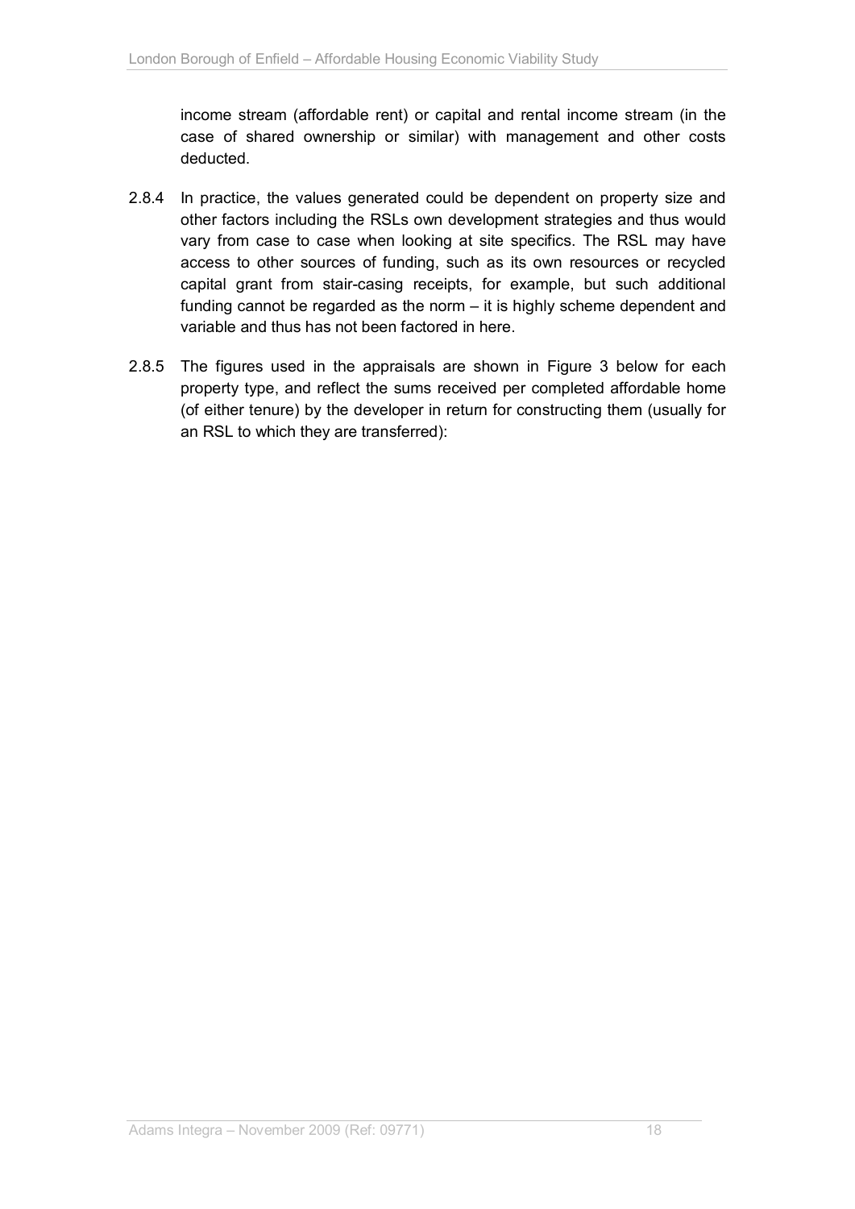income stream (affordable rent) or capital and rental income stream (in the case of shared ownership or similar) with management and other costs deducted.

2.8.4 In practice, the values generated could be dependent on property size and other factors including the RSLs own development strategies and thus would vary from case to case when looking at site specifics. The RSL may have access to other sources of funding, such as its own resources or recycled capital grant from stair-casing receipts, for example, but such additional funding cannot be regarded as the norm – it is highly scheme dependent and variable and thus has not been factored in here.

2.8.5 The figures used in the appraisals are shown in Figure 3 below for each property type, and reflect the sums received per completed affordable home (of either tenure) by the developer in return for constructing them (usually for an RSL to which they are transferred):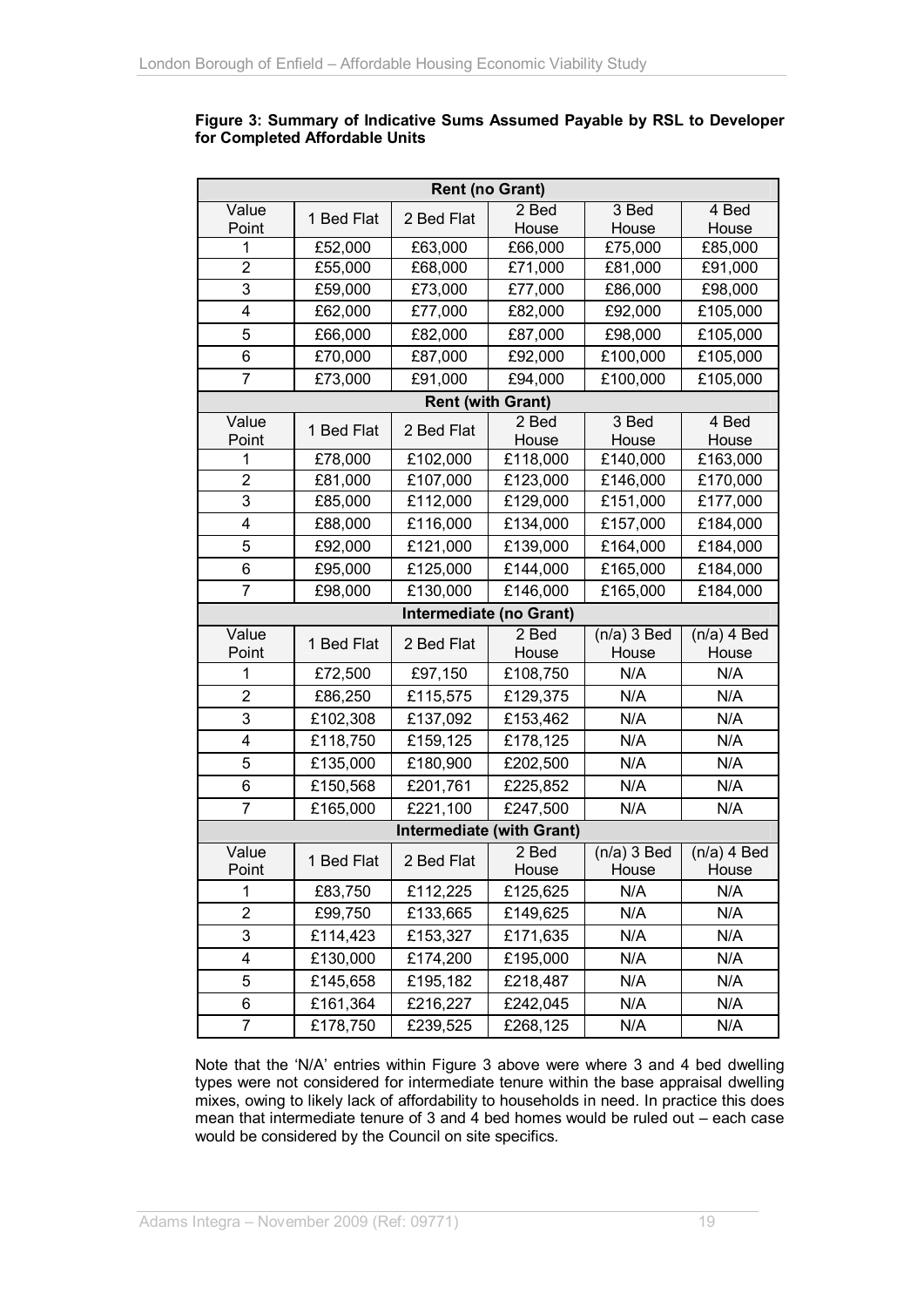**Figure 3: Summary of Indicative Sums Assumed Payable by RSL to Developer for Completed Affordable Units**

| **Rent (no Grant)** | | | | | |
|---|---|---|---|---|---|
| Value Point | 1 Bed Flat | 2 Bed Flat | 2 Bed House | 3 Bed House | 4 Bed House |
| 1 | £52,000 | £63,000 | £66,000 | £75,000 | £85,000 |
| 2 | £55,000 | £68,000 | £71,000 | £81,000 | £91,000 |
| 3 | £59,000 | £73,000 | £77,000 | £86,000 | £98,000 |
| 4 | £62,000 | £77,000 | £82,000 | £92,000 | £105,000 |
| 5 | £66,000 | £82,000 | £87,000 | £98,000 | £105,000 |
| 6 | £70,000 | £87,000 | £92,000 | £100,000 | £105,000 |
| 7 | £73,000 | £91,000 | £94,000 | £100,000 | £105,000 |
| **Rent (with Grant)** | | | | | |
| Value Point | 1 Bed Flat | 2 Bed Flat | 2 Bed House | 3 Bed House | 4 Bed House |
| 1 | £78,000 | £102,000 | £118,000 | £140,000 | £163,000 |
| 2 | £81,000 | £107,000 | £123,000 | £146,000 | £170,000 |
| 3 | £85,000 | £112,000 | £129,000 | £151,000 | £177,000 |
| 4 | £88,000 | £116,000 | £134,000 | £157,000 | £184,000 |
| 5 | £92,000 | £121,000 | £139,000 | £164,000 | £184,000 |
| 6 | £95,000 | £125,000 | £144,000 | £165,000 | £184,000 |
| 7 | £98,000 | £130,000 | £146,000 | £165,000 | £184,000 |
| **Intermediate (no Grant)** | | | | | |
| Value Point | 1 Bed Flat | 2 Bed Flat | 2 Bed House | (n/a) 3 Bed House | (n/a) 4 Bed House |
| 1 | £72,500 | £97,150 | £108,750 | N/A | N/A |
| 2 | £86,250 | £115,575 | £129,375 | N/A | N/A |
| 3 | £102,308 | £137,092 | £153,462 | N/A | N/A |
| 4 | £118,750 | £159,125 | £178,125 | N/A | N/A |
| 5 | £135,000 | £180,900 | £202,500 | N/A | N/A |
| 6 | £150,568 | £201,761 | £225,852 | N/A | N/A |
| 7 | £165,000 | £221,100 | £247,500 | N/A | N/A |
| **Intermediate (with Grant)** | | | | | |
| Value Point | 1 Bed Flat | 2 Bed Flat | 2 Bed House | (n/a) 3 Bed House | (n/a) 4 Bed House |
| 1 | £83,750 | £112,225 | £125,625 | N/A | N/A |
| 2 | £99,750 | £133,665 | £149,625 | N/A | N/A |
| 3 | £114,423 | £153,327 | £171,635 | N/A | N/A |
| 4 | £130,000 | £174,200 | £195,000 | N/A | N/A |
| 5 | £145,658 | £195,182 | £218,487 | N/A | N/A |
| 6 | £161,364 | £216,227 | £242,045 | N/A | N/A |
| 7 | £178,750 | £239,525 | £268,125 | N/A | N/A |

Note that the 'N/A' entries within Figure 3 above were where 3 and 4 bed dwelling types were not considered for intermediate tenure within the base appraisal dwelling mixes, owing to likely lack of affordability to households in need. In practice this does mean that intermediate tenure of 3 and 4 bed homes would be ruled out – each case would be considered by the Council on site specifics.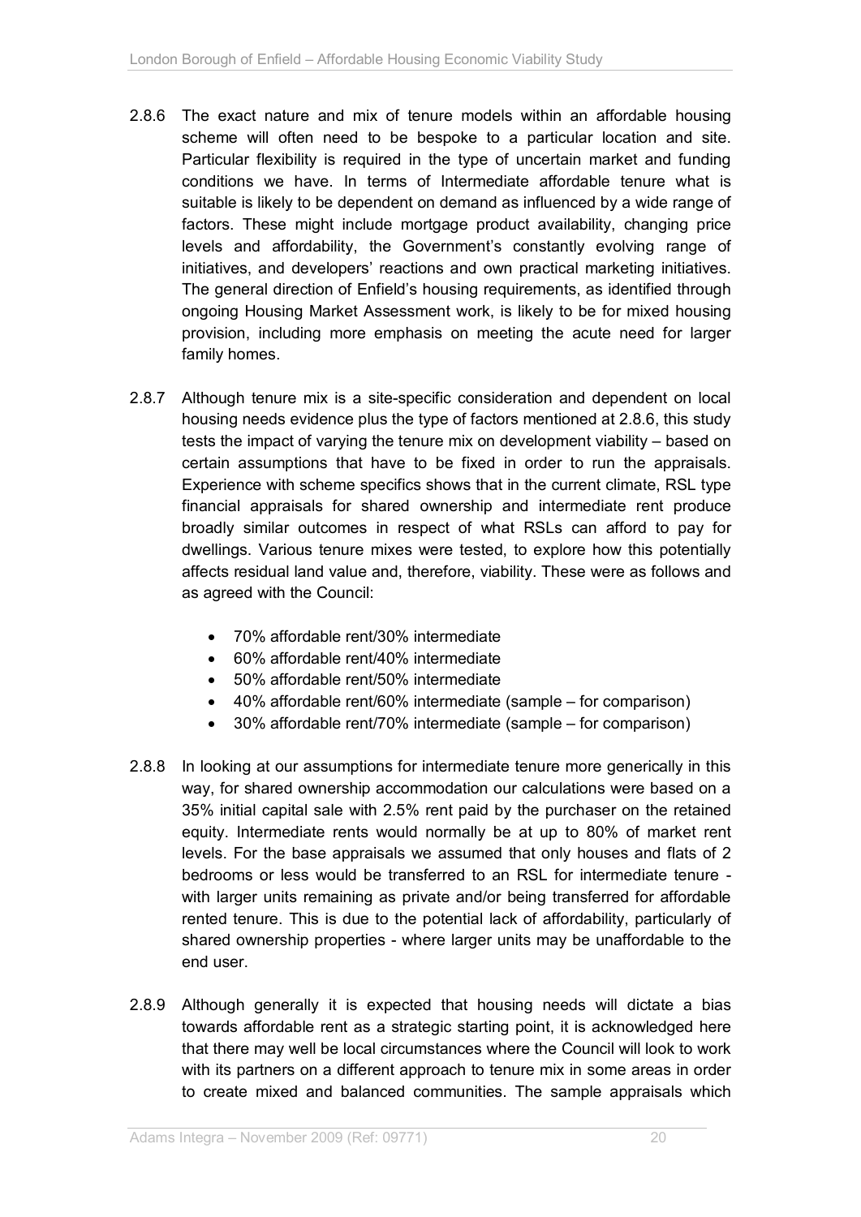2.8.6 The exact nature and mix of tenure models within an affordable housing scheme will often need to be bespoke to a particular location and site. Particular flexibility is required in the type of uncertain market and funding conditions we have. In terms of Intermediate affordable tenure what is suitable is likely to be dependent on demand as influenced by a wide range of factors. These might include mortgage product availability, changing price levels and affordability, the Government's constantly evolving range of initiatives, and developers' reactions and own practical marketing initiatives. The general direction of Enfield's housing requirements, as identified through ongoing Housing Market Assessment work, is likely to be for mixed housing provision, including more emphasis on meeting the acute need for larger family homes.

2.8.7 Although tenure mix is a site-specific consideration and dependent on local housing needs evidence plus the type of factors mentioned at 2.8.6, this study tests the impact of varying the tenure mix on development viability – based on certain assumptions that have to be fixed in order to run the appraisals. Experience with scheme specifics shows that in the current climate, RSL type financial appraisals for shared ownership and intermediate rent produce broadly similar outcomes in respect of what RSLs can afford to pay for dwellings. Various tenure mixes were tested, to explore how this potentially affects residual land value and, therefore, viability. These were as follows and as agreed with the Council:

- 70% affordable rent/30% intermediate
- 60% affordable rent/40% intermediate
- 50% affordable rent/50% intermediate
- 40% affordable rent/60% intermediate (sample – for comparison)
- 30% affordable rent/70% intermediate (sample – for comparison)

2.8.8 In looking at our assumptions for intermediate tenure more generically in this way, for shared ownership accommodation our calculations were based on a 35% initial capital sale with 2.5% rent paid by the purchaser on the retained equity. Intermediate rents would normally be at up to 80% of market rent levels. For the base appraisals we assumed that only houses and flats of 2 bedrooms or less would be transferred to an RSL for intermediate tenure - with larger units remaining as private and/or being transferred for affordable rented tenure. This is due to the potential lack of affordability, particularly of shared ownership properties - where larger units may be unaffordable to the end user.

2.8.9 Although generally it is expected that housing needs will dictate a bias towards affordable rent as a strategic starting point, it is acknowledged here that there may well be local circumstances where the Council will look to work with its partners on a different approach to tenure mix in some areas in order to create mixed and balanced communities. The sample appraisals which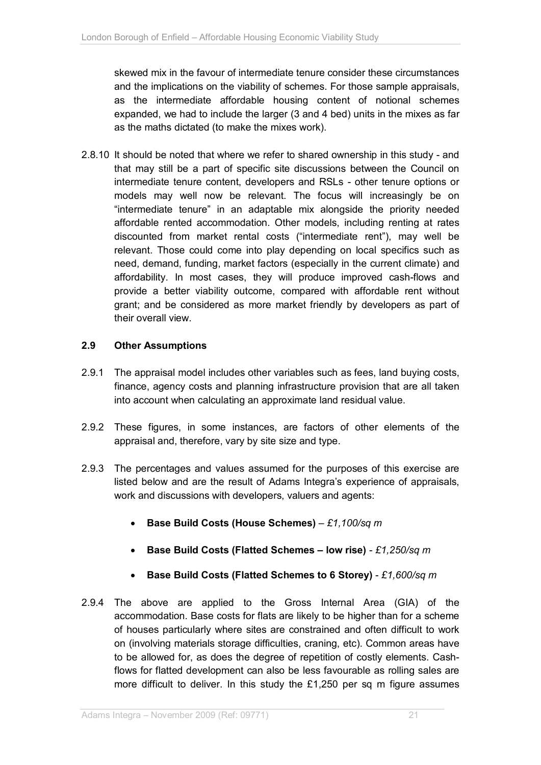skewed mix in the favour of intermediate tenure consider these circumstances and the implications on the viability of schemes. For those sample appraisals, as the intermediate affordable housing content of notional schemes expanded, we had to include the larger (3 and 4 bed) units in the mixes as far as the maths dictated (to make the mixes work).

2.8.10 It should be noted that where we refer to shared ownership in this study - and that may still be a part of specific site discussions between the Council on intermediate tenure content, developers and RSLs - other tenure options or models may well now be relevant. The focus will increasingly be on "intermediate tenure" in an adaptable mix alongside the priority needed affordable rented accommodation. Other models, including renting at rates discounted from market rental costs ("intermediate rent"), may well be relevant. Those could come into play depending on local specifics such as need, demand, funding, market factors (especially in the current climate) and affordability. In most cases, they will produce improved cash-flows and provide a better viability outcome, compared with affordable rent without grant; and be considered as more market friendly by developers as part of their overall view.

### 2.9 Other Assumptions

2.9.1 The appraisal model includes other variables such as fees, land buying costs, finance, agency costs and planning infrastructure provision that are all taken into account when calculating an approximate land residual value.

2.9.2 These figures, in some instances, are factors of other elements of the appraisal and, therefore, vary by site size and type.

2.9.3 The percentages and values assumed for the purposes of this exercise are listed below and are the result of Adams Integra's experience of appraisals, work and discussions with developers, valuers and agents:

- **Base Build Costs (House Schemes)** – *£1,100/sq m*
- **Base Build Costs (Flatted Schemes – low rise)** - *£1,250/sq m*
- **Base Build Costs (Flatted Schemes to 6 Storey)** - *£1,600/sq m*

2.9.4 The above are applied to the Gross Internal Area (GIA) of the accommodation. Base costs for flats are likely to be higher than for a scheme of houses particularly where sites are constrained and often difficult to work on (involving materials storage difficulties, craning, etc). Common areas have to be allowed for, as does the degree of repetition of costly elements. Cash-flows for flatted development can also be less favourable as rolling sales are more difficult to deliver. In this study the £1,250 per sq m figure assumes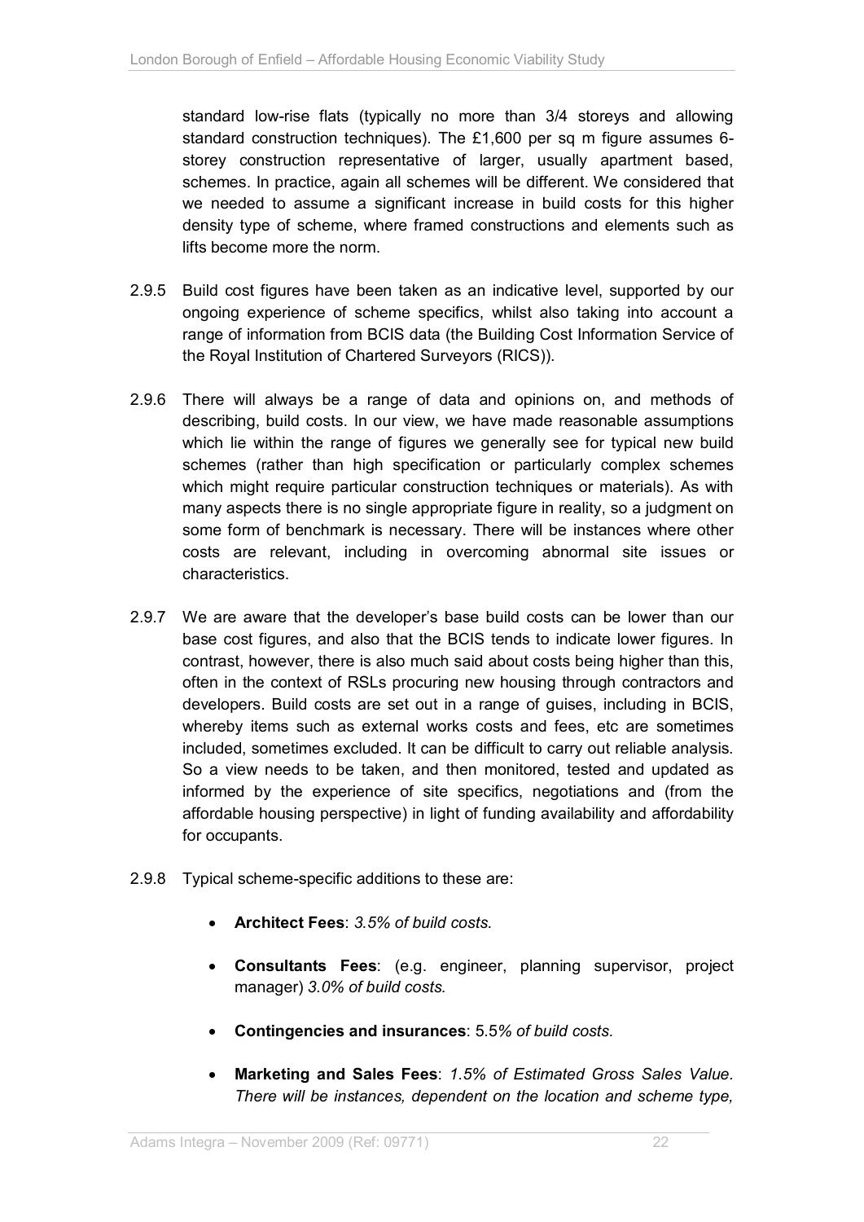standard low-rise flats (typically no more than 3/4 storeys and allowing standard construction techniques). The £1,600 per sq m figure assumes 6-storey construction representative of larger, usually apartment based, schemes. In practice, again all schemes will be different. We considered that we needed to assume a significant increase in build costs for this higher density type of scheme, where framed constructions and elements such as lifts become more the norm.

2.9.5 Build cost figures have been taken as an indicative level, supported by our ongoing experience of scheme specifics, whilst also taking into account a range of information from BCIS data (the Building Cost Information Service of the Royal Institution of Chartered Surveyors (RICS)).

2.9.6 There will always be a range of data and opinions on, and methods of describing, build costs. In our view, we have made reasonable assumptions which lie within the range of figures we generally see for typical new build schemes (rather than high specification or particularly complex schemes which might require particular construction techniques or materials). As with many aspects there is no single appropriate figure in reality, so a judgment on some form of benchmark is necessary. There will be instances where other costs are relevant, including in overcoming abnormal site issues or characteristics.

2.9.7 We are aware that the developer's base build costs can be lower than our base cost figures, and also that the BCIS tends to indicate lower figures. In contrast, however, there is also much said about costs being higher than this, often in the context of RSLs procuring new housing through contractors and developers. Build costs are set out in a range of guises, including in BCIS, whereby items such as external works costs and fees, etc are sometimes included, sometimes excluded. It can be difficult to carry out reliable analysis. So a view needs to be taken, and then monitored, tested and updated as informed by the experience of site specifics, negotiations and (from the affordable housing perspective) in light of funding availability and affordability for occupants.

2.9.8 Typical scheme-specific additions to these are:

- **Architect Fees**: *3.5% of build costs.*
- **Consultants Fees**: (e.g. engineer, planning supervisor, project manager) *3.0% of build costs.*
- **Contingencies and insurances**: 5.5*% of build costs.*
- **Marketing and Sales Fees**: *1.5% of Estimated Gross Sales Value. There will be instances, dependent on the location and scheme type,*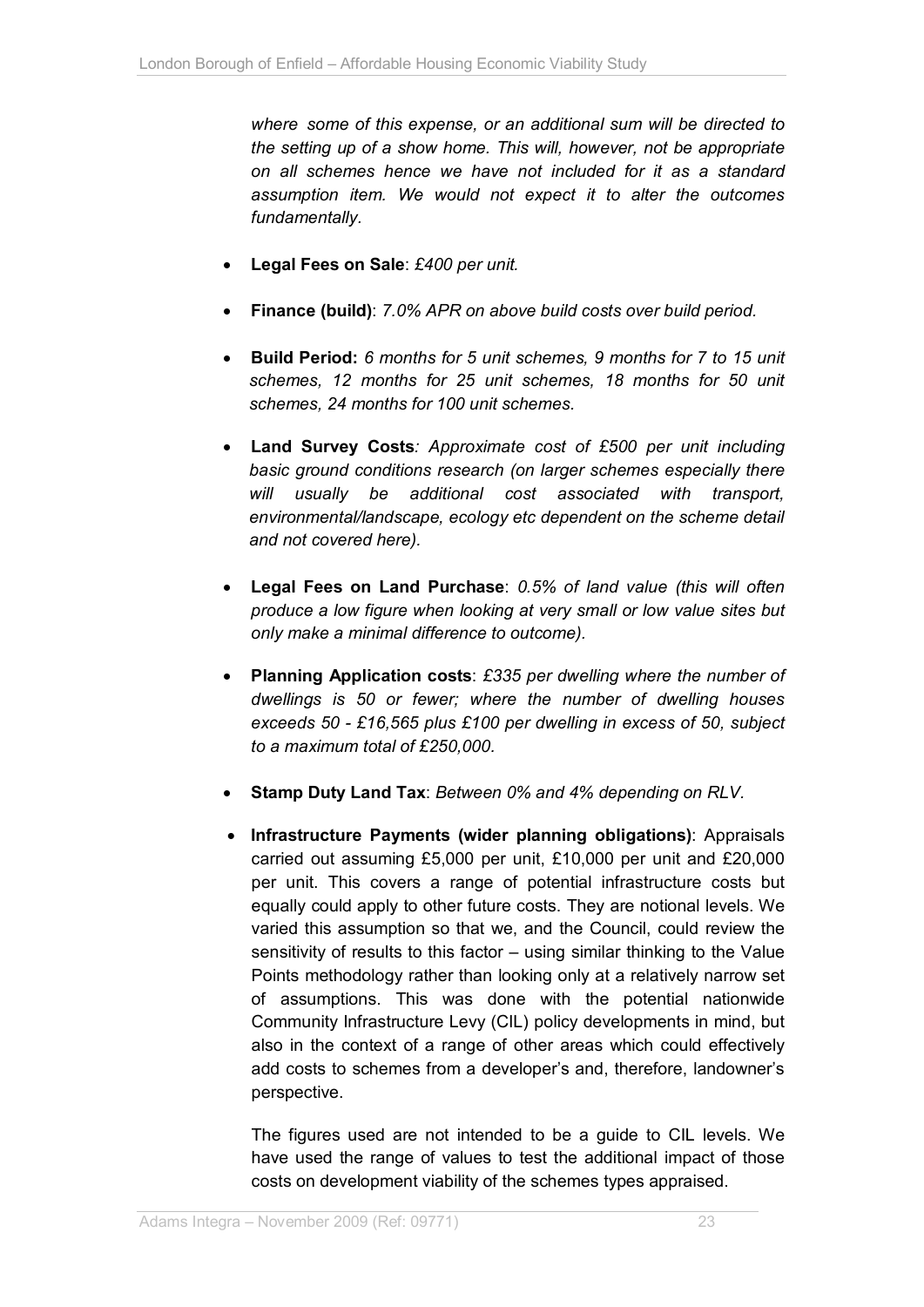*where some of this expense, or an additional sum will be directed to the setting up of a show home. This will, however, not be appropriate on all schemes hence we have not included for it as a standard assumption item. We would not expect it to alter the outcomes fundamentally.*

- **Legal Fees on Sale**: *£400 per unit.*
- **Finance (build)**: *7.0% APR on above build costs over build period.*
- **Build Period:** *6 months for 5 unit schemes, 9 months for 7 to 15 unit schemes, 12 months for 25 unit schemes, 18 months for 50 unit schemes, 24 months for 100 unit schemes.*
- **Land Survey Costs***: Approximate cost of £500 per unit including basic ground conditions research (on larger schemes especially there will usually be additional cost associated with transport, environmental/landscape, ecology etc dependent on the scheme detail and not covered here).*
- **Legal Fees on Land Purchase**: *0.5% of land value (this will often produce a low figure when looking at very small or low value sites but only make a minimal difference to outcome).*
- **Planning Application costs**: *£335 per dwelling where the number of dwellings is 50 or fewer; where the number of dwelling houses exceeds 50 - £16,565 plus £100 per dwelling in excess of 50, subject to a maximum total of £250,000.*
- **Stamp Duty Land Tax**: *Between 0% and 4% depending on RLV.*
- **Infrastructure Payments (wider planning obligations)**: Appraisals carried out assuming £5,000 per unit, £10,000 per unit and £20,000 per unit. This covers a range of potential infrastructure costs but equally could apply to other future costs. They are notional levels. We varied this assumption so that we, and the Council, could review the sensitivity of results to this factor – using similar thinking to the Value Points methodology rather than looking only at a relatively narrow set of assumptions. This was done with the potential nationwide Community Infrastructure Levy (CIL) policy developments in mind, but also in the context of a range of other areas which could effectively add costs to schemes from a developer's and, therefore, landowner's perspective.

  The figures used are not intended to be a guide to CIL levels. We have used the range of values to test the additional impact of those costs on development viability of the schemes types appraised.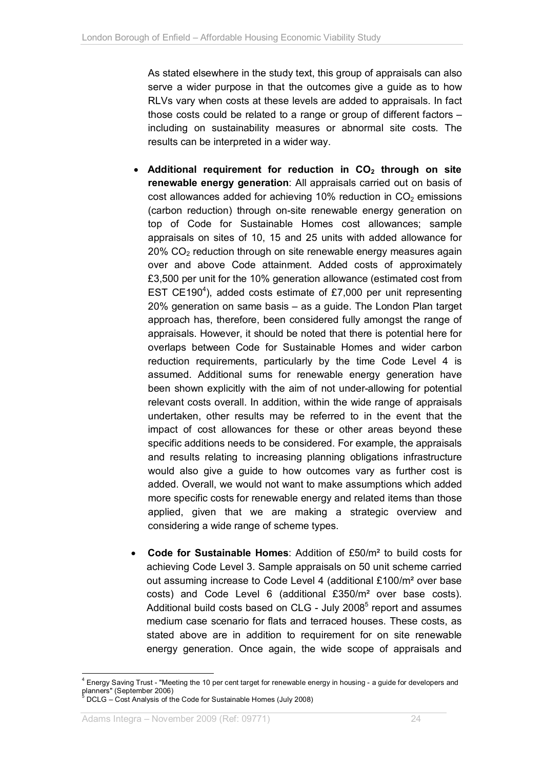As stated elsewhere in the study text, this group of appraisals can also serve a wider purpose in that the outcomes give a guide as to how RLVs vary when costs at these levels are added to appraisals. In fact those costs could be related to a range or group of different factors – including on sustainability measures or abnormal site costs. The results can be interpreted in a wider way.

- **Additional requirement for reduction in $CO_2$ through on site renewable energy generation**: All appraisals carried out on basis of cost allowances added for achieving 10% reduction in $CO_2$ emissions (carbon reduction) through on-site renewable energy generation on top of Code for Sustainable Homes cost allowances; sample appraisals on sites of 10, 15 and 25 units with added allowance for 20% $CO_2$ reduction through on site renewable energy measures again over and above Code attainment. Added costs of approximately £3,500 per unit for the 10% generation allowance (estimated cost from EST CE190[4]), added costs estimate of £7,000 per unit representing 20% generation on same basis – as a guide. The London Plan target approach has, therefore, been considered fully amongst the range of appraisals. However, it should be noted that there is potential here for overlaps between Code for Sustainable Homes and wider carbon reduction requirements, particularly by the time Code Level 4 is assumed. Additional sums for renewable energy generation have been shown explicitly with the aim of not under-allowing for potential relevant costs overall. In addition, within the wide range of appraisals undertaken, other results may be referred to in the event that the impact of cost allowances for these or other areas beyond these specific additions needs to be considered. For example, the appraisals and results relating to increasing planning obligations infrastructure would also give a guide to how outcomes vary as further cost is added. Overall, we would not want to make assumptions which added more specific costs for renewable energy and related items than those applied, given that we are making a strategic overview and considering a wide range of scheme types.

- **Code for Sustainable Homes**: Addition of £50/m² to build costs for achieving Code Level 3. Sample appraisals on 50 unit scheme carried out assuming increase to Code Level 4 (additional £100/m² over base costs) and Code Level 6 (additional £350/m² over base costs). Additional build costs based on CLG - July 2008[5] report and assumes medium case scenario for flats and terraced houses. These costs, as stated above are in addition to requirement for on site renewable energy generation. Once again, the wide scope of appraisals and

---

[4] Energy Saving Trust - "Meeting the 10 per cent target for renewable energy in housing - a guide for developers and planners" (September 2006)

[5] DCLG – Cost Analysis of the Code for Sustainable Homes (July 2008)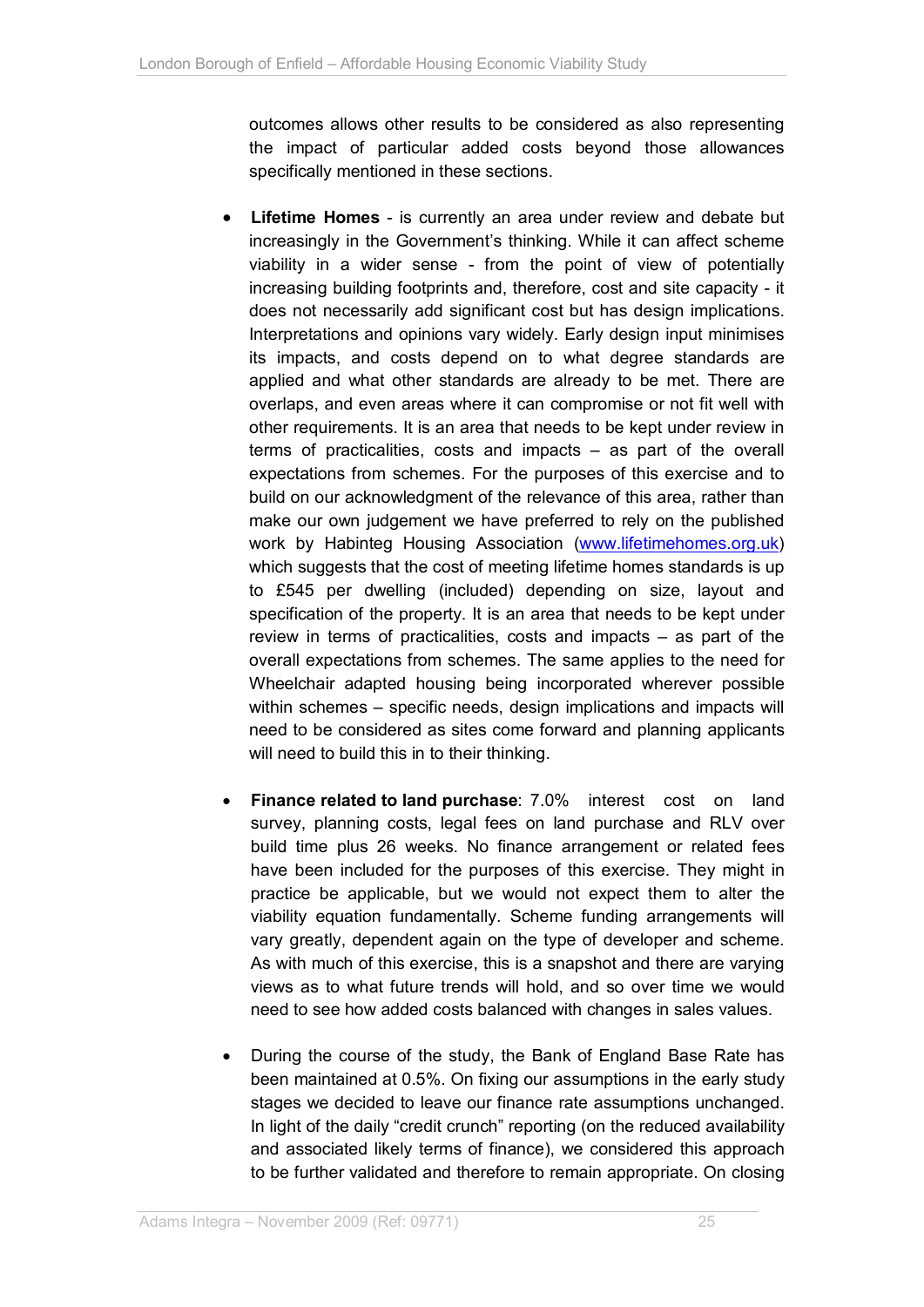outcomes allows other results to be considered as also representing the impact of particular added costs beyond those allowances specifically mentioned in these sections.

- **Lifetime Homes** - is currently an area under review and debate but increasingly in the Government's thinking. While it can affect scheme viability in a wider sense - from the point of view of potentially increasing building footprints and, therefore, cost and site capacity - it does not necessarily add significant cost but has design implications. Interpretations and opinions vary widely. Early design input minimises its impacts, and costs depend on to what degree standards are applied and what other standards are already to be met. There are overlaps, and even areas where it can compromise or not fit well with other requirements. It is an area that needs to be kept under review in terms of practicalities, costs and impacts – as part of the overall expectations from schemes. For the purposes of this exercise and to build on our acknowledgment of the relevance of this area, rather than make our own judgement we have preferred to rely on the published work by Habinteg Housing Association (www.lifetimehomes.org.uk) which suggests that the cost of meeting lifetime homes standards is up to £545 per dwelling (included) depending on size, layout and specification of the property. It is an area that needs to be kept under review in terms of practicalities, costs and impacts – as part of the overall expectations from schemes. The same applies to the need for Wheelchair adapted housing being incorporated wherever possible within schemes – specific needs, design implications and impacts will need to be considered as sites come forward and planning applicants will need to build this in to their thinking.

- **Finance related to land purchase**: 7.0% interest cost on land survey, planning costs, legal fees on land purchase and RLV over build time plus 26 weeks. No finance arrangement or related fees have been included for the purposes of this exercise. They might in practice be applicable, but we would not expect them to alter the viability equation fundamentally. Scheme funding arrangements will vary greatly, dependent again on the type of developer and scheme. As with much of this exercise, this is a snapshot and there are varying views as to what future trends will hold, and so over time we would need to see how added costs balanced with changes in sales values.

- During the course of the study, the Bank of England Base Rate has been maintained at 0.5%. On fixing our assumptions in the early study stages we decided to leave our finance rate assumptions unchanged. In light of the daily "credit crunch" reporting (on the reduced availability and associated likely terms of finance), we considered this approach to be further validated and therefore to remain appropriate. On closing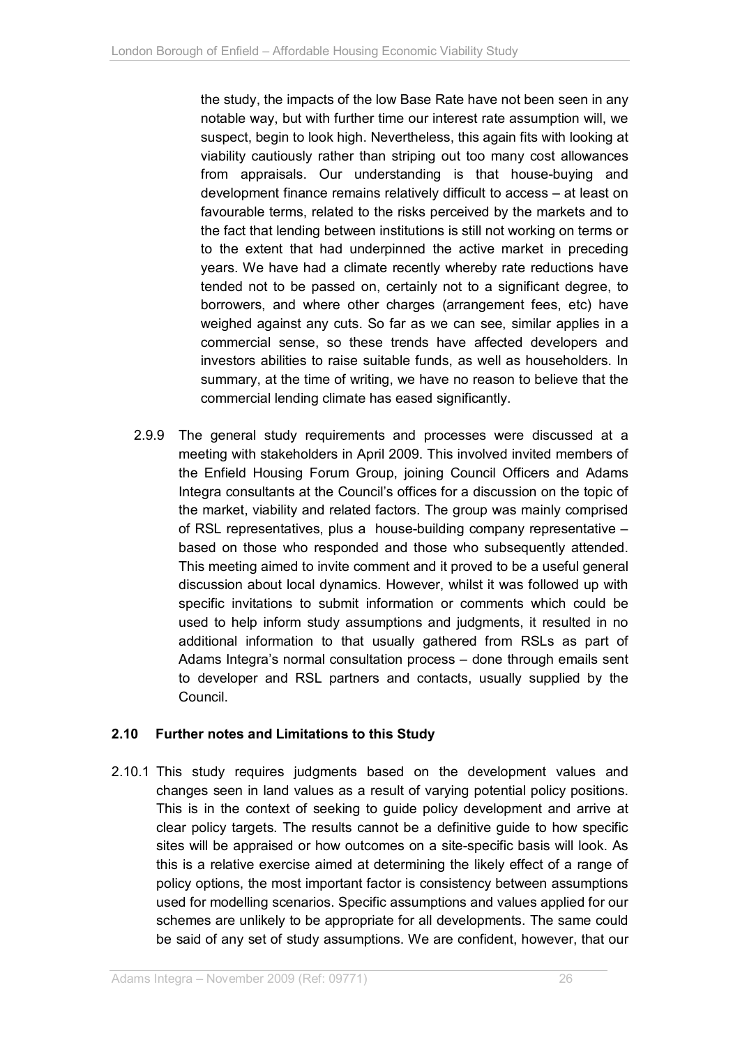the study, the impacts of the low Base Rate have not been seen in any notable way, but with further time our interest rate assumption will, we suspect, begin to look high. Nevertheless, this again fits with looking at viability cautiously rather than striping out too many cost allowances from appraisals. Our understanding is that house-buying and development finance remains relatively difficult to access – at least on favourable terms, related to the risks perceived by the markets and to the fact that lending between institutions is still not working on terms or to the extent that had underpinned the active market in preceding years. We have had a climate recently whereby rate reductions have tended not to be passed on, certainly not to a significant degree, to borrowers, and where other charges (arrangement fees, etc) have weighed against any cuts. So far as we can see, similar applies in a commercial sense, so these trends have affected developers and investors abilities to raise suitable funds, as well as householders. In summary, at the time of writing, we have no reason to believe that the commercial lending climate has eased significantly.

2.9.9 The general study requirements and processes were discussed at a meeting with stakeholders in April 2009. This involved invited members of the Enfield Housing Forum Group, joining Council Officers and Adams Integra consultants at the Council's offices for a discussion on the topic of the market, viability and related factors. The group was mainly comprised of RSL representatives, plus a house-building company representative – based on those who responded and those who subsequently attended. This meeting aimed to invite comment and it proved to be a useful general discussion about local dynamics. However, whilst it was followed up with specific invitations to submit information or comments which could be used to help inform study assumptions and judgments, it resulted in no additional information to that usually gathered from RSLs as part of Adams Integra's normal consultation process – done through emails sent to developer and RSL partners and contacts, usually supplied by the Council.

## 2.10 Further notes and Limitations to this Study

2.10.1 This study requires judgments based on the development values and changes seen in land values as a result of varying potential policy positions. This is in the context of seeking to guide policy development and arrive at clear policy targets. The results cannot be a definitive guide to how specific sites will be appraised or how outcomes on a site-specific basis will look. As this is a relative exercise aimed at determining the likely effect of a range of policy options, the most important factor is consistency between assumptions used for modelling scenarios. Specific assumptions and values applied for our schemes are unlikely to be appropriate for all developments. The same could be said of any set of study assumptions. We are confident, however, that our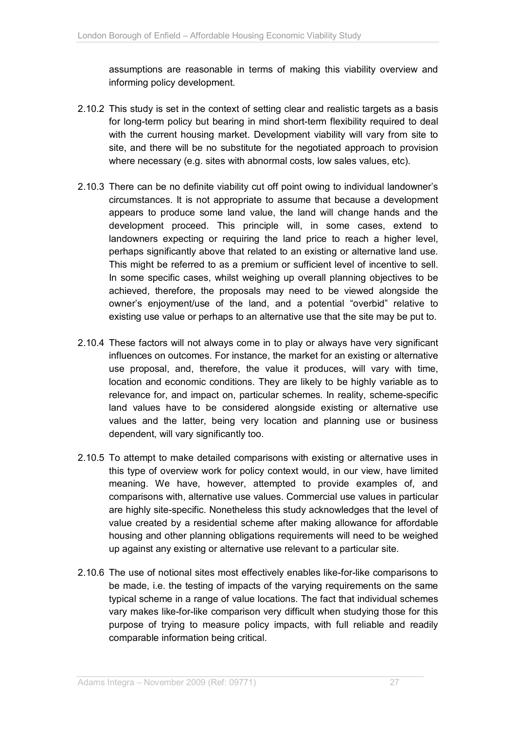assumptions are reasonable in terms of making this viability overview and informing policy development.

2.10.2 This study is set in the context of setting clear and realistic targets as a basis for long-term policy but bearing in mind short-term flexibility required to deal with the current housing market. Development viability will vary from site to site, and there will be no substitute for the negotiated approach to provision where necessary (e.g. sites with abnormal costs, low sales values, etc).

2.10.3 There can be no definite viability cut off point owing to individual landowner's circumstances. It is not appropriate to assume that because a development appears to produce some land value, the land will change hands and the development proceed. This principle will, in some cases, extend to landowners expecting or requiring the land price to reach a higher level, perhaps significantly above that related to an existing or alternative land use. This might be referred to as a premium or sufficient level of incentive to sell. In some specific cases, whilst weighing up overall planning objectives to be achieved, therefore, the proposals may need to be viewed alongside the owner's enjoyment/use of the land, and a potential "overbid" relative to existing use value or perhaps to an alternative use that the site may be put to.

2.10.4 These factors will not always come in to play or always have very significant influences on outcomes. For instance, the market for an existing or alternative use proposal, and, therefore, the value it produces, will vary with time, location and economic conditions. They are likely to be highly variable as to relevance for, and impact on, particular schemes. In reality, scheme-specific land values have to be considered alongside existing or alternative use values and the latter, being very location and planning use or business dependent, will vary significantly too.

2.10.5 To attempt to make detailed comparisons with existing or alternative uses in this type of overview work for policy context would, in our view, have limited meaning. We have, however, attempted to provide examples of, and comparisons with, alternative use values. Commercial use values in particular are highly site-specific. Nonetheless this study acknowledges that the level of value created by a residential scheme after making allowance for affordable housing and other planning obligations requirements will need to be weighed up against any existing or alternative use relevant to a particular site.

2.10.6 The use of notional sites most effectively enables like-for-like comparisons to be made, i.e. the testing of impacts of the varying requirements on the same typical scheme in a range of value locations. The fact that individual schemes vary makes like-for-like comparison very difficult when studying those for this purpose of trying to measure policy impacts, with full reliable and readily comparable information being critical.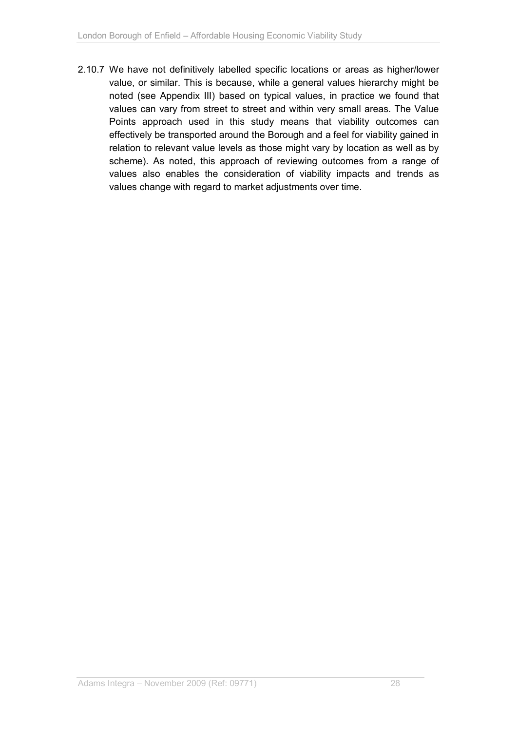2.10.7 We have not definitively labelled specific locations or areas as higher/lower value, or similar. This is because, while a general values hierarchy might be noted (see Appendix III) based on typical values, in practice we found that values can vary from street to street and within very small areas. The Value Points approach used in this study means that viability outcomes can effectively be transported around the Borough and a feel for viability gained in relation to relevant value levels as those might vary by location as well as by scheme). As noted, this approach of reviewing outcomes from a range of values also enables the consideration of viability impacts and trends as values change with regard to market adjustments over time.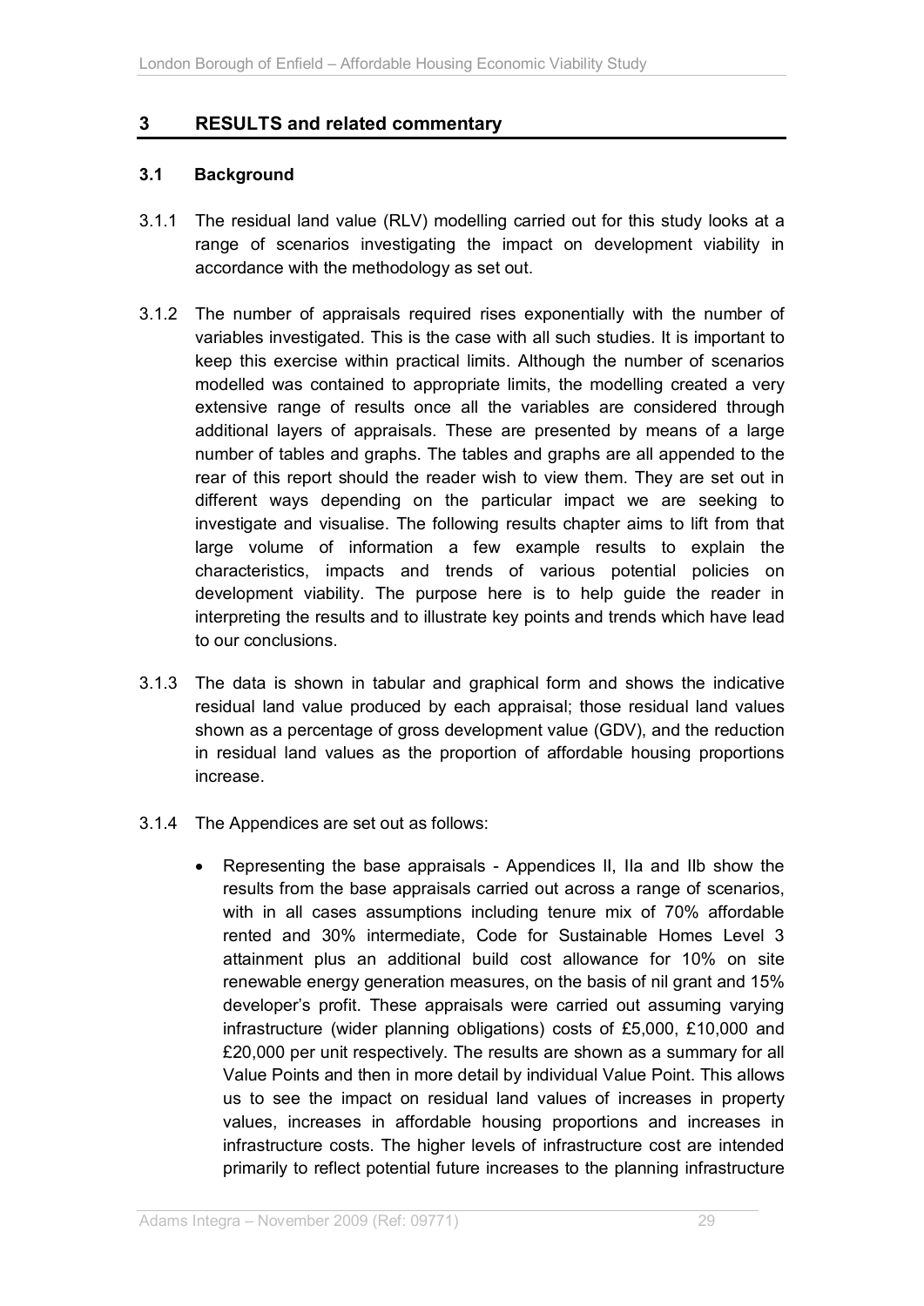## 3 RESULTS and related commentary

### 3.1 Background

3.1.1 The residual land value (RLV) modelling carried out for this study looks at a range of scenarios investigating the impact on development viability in accordance with the methodology as set out.

3.1.2 The number of appraisals required rises exponentially with the number of variables investigated. This is the case with all such studies. It is important to keep this exercise within practical limits. Although the number of scenarios modelled was contained to appropriate limits, the modelling created a very extensive range of results once all the variables are considered through additional layers of appraisals. These are presented by means of a large number of tables and graphs. The tables and graphs are all appended to the rear of this report should the reader wish to view them. They are set out in different ways depending on the particular impact we are seeking to investigate and visualise. The following results chapter aims to lift from that large volume of information a few example results to explain the characteristics, impacts and trends of various potential policies on development viability. The purpose here is to help guide the reader in interpreting the results and to illustrate key points and trends which have lead to our conclusions.

3.1.3 The data is shown in tabular and graphical form and shows the indicative residual land value produced by each appraisal; those residual land values shown as a percentage of gross development value (GDV), and the reduction in residual land values as the proportion of affordable housing proportions increase.

3.1.4 The Appendices are set out as follows:

- Representing the base appraisals - Appendices II, IIa and IIb show the results from the base appraisals carried out across a range of scenarios, with in all cases assumptions including tenure mix of 70% affordable rented and 30% intermediate, Code for Sustainable Homes Level 3 attainment plus an additional build cost allowance for 10% on site renewable energy generation measures, on the basis of nil grant and 15% developer's profit. These appraisals were carried out assuming varying infrastructure (wider planning obligations) costs of £5,000, £10,000 and £20,000 per unit respectively. The results are shown as a summary for all Value Points and then in more detail by individual Value Point. This allows us to see the impact on residual land values of increases in property values, increases in affordable housing proportions and increases in infrastructure costs. The higher levels of infrastructure cost are intended primarily to reflect potential future increases to the planning infrastructure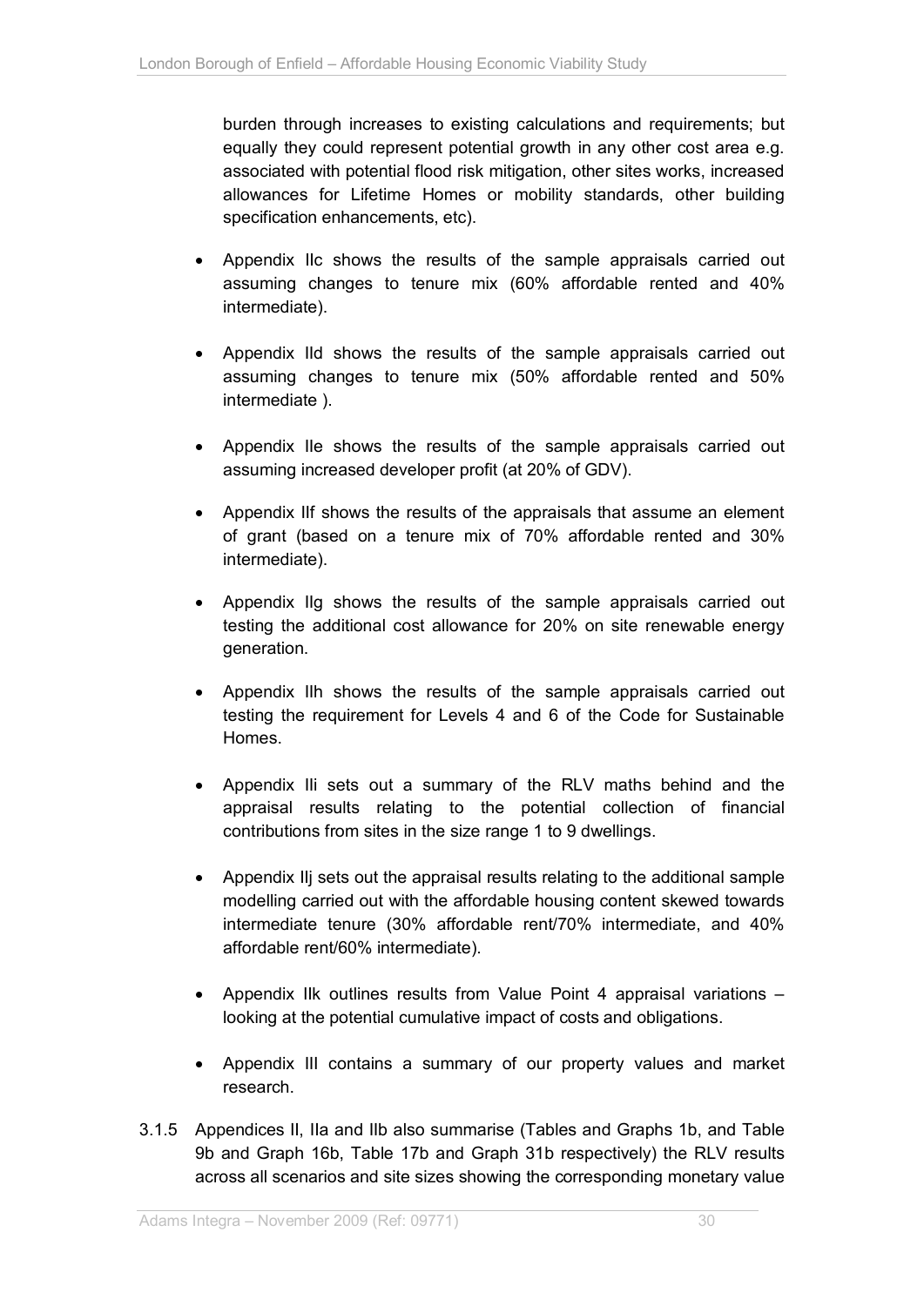burden through increases to existing calculations and requirements; but equally they could represent potential growth in any other cost area e.g. associated with potential flood risk mitigation, other sites works, increased allowances for Lifetime Homes or mobility standards, other building specification enhancements, etc).

- Appendix IIc shows the results of the sample appraisals carried out assuming changes to tenure mix (60% affordable rented and 40% intermediate).
- Appendix IId shows the results of the sample appraisals carried out assuming changes to tenure mix (50% affordable rented and 50% intermediate ).
- Appendix IIe shows the results of the sample appraisals carried out assuming increased developer profit (at 20% of GDV).
- Appendix IIf shows the results of the appraisals that assume an element of grant (based on a tenure mix of 70% affordable rented and 30% intermediate).
- Appendix IIg shows the results of the sample appraisals carried out testing the additional cost allowance for 20% on site renewable energy generation.
- Appendix IIh shows the results of the sample appraisals carried out testing the requirement for Levels 4 and 6 of the Code for Sustainable Homes.
- Appendix IIi sets out a summary of the RLV maths behind and the appraisal results relating to the potential collection of financial contributions from sites in the size range 1 to 9 dwellings.
- Appendix IIj sets out the appraisal results relating to the additional sample modelling carried out with the affordable housing content skewed towards intermediate tenure (30% affordable rent/70% intermediate, and 40% affordable rent/60% intermediate).
- Appendix IIk outlines results from Value Point 4 appraisal variations – looking at the potential cumulative impact of costs and obligations.
- Appendix III contains a summary of our property values and market research.

3.1.5 Appendices II, IIa and IIb also summarise (Tables and Graphs 1b, and Table 9b and Graph 16b, Table 17b and Graph 31b respectively) the RLV results across all scenarios and site sizes showing the corresponding monetary value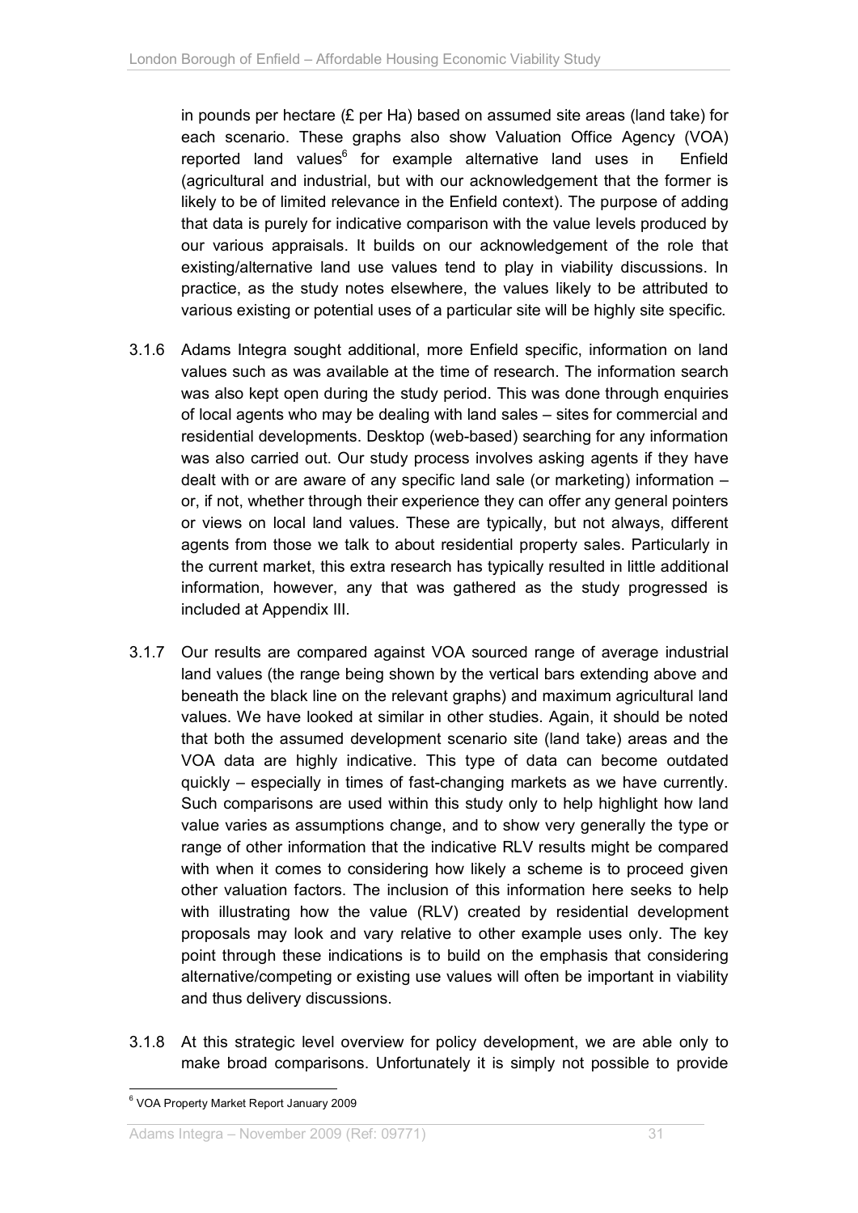in pounds per hectare (£ per Ha) based on assumed site areas (land take) for each scenario. These graphs also show Valuation Office Agency (VOA) reported land values[6] for example alternative land uses in Enfield (agricultural and industrial, but with our acknowledgement that the former is likely to be of limited relevance in the Enfield context). The purpose of adding that data is purely for indicative comparison with the value levels produced by our various appraisals. It builds on our acknowledgement of the role that existing/alternative land use values tend to play in viability discussions. In practice, as the study notes elsewhere, the values likely to be attributed to various existing or potential uses of a particular site will be highly site specific.

3.1.6 Adams Integra sought additional, more Enfield specific, information on land values such as was available at the time of research. The information search was also kept open during the study period. This was done through enquiries of local agents who may be dealing with land sales – sites for commercial and residential developments. Desktop (web-based) searching for any information was also carried out. Our study process involves asking agents if they have dealt with or are aware of any specific land sale (or marketing) information – or, if not, whether through their experience they can offer any general pointers or views on local land values. These are typically, but not always, different agents from those we talk to about residential property sales. Particularly in the current market, this extra research has typically resulted in little additional information, however, any that was gathered as the study progressed is included at Appendix III.

3.1.7 Our results are compared against VOA sourced range of average industrial land values (the range being shown by the vertical bars extending above and beneath the black line on the relevant graphs) and maximum agricultural land values. We have looked at similar in other studies. Again, it should be noted that both the assumed development scenario site (land take) areas and the VOA data are highly indicative. This type of data can become outdated quickly – especially in times of fast-changing markets as we have currently. Such comparisons are used within this study only to help highlight how land value varies as assumptions change, and to show very generally the type or range of other information that the indicative RLV results might be compared with when it comes to considering how likely a scheme is to proceed given other valuation factors. The inclusion of this information here seeks to help with illustrating how the value (RLV) created by residential development proposals may look and vary relative to other example uses only. The key point through these indications is to build on the emphasis that considering alternative/competing or existing use values will often be important in viability and thus delivery discussions.

3.1.8 At this strategic level overview for policy development, we are able only to make broad comparisons. Unfortunately it is simply not possible to provide

[6] VOA Property Market Report January 2009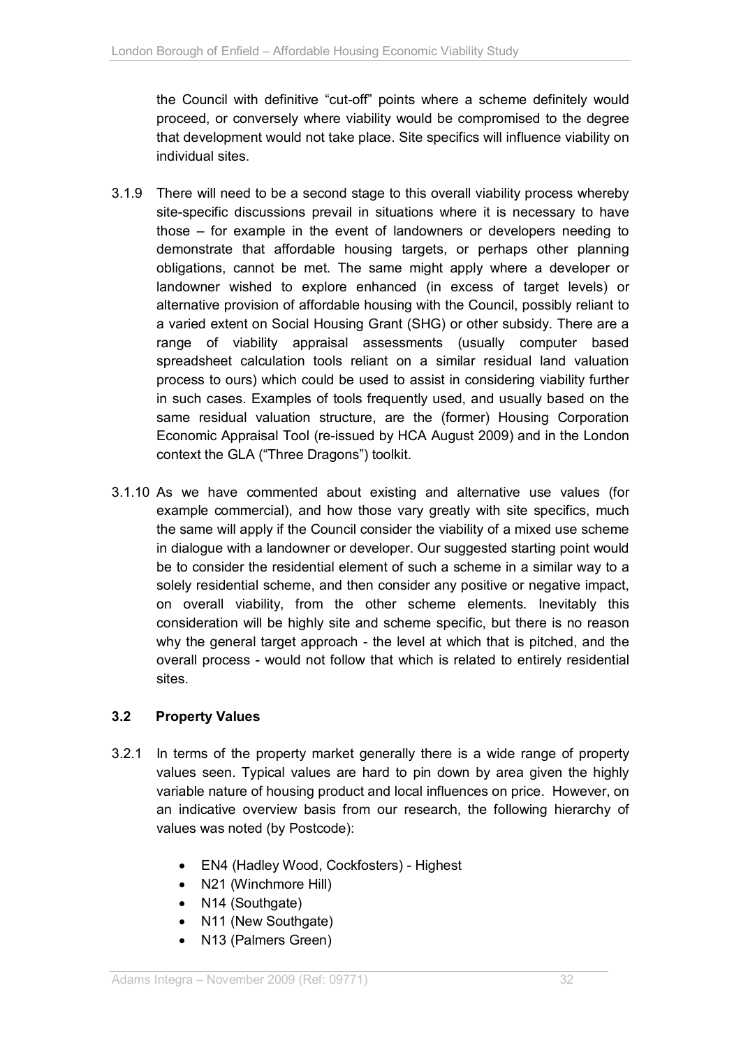the Council with definitive "cut-off" points where a scheme definitely would proceed, or conversely where viability would be compromised to the degree that development would not take place. Site specifics will influence viability on individual sites.

3.1.9 There will need to be a second stage to this overall viability process whereby site-specific discussions prevail in situations where it is necessary to have those – for example in the event of landowners or developers needing to demonstrate that affordable housing targets, or perhaps other planning obligations, cannot be met. The same might apply where a developer or landowner wished to explore enhanced (in excess of target levels) or alternative provision of affordable housing with the Council, possibly reliant to a varied extent on Social Housing Grant (SHG) or other subsidy. There are a range of viability appraisal assessments (usually computer based spreadsheet calculation tools reliant on a similar residual land valuation process to ours) which could be used to assist in considering viability further in such cases. Examples of tools frequently used, and usually based on the same residual valuation structure, are the (former) Housing Corporation Economic Appraisal Tool (re-issued by HCA August 2009) and in the London context the GLA ("Three Dragons") toolkit.

3.1.10 As we have commented about existing and alternative use values (for example commercial), and how those vary greatly with site specifics, much the same will apply if the Council consider the viability of a mixed use scheme in dialogue with a landowner or developer. Our suggested starting point would be to consider the residential element of such a scheme in a similar way to a solely residential scheme, and then consider any positive or negative impact, on overall viability, from the other scheme elements. Inevitably this consideration will be highly site and scheme specific, but there is no reason why the general target approach - the level at which that is pitched, and the overall process - would not follow that which is related to entirely residential sites.

### 3.2 Property Values

3.2.1 In terms of the property market generally there is a wide range of property values seen. Typical values are hard to pin down by area given the highly variable nature of housing product and local influences on price. However, on an indicative overview basis from our research, the following hierarchy of values was noted (by Postcode):

- EN4 (Hadley Wood, Cockfosters) - Highest
- N21 (Winchmore Hill)
- N14 (Southgate)
- N11 (New Southgate)
- N13 (Palmers Green)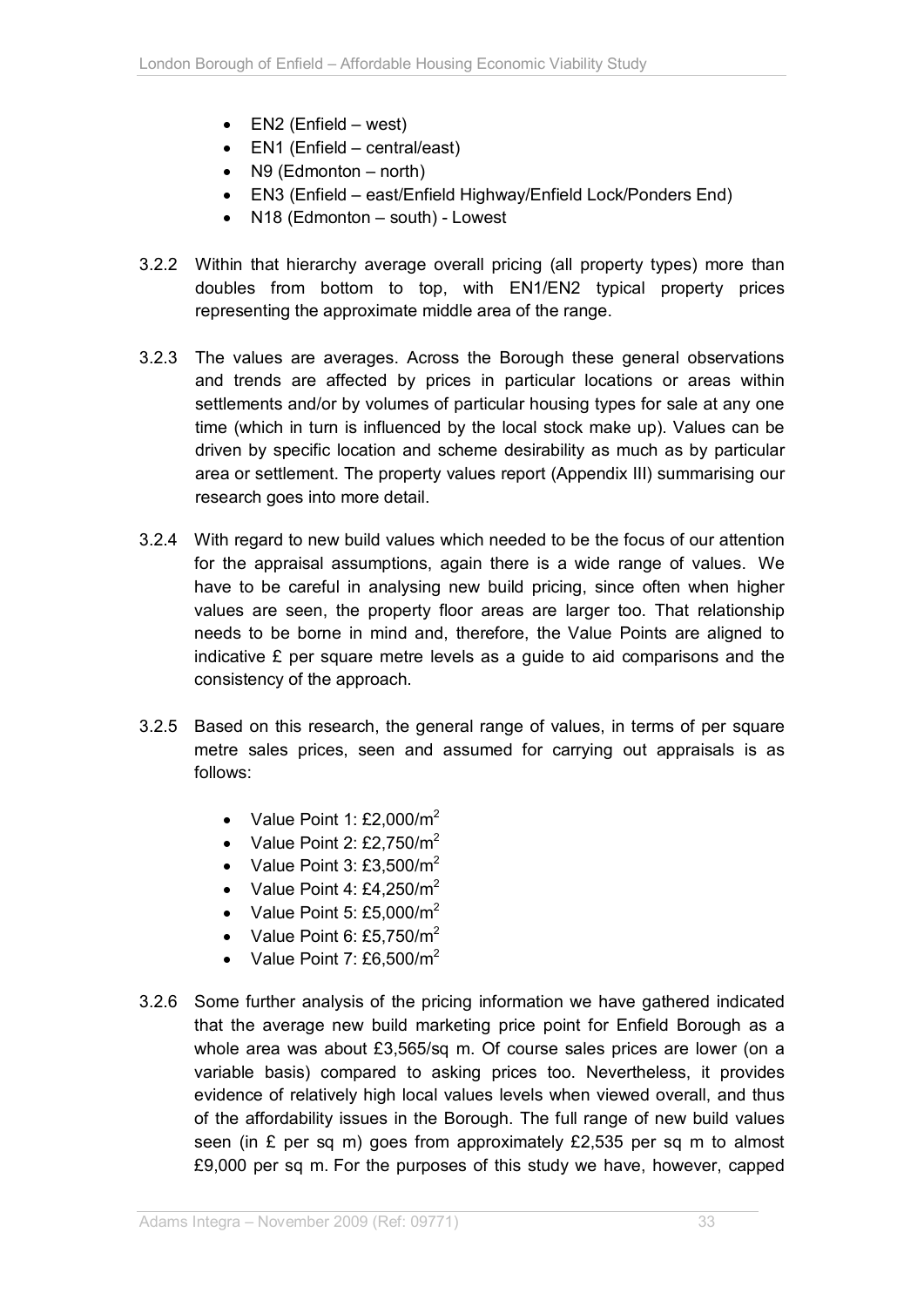- EN2 (Enfield – west)
- EN1 (Enfield – central/east)
- N9 (Edmonton – north)
- EN3 (Enfield – east/Enfield Highway/Enfield Lock/Ponders End)
- N18 (Edmonton – south) - Lowest

3.2.2 Within that hierarchy average overall pricing (all property types) more than doubles from bottom to top, with EN1/EN2 typical property prices representing the approximate middle area of the range.

3.2.3 The values are averages. Across the Borough these general observations and trends are affected by prices in particular locations or areas within settlements and/or by volumes of particular housing types for sale at any one time (which in turn is influenced by the local stock make up). Values can be driven by specific location and scheme desirability as much as by particular area or settlement. The property values report (Appendix III) summarising our research goes into more detail.

3.2.4 With regard to new build values which needed to be the focus of our attention for the appraisal assumptions, again there is a wide range of values. We have to be careful in analysing new build pricing, since often when higher values are seen, the property floor areas are larger too. That relationship needs to be borne in mind and, therefore, the Value Points are aligned to indicative £ per square metre levels as a guide to aid comparisons and the consistency of the approach.

3.2.5 Based on this research, the general range of values, in terms of per square metre sales prices, seen and assumed for carrying out appraisals is as follows:

- Value Point 1: £2,000/m$^2$
- Value Point 2: £2,750/m$^2$
- Value Point 3: £3,500/m$^2$
- Value Point 4: £4,250/m$^2$
- Value Point 5: £5,000/m$^2$
- Value Point 6: £5,750/m$^2$
- Value Point 7: £6,500/m$^2$

3.2.6 Some further analysis of the pricing information we have gathered indicated that the average new build marketing price point for Enfield Borough as a whole area was about £3,565/sq m. Of course sales prices are lower (on a variable basis) compared to asking prices too. Nevertheless, it provides evidence of relatively high local values levels when viewed overall, and thus of the affordability issues in the Borough. The full range of new build values seen (in £ per sq m) goes from approximately £2,535 per sq m to almost £9,000 per sq m. For the purposes of this study we have, however, capped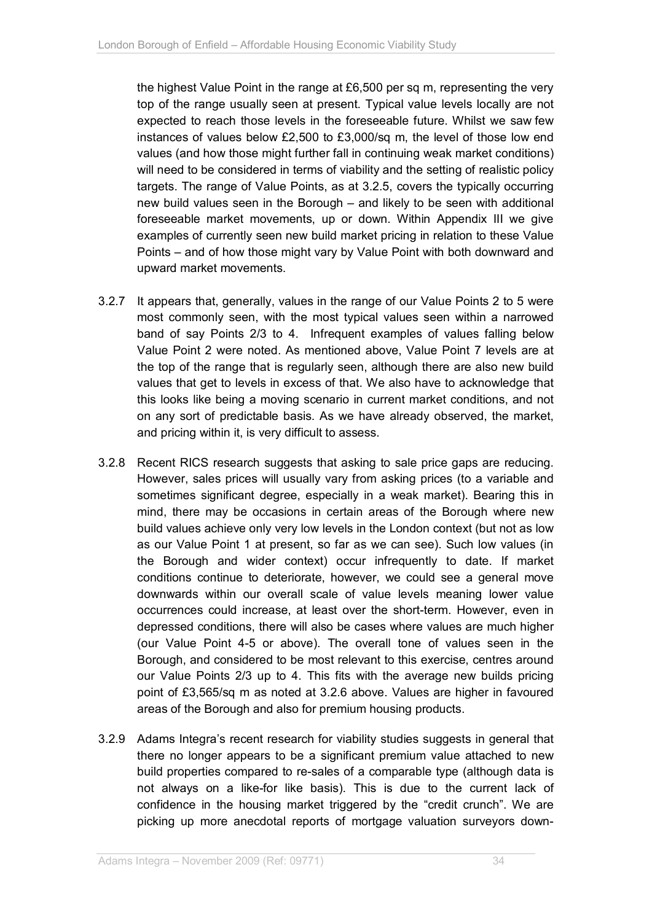the highest Value Point in the range at £6,500 per sq m, representing the very top of the range usually seen at present. Typical value levels locally are not expected to reach those levels in the foreseeable future. Whilst we saw few instances of values below £2,500 to £3,000/sq m, the level of those low end values (and how those might further fall in continuing weak market conditions) will need to be considered in terms of viability and the setting of realistic policy targets. The range of Value Points, as at 3.2.5, covers the typically occurring new build values seen in the Borough – and likely to be seen with additional foreseeable market movements, up or down. Within Appendix III we give examples of currently seen new build market pricing in relation to these Value Points – and of how those might vary by Value Point with both downward and upward market movements.

3.2.7 It appears that, generally, values in the range of our Value Points 2 to 5 were most commonly seen, with the most typical values seen within a narrowed band of say Points 2/3 to 4. Infrequent examples of values falling below Value Point 2 were noted. As mentioned above, Value Point 7 levels are at the top of the range that is regularly seen, although there are also new build values that get to levels in excess of that. We also have to acknowledge that this looks like being a moving scenario in current market conditions, and not on any sort of predictable basis. As we have already observed, the market, and pricing within it, is very difficult to assess.

3.2.8 Recent RICS research suggests that asking to sale price gaps are reducing. However, sales prices will usually vary from asking prices (to a variable and sometimes significant degree, especially in a weak market). Bearing this in mind, there may be occasions in certain areas of the Borough where new build values achieve only very low levels in the London context (but not as low as our Value Point 1 at present, so far as we can see). Such low values (in the Borough and wider context) occur infrequently to date. If market conditions continue to deteriorate, however, we could see a general move downwards within our overall scale of value levels meaning lower value occurrences could increase, at least over the short-term. However, even in depressed conditions, there will also be cases where values are much higher (our Value Point 4-5 or above). The overall tone of values seen in the Borough, and considered to be most relevant to this exercise, centres around our Value Points 2/3 up to 4. This fits with the average new builds pricing point of £3,565/sq m as noted at 3.2.6 above. Values are higher in favoured areas of the Borough and also for premium housing products.

3.2.9 Adams Integra's recent research for viability studies suggests in general that there no longer appears to be a significant premium value attached to new build properties compared to re-sales of a comparable type (although data is not always on a like-for like basis). This is due to the current lack of confidence in the housing market triggered by the "credit crunch". We are picking up more anecdotal reports of mortgage valuation surveyors down-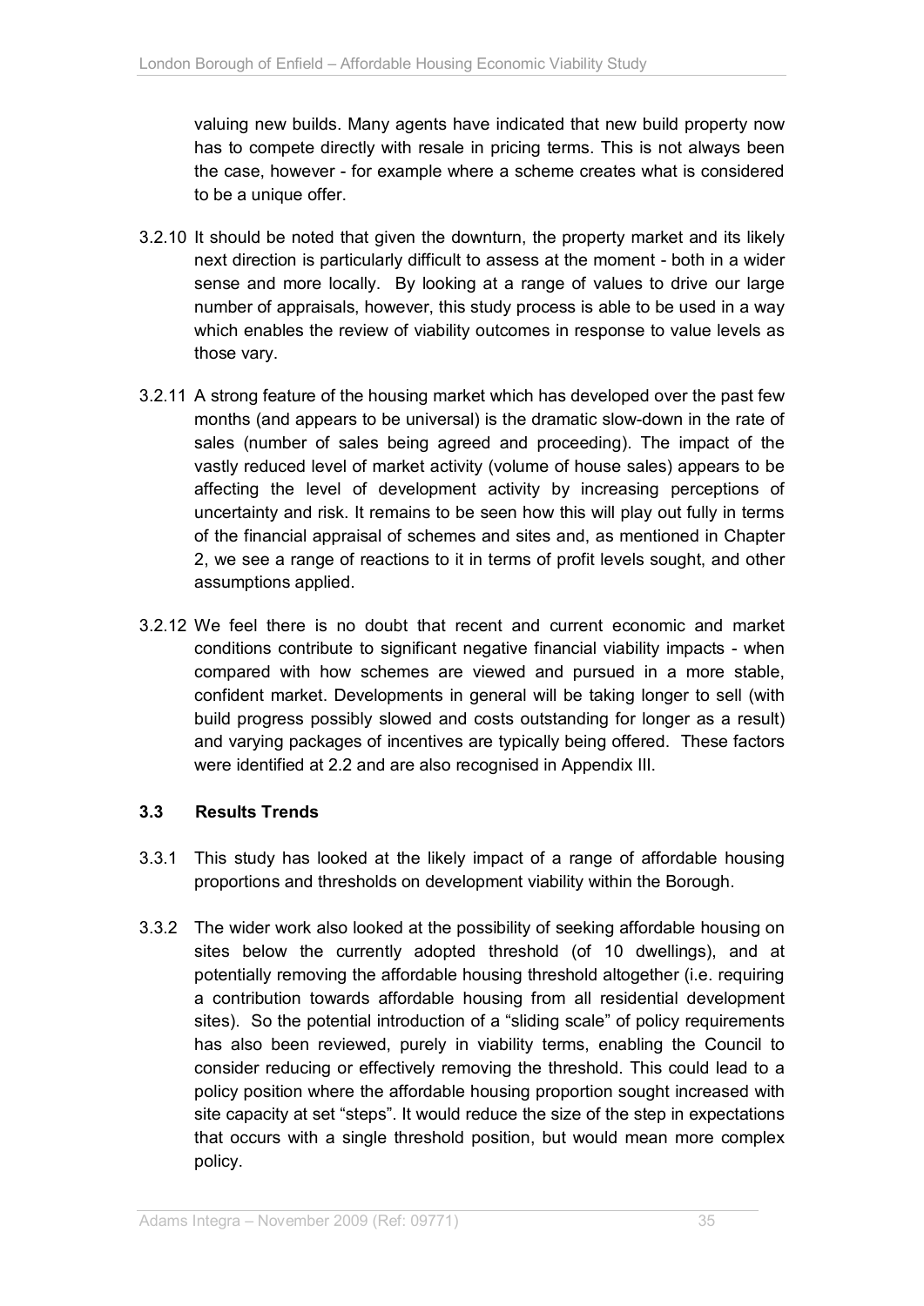valuing new builds. Many agents have indicated that new build property now has to compete directly with resale in pricing terms. This is not always been the case, however - for example where a scheme creates what is considered to be a unique offer.

3.2.10 It should be noted that given the downturn, the property market and its likely next direction is particularly difficult to assess at the moment - both in a wider sense and more locally. By looking at a range of values to drive our large number of appraisals, however, this study process is able to be used in a way which enables the review of viability outcomes in response to value levels as those vary.

3.2.11 A strong feature of the housing market which has developed over the past few months (and appears to be universal) is the dramatic slow-down in the rate of sales (number of sales being agreed and proceeding). The impact of the vastly reduced level of market activity (volume of house sales) appears to be affecting the level of development activity by increasing perceptions of uncertainty and risk. It remains to be seen how this will play out fully in terms of the financial appraisal of schemes and sites and, as mentioned in Chapter 2, we see a range of reactions to it in terms of profit levels sought, and other assumptions applied.

3.2.12 We feel there is no doubt that recent and current economic and market conditions contribute to significant negative financial viability impacts - when compared with how schemes are viewed and pursued in a more stable, confident market. Developments in general will be taking longer to sell (with build progress possibly slowed and costs outstanding for longer as a result) and varying packages of incentives are typically being offered. These factors were identified at 2.2 and are also recognised in Appendix III.

### 3.3 Results Trends

3.3.1 This study has looked at the likely impact of a range of affordable housing proportions and thresholds on development viability within the Borough.

3.3.2 The wider work also looked at the possibility of seeking affordable housing on sites below the currently adopted threshold (of 10 dwellings), and at potentially removing the affordable housing threshold altogether (i.e. requiring a contribution towards affordable housing from all residential development sites). So the potential introduction of a "sliding scale" of policy requirements has also been reviewed, purely in viability terms, enabling the Council to consider reducing or effectively removing the threshold. This could lead to a policy position where the affordable housing proportion sought increased with site capacity at set "steps". It would reduce the size of the step in expectations that occurs with a single threshold position, but would mean more complex policy.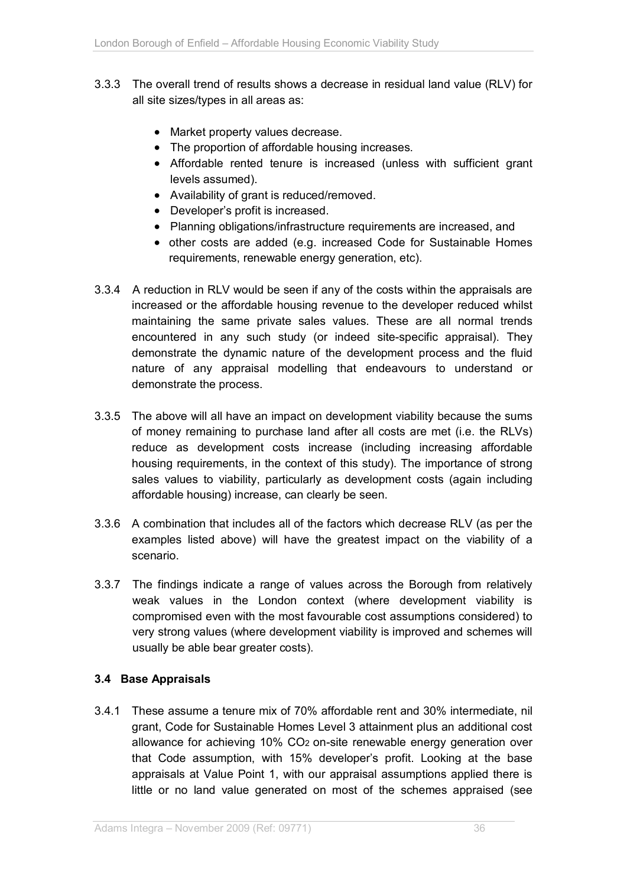3.3.3 The overall trend of results shows a decrease in residual land value (RLV) for all site sizes/types in all areas as:

- Market property values decrease.
- The proportion of affordable housing increases.
- Affordable rented tenure is increased (unless with sufficient grant levels assumed).
- Availability of grant is reduced/removed.
- Developer's profit is increased.
- Planning obligations/infrastructure requirements are increased, and
- other costs are added (e.g. increased Code for Sustainable Homes requirements, renewable energy generation, etc).

3.3.4 A reduction in RLV would be seen if any of the costs within the appraisals are increased or the affordable housing revenue to the developer reduced whilst maintaining the same private sales values. These are all normal trends encountered in any such study (or indeed site-specific appraisal). They demonstrate the dynamic nature of the development process and the fluid nature of any appraisal modelling that endeavours to understand or demonstrate the process.

3.3.5 The above will all have an impact on development viability because the sums of money remaining to purchase land after all costs are met (i.e. the RLVs) reduce as development costs increase (including increasing affordable housing requirements, in the context of this study). The importance of strong sales values to viability, particularly as development costs (again including affordable housing) increase, can clearly be seen.

3.3.6 A combination that includes all of the factors which decrease RLV (as per the examples listed above) will have the greatest impact on the viability of a scenario.

3.3.7 The findings indicate a range of values across the Borough from relatively weak values in the London context (where development viability is compromised even with the most favourable cost assumptions considered) to very strong values (where development viability is improved and schemes will usually be able bear greater costs).

### 3.4 Base Appraisals

3.4.1 These assume a tenure mix of 70% affordable rent and 30% intermediate, nil grant, Code for Sustainable Homes Level 3 attainment plus an additional cost allowance for achieving 10% $CO_2$ on-site renewable energy generation over that Code assumption, with 15% developer's profit. Looking at the base appraisals at Value Point 1, with our appraisal assumptions applied there is little or no land value generated on most of the schemes appraised (see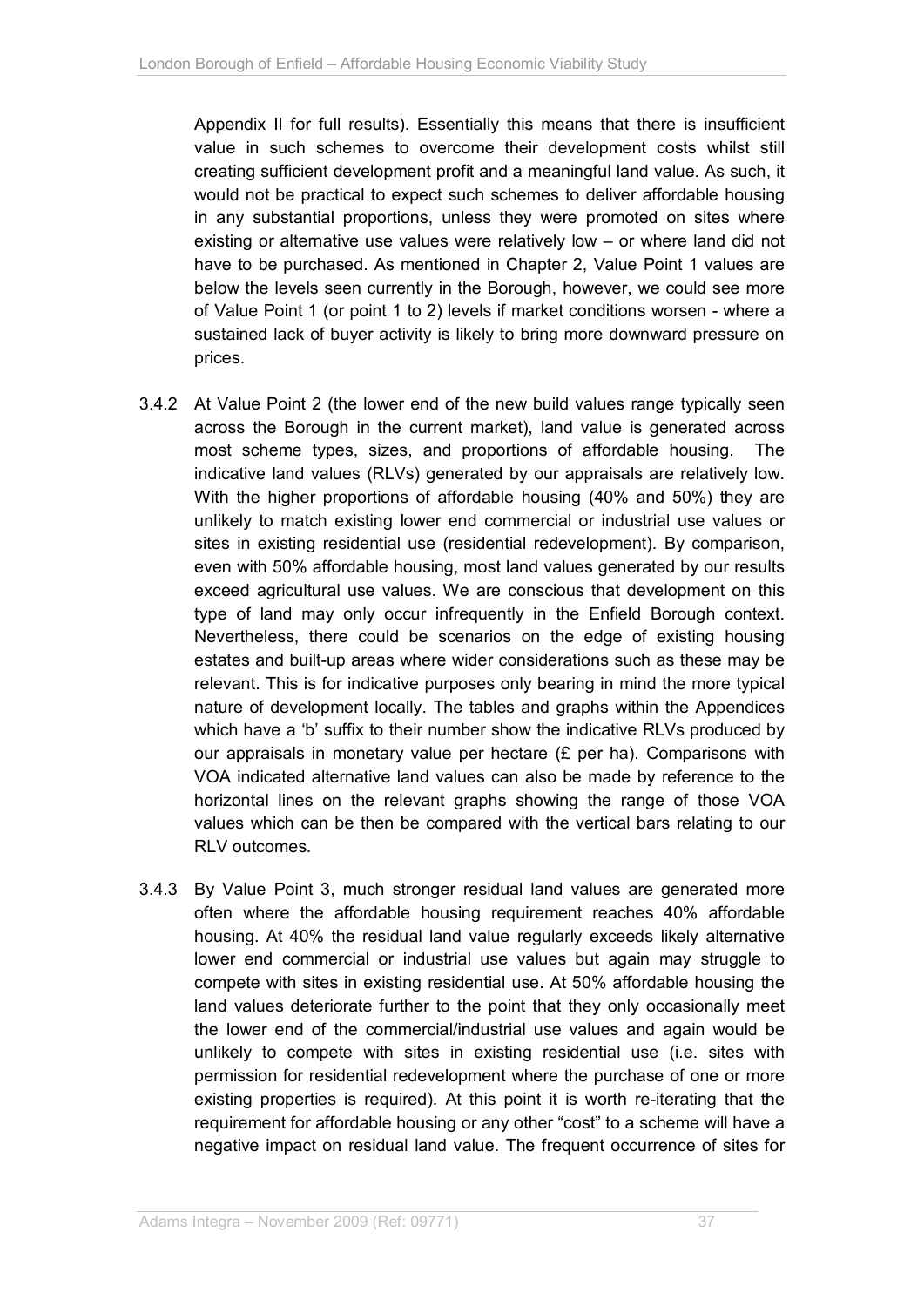Appendix II for full results). Essentially this means that there is insufficient value in such schemes to overcome their development costs whilst still creating sufficient development profit and a meaningful land value. As such, it would not be practical to expect such schemes to deliver affordable housing in any substantial proportions, unless they were promoted on sites where existing or alternative use values were relatively low – or where land did not have to be purchased. As mentioned in Chapter 2, Value Point 1 values are below the levels seen currently in the Borough, however, we could see more of Value Point 1 (or point 1 to 2) levels if market conditions worsen - where a sustained lack of buyer activity is likely to bring more downward pressure on prices.

3.4.2 At Value Point 2 (the lower end of the new build values range typically seen across the Borough in the current market), land value is generated across most scheme types, sizes, and proportions of affordable housing. The indicative land values (RLVs) generated by our appraisals are relatively low. With the higher proportions of affordable housing (40% and 50%) they are unlikely to match existing lower end commercial or industrial use values or sites in existing residential use (residential redevelopment). By comparison, even with 50% affordable housing, most land values generated by our results exceed agricultural use values. We are conscious that development on this type of land may only occur infrequently in the Enfield Borough context. Nevertheless, there could be scenarios on the edge of existing housing estates and built-up areas where wider considerations such as these may be relevant. This is for indicative purposes only bearing in mind the more typical nature of development locally. The tables and graphs within the Appendices which have a 'b' suffix to their number show the indicative RLVs produced by our appraisals in monetary value per hectare (£ per ha). Comparisons with VOA indicated alternative land values can also be made by reference to the horizontal lines on the relevant graphs showing the range of those VOA values which can be then be compared with the vertical bars relating to our RLV outcomes.

3.4.3 By Value Point 3, much stronger residual land values are generated more often where the affordable housing requirement reaches 40% affordable housing. At 40% the residual land value regularly exceeds likely alternative lower end commercial or industrial use values but again may struggle to compete with sites in existing residential use. At 50% affordable housing the land values deteriorate further to the point that they only occasionally meet the lower end of the commercial/industrial use values and again would be unlikely to compete with sites in existing residential use (i.e. sites with permission for residential redevelopment where the purchase of one or more existing properties is required). At this point it is worth re-iterating that the requirement for affordable housing or any other "cost" to a scheme will have a negative impact on residual land value. The frequent occurrence of sites for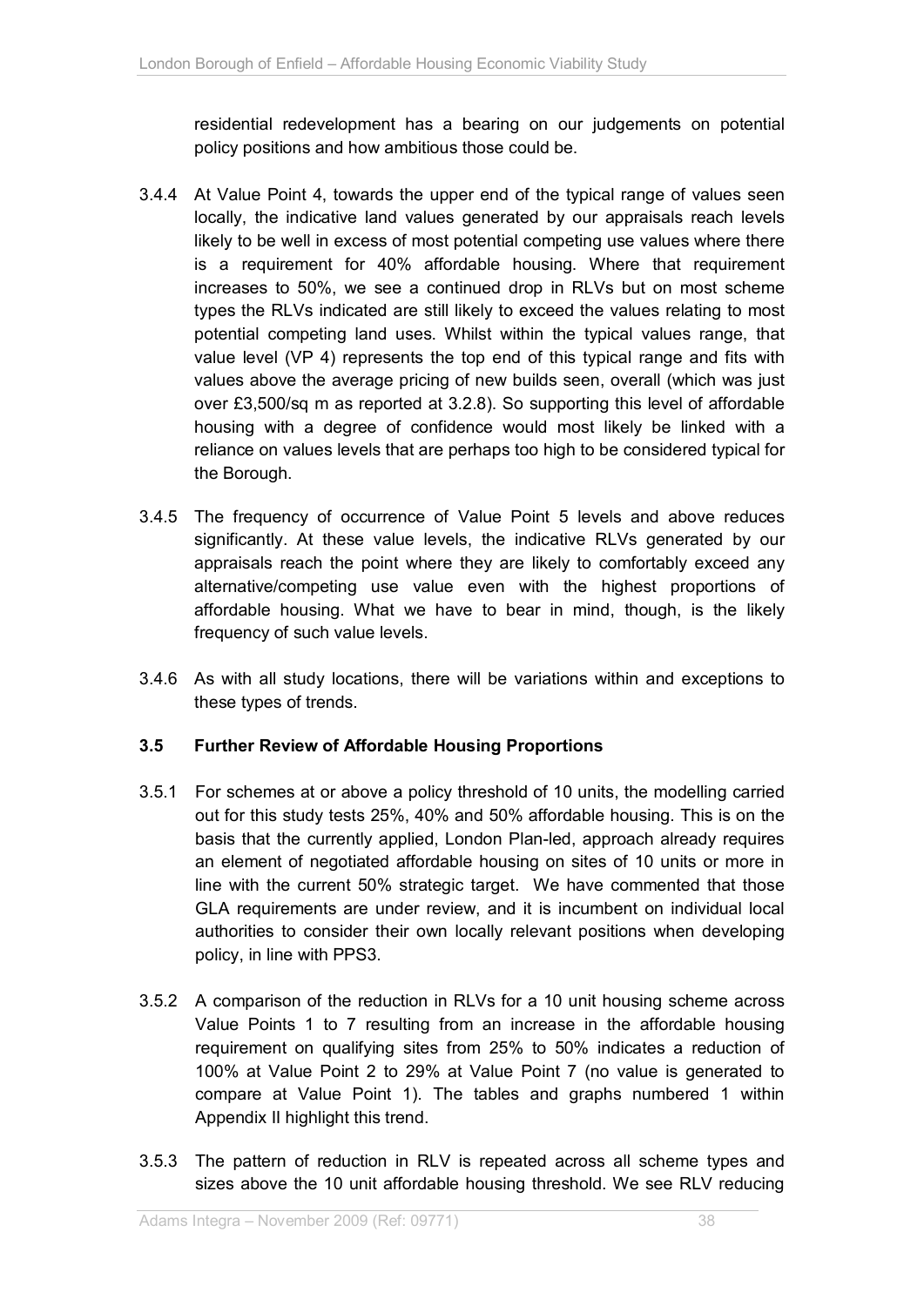residential redevelopment has a bearing on our judgements on potential policy positions and how ambitious those could be.

3.4.4 At Value Point 4, towards the upper end of the typical range of values seen locally, the indicative land values generated by our appraisals reach levels likely to be well in excess of most potential competing use values where there is a requirement for 40% affordable housing. Where that requirement increases to 50%, we see a continued drop in RLVs but on most scheme types the RLVs indicated are still likely to exceed the values relating to most potential competing land uses. Whilst within the typical values range, that value level (VP 4) represents the top end of this typical range and fits with values above the average pricing of new builds seen, overall (which was just over £3,500/sq m as reported at 3.2.8). So supporting this level of affordable housing with a degree of confidence would most likely be linked with a reliance on values levels that are perhaps too high to be considered typical for the Borough.

3.4.5 The frequency of occurrence of Value Point 5 levels and above reduces significantly. At these value levels, the indicative RLVs generated by our appraisals reach the point where they are likely to comfortably exceed any alternative/competing use value even with the highest proportions of affordable housing. What we have to bear in mind, though, is the likely frequency of such value levels.

3.4.6 As with all study locations, there will be variations within and exceptions to these types of trends.

### 3.5 Further Review of Affordable Housing Proportions

3.5.1 For schemes at or above a policy threshold of 10 units, the modelling carried out for this study tests 25%, 40% and 50% affordable housing. This is on the basis that the currently applied, London Plan-led, approach already requires an element of negotiated affordable housing on sites of 10 units or more in line with the current 50% strategic target. We have commented that those GLA requirements are under review, and it is incumbent on individual local authorities to consider their own locally relevant positions when developing policy, in line with PPS3.

3.5.2 A comparison of the reduction in RLVs for a 10 unit housing scheme across Value Points 1 to 7 resulting from an increase in the affordable housing requirement on qualifying sites from 25% to 50% indicates a reduction of 100% at Value Point 2 to 29% at Value Point 7 (no value is generated to compare at Value Point 1). The tables and graphs numbered 1 within Appendix II highlight this trend.

3.5.3 The pattern of reduction in RLV is repeated across all scheme types and sizes above the 10 unit affordable housing threshold. We see RLV reducing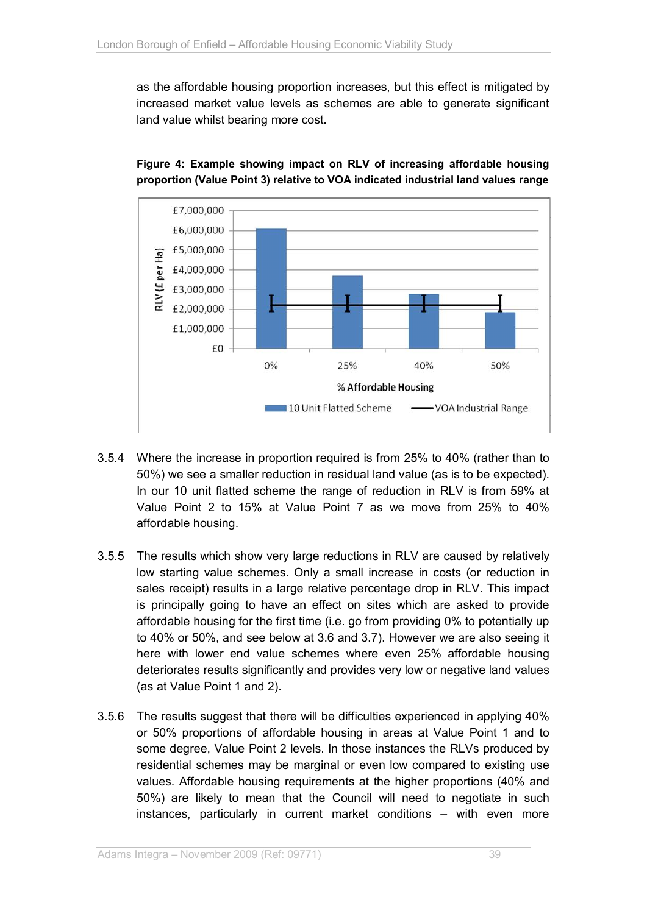as the affordable housing proportion increases, but this effect is mitigated by increased market value levels as schemes are able to generate significant land value whilst bearing more cost.

**Figure 4: Example showing impact on RLV of increasing affordable housing proportion (Value Point 3) relative to VOA indicated industrial land values range**

3.5.4 Where the increase in proportion required is from 25% to 40% (rather than to 50%) we see a smaller reduction in residual land value (as is to be expected). In our 10 unit flatted scheme the range of reduction in RLV is from 59% at Value Point 2 to 15% at Value Point 7 as we move from 25% to 40% affordable housing.

3.5.5 The results which show very large reductions in RLV are caused by relatively low starting value schemes. Only a small increase in costs (or reduction in sales receipt) results in a large relative percentage drop in RLV. This impact is principally going to have an effect on sites which are asked to provide affordable housing for the first time (i.e. go from providing 0% to potentially up to 40% or 50%, and see below at 3.6 and 3.7). However we are also seeing it here with lower end value schemes where even 25% affordable housing deteriorates results significantly and provides very low or negative land values (as at Value Point 1 and 2).

3.5.6 The results suggest that there will be difficulties experienced in applying 40% or 50% proportions of affordable housing in areas at Value Point 1 and to some degree, Value Point 2 levels. In those instances the RLVs produced by residential schemes may be marginal or even low compared to existing use values. Affordable housing requirements at the higher proportions (40% and 50%) are likely to mean that the Council will need to negotiate in such instances, particularly in current market conditions – with even more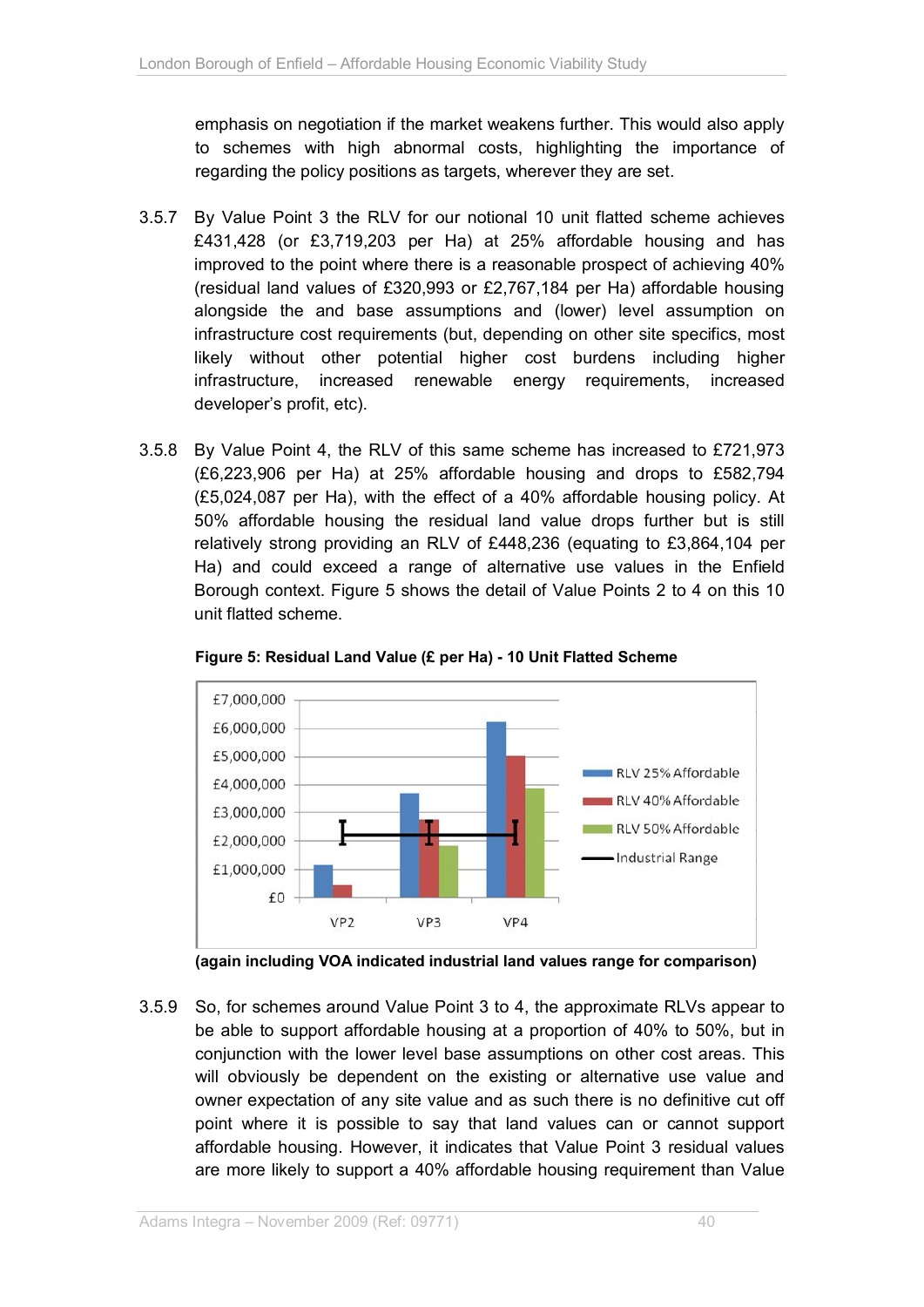emphasis on negotiation if the market weakens further. This would also apply to schemes with high abnormal costs, highlighting the importance of regarding the policy positions as targets, wherever they are set.

3.5.7 By Value Point 3 the RLV for our notional 10 unit flatted scheme achieves £431,428 (or £3,719,203 per Ha) at 25% affordable housing and has improved to the point where there is a reasonable prospect of achieving 40% (residual land values of £320,993 or £2,767,184 per Ha) affordable housing alongside the and base assumptions and (lower) level assumption on infrastructure cost requirements (but, depending on other site specifics, most likely without other potential higher cost burdens including higher infrastructure, increased renewable energy requirements, increased developer's profit, etc).

3.5.8 By Value Point 4, the RLV of this same scheme has increased to £721,973 (£6,223,906 per Ha) at 25% affordable housing and drops to £582,794 (£5,024,087 per Ha), with the effect of a 40% affordable housing policy. At 50% affordable housing the residual land value drops further but is still relatively strong providing an RLV of £448,236 (equating to £3,864,104 per Ha) and could exceed a range of alternative use values in the Enfield Borough context. Figure 5 shows the detail of Value Points 2 to 4 on this 10 unit flatted scheme.

**Figure 5: Residual Land Value (£ per Ha) - 10 Unit Flatted Scheme**

**(again including VOA indicated industrial land values range for comparison)**

3.5.9 So, for schemes around Value Point 3 to 4, the approximate RLVs appear to be able to support affordable housing at a proportion of 40% to 50%, but in conjunction with the lower level base assumptions on other cost areas. This will obviously be dependent on the existing or alternative use value and owner expectation of any site value and as such there is no definitive cut off point where it is possible to say that land values can or cannot support affordable housing. However, it indicates that Value Point 3 residual values are more likely to support a 40% affordable housing requirement than Value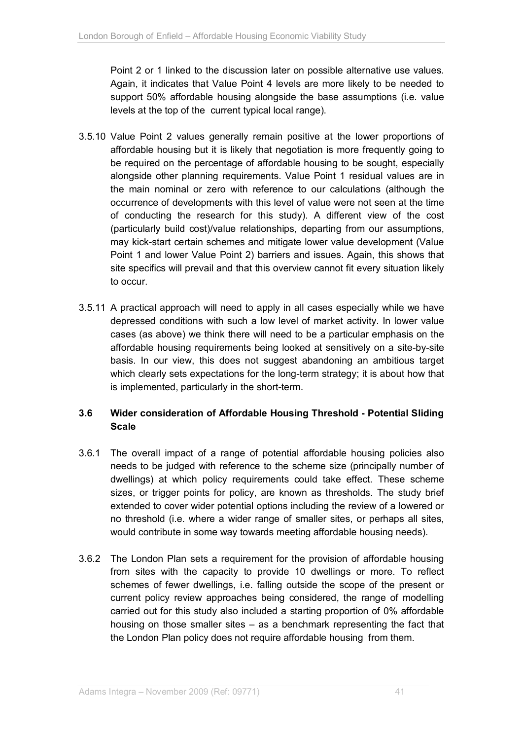Point 2 or 1 linked to the discussion later on possible alternative use values. Again, it indicates that Value Point 4 levels are more likely to be needed to support 50% affordable housing alongside the base assumptions (i.e. value levels at the top of the current typical local range).

3.5.10 Value Point 2 values generally remain positive at the lower proportions of affordable housing but it is likely that negotiation is more frequently going to be required on the percentage of affordable housing to be sought, especially alongside other planning requirements. Value Point 1 residual values are in the main nominal or zero with reference to our calculations (although the occurrence of developments with this level of value were not seen at the time of conducting the research for this study). A different view of the cost (particularly build cost)/value relationships, departing from our assumptions, may kick-start certain schemes and mitigate lower value development (Value Point 1 and lower Value Point 2) barriers and issues. Again, this shows that site specifics will prevail and that this overview cannot fit every situation likely to occur.

3.5.11 A practical approach will need to apply in all cases especially while we have depressed conditions with such a low level of market activity. In lower value cases (as above) we think there will need to be a particular emphasis on the affordable housing requirements being looked at sensitively on a site-by-site basis. In our view, this does not suggest abandoning an ambitious target which clearly sets expectations for the long-term strategy; it is about how that is implemented, particularly in the short-term.

### 3.6 Wider consideration of Affordable Housing Threshold - Potential Sliding Scale

3.6.1 The overall impact of a range of potential affordable housing policies also needs to be judged with reference to the scheme size (principally number of dwellings) at which policy requirements could take effect. These scheme sizes, or trigger points for policy, are known as thresholds. The study brief extended to cover wider potential options including the review of a lowered or no threshold (i.e. where a wider range of smaller sites, or perhaps all sites, would contribute in some way towards meeting affordable housing needs).

3.6.2 The London Plan sets a requirement for the provision of affordable housing from sites with the capacity to provide 10 dwellings or more. To reflect schemes of fewer dwellings, i.e. falling outside the scope of the present or current policy review approaches being considered, the range of modelling carried out for this study also included a starting proportion of 0% affordable housing on those smaller sites – as a benchmark representing the fact that the London Plan policy does not require affordable housing from them.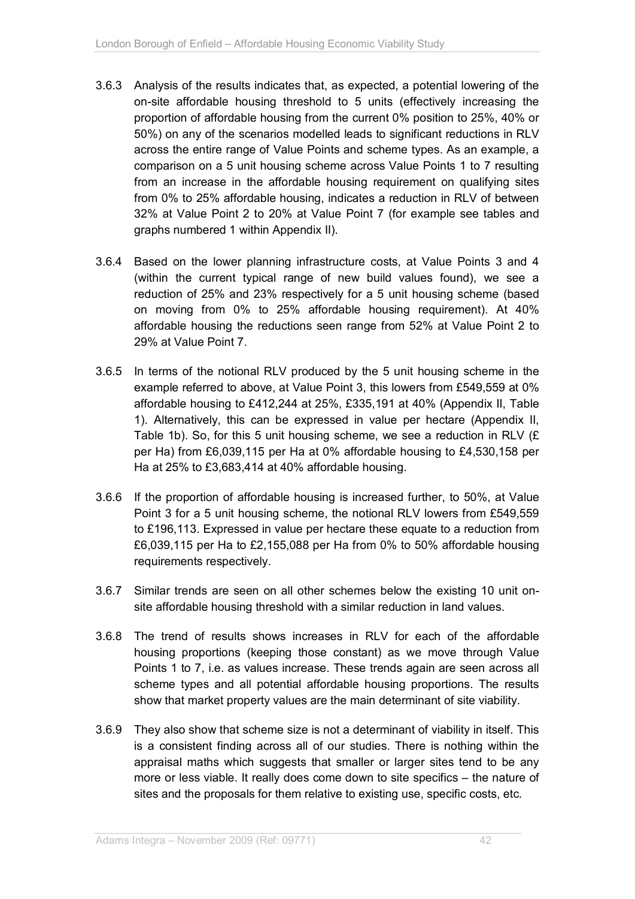3.6.3 Analysis of the results indicates that, as expected, a potential lowering of the on-site affordable housing threshold to 5 units (effectively increasing the proportion of affordable housing from the current 0% position to 25%, 40% or 50%) on any of the scenarios modelled leads to significant reductions in RLV across the entire range of Value Points and scheme types. As an example, a comparison on a 5 unit housing scheme across Value Points 1 to 7 resulting from an increase in the affordable housing requirement on qualifying sites from 0% to 25% affordable housing, indicates a reduction in RLV of between 32% at Value Point 2 to 20% at Value Point 7 (for example see tables and graphs numbered 1 within Appendix II).

3.6.4 Based on the lower planning infrastructure costs, at Value Points 3 and 4 (within the current typical range of new build values found), we see a reduction of 25% and 23% respectively for a 5 unit housing scheme (based on moving from 0% to 25% affordable housing requirement). At 40% affordable housing the reductions seen range from 52% at Value Point 2 to 29% at Value Point 7.

3.6.5 In terms of the notional RLV produced by the 5 unit housing scheme in the example referred to above, at Value Point 3, this lowers from £549,559 at 0% affordable housing to £412,244 at 25%, £335,191 at 40% (Appendix II, Table 1). Alternatively, this can be expressed in value per hectare (Appendix II, Table 1b). So, for this 5 unit housing scheme, we see a reduction in RLV (£ per Ha) from £6,039,115 per Ha at 0% affordable housing to £4,530,158 per Ha at 25% to £3,683,414 at 40% affordable housing.

3.6.6 If the proportion of affordable housing is increased further, to 50%, at Value Point 3 for a 5 unit housing scheme, the notional RLV lowers from £549,559 to £196,113. Expressed in value per hectare these equate to a reduction from £6,039,115 per Ha to £2,155,088 per Ha from 0% to 50% affordable housing requirements respectively.

3.6.7 Similar trends are seen on all other schemes below the existing 10 unit on-site affordable housing threshold with a similar reduction in land values.

3.6.8 The trend of results shows increases in RLV for each of the affordable housing proportions (keeping those constant) as we move through Value Points 1 to 7, i.e. as values increase. These trends again are seen across all scheme types and all potential affordable housing proportions. The results show that market property values are the main determinant of site viability.

3.6.9 They also show that scheme size is not a determinant of viability in itself. This is a consistent finding across all of our studies. There is nothing within the appraisal maths which suggests that smaller or larger sites tend to be any more or less viable. It really does come down to site specifics – the nature of sites and the proposals for them relative to existing use, specific costs, etc.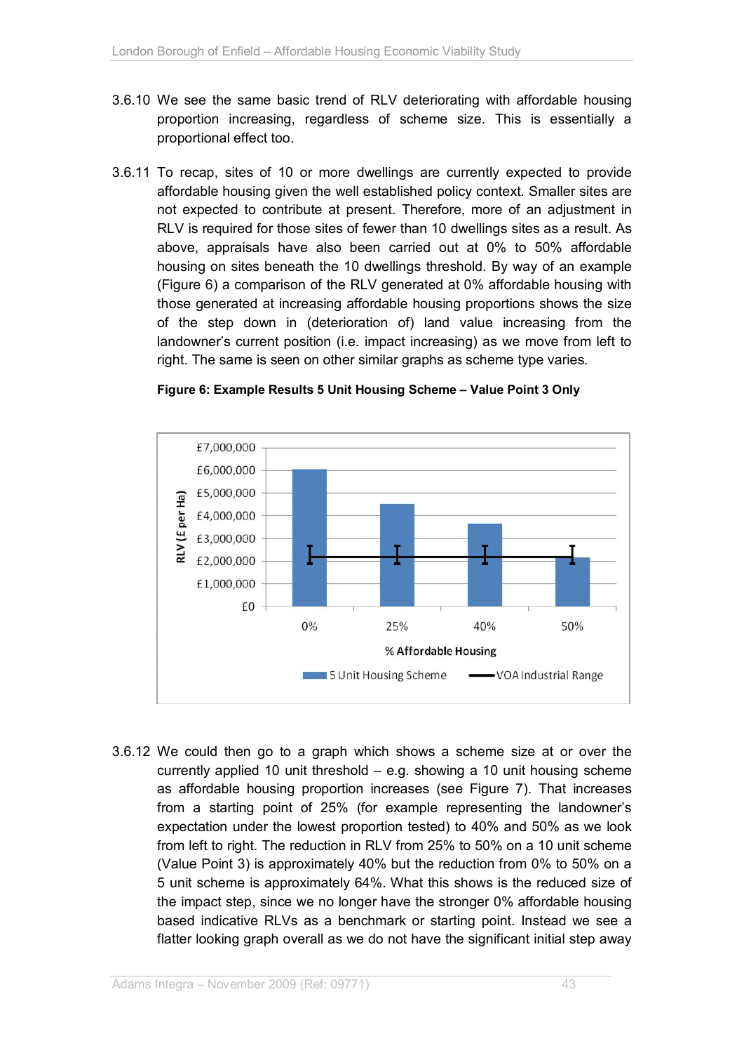3.6.10 We see the same basic trend of RLV deteriorating with affordable housing proportion increasing, regardless of scheme size. This is essentially a proportional effect too.

3.6.11 To recap, sites of 10 or more dwellings are currently expected to provide affordable housing given the well established policy context. Smaller sites are not expected to contribute at present. Therefore, more of an adjustment in RLV is required for those sites of fewer than 10 dwellings sites as a result. As above, appraisals have also been carried out at 0% to 50% affordable housing on sites beneath the 10 dwellings threshold. By way of an example (Figure 6) a comparison of the RLV generated at 0% affordable housing with those generated at increasing affordable housing proportions shows the size of the step down in (deterioration of) land value increasing from the landowner's current position (i.e. impact increasing) as we move from left to right. The same is seen on other similar graphs as scheme type varies.

**Figure 6: Example Results 5 Unit Housing Scheme – Value Point 3 Only**

3.6.12 We could then go to a graph which shows a scheme size at or over the currently applied 10 unit threshold – e.g. showing a 10 unit housing scheme as affordable housing proportion increases (see Figure 7). That increases from a starting point of 25% (for example representing the landowner's expectation under the lowest proportion tested) to 40% and 50% as we look from left to right. The reduction in RLV from 25% to 50% on a 10 unit scheme (Value Point 3) is approximately 40% but the reduction from 0% to 50% on a 5 unit scheme is approximately 64%. What this shows is the reduced size of the impact step, since we no longer have the stronger 0% affordable housing based indicative RLVs as a benchmark or starting point. Instead we see a flatter looking graph overall as we do not have the significant initial step away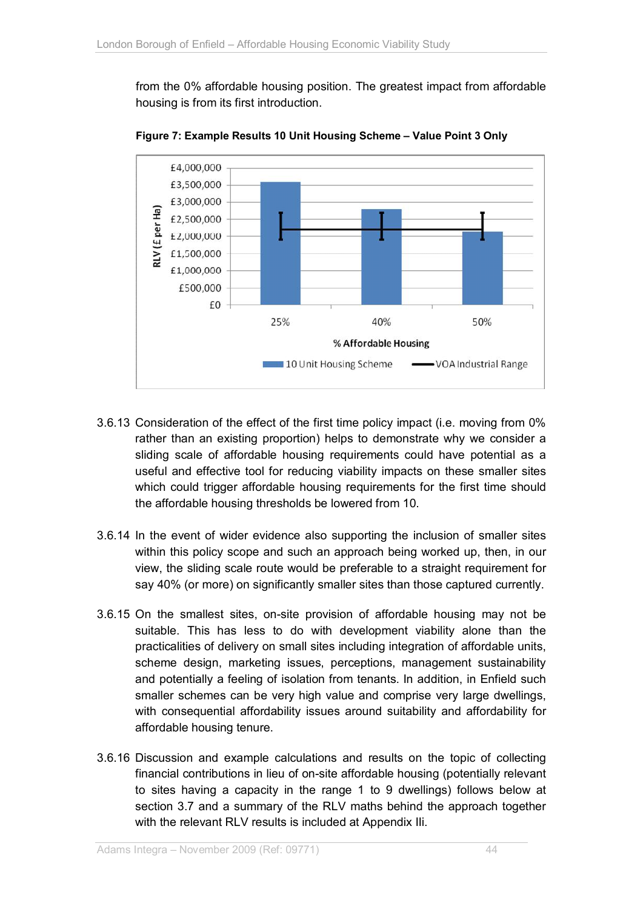from the 0% affordable housing position. The greatest impact from affordable housing is from its first introduction.

**Figure 7: Example Results 10 Unit Housing Scheme – Value Point 3 Only**

3.6.13 Consideration of the effect of the first time policy impact (i.e. moving from 0% rather than an existing proportion) helps to demonstrate why we consider a sliding scale of affordable housing requirements could have potential as a useful and effective tool for reducing viability impacts on these smaller sites which could trigger affordable housing requirements for the first time should the affordable housing thresholds be lowered from 10.

3.6.14 In the event of wider evidence also supporting the inclusion of smaller sites within this policy scope and such an approach being worked up, then, in our view, the sliding scale route would be preferable to a straight requirement for say 40% (or more) on significantly smaller sites than those captured currently.

3.6.15 On the smallest sites, on-site provision of affordable housing may not be suitable. This has less to do with development viability alone than the practicalities of delivery on small sites including integration of affordable units, scheme design, marketing issues, perceptions, management sustainability and potentially a feeling of isolation from tenants. In addition, in Enfield such smaller schemes can be very high value and comprise very large dwellings, with consequential affordability issues around suitability and affordability for affordable housing tenure.

3.6.16 Discussion and example calculations and results on the topic of collecting financial contributions in lieu of on-site affordable housing (potentially relevant to sites having a capacity in the range 1 to 9 dwellings) follows below at section 3.7 and a summary of the RLV maths behind the approach together with the relevant RLV results is included at Appendix IIi.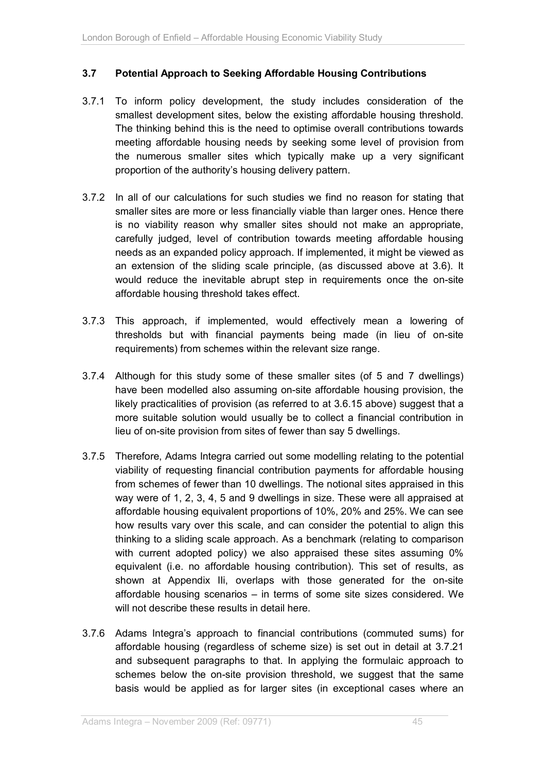### 3.7 Potential Approach to Seeking Affordable Housing Contributions

3.7.1 To inform policy development, the study includes consideration of the smallest development sites, below the existing affordable housing threshold. The thinking behind this is the need to optimise overall contributions towards meeting affordable housing needs by seeking some level of provision from the numerous smaller sites which typically make up a very significant proportion of the authority's housing delivery pattern.

3.7.2 In all of our calculations for such studies we find no reason for stating that smaller sites are more or less financially viable than larger ones. Hence there is no viability reason why smaller sites should not make an appropriate, carefully judged, level of contribution towards meeting affordable housing needs as an expanded policy approach. If implemented, it might be viewed as an extension of the sliding scale principle, (as discussed above at 3.6). It would reduce the inevitable abrupt step in requirements once the on-site affordable housing threshold takes effect.

3.7.3 This approach, if implemented, would effectively mean a lowering of thresholds but with financial payments being made (in lieu of on-site requirements) from schemes within the relevant size range.

3.7.4 Although for this study some of these smaller sites (of 5 and 7 dwellings) have been modelled also assuming on-site affordable housing provision, the likely practicalities of provision (as referred to at 3.6.15 above) suggest that a more suitable solution would usually be to collect a financial contribution in lieu of on-site provision from sites of fewer than say 5 dwellings.

3.7.5 Therefore, Adams Integra carried out some modelling relating to the potential viability of requesting financial contribution payments for affordable housing from schemes of fewer than 10 dwellings. The notional sites appraised in this way were of 1, 2, 3, 4, 5 and 9 dwellings in size. These were all appraised at affordable housing equivalent proportions of 10%, 20% and 25%. We can see how results vary over this scale, and can consider the potential to align this thinking to a sliding scale approach. As a benchmark (relating to comparison with current adopted policy) we also appraised these sites assuming 0% equivalent (i.e. no affordable housing contribution). This set of results, as shown at Appendix IIi, overlaps with those generated for the on-site affordable housing scenarios – in terms of some site sizes considered. We will not describe these results in detail here.

3.7.6 Adams Integra's approach to financial contributions (commuted sums) for affordable housing (regardless of scheme size) is set out in detail at 3.7.21 and subsequent paragraphs to that. In applying the formulaic approach to schemes below the on-site provision threshold, we suggest that the same basis would be applied as for larger sites (in exceptional cases where an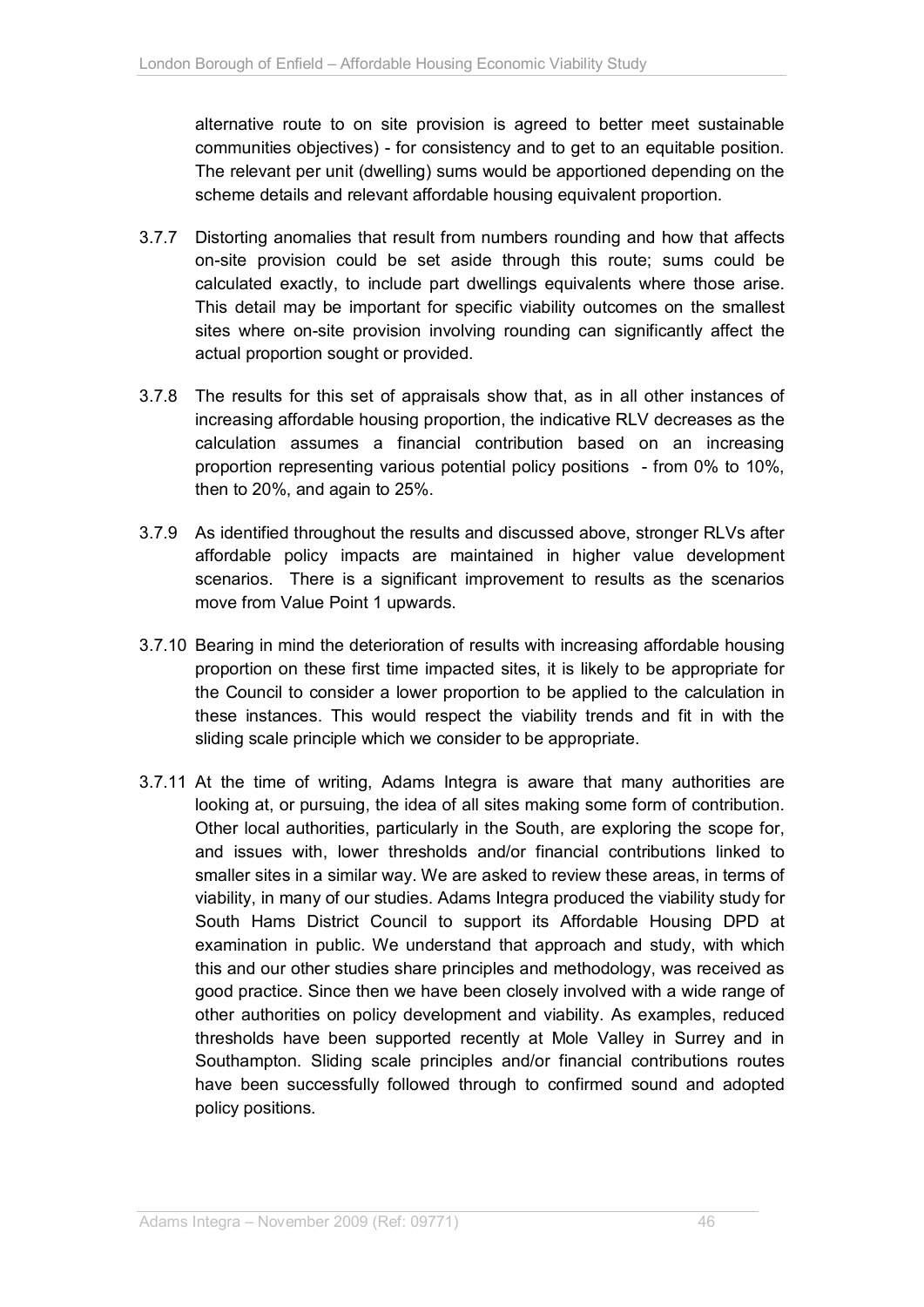alternative route to on site provision is agreed to better meet sustainable communities objectives) - for consistency and to get to an equitable position. The relevant per unit (dwelling) sums would be apportioned depending on the scheme details and relevant affordable housing equivalent proportion.

3.7.7 Distorting anomalies that result from numbers rounding and how that affects on-site provision could be set aside through this route; sums could be calculated exactly, to include part dwellings equivalents where those arise. This detail may be important for specific viability outcomes on the smallest sites where on-site provision involving rounding can significantly affect the actual proportion sought or provided.

3.7.8 The results for this set of appraisals show that, as in all other instances of increasing affordable housing proportion, the indicative RLV decreases as the calculation assumes a financial contribution based on an increasing proportion representing various potential policy positions - from 0% to 10%, then to 20%, and again to 25%.

3.7.9 As identified throughout the results and discussed above, stronger RLVs after affordable policy impacts are maintained in higher value development scenarios. There is a significant improvement to results as the scenarios move from Value Point 1 upwards.

3.7.10 Bearing in mind the deterioration of results with increasing affordable housing proportion on these first time impacted sites, it is likely to be appropriate for the Council to consider a lower proportion to be applied to the calculation in these instances. This would respect the viability trends and fit in with the sliding scale principle which we consider to be appropriate.

3.7.11 At the time of writing, Adams Integra is aware that many authorities are looking at, or pursuing, the idea of all sites making some form of contribution. Other local authorities, particularly in the South, are exploring the scope for, and issues with, lower thresholds and/or financial contributions linked to smaller sites in a similar way. We are asked to review these areas, in terms of viability, in many of our studies. Adams Integra produced the viability study for South Hams District Council to support its Affordable Housing DPD at examination in public. We understand that approach and study, with which this and our other studies share principles and methodology, was received as good practice. Since then we have been closely involved with a wide range of other authorities on policy development and viability. As examples, reduced thresholds have been supported recently at Mole Valley in Surrey and in Southampton. Sliding scale principles and/or financial contributions routes have been successfully followed through to confirmed sound and adopted policy positions.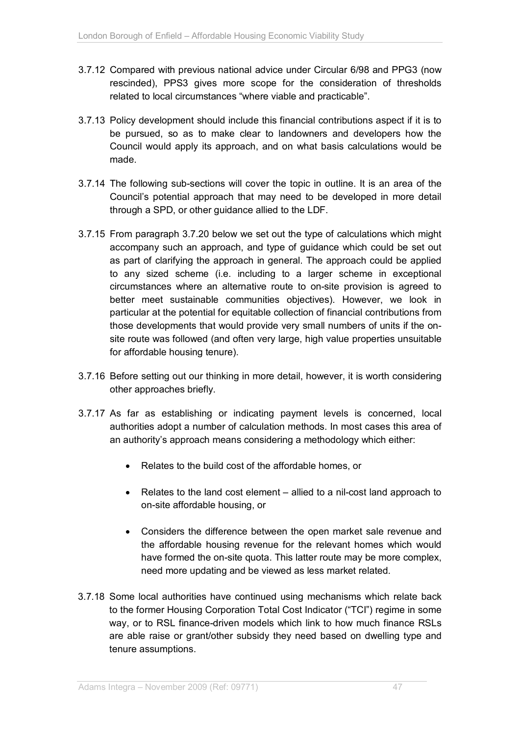3.7.12 Compared with previous national advice under Circular 6/98 and PPG3 (now rescinded), PPS3 gives more scope for the consideration of thresholds related to local circumstances "where viable and practicable".

3.7.13 Policy development should include this financial contributions aspect if it is to be pursued, so as to make clear to landowners and developers how the Council would apply its approach, and on what basis calculations would be made.

3.7.14 The following sub-sections will cover the topic in outline. It is an area of the Council's potential approach that may need to be developed in more detail through a SPD, or other guidance allied to the LDF.

3.7.15 From paragraph 3.7.20 below we set out the type of calculations which might accompany such an approach, and type of guidance which could be set out as part of clarifying the approach in general. The approach could be applied to any sized scheme (i.e. including to a larger scheme in exceptional circumstances where an alternative route to on-site provision is agreed to better meet sustainable communities objectives). However, we look in particular at the potential for equitable collection of financial contributions from those developments that would provide very small numbers of units if the on-site route was followed (and often very large, high value properties unsuitable for affordable housing tenure).

3.7.16 Before setting out our thinking in more detail, however, it is worth considering other approaches briefly.

3.7.17 As far as establishing or indicating payment levels is concerned, local authorities adopt a number of calculation methods. In most cases this area of an authority's approach means considering a methodology which either:

- Relates to the build cost of the affordable homes, or
- Relates to the land cost element – allied to a nil-cost land approach to on-site affordable housing, or
- Considers the difference between the open market sale revenue and the affordable housing revenue for the relevant homes which would have formed the on-site quota. This latter route may be more complex, need more updating and be viewed as less market related.

3.7.18 Some local authorities have continued using mechanisms which relate back to the former Housing Corporation Total Cost Indicator ("TCI") regime in some way, or to RSL finance-driven models which link to how much finance RSLs are able raise or grant/other subsidy they need based on dwelling type and tenure assumptions.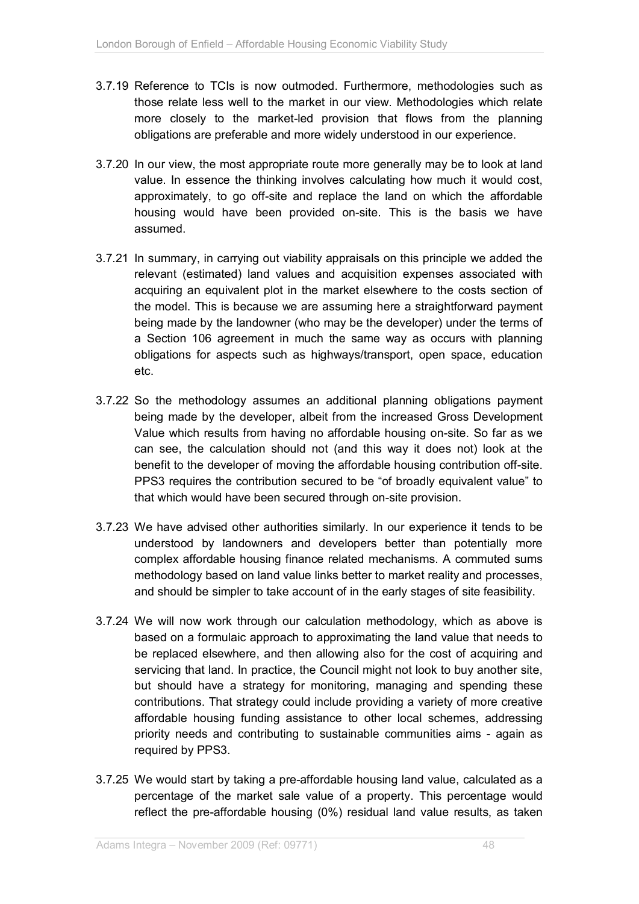3.7.19 Reference to TCIs is now outmoded. Furthermore, methodologies such as those relate less well to the market in our view. Methodologies which relate more closely to the market-led provision that flows from the planning obligations are preferable and more widely understood in our experience.

3.7.20 In our view, the most appropriate route more generally may be to look at land value. In essence the thinking involves calculating how much it would cost, approximately, to go off-site and replace the land on which the affordable housing would have been provided on-site. This is the basis we have assumed.

3.7.21 In summary, in carrying out viability appraisals on this principle we added the relevant (estimated) land values and acquisition expenses associated with acquiring an equivalent plot in the market elsewhere to the costs section of the model. This is because we are assuming here a straightforward payment being made by the landowner (who may be the developer) under the terms of a Section 106 agreement in much the same way as occurs with planning obligations for aspects such as highways/transport, open space, education etc.

3.7.22 So the methodology assumes an additional planning obligations payment being made by the developer, albeit from the increased Gross Development Value which results from having no affordable housing on-site. So far as we can see, the calculation should not (and this way it does not) look at the benefit to the developer of moving the affordable housing contribution off-site. PPS3 requires the contribution secured to be "of broadly equivalent value" to that which would have been secured through on-site provision.

3.7.23 We have advised other authorities similarly. In our experience it tends to be understood by landowners and developers better than potentially more complex affordable housing finance related mechanisms. A commuted sums methodology based on land value links better to market reality and processes, and should be simpler to take account of in the early stages of site feasibility.

3.7.24 We will now work through our calculation methodology, which as above is based on a formulaic approach to approximating the land value that needs to be replaced elsewhere, and then allowing also for the cost of acquiring and servicing that land. In practice, the Council might not look to buy another site, but should have a strategy for monitoring, managing and spending these contributions. That strategy could include providing a variety of more creative affordable housing funding assistance to other local schemes, addressing priority needs and contributing to sustainable communities aims - again as required by PPS3.

3.7.25 We would start by taking a pre-affordable housing land value, calculated as a percentage of the market sale value of a property. This percentage would reflect the pre-affordable housing (0%) residual land value results, as taken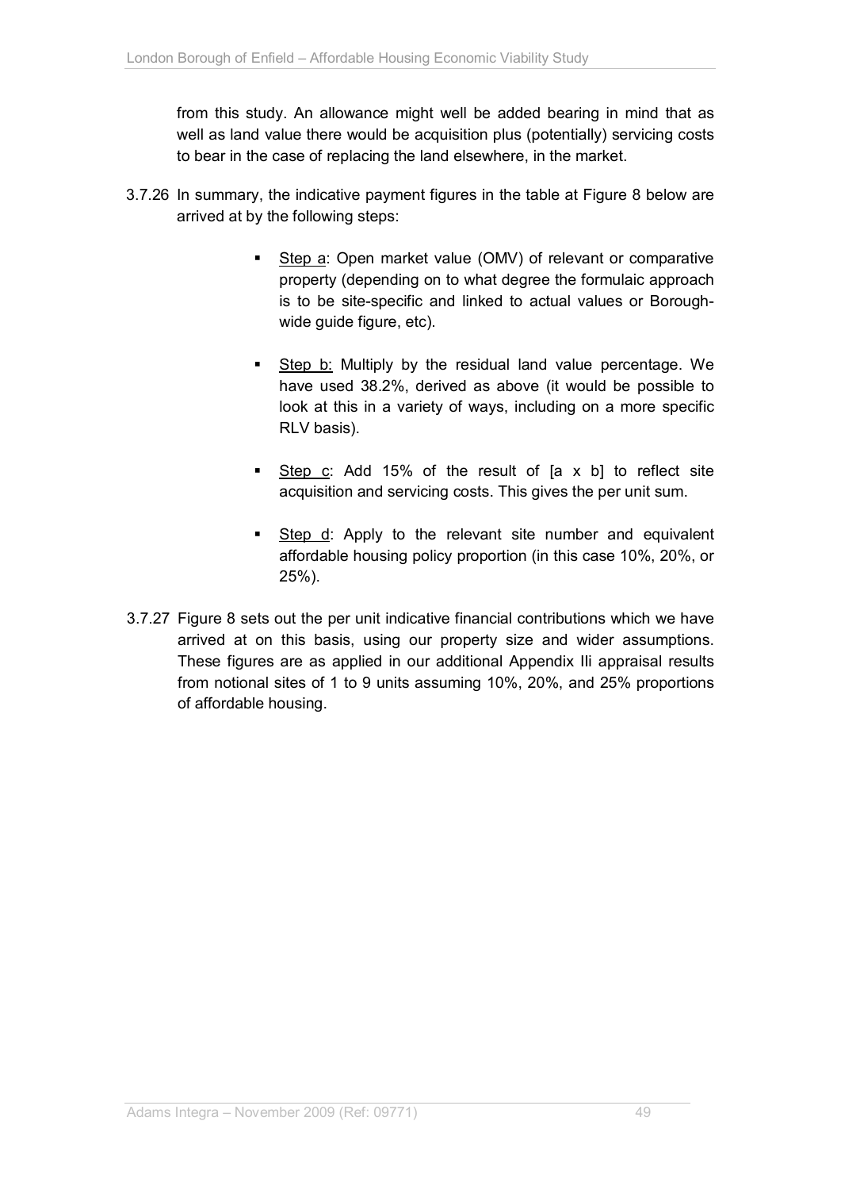from this study. An allowance might well be added bearing in mind that as well as land value there would be acquisition plus (potentially) servicing costs to bear in the case of replacing the land elsewhere, in the market.

3.7.26 In summary, the indicative payment figures in the table at Figure 8 below are arrived at by the following steps:

- Step a: Open market value (OMV) of relevant or comparative property (depending on to what degree the formulaic approach is to be site-specific and linked to actual values or Borough-wide guide figure, etc).

- Step b: Multiply by the residual land value percentage. We have used 38.2%, derived as above (it would be possible to look at this in a variety of ways, including on a more specific RLV basis).

- Step c: Add 15% of the result of [a x b] to reflect site acquisition and servicing costs. This gives the per unit sum.

- Step d: Apply to the relevant site number and equivalent affordable housing policy proportion (in this case 10%, 20%, or 25%).

3.7.27 Figure 8 sets out the per unit indicative financial contributions which we have arrived at on this basis, using our property size and wider assumptions. These figures are as applied in our additional Appendix IIi appraisal results from notional sites of 1 to 9 units assuming 10%, 20%, and 25% proportions of affordable housing.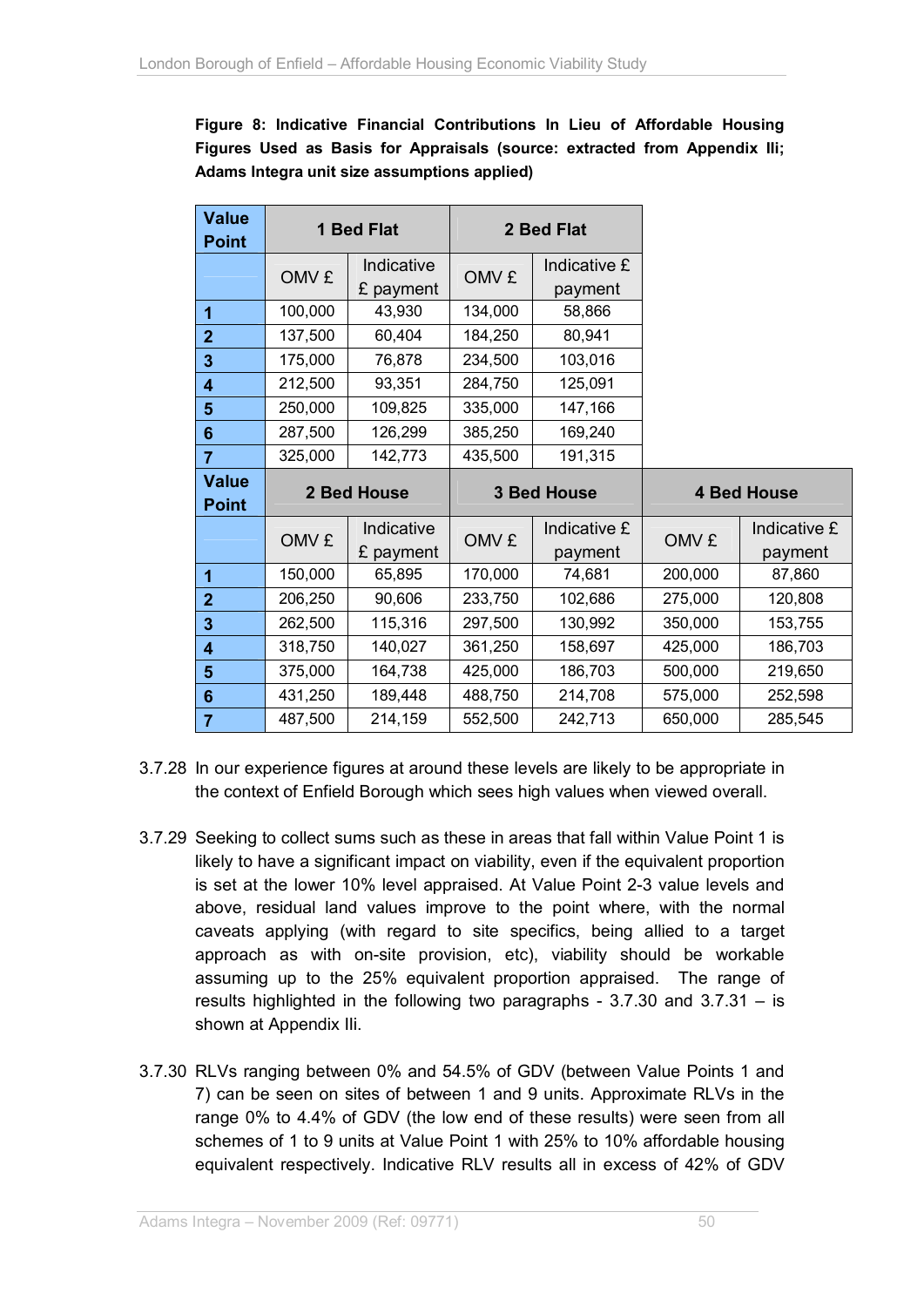**Figure 8: Indicative Financial Contributions In Lieu of Affordable Housing Figures Used as Basis for Appraisals (source: extracted from Appendix IIi; Adams Integra unit size assumptions applied)**

| Value Point | 1 Bed Flat | | 2 Bed Flat | | | |
|---|---|---|---|---|---|---|
| | OMV £ | Indicative £ payment | OMV £ | Indicative £ payment | | |
| 1 | 100,000 | 43,930 | 134,000 | 58,866 | | |
| 2 | 137,500 | 60,404 | 184,250 | 80,941 | | |
| 3 | 175,000 | 76,878 | 234,500 | 103,016 | | |
| 4 | 212,500 | 93,351 | 284,750 | 125,091 | | |
| 5 | 250,000 | 109,825 | 335,000 | 147,166 | | |
| 6 | 287,500 | 126,299 | 385,250 | 169,240 | | |
| 7 | 325,000 | 142,773 | 435,500 | 191,315 | | |
| **Value Point** | **2 Bed House** | | **3 Bed House** | | **4 Bed House** | |
| | OMV £ | Indicative £ payment | OMV £ | Indicative £ payment | OMV £ | Indicative £ payment |
| 1 | 150,000 | 65,895 | 170,000 | 74,681 | 200,000 | 87,860 |
| 2 | 206,250 | 90,606 | 233,750 | 102,686 | 275,000 | 120,808 |
| 3 | 262,500 | 115,316 | 297,500 | 130,992 | 350,000 | 153,755 |
| 4 | 318,750 | 140,027 | 361,250 | 158,697 | 425,000 | 186,703 |
| 5 | 375,000 | 164,738 | 425,000 | 186,703 | 500,000 | 219,650 |
| 6 | 431,250 | 189,448 | 488,750 | 214,708 | 575,000 | 252,598 |
| 7 | 487,500 | 214,159 | 552,500 | 242,713 | 650,000 | 285,545 |

3.7.28 In our experience figures at around these levels are likely to be appropriate in the context of Enfield Borough which sees high values when viewed overall.

3.7.29 Seeking to collect sums such as these in areas that fall within Value Point 1 is likely to have a significant impact on viability, even if the equivalent proportion is set at the lower 10% level appraised. At Value Point 2-3 value levels and above, residual land values improve to the point where, with the normal caveats applying (with regard to site specifics, being allied to a target approach as with on-site provision, etc), viability should be workable assuming up to the 25% equivalent proportion appraised. The range of results highlighted in the following two paragraphs - 3.7.30 and 3.7.31 – is shown at Appendix IIi.

3.7.30 RLVs ranging between 0% and 54.5% of GDV (between Value Points 1 and 7) can be seen on sites of between 1 and 9 units. Approximate RLVs in the range 0% to 4.4% of GDV (the low end of these results) were seen from all schemes of 1 to 9 units at Value Point 1 with 25% to 10% affordable housing equivalent respectively. Indicative RLV results all in excess of 42% of GDV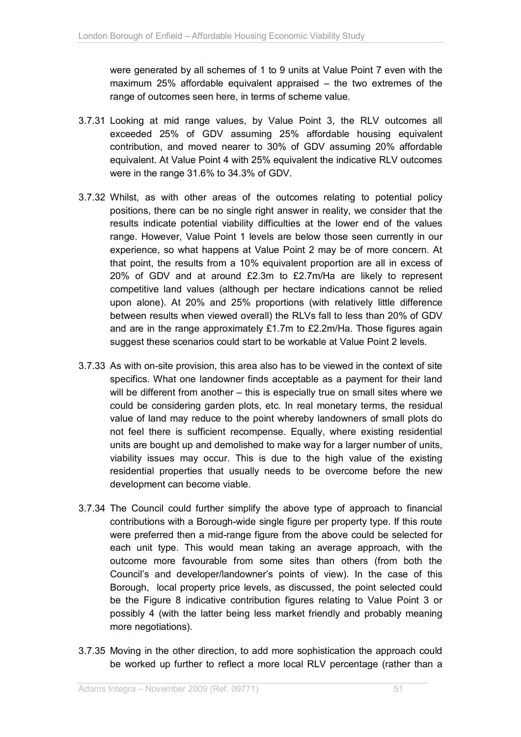were generated by all schemes of 1 to 9 units at Value Point 7 even with the maximum 25% affordable equivalent appraised – the two extremes of the range of outcomes seen here, in terms of scheme value.

3.7.31 Looking at mid range values, by Value Point 3, the RLV outcomes all exceeded 25% of GDV assuming 25% affordable housing equivalent contribution, and moved nearer to 30% of GDV assuming 20% affordable equivalent. At Value Point 4 with 25% equivalent the indicative RLV outcomes were in the range 31.6% to 34.3% of GDV.

3.7.32 Whilst, as with other areas of the outcomes relating to potential policy positions, there can be no single right answer in reality, we consider that the results indicate potential viability difficulties at the lower end of the values range. However, Value Point 1 levels are below those seen currently in our experience, so what happens at Value Point 2 may be of more concern. At that point, the results from a 10% equivalent proportion are all in excess of 20% of GDV and at around £2.3m to £2.7m/Ha are likely to represent competitive land values (although per hectare indications cannot be relied upon alone). At 20% and 25% proportions (with relatively little difference between results when viewed overall) the RLVs fall to less than 20% of GDV and are in the range approximately £1.7m to £2.2m/Ha. Those figures again suggest these scenarios could start to be workable at Value Point 2 levels.

3.7.33 As with on-site provision, this area also has to be viewed in the context of site specifics. What one landowner finds acceptable as a payment for their land will be different from another – this is especially true on small sites where we could be considering garden plots, etc. In real monetary terms, the residual value of land may reduce to the point whereby landowners of small plots do not feel there is sufficient recompense. Equally, where existing residential units are bought up and demolished to make way for a larger number of units, viability issues may occur. This is due to the high value of the existing residential properties that usually needs to be overcome before the new development can become viable.

3.7.34 The Council could further simplify the above type of approach to financial contributions with a Borough-wide single figure per property type. If this route were preferred then a mid-range figure from the above could be selected for each unit type. This would mean taking an average approach, with the outcome more favourable from some sites than others (from both the Council's and developer/landowner's points of view). In the case of this Borough, local property price levels, as discussed, the point selected could be the Figure 8 indicative contribution figures relating to Value Point 3 or possibly 4 (with the latter being less market friendly and probably meaning more negotiations).

3.7.35 Moving in the other direction, to add more sophistication the approach could be worked up further to reflect a more local RLV percentage (rather than a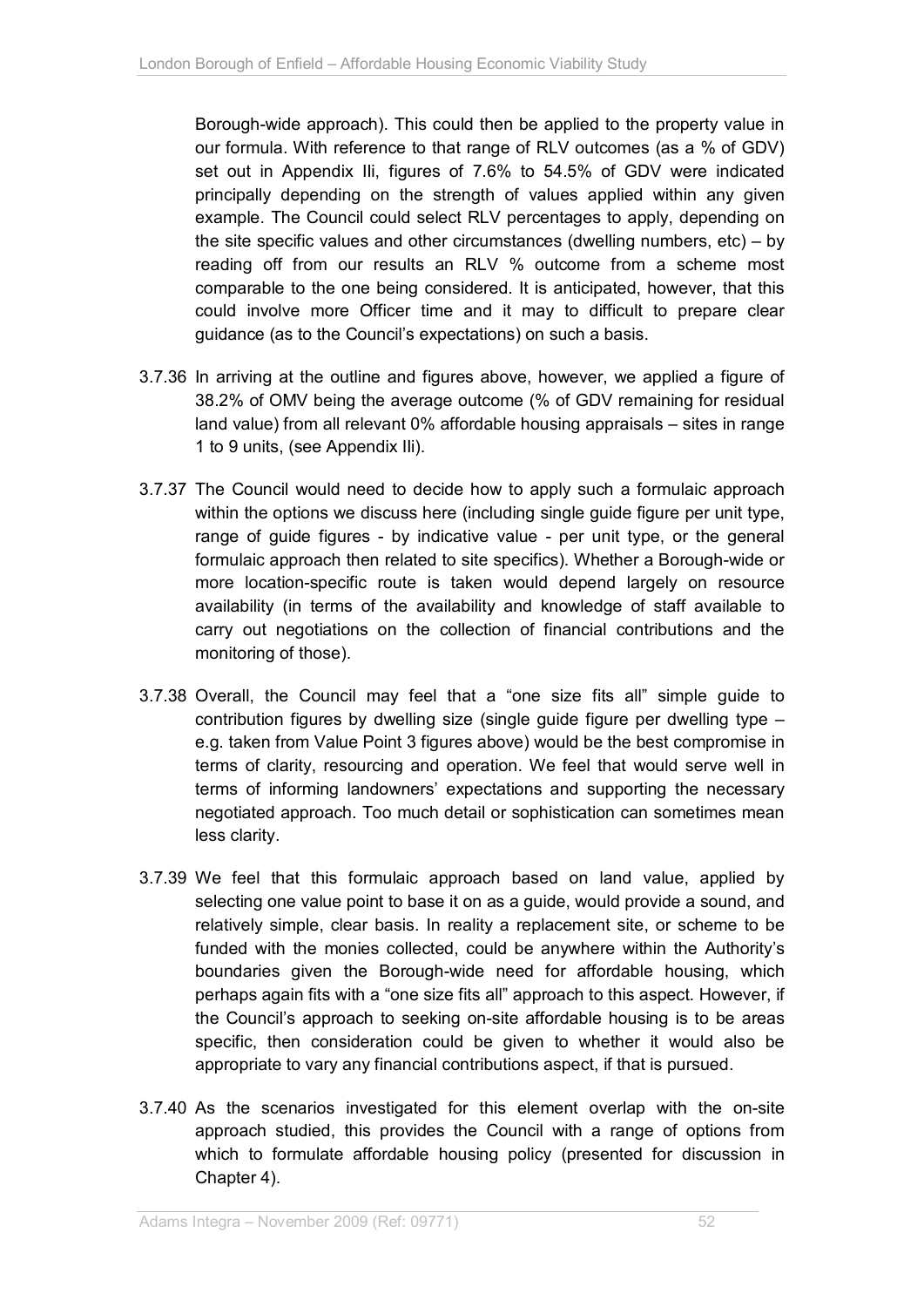Borough-wide approach). This could then be applied to the property value in our formula. With reference to that range of RLV outcomes (as a % of GDV) set out in Appendix IIi, figures of 7.6% to 54.5% of GDV were indicated principally depending on the strength of values applied within any given example. The Council could select RLV percentages to apply, depending on the site specific values and other circumstances (dwelling numbers, etc) – by reading off from our results an RLV % outcome from a scheme most comparable to the one being considered. It is anticipated, however, that this could involve more Officer time and it may to difficult to prepare clear guidance (as to the Council's expectations) on such a basis.

3.7.36 In arriving at the outline and figures above, however, we applied a figure of 38.2% of OMV being the average outcome (% of GDV remaining for residual land value) from all relevant 0% affordable housing appraisals – sites in range 1 to 9 units, (see Appendix IIi).

3.7.37 The Council would need to decide how to apply such a formulaic approach within the options we discuss here (including single guide figure per unit type, range of guide figures - by indicative value - per unit type, or the general formulaic approach then related to site specifics). Whether a Borough-wide or more location-specific route is taken would depend largely on resource availability (in terms of the availability and knowledge of staff available to carry out negotiations on the collection of financial contributions and the monitoring of those).

3.7.38 Overall, the Council may feel that a "one size fits all" simple guide to contribution figures by dwelling size (single guide figure per dwelling type – e.g. taken from Value Point 3 figures above) would be the best compromise in terms of clarity, resourcing and operation. We feel that would serve well in terms of informing landowners' expectations and supporting the necessary negotiated approach. Too much detail or sophistication can sometimes mean less clarity.

3.7.39 We feel that this formulaic approach based on land value, applied by selecting one value point to base it on as a guide, would provide a sound, and relatively simple, clear basis. In reality a replacement site, or scheme to be funded with the monies collected, could be anywhere within the Authority's boundaries given the Borough-wide need for affordable housing, which perhaps again fits with a "one size fits all" approach to this aspect. However, if the Council's approach to seeking on-site affordable housing is to be areas specific, then consideration could be given to whether it would also be appropriate to vary any financial contributions aspect, if that is pursued.

3.7.40 As the scenarios investigated for this element overlap with the on-site approach studied, this provides the Council with a range of options from which to formulate affordable housing policy (presented for discussion in Chapter 4).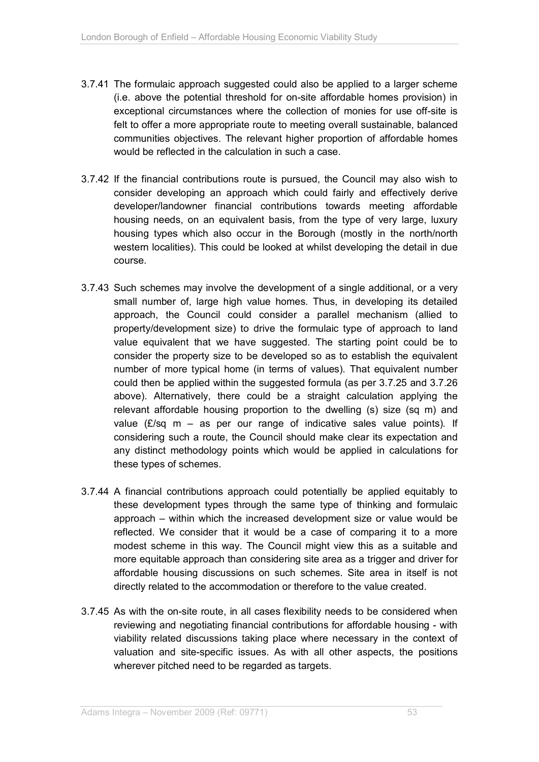3.7.41 The formulaic approach suggested could also be applied to a larger scheme (i.e. above the potential threshold for on-site affordable homes provision) in exceptional circumstances where the collection of monies for use off-site is felt to offer a more appropriate route to meeting overall sustainable, balanced communities objectives. The relevant higher proportion of affordable homes would be reflected in the calculation in such a case.

3.7.42 If the financial contributions route is pursued, the Council may also wish to consider developing an approach which could fairly and effectively derive developer/landowner financial contributions towards meeting affordable housing needs, on an equivalent basis, from the type of very large, luxury housing types which also occur in the Borough (mostly in the north/north western localities). This could be looked at whilst developing the detail in due course.

3.7.43 Such schemes may involve the development of a single additional, or a very small number of, large high value homes. Thus, in developing its detailed approach, the Council could consider a parallel mechanism (allied to property/development size) to drive the formulaic type of approach to land value equivalent that we have suggested. The starting point could be to consider the property size to be developed so as to establish the equivalent number of more typical home (in terms of values). That equivalent number could then be applied within the suggested formula (as per 3.7.25 and 3.7.26 above). Alternatively, there could be a straight calculation applying the relevant affordable housing proportion to the dwelling (s) size (sq m) and value (£/sq m – as per our range of indicative sales value points). If considering such a route, the Council should make clear its expectation and any distinct methodology points which would be applied in calculations for these types of schemes.

3.7.44 A financial contributions approach could potentially be applied equitably to these development types through the same type of thinking and formulaic approach – within which the increased development size or value would be reflected. We consider that it would be a case of comparing it to a more modest scheme in this way. The Council might view this as a suitable and more equitable approach than considering site area as a trigger and driver for affordable housing discussions on such schemes. Site area in itself is not directly related to the accommodation or therefore to the value created.

3.7.45 As with the on-site route, in all cases flexibility needs to be considered when reviewing and negotiating financial contributions for affordable housing - with viability related discussions taking place where necessary in the context of valuation and site-specific issues. As with all other aspects, the positions wherever pitched need to be regarded as targets.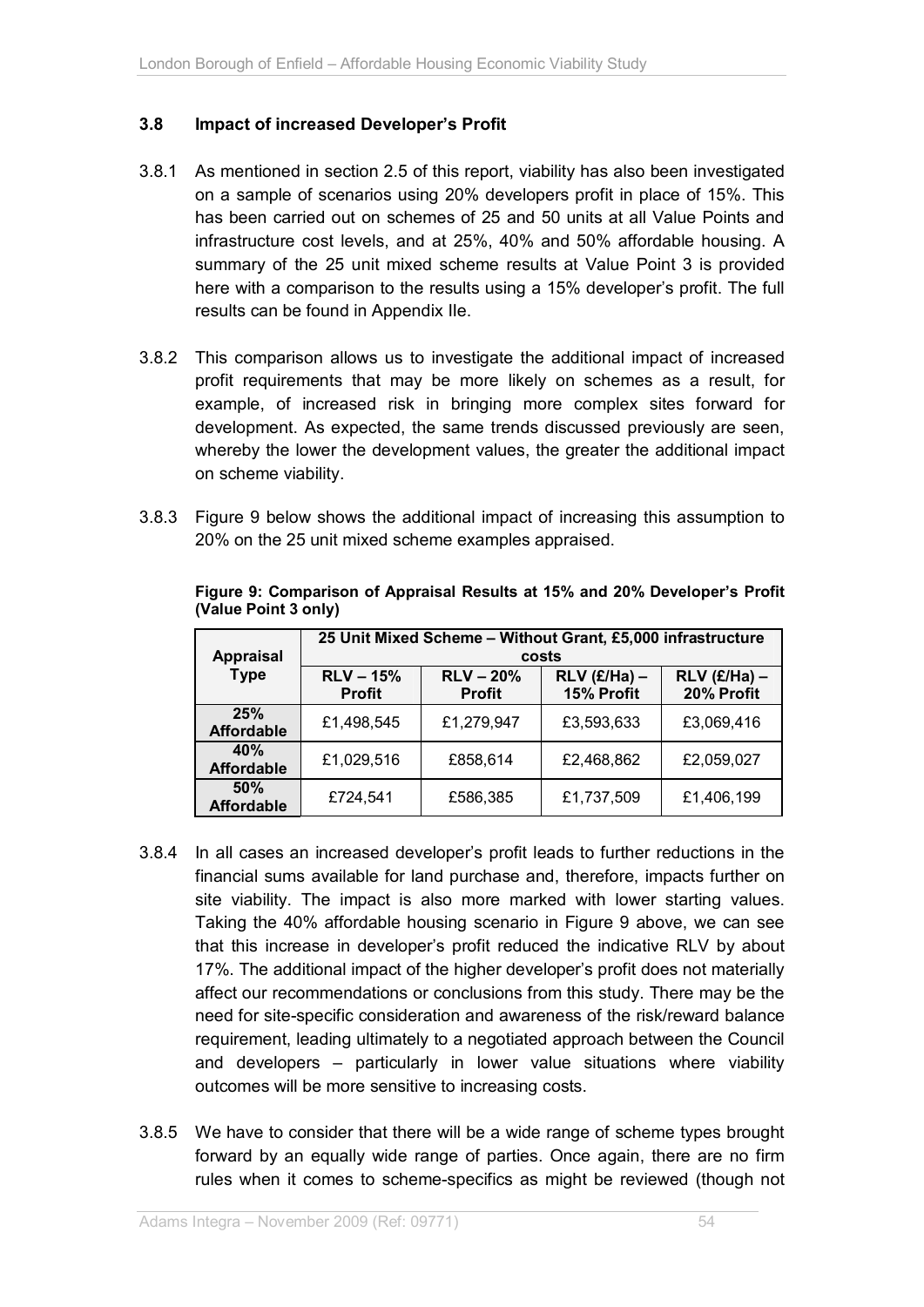### 3.8 Impact of increased Developer's Profit

3.8.1 As mentioned in section 2.5 of this report, viability has also been investigated on a sample of scenarios using 20% developers profit in place of 15%. This has been carried out on schemes of 25 and 50 units at all Value Points and infrastructure cost levels, and at 25%, 40% and 50% affordable housing. A summary of the 25 unit mixed scheme results at Value Point 3 is provided here with a comparison to the results using a 15% developer's profit. The full results can be found in Appendix IIe.

3.8.2 This comparison allows us to investigate the additional impact of increased profit requirements that may be more likely on schemes as a result, for example, of increased risk in bringing more complex sites forward for development. As expected, the same trends discussed previously are seen, whereby the lower the development values, the greater the additional impact on scheme viability.

3.8.3 Figure 9 below shows the additional impact of increasing this assumption to 20% on the 25 unit mixed scheme examples appraised.

**Figure 9: Comparison of Appraisal Results at 15% and 20% Developer's Profit (Value Point 3 only)**

| Appraisal Type | 25 Unit Mixed Scheme – Without Grant, £5,000 infrastructure costs | | | |
|---|---|---|---|---|
| | RLV – 15% Profit | RLV – 20% Profit | RLV (£/Ha) – 15% Profit | RLV (£/Ha) – 20% Profit |
| 25% Affordable | £1,498,545 | £1,279,947 | £3,593,633 | £3,069,416 |
| 40% Affordable | £1,029,516 | £858,614 | £2,468,862 | £2,059,027 |
| 50% Affordable | £724,541 | £586,385 | £1,737,509 | £1,406,199 |

3.8.4 In all cases an increased developer's profit leads to further reductions in the financial sums available for land purchase and, therefore, impacts further on site viability. The impact is also more marked with lower starting values. Taking the 40% affordable housing scenario in Figure 9 above, we can see that this increase in developer's profit reduced the indicative RLV by about 17%. The additional impact of the higher developer's profit does not materially affect our recommendations or conclusions from this study. There may be the need for site-specific consideration and awareness of the risk/reward balance requirement, leading ultimately to a negotiated approach between the Council and developers – particularly in lower value situations where viability outcomes will be more sensitive to increasing costs.

3.8.5 We have to consider that there will be a wide range of scheme types brought forward by an equally wide range of parties. Once again, there are no firm rules when it comes to scheme-specifics as might be reviewed (though not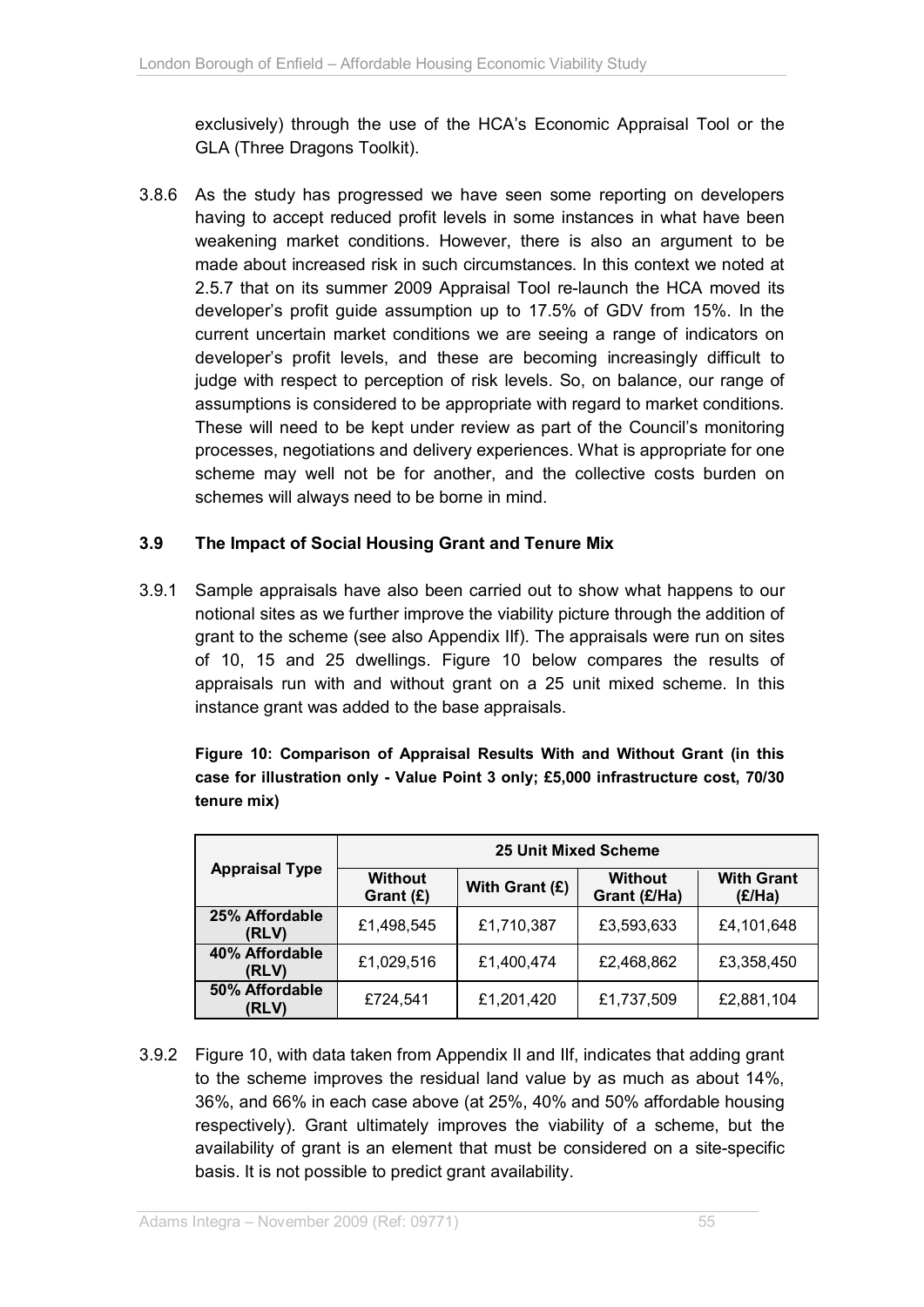exclusively) through the use of the HCA's Economic Appraisal Tool or the GLA (Three Dragons Toolkit).

3.8.6 As the study has progressed we have seen some reporting on developers having to accept reduced profit levels in some instances in what have been weakening market conditions. However, there is also an argument to be made about increased risk in such circumstances. In this context we noted at 2.5.7 that on its summer 2009 Appraisal Tool re-launch the HCA moved its developer's profit guide assumption up to 17.5% of GDV from 15%. In the current uncertain market conditions we are seeing a range of indicators on developer's profit levels, and these are becoming increasingly difficult to judge with respect to perception of risk levels. So, on balance, our range of assumptions is considered to be appropriate with regard to market conditions. These will need to be kept under review as part of the Council's monitoring processes, negotiations and delivery experiences. What is appropriate for one scheme may well not be for another, and the collective costs burden on schemes will always need to be borne in mind.

### 3.9 The Impact of Social Housing Grant and Tenure Mix

3.9.1 Sample appraisals have also been carried out to show what happens to our notional sites as we further improve the viability picture through the addition of grant to the scheme (see also Appendix IIf). The appraisals were run on sites of 10, 15 and 25 dwellings. Figure 10 below compares the results of appraisals run with and without grant on a 25 unit mixed scheme. In this instance grant was added to the base appraisals.

**Figure 10: Comparison of Appraisal Results With and Without Grant (in this case for illustration only - Value Point 3 only; £5,000 infrastructure cost, 70/30 tenure mix)**

| Appraisal Type | 25 Unit Mixed Scheme | | | |
|---|---|---|---|---|
| | Without Grant (£) | With Grant (£) | Without Grant (£/Ha) | With Grant (£/Ha) |
| **25% Affordable (RLV)** | £1,498,545 | £1,710,387 | £3,593,633 | £4,101,648 |
| **40% Affordable (RLV)** | £1,029,516 | £1,400,474 | £2,468,862 | £3,358,450 |
| **50% Affordable (RLV)** | £724,541 | £1,201,420 | £1,737,509 | £2,881,104 |

3.9.2 Figure 10, with data taken from Appendix II and IIf, indicates that adding grant to the scheme improves the residual land value by as much as about 14%, 36%, and 66% in each case above (at 25%, 40% and 50% affordable housing respectively). Grant ultimately improves the viability of a scheme, but the availability of grant is an element that must be considered on a site-specific basis. It is not possible to predict grant availability.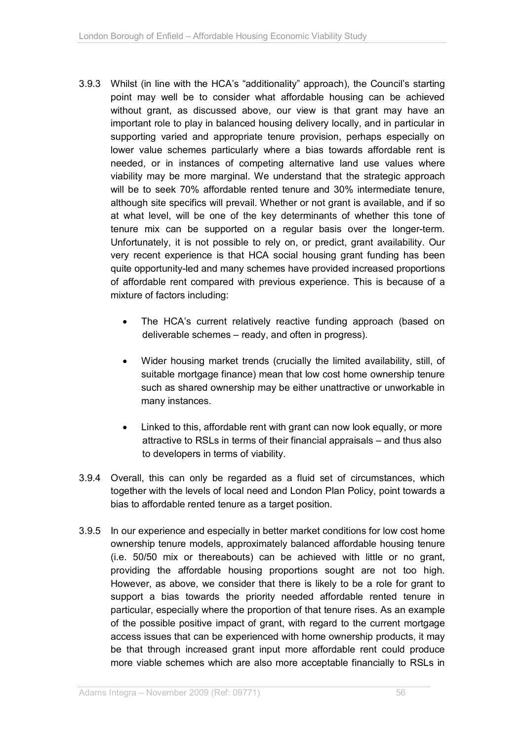3.9.3 Whilst (in line with the HCA's "additionality" approach), the Council's starting point may well be to consider what affordable housing can be achieved without grant, as discussed above, our view is that grant may have an important role to play in balanced housing delivery locally, and in particular in supporting varied and appropriate tenure provision, perhaps especially on lower value schemes particularly where a bias towards affordable rent is needed, or in instances of competing alternative land use values where viability may be more marginal. We understand that the strategic approach will be to seek 70% affordable rented tenure and 30% intermediate tenure, although site specifics will prevail. Whether or not grant is available, and if so at what level, will be one of the key determinants of whether this tone of tenure mix can be supported on a regular basis over the longer-term. Unfortunately, it is not possible to rely on, or predict, grant availability. Our very recent experience is that HCA social housing grant funding has been quite opportunity-led and many schemes have provided increased proportions of affordable rent compared with previous experience. This is because of a mixture of factors including:

- The HCA's current relatively reactive funding approach (based on deliverable schemes – ready, and often in progress).

- Wider housing market trends (crucially the limited availability, still, of suitable mortgage finance) mean that low cost home ownership tenure such as shared ownership may be either unattractive or unworkable in many instances.

- Linked to this, affordable rent with grant can now look equally, or more attractive to RSLs in terms of their financial appraisals – and thus also to developers in terms of viability.

3.9.4 Overall, this can only be regarded as a fluid set of circumstances, which together with the levels of local need and London Plan Policy, point towards a bias to affordable rented tenure as a target position.

3.9.5 In our experience and especially in better market conditions for low cost home ownership tenure models, approximately balanced affordable housing tenure (i.e. 50/50 mix or thereabouts) can be achieved with little or no grant, providing the affordable housing proportions sought are not too high. However, as above, we consider that there is likely to be a role for grant to support a bias towards the priority needed affordable rented tenure in particular, especially where the proportion of that tenure rises. As an example of the possible positive impact of grant, with regard to the current mortgage access issues that can be experienced with home ownership products, it may be that through increased grant input more affordable rent could produce more viable schemes which are also more acceptable financially to RSLs in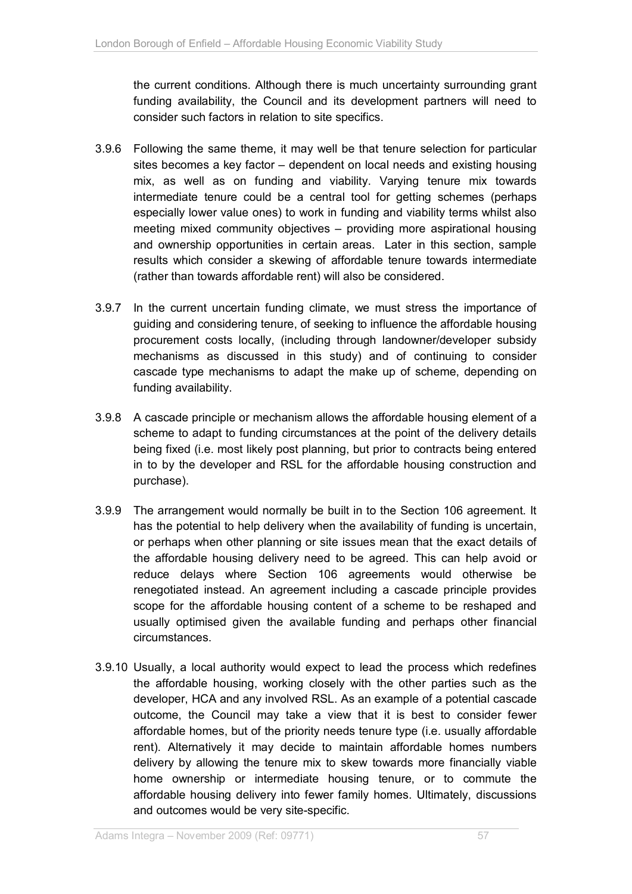the current conditions. Although there is much uncertainty surrounding grant funding availability, the Council and its development partners will need to consider such factors in relation to site specifics.

3.9.6 Following the same theme, it may well be that tenure selection for particular sites becomes a key factor – dependent on local needs and existing housing mix, as well as on funding and viability. Varying tenure mix towards intermediate tenure could be a central tool for getting schemes (perhaps especially lower value ones) to work in funding and viability terms whilst also meeting mixed community objectives – providing more aspirational housing and ownership opportunities in certain areas. Later in this section, sample results which consider a skewing of affordable tenure towards intermediate (rather than towards affordable rent) will also be considered.

3.9.7 In the current uncertain funding climate, we must stress the importance of guiding and considering tenure, of seeking to influence the affordable housing procurement costs locally, (including through landowner/developer subsidy mechanisms as discussed in this study) and of continuing to consider cascade type mechanisms to adapt the make up of scheme, depending on funding availability.

3.9.8 A cascade principle or mechanism allows the affordable housing element of a scheme to adapt to funding circumstances at the point of the delivery details being fixed (i.e. most likely post planning, but prior to contracts being entered in to by the developer and RSL for the affordable housing construction and purchase).

3.9.9 The arrangement would normally be built in to the Section 106 agreement. It has the potential to help delivery when the availability of funding is uncertain, or perhaps when other planning or site issues mean that the exact details of the affordable housing delivery need to be agreed. This can help avoid or reduce delays where Section 106 agreements would otherwise be renegotiated instead. An agreement including a cascade principle provides scope for the affordable housing content of a scheme to be reshaped and usually optimised given the available funding and perhaps other financial circumstances.

3.9.10 Usually, a local authority would expect to lead the process which redefines the affordable housing, working closely with the other parties such as the developer, HCA and any involved RSL. As an example of a potential cascade outcome, the Council may take a view that it is best to consider fewer affordable homes, but of the priority needs tenure type (i.e. usually affordable rent). Alternatively it may decide to maintain affordable homes numbers delivery by allowing the tenure mix to skew towards more financially viable home ownership or intermediate housing tenure, or to commute the affordable housing delivery into fewer family homes. Ultimately, discussions and outcomes would be very site-specific.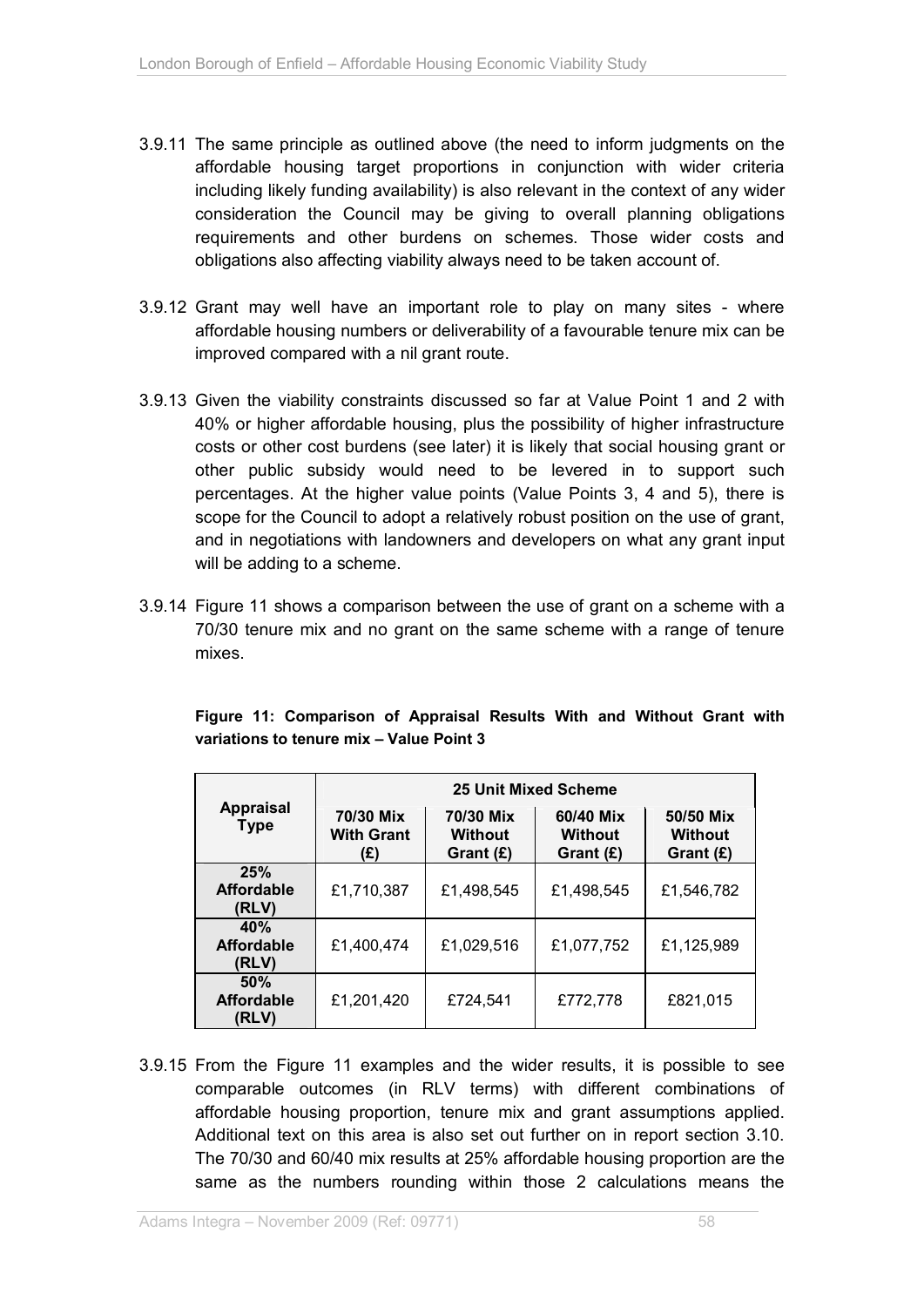3.9.11 The same principle as outlined above (the need to inform judgments on the affordable housing target proportions in conjunction with wider criteria including likely funding availability) is also relevant in the context of any wider consideration the Council may be giving to overall planning obligations requirements and other burdens on schemes. Those wider costs and obligations also affecting viability always need to be taken account of.

3.9.12 Grant may well have an important role to play on many sites - where affordable housing numbers or deliverability of a favourable tenure mix can be improved compared with a nil grant route.

3.9.13 Given the viability constraints discussed so far at Value Point 1 and 2 with 40% or higher affordable housing, plus the possibility of higher infrastructure costs or other cost burdens (see later) it is likely that social housing grant or other public subsidy would need to be levered in to support such percentages. At the higher value points (Value Points 3, 4 and 5), there is scope for the Council to adopt a relatively robust position on the use of grant, and in negotiations with landowners and developers on what any grant input will be adding to a scheme.

3.9.14 Figure 11 shows a comparison between the use of grant on a scheme with a 70/30 tenure mix and no grant on the same scheme with a range of tenure mixes.

**Figure 11: Comparison of Appraisal Results With and Without Grant with variations to tenure mix – Value Point 3**

| Appraisal Type | 25 Unit Mixed Scheme | | | |
|---|---|---|---|---|
| | 70/30 Mix With Grant (£) | 70/30 Mix Without Grant (£) | 60/40 Mix Without Grant (£) | 50/50 Mix Without Grant (£) |
| 25% Affordable (RLV) | £1,710,387 | £1,498,545 | £1,498,545 | £1,546,782 |
| 40% Affordable (RLV) | £1,400,474 | £1,029,516 | £1,077,752 | £1,125,989 |
| 50% Affordable (RLV) | £1,201,420 | £724,541 | £772,778 | £821,015 |

3.9.15 From the Figure 11 examples and the wider results, it is possible to see comparable outcomes (in RLV terms) with different combinations of affordable housing proportion, tenure mix and grant assumptions applied. Additional text on this area is also set out further on in report section 3.10. The 70/30 and 60/40 mix results at 25% affordable housing proportion are the same as the numbers rounding within those 2 calculations means the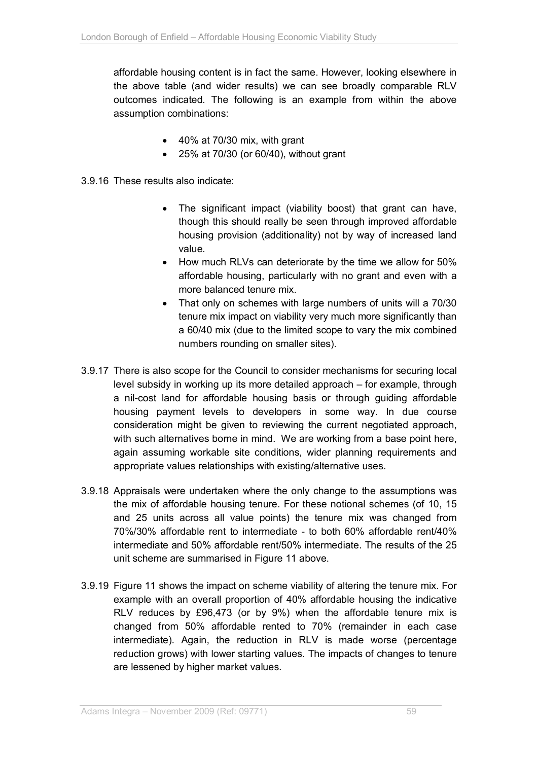affordable housing content is in fact the same. However, looking elsewhere in the above table (and wider results) we can see broadly comparable RLV outcomes indicated. The following is an example from within the above assumption combinations:

- 40% at 70/30 mix, with grant
- 25% at 70/30 (or 60/40), without grant

3.9.16 These results also indicate:

- The significant impact (viability boost) that grant can have, though this should really be seen through improved affordable housing provision (additionality) not by way of increased land value.
- How much RLVs can deteriorate by the time we allow for 50% affordable housing, particularly with no grant and even with a more balanced tenure mix.
- That only on schemes with large numbers of units will a 70/30 tenure mix impact on viability very much more significantly than a 60/40 mix (due to the limited scope to vary the mix combined numbers rounding on smaller sites).

3.9.17 There is also scope for the Council to consider mechanisms for securing local level subsidy in working up its more detailed approach – for example, through a nil-cost land for affordable housing basis or through guiding affordable housing payment levels to developers in some way. In due course consideration might be given to reviewing the current negotiated approach, with such alternatives borne in mind. We are working from a base point here, again assuming workable site conditions, wider planning requirements and appropriate values relationships with existing/alternative uses.

3.9.18 Appraisals were undertaken where the only change to the assumptions was the mix of affordable housing tenure. For these notional schemes (of 10, 15 and 25 units across all value points) the tenure mix was changed from 70%/30% affordable rent to intermediate - to both 60% affordable rent/40% intermediate and 50% affordable rent/50% intermediate. The results of the 25 unit scheme are summarised in Figure 11 above.

3.9.19 Figure 11 shows the impact on scheme viability of altering the tenure mix. For example with an overall proportion of 40% affordable housing the indicative RLV reduces by £96,473 (or by 9%) when the affordable tenure mix is changed from 50% affordable rented to 70% (remainder in each case intermediate). Again, the reduction in RLV is made worse (percentage reduction grows) with lower starting values. The impacts of changes to tenure are lessened by higher market values.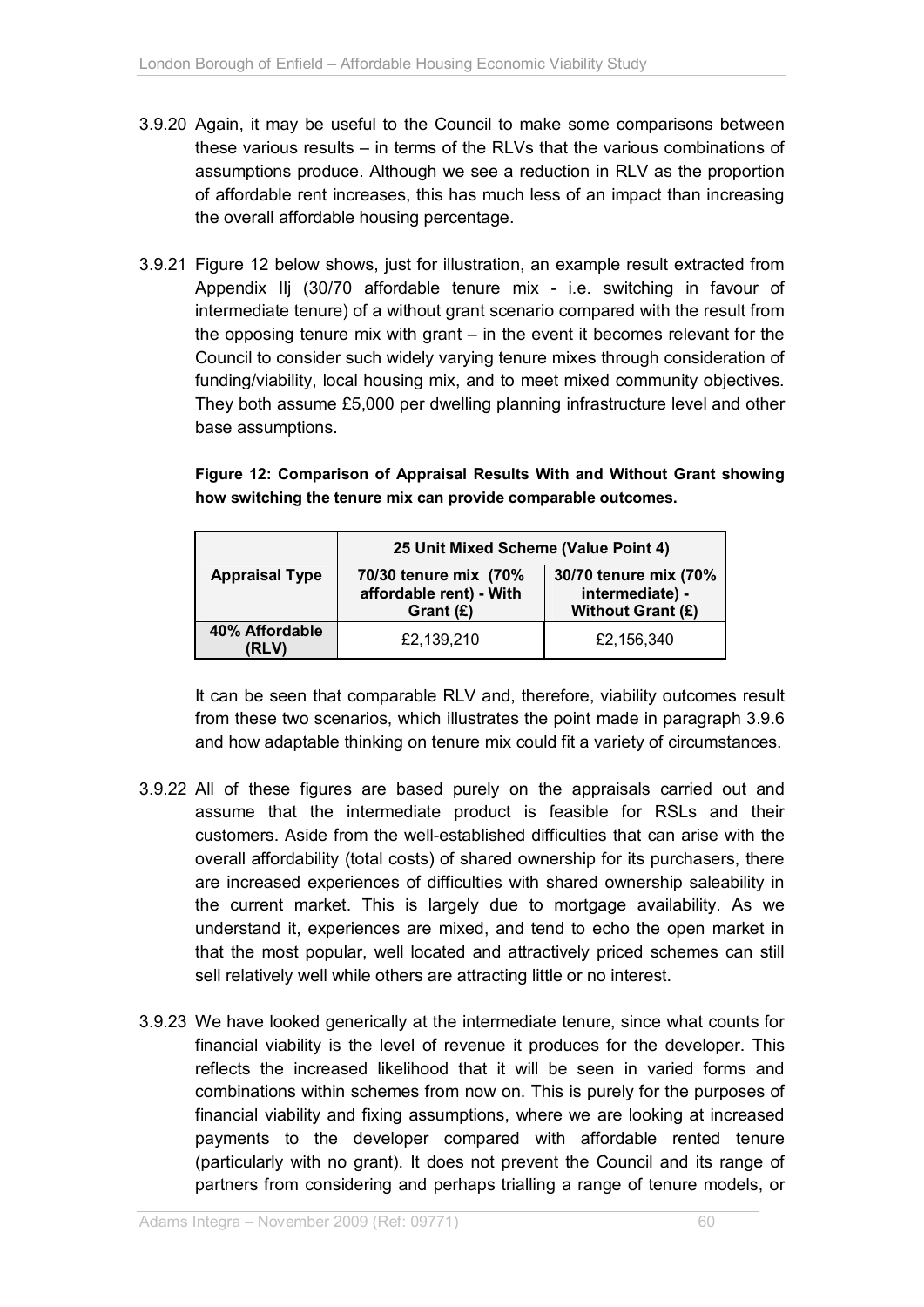3.9.20 Again, it may be useful to the Council to make some comparisons between these various results – in terms of the RLVs that the various combinations of assumptions produce. Although we see a reduction in RLV as the proportion of affordable rent increases, this has much less of an impact than increasing the overall affordable housing percentage.

3.9.21 Figure 12 below shows, just for illustration, an example result extracted from Appendix IIj (30/70 affordable tenure mix - i.e. switching in favour of intermediate tenure) of a without grant scenario compared with the result from the opposing tenure mix with grant – in the event it becomes relevant for the Council to consider such widely varying tenure mixes through consideration of funding/viability, local housing mix, and to meet mixed community objectives. They both assume £5,000 per dwelling planning infrastructure level and other base assumptions.

**Figure 12: Comparison of Appraisal Results With and Without Grant showing how switching the tenure mix can provide comparable outcomes.**

| Appraisal Type | 25 Unit Mixed Scheme (Value Point 4) | |
|---|---|---|
| | **70/30 tenure mix (70% affordable rent) - With Grant (£)** | **30/70 tenure mix (70% intermediate) - Without Grant (£)** |
| **40% Affordable (RLV)** | £2,139,210 | £2,156,340 |

It can be seen that comparable RLV and, therefore, viability outcomes result from these two scenarios, which illustrates the point made in paragraph 3.9.6 and how adaptable thinking on tenure mix could fit a variety of circumstances.

3.9.22 All of these figures are based purely on the appraisals carried out and assume that the intermediate product is feasible for RSLs and their customers. Aside from the well-established difficulties that can arise with the overall affordability (total costs) of shared ownership for its purchasers, there are increased experiences of difficulties with shared ownership saleability in the current market. This is largely due to mortgage availability. As we understand it, experiences are mixed, and tend to echo the open market in that the most popular, well located and attractively priced schemes can still sell relatively well while others are attracting little or no interest.

3.9.23 We have looked generically at the intermediate tenure, since what counts for financial viability is the level of revenue it produces for the developer. This reflects the increased likelihood that it will be seen in varied forms and combinations within schemes from now on. This is purely for the purposes of financial viability and fixing assumptions, where we are looking at increased payments to the developer compared with affordable rented tenure (particularly with no grant). It does not prevent the Council and its range of partners from considering and perhaps trialling a range of tenure models, or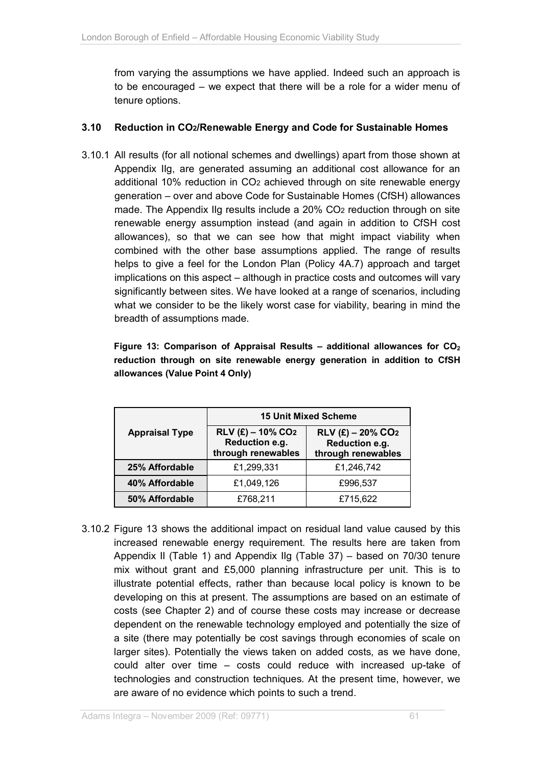from varying the assumptions we have applied. Indeed such an approach is to be encouraged – we expect that there will be a role for a wider menu of tenure options.

### 3.10 Reduction in $CO_2$/Renewable Energy and Code for Sustainable Homes

3.10.1 All results (for all notional schemes and dwellings) apart from those shown at Appendix IIg, are generated assuming an additional cost allowance for an additional 10% reduction in $CO_2$ achieved through on site renewable energy generation – over and above Code for Sustainable Homes (CfSH) allowances made. The Appendix IIg results include a 20% $CO_2$ reduction through on site renewable energy assumption instead (and again in addition to CfSH cost allowances), so that we can see how that might impact viability when combined with the other base assumptions applied. The range of results helps to give a feel for the London Plan (Policy 4A.7) approach and target implications on this aspect – although in practice costs and outcomes will vary significantly between sites. We have looked at a range of scenarios, including what we consider to be the likely worst case for viability, bearing in mind the breadth of assumptions made.

**Figure 13: Comparison of Appraisal Results – additional allowances for $CO_2$ reduction through on site renewable energy generation in addition to CfSH allowances (Value Point 4 Only)**

| Appraisal Type | 15 Unit Mixed Scheme | |
|---|---|---|
| | RLV (£) – 10% $CO_2$ Reduction e.g. through renewables | RLV (£) – 20% $CO_2$ Reduction e.g. through renewables |
| **25% Affordable** | £1,299,331 | £1,246,742 |
| **40% Affordable** | £1,049,126 | £996,537 |
| **50% Affordable** | £768,211 | £715,622 |

3.10.2 Figure 13 shows the additional impact on residual land value caused by this increased renewable energy requirement. The results here are taken from Appendix II (Table 1) and Appendix IIg (Table 37) – based on 70/30 tenure mix without grant and £5,000 planning infrastructure per unit. This is to illustrate potential effects, rather than because local policy is known to be developing on this at present. The assumptions are based on an estimate of costs (see Chapter 2) and of course these costs may increase or decrease dependent on the renewable technology employed and potentially the size of a site (there may potentially be cost savings through economies of scale on larger sites). Potentially the views taken on added costs, as we have done, could alter over time – costs could reduce with increased up-take of technologies and construction techniques. At the present time, however, we are aware of no evidence which points to such a trend.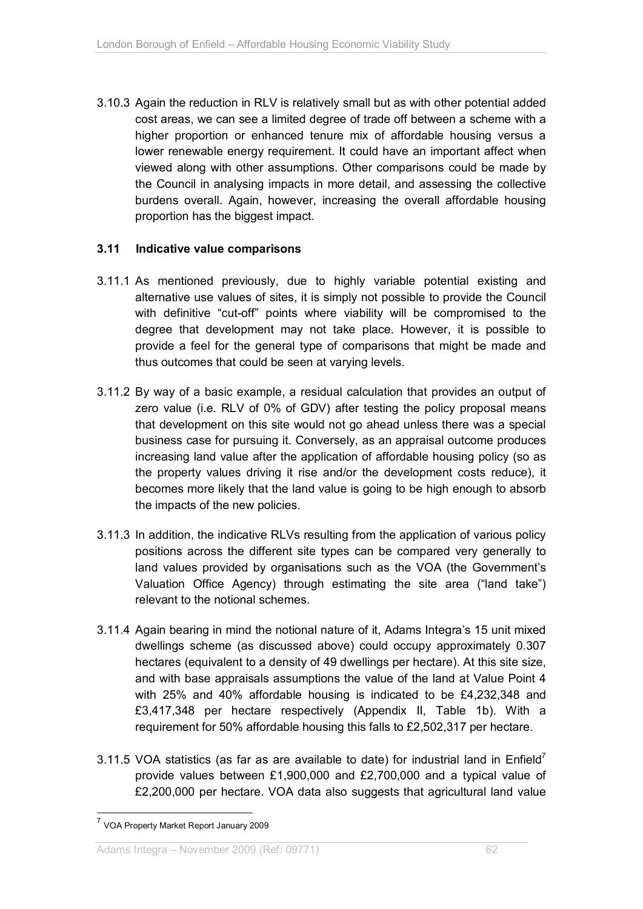3.10.3 Again the reduction in RLV is relatively small but as with other potential added cost areas, we can see a limited degree of trade off between a scheme with a higher proportion or enhanced tenure mix of affordable housing versus a lower renewable energy requirement. It could have an important affect when viewed along with other assumptions. Other comparisons could be made by the Council in analysing impacts in more detail, and assessing the collective burdens overall. Again, however, increasing the overall affordable housing proportion has the biggest impact.

### 3.11 Indicative value comparisons

3.11.1 As mentioned previously, due to highly variable potential existing and alternative use values of sites, it is simply not possible to provide the Council with definitive "cut-off" points where viability will be compromised to the degree that development may not take place. However, it is possible to provide a feel for the general type of comparisons that might be made and thus outcomes that could be seen at varying levels.

3.11.2 By way of a basic example, a residual calculation that provides an output of zero value (i.e. RLV of 0% of GDV) after testing the policy proposal means that development on this site would not go ahead unless there was a special business case for pursuing it. Conversely, as an appraisal outcome produces increasing land value after the application of affordable housing policy (so as the property values driving it rise and/or the development costs reduce), it becomes more likely that the land value is going to be high enough to absorb the impacts of the new policies.

3.11.3 In addition, the indicative RLVs resulting from the application of various policy positions across the different site types can be compared very generally to land values provided by organisations such as the VOA (the Government's Valuation Office Agency) through estimating the site area ("land take") relevant to the notional schemes.

3.11.4 Again bearing in mind the notional nature of it, Adams Integra's 15 unit mixed dwellings scheme (as discussed above) could occupy approximately 0.307 hectares (equivalent to a density of 49 dwellings per hectare). At this site size, and with base appraisals assumptions the value of the land at Value Point 4 with 25% and 40% affordable housing is indicated to be £4,232,348 and £3,417,348 per hectare respectively (Appendix II, Table 1b). With a requirement for 50% affordable housing this falls to £2,502,317 per hectare.

3.11.5 VOA statistics (as far as are available to date) for industrial land in Enfield[7] provide values between £1,900,000 and £2,700,000 and a typical value of £2,200,000 per hectare. VOA data also suggests that agricultural land value

[7] VOA Property Market Report January 2009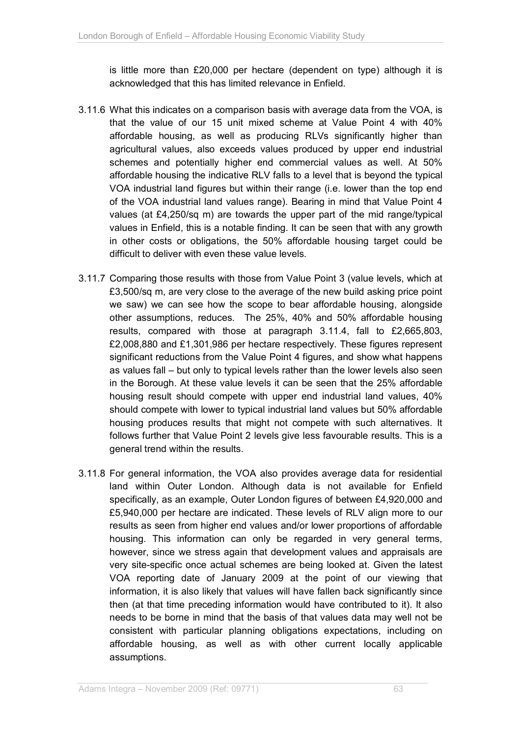is little more than £20,000 per hectare (dependent on type) although it is acknowledged that this has limited relevance in Enfield.

3.11.6 What this indicates on a comparison basis with average data from the VOA, is that the value of our 15 unit mixed scheme at Value Point 4 with 40% affordable housing, as well as producing RLVs significantly higher than agricultural values, also exceeds values produced by upper end industrial schemes and potentially higher end commercial values as well. At 50% affordable housing the indicative RLV falls to a level that is beyond the typical VOA industrial land figures but within their range (i.e. lower than the top end of the VOA industrial land values range). Bearing in mind that Value Point 4 values (at £4,250/sq m) are towards the upper part of the mid range/typical values in Enfield, this is a notable finding. It can be seen that with any growth in other costs or obligations, the 50% affordable housing target could be difficult to deliver with even these value levels.

3.11.7 Comparing those results with those from Value Point 3 (value levels, which at £3,500/sq m, are very close to the average of the new build asking price point we saw) we can see how the scope to bear affordable housing, alongside other assumptions, reduces. The 25%, 40% and 50% affordable housing results, compared with those at paragraph 3.11.4, fall to £2,665,803, £2,008,880 and £1,301,986 per hectare respectively. These figures represent significant reductions from the Value Point 4 figures, and show what happens as values fall – but only to typical levels rather than the lower levels also seen in the Borough. At these value levels it can be seen that the 25% affordable housing result should compete with upper end industrial land values, 40% should compete with lower to typical industrial land values but 50% affordable housing produces results that might not compete with such alternatives. It follows further that Value Point 2 levels give less favourable results. This is a general trend within the results.

3.11.8 For general information, the VOA also provides average data for residential land within Outer London. Although data is not available for Enfield specifically, as an example, Outer London figures of between £4,920,000 and £5,940,000 per hectare are indicated. These levels of RLV align more to our results as seen from higher end values and/or lower proportions of affordable housing. This information can only be regarded in very general terms, however, since we stress again that development values and appraisals are very site-specific once actual schemes are being looked at. Given the latest VOA reporting date of January 2009 at the point of our viewing that information, it is also likely that values will have fallen back significantly since then (at that time preceding information would have contributed to it). It also needs to be borne in mind that the basis of that values data may well not be consistent with particular planning obligations expectations, including on affordable housing, as well as with other current locally applicable assumptions.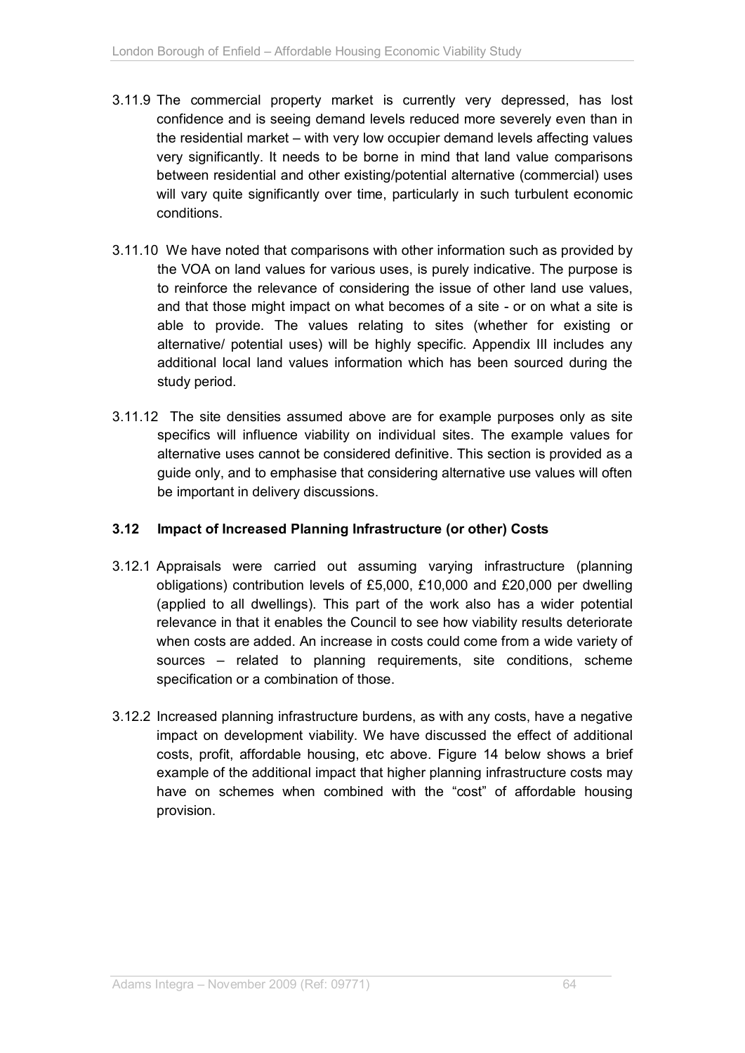3.11.9 The commercial property market is currently very depressed, has lost confidence and is seeing demand levels reduced more severely even than in the residential market – with very low occupier demand levels affecting values very significantly. It needs to be borne in mind that land value comparisons between residential and other existing/potential alternative (commercial) uses will vary quite significantly over time, particularly in such turbulent economic conditions.

3.11.10 We have noted that comparisons with other information such as provided by the VOA on land values for various uses, is purely indicative. The purpose is to reinforce the relevance of considering the issue of other land use values, and that those might impact on what becomes of a site - or on what a site is able to provide. The values relating to sites (whether for existing or alternative/ potential uses) will be highly specific. Appendix III includes any additional local land values information which has been sourced during the study period.

3.11.12 The site densities assumed above are for example purposes only as site specifics will influence viability on individual sites. The example values for alternative uses cannot be considered definitive. This section is provided as a guide only, and to emphasise that considering alternative use values will often be important in delivery discussions.

### 3.12 Impact of Increased Planning Infrastructure (or other) Costs

3.12.1 Appraisals were carried out assuming varying infrastructure (planning obligations) contribution levels of £5,000, £10,000 and £20,000 per dwelling (applied to all dwellings). This part of the work also has a wider potential relevance in that it enables the Council to see how viability results deteriorate when costs are added. An increase in costs could come from a wide variety of sources – related to planning requirements, site conditions, scheme specification or a combination of those.

3.12.2 Increased planning infrastructure burdens, as with any costs, have a negative impact on development viability. We have discussed the effect of additional costs, profit, affordable housing, etc above. Figure 14 below shows a brief example of the additional impact that higher planning infrastructure costs may have on schemes when combined with the "cost" of affordable housing provision.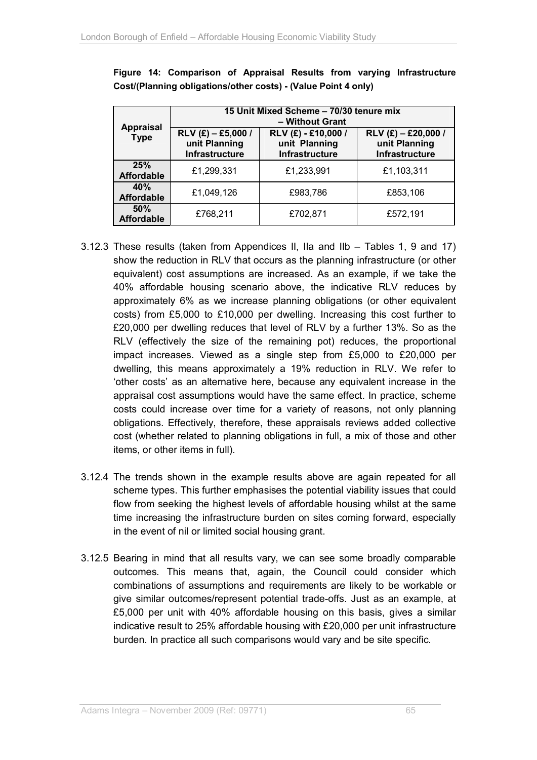**Figure 14: Comparison of Appraisal Results from varying Infrastructure Cost/(Planning obligations/other costs) - (Value Point 4 only)**

| Appraisal Type | 15 Unit Mixed Scheme – 70/30 tenure mix – Without Grant | | |
|---|---|---|---|
| | RLV (£) – £5,000 / unit Planning Infrastructure | RLV (£) - £10,000 / unit Planning Infrastructure | RLV (£) – £20,000 / unit Planning Infrastructure |
| 25% Affordable | £1,299,331 | £1,233,991 | £1,103,311 |
| 40% Affordable | £1,049,126 | £983,786 | £853,106 |
| 50% Affordable | £768,211 | £702,871 | £572,191 |

3.12.3 These results (taken from Appendices II, IIa and IIb – Tables 1, 9 and 17) show the reduction in RLV that occurs as the planning infrastructure (or other equivalent) cost assumptions are increased. As an example, if we take the 40% affordable housing scenario above, the indicative RLV reduces by approximately 6% as we increase planning obligations (or other equivalent costs) from £5,000 to £10,000 per dwelling. Increasing this cost further to £20,000 per dwelling reduces that level of RLV by a further 13%. So as the RLV (effectively the size of the remaining pot) reduces, the proportional impact increases. Viewed as a single step from £5,000 to £20,000 per dwelling, this means approximately a 19% reduction in RLV. We refer to 'other costs' as an alternative here, because any equivalent increase in the appraisal cost assumptions would have the same effect. In practice, scheme costs could increase over time for a variety of reasons, not only planning obligations. Effectively, therefore, these appraisals reviews added collective cost (whether related to planning obligations in full, a mix of those and other items, or other items in full).

3.12.4 The trends shown in the example results above are again repeated for all scheme types. This further emphasises the potential viability issues that could flow from seeking the highest levels of affordable housing whilst at the same time increasing the infrastructure burden on sites coming forward, especially in the event of nil or limited social housing grant.

3.12.5 Bearing in mind that all results vary, we can see some broadly comparable outcomes. This means that, again, the Council could consider which combinations of assumptions and requirements are likely to be workable or give similar outcomes/represent potential trade-offs. Just as an example, at £5,000 per unit with 40% affordable housing on this basis, gives a similar indicative result to 25% affordable housing with £20,000 per unit infrastructure burden. In practice all such comparisons would vary and be site specific.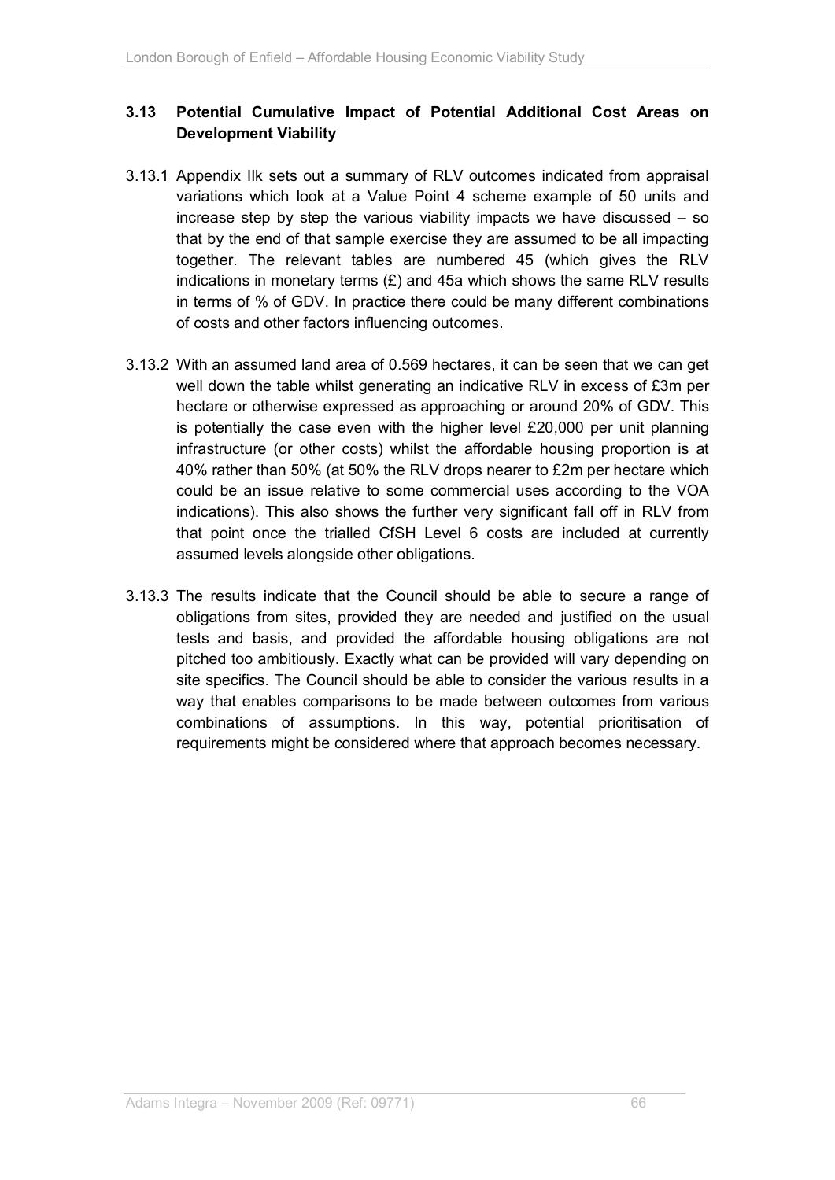### 3.13 Potential Cumulative Impact of Potential Additional Cost Areas on Development Viability

3.13.1 Appendix IIk sets out a summary of RLV outcomes indicated from appraisal variations which look at a Value Point 4 scheme example of 50 units and increase step by step the various viability impacts we have discussed – so that by the end of that sample exercise they are assumed to be all impacting together. The relevant tables are numbered 45 (which gives the RLV indications in monetary terms (£) and 45a which shows the same RLV results in terms of % of GDV. In practice there could be many different combinations of costs and other factors influencing outcomes.

3.13.2 With an assumed land area of 0.569 hectares, it can be seen that we can get well down the table whilst generating an indicative RLV in excess of £3m per hectare or otherwise expressed as approaching or around 20% of GDV. This is potentially the case even with the higher level £20,000 per unit planning infrastructure (or other costs) whilst the affordable housing proportion is at 40% rather than 50% (at 50% the RLV drops nearer to £2m per hectare which could be an issue relative to some commercial uses according to the VOA indications). This also shows the further very significant fall off in RLV from that point once the trialled CfSH Level 6 costs are included at currently assumed levels alongside other obligations.

3.13.3 The results indicate that the Council should be able to secure a range of obligations from sites, provided they are needed and justified on the usual tests and basis, and provided the affordable housing obligations are not pitched too ambitiously. Exactly what can be provided will vary depending on site specifics. The Council should be able to consider the various results in a way that enables comparisons to be made between outcomes from various combinations of assumptions. In this way, potential prioritisation of requirements might be considered where that approach becomes necessary.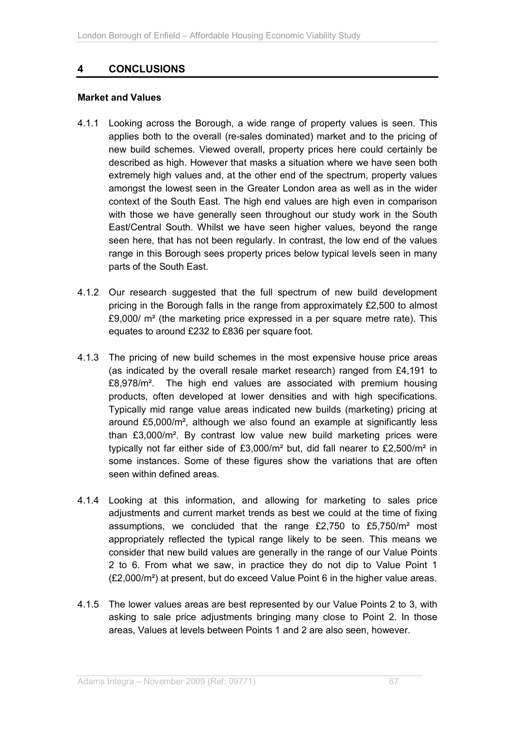## 4 CONCLUSIONS

### Market and Values

4.1.1 Looking across the Borough, a wide range of property values is seen. This applies both to the overall (re-sales dominated) market and to the pricing of new build schemes. Viewed overall, property prices here could certainly be described as high. However that masks a situation where we have seen both extremely high values and, at the other end of the spectrum, property values amongst the lowest seen in the Greater London area as well as in the wider context of the South East. The high end values are high even in comparison with those we have generally seen throughout our study work in the South East/Central South. Whilst we have seen higher values, beyond the range seen here, that has not been regularly. In contrast, the low end of the values range in this Borough sees property prices below typical levels seen in many parts of the South East.

4.1.2 Our research suggested that the full spectrum of new build development pricing in the Borough falls in the range from approximately £2,500 to almost £9,000/ m² (the marketing price expressed in a per square metre rate). This equates to around £232 to £836 per square foot.

4.1.3 The pricing of new build schemes in the most expensive house price areas (as indicated by the overall resale market research) ranged from £4,191 to £8,978/m². The high end values are associated with premium housing products, often developed at lower densities and with high specifications. Typically mid range value areas indicated new builds (marketing) pricing at around £5,000/m², although we also found an example at significantly less than £3,000/m². By contrast low value new build marketing prices were typically not far either side of £3,000/m² but, did fall nearer to £2,500/m² in some instances. Some of these figures show the variations that are often seen within defined areas.

4.1.4 Looking at this information, and allowing for marketing to sales price adjustments and current market trends as best we could at the time of fixing assumptions, we concluded that the range £2,750 to £5,750/m² most appropriately reflected the typical range likely to be seen. This means we consider that new build values are generally in the range of our Value Points 2 to 6. From what we saw, in practice they do not dip to Value Point 1 (£2,000/m²) at present, but do exceed Value Point 6 in the higher value areas.

4.1.5 The lower values areas are best represented by our Value Points 2 to 3, with asking to sale price adjustments bringing many close to Point 2. In those areas, Values at levels between Points 1 and 2 are also seen, however.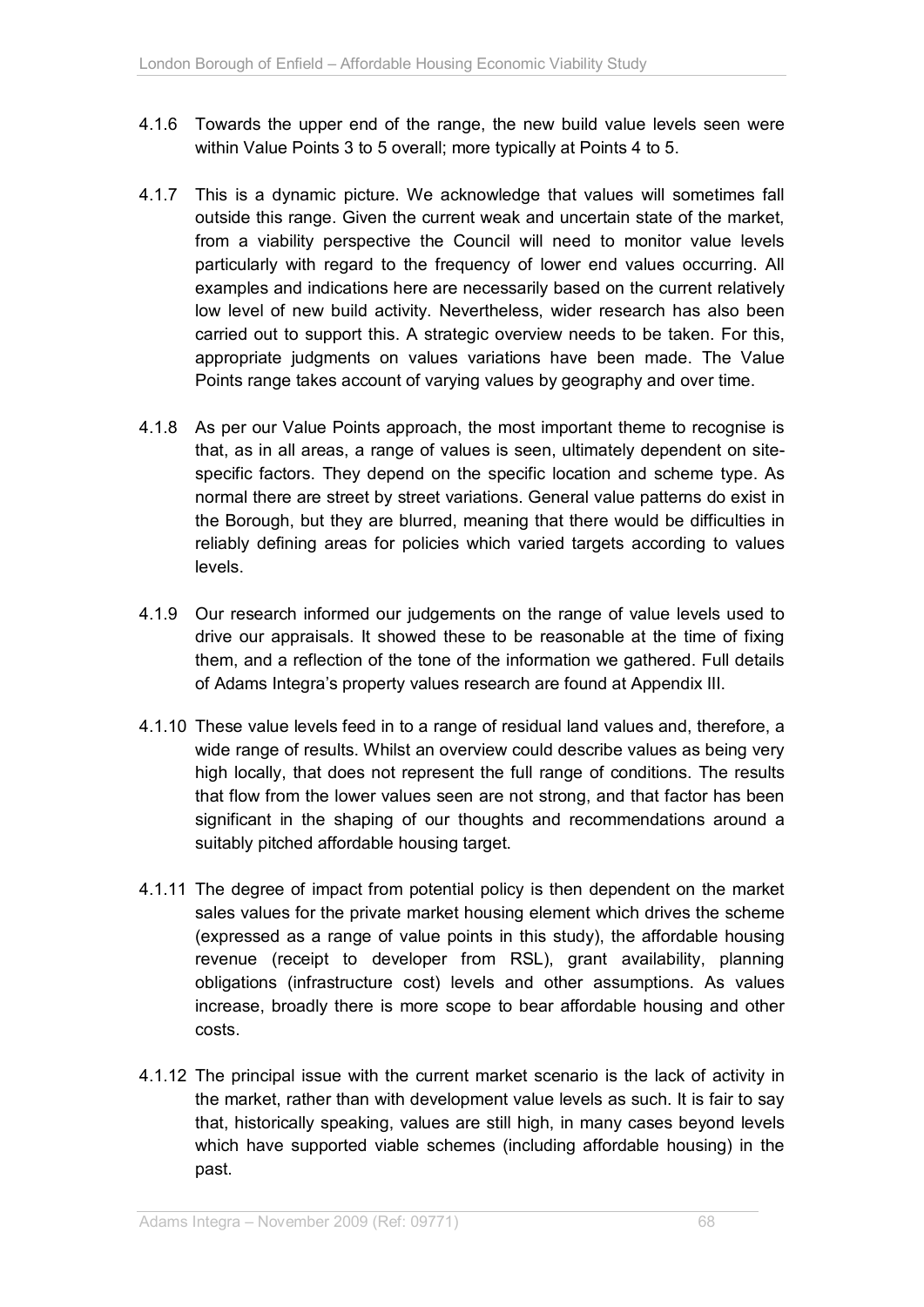4.1.6 Towards the upper end of the range, the new build value levels seen were within Value Points 3 to 5 overall; more typically at Points 4 to 5.

4.1.7 This is a dynamic picture. We acknowledge that values will sometimes fall outside this range. Given the current weak and uncertain state of the market, from a viability perspective the Council will need to monitor value levels particularly with regard to the frequency of lower end values occurring. All examples and indications here are necessarily based on the current relatively low level of new build activity. Nevertheless, wider research has also been carried out to support this. A strategic overview needs to be taken. For this, appropriate judgments on values variations have been made. The Value Points range takes account of varying values by geography and over time.

4.1.8 As per our Value Points approach, the most important theme to recognise is that, as in all areas, a range of values is seen, ultimately dependent on site-specific factors. They depend on the specific location and scheme type. As normal there are street by street variations. General value patterns do exist in the Borough, but they are blurred, meaning that there would be difficulties in reliably defining areas for policies which varied targets according to values levels.

4.1.9 Our research informed our judgements on the range of value levels used to drive our appraisals. It showed these to be reasonable at the time of fixing them, and a reflection of the tone of the information we gathered. Full details of Adams Integra's property values research are found at Appendix III.

4.1.10 These value levels feed in to a range of residual land values and, therefore, a wide range of results. Whilst an overview could describe values as being very high locally, that does not represent the full range of conditions. The results that flow from the lower values seen are not strong, and that factor has been significant in the shaping of our thoughts and recommendations around a suitably pitched affordable housing target.

4.1.11 The degree of impact from potential policy is then dependent on the market sales values for the private market housing element which drives the scheme (expressed as a range of value points in this study), the affordable housing revenue (receipt to developer from RSL), grant availability, planning obligations (infrastructure cost) levels and other assumptions. As values increase, broadly there is more scope to bear affordable housing and other costs.

4.1.12 The principal issue with the current market scenario is the lack of activity in the market, rather than with development value levels as such. It is fair to say that, historically speaking, values are still high, in many cases beyond levels which have supported viable schemes (including affordable housing) in the past.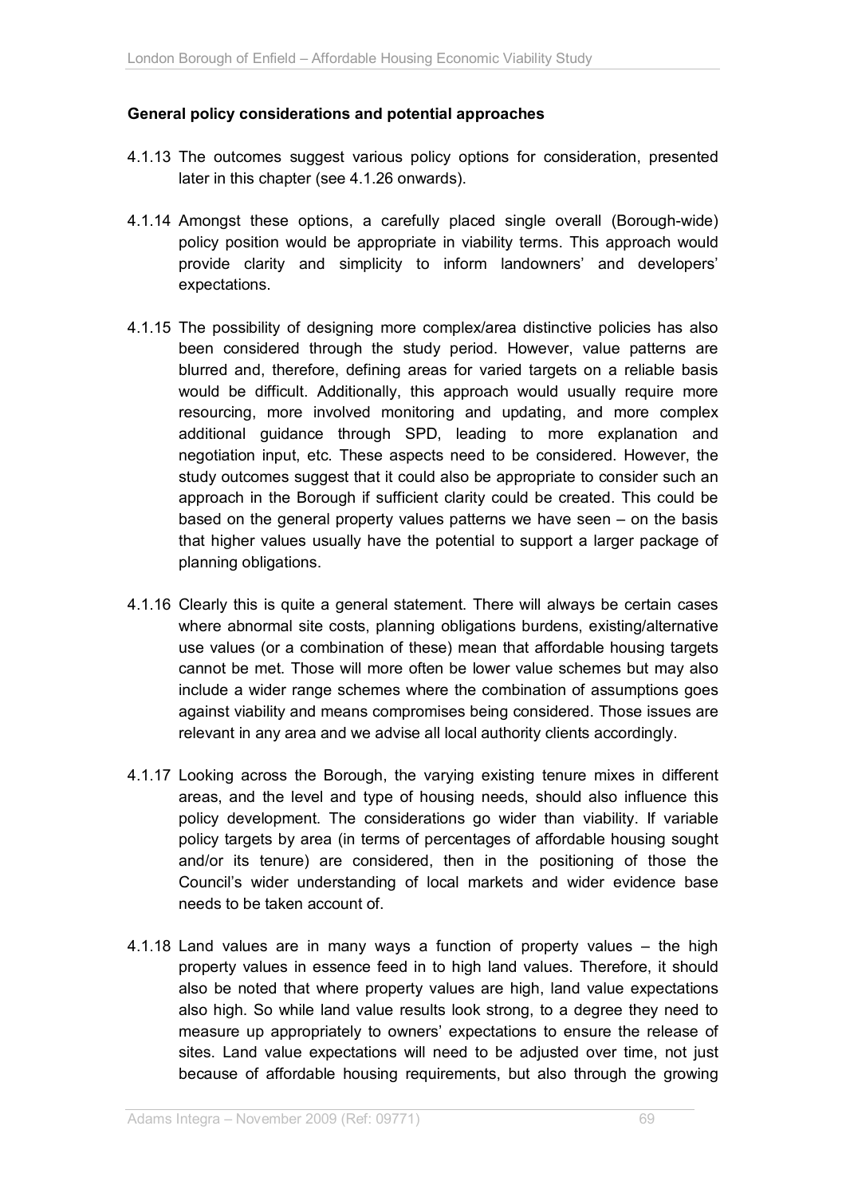**General policy considerations and potential approaches**

4.1.13 The outcomes suggest various policy options for consideration, presented later in this chapter (see 4.1.26 onwards).

4.1.14 Amongst these options, a carefully placed single overall (Borough-wide) policy position would be appropriate in viability terms. This approach would provide clarity and simplicity to inform landowners' and developers' expectations.

4.1.15 The possibility of designing more complex/area distinctive policies has also been considered through the study period. However, value patterns are blurred and, therefore, defining areas for varied targets on a reliable basis would be difficult. Additionally, this approach would usually require more resourcing, more involved monitoring and updating, and more complex additional guidance through SPD, leading to more explanation and negotiation input, etc. These aspects need to be considered. However, the study outcomes suggest that it could also be appropriate to consider such an approach in the Borough if sufficient clarity could be created. This could be based on the general property values patterns we have seen – on the basis that higher values usually have the potential to support a larger package of planning obligations.

4.1.16 Clearly this is quite a general statement. There will always be certain cases where abnormal site costs, planning obligations burdens, existing/alternative use values (or a combination of these) mean that affordable housing targets cannot be met. Those will more often be lower value schemes but may also include a wider range schemes where the combination of assumptions goes against viability and means compromises being considered. Those issues are relevant in any area and we advise all local authority clients accordingly.

4.1.17 Looking across the Borough, the varying existing tenure mixes in different areas, and the level and type of housing needs, should also influence this policy development. The considerations go wider than viability. If variable policy targets by area (in terms of percentages of affordable housing sought and/or its tenure) are considered, then in the positioning of those the Council's wider understanding of local markets and wider evidence base needs to be taken account of.

4.1.18 Land values are in many ways a function of property values – the high property values in essence feed in to high land values. Therefore, it should also be noted that where property values are high, land value expectations also high. So while land value results look strong, to a degree they need to measure up appropriately to owners' expectations to ensure the release of sites. Land value expectations will need to be adjusted over time, not just because of affordable housing requirements, but also through the growing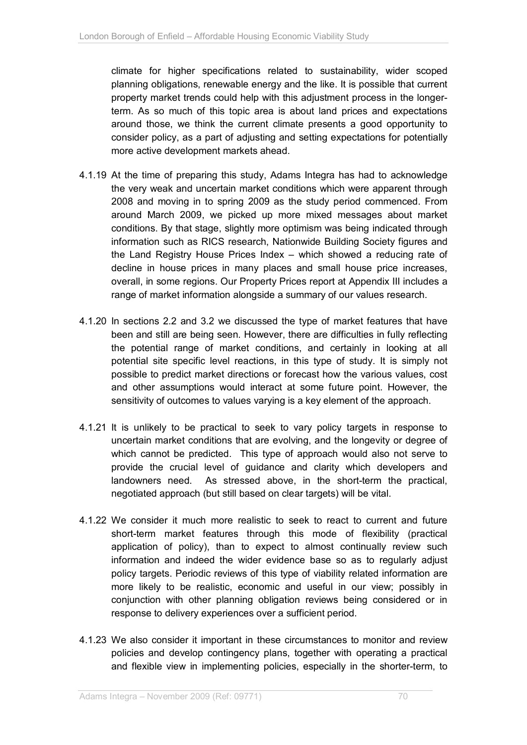climate for higher specifications related to sustainability, wider scoped planning obligations, renewable energy and the like. It is possible that current property market trends could help with this adjustment process in the longer-term. As so much of this topic area is about land prices and expectations around those, we think the current climate presents a good opportunity to consider policy, as a part of adjusting and setting expectations for potentially more active development markets ahead.

4.1.19 At the time of preparing this study, Adams Integra has had to acknowledge the very weak and uncertain market conditions which were apparent through 2008 and moving in to spring 2009 as the study period commenced. From around March 2009, we picked up more mixed messages about market conditions. By that stage, slightly more optimism was being indicated through information such as RICS research, Nationwide Building Society figures and the Land Registry House Prices Index – which showed a reducing rate of decline in house prices in many places and small house price increases, overall, in some regions. Our Property Prices report at Appendix III includes a range of market information alongside a summary of our values research.

4.1.20 In sections 2.2 and 3.2 we discussed the type of market features that have been and still are being seen. However, there are difficulties in fully reflecting the potential range of market conditions, and certainly in looking at all potential site specific level reactions, in this type of study. It is simply not possible to predict market directions or forecast how the various values, cost and other assumptions would interact at some future point. However, the sensitivity of outcomes to values varying is a key element of the approach.

4.1.21 It is unlikely to be practical to seek to vary policy targets in response to uncertain market conditions that are evolving, and the longevity or degree of which cannot be predicted. This type of approach would also not serve to provide the crucial level of guidance and clarity which developers and landowners need. As stressed above, in the short-term the practical, negotiated approach (but still based on clear targets) will be vital.

4.1.22 We consider it much more realistic to seek to react to current and future short-term market features through this mode of flexibility (practical application of policy), than to expect to almost continually review such information and indeed the wider evidence base so as to regularly adjust policy targets. Periodic reviews of this type of viability related information are more likely to be realistic, economic and useful in our view; possibly in conjunction with other planning obligation reviews being considered or in response to delivery experiences over a sufficient period.

4.1.23 We also consider it important in these circumstances to monitor and review policies and develop contingency plans, together with operating a practical and flexible view in implementing policies, especially in the shorter-term, to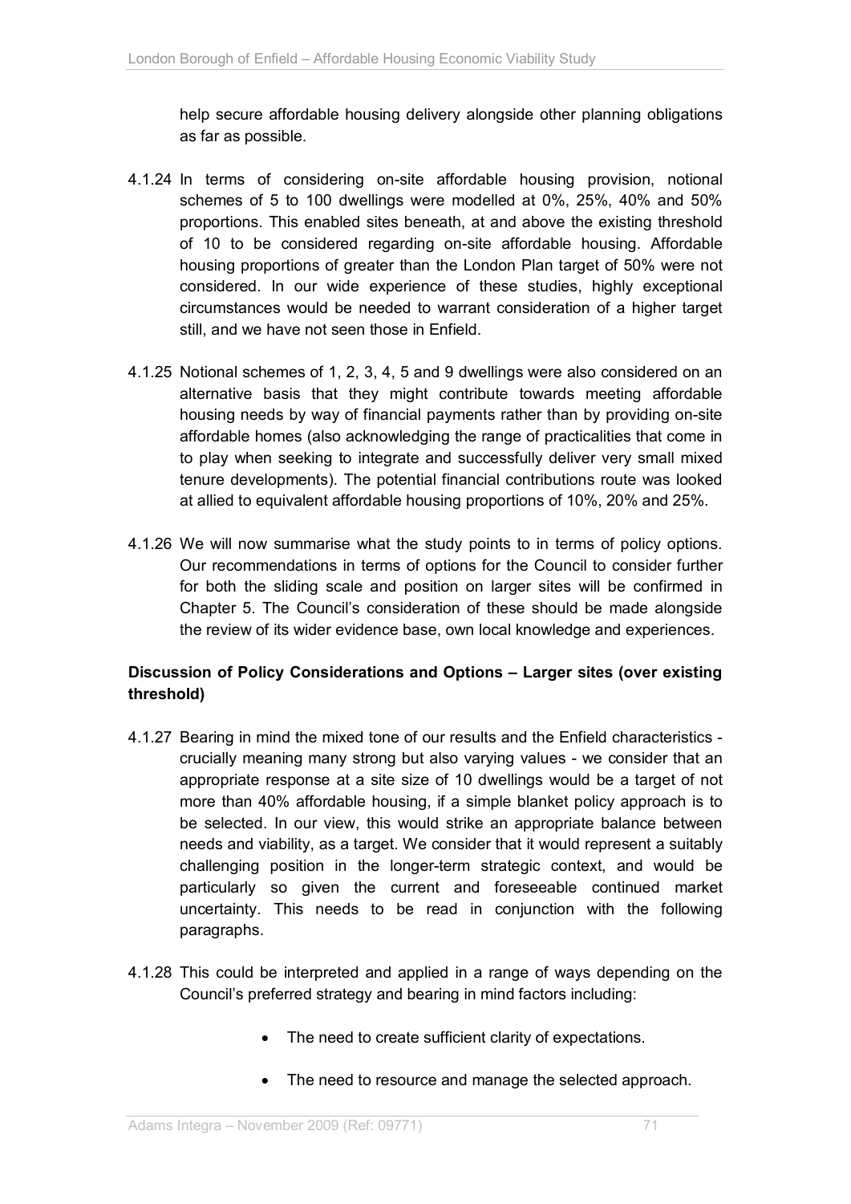help secure affordable housing delivery alongside other planning obligations as far as possible.

4.1.24 In terms of considering on-site affordable housing provision, notional schemes of 5 to 100 dwellings were modelled at 0%, 25%, 40% and 50% proportions. This enabled sites beneath, at and above the existing threshold of 10 to be considered regarding on-site affordable housing. Affordable housing proportions of greater than the London Plan target of 50% were not considered. In our wide experience of these studies, highly exceptional circumstances would be needed to warrant consideration of a higher target still, and we have not seen those in Enfield.

4.1.25 Notional schemes of 1, 2, 3, 4, 5 and 9 dwellings were also considered on an alternative basis that they might contribute towards meeting affordable housing needs by way of financial payments rather than by providing on-site affordable homes (also acknowledging the range of practicalities that come in to play when seeking to integrate and successfully deliver very small mixed tenure developments). The potential financial contributions route was looked at allied to equivalent affordable housing proportions of 10%, 20% and 25%.

4.1.26 We will now summarise what the study points to in terms of policy options. Our recommendations in terms of options for the Council to consider further for both the sliding scale and position on larger sites will be confirmed in Chapter 5. The Council's consideration of these should be made alongside the review of its wider evidence base, own local knowledge and experiences.

**Discussion of Policy Considerations and Options – Larger sites (over existing threshold)**

4.1.27 Bearing in mind the mixed tone of our results and the Enfield characteristics - crucially meaning many strong but also varying values - we consider that an appropriate response at a site size of 10 dwellings would be a target of not more than 40% affordable housing, if a simple blanket policy approach is to be selected. In our view, this would strike an appropriate balance between needs and viability, as a target. We consider that it would represent a suitably challenging position in the longer-term strategic context, and would be particularly so given the current and foreseeable continued market uncertainty. This needs to be read in conjunction with the following paragraphs.

4.1.28 This could be interpreted and applied in a range of ways depending on the Council's preferred strategy and bearing in mind factors including:

- The need to create sufficient clarity of expectations.
- The need to resource and manage the selected approach.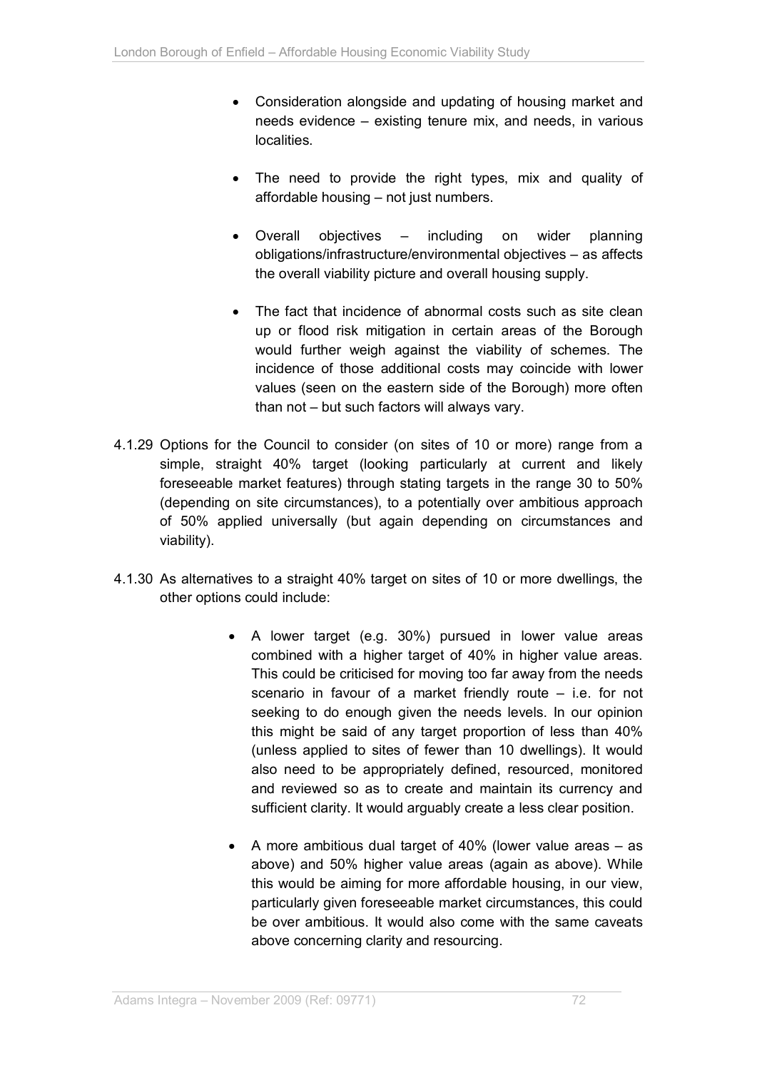- Consideration alongside and updating of housing market and needs evidence – existing tenure mix, and needs, in various localities.

- The need to provide the right types, mix and quality of affordable housing – not just numbers.

- Overall objectives – including on wider planning obligations/infrastructure/environmental objectives – as affects the overall viability picture and overall housing supply.

- The fact that incidence of abnormal costs such as site clean up or flood risk mitigation in certain areas of the Borough would further weigh against the viability of schemes. The incidence of those additional costs may coincide with lower values (seen on the eastern side of the Borough) more often than not – but such factors will always vary.

4.1.29 Options for the Council to consider (on sites of 10 or more) range from a simple, straight 40% target (looking particularly at current and likely foreseeable market features) through stating targets in the range 30 to 50% (depending on site circumstances), to a potentially over ambitious approach of 50% applied universally (but again depending on circumstances and viability).

4.1.30 As alternatives to a straight 40% target on sites of 10 or more dwellings, the other options could include:

- A lower target (e.g. 30%) pursued in lower value areas combined with a higher target of 40% in higher value areas. This could be criticised for moving too far away from the needs scenario in favour of a market friendly route – i.e. for not seeking to do enough given the needs levels. In our opinion this might be said of any target proportion of less than 40% (unless applied to sites of fewer than 10 dwellings). It would also need to be appropriately defined, resourced, monitored and reviewed so as to create and maintain its currency and sufficient clarity. It would arguably create a less clear position.

- A more ambitious dual target of 40% (lower value areas – as above) and 50% higher value areas (again as above). While this would be aiming for more affordable housing, in our view, particularly given foreseeable market circumstances, this could be over ambitious. It would also come with the same caveats above concerning clarity and resourcing.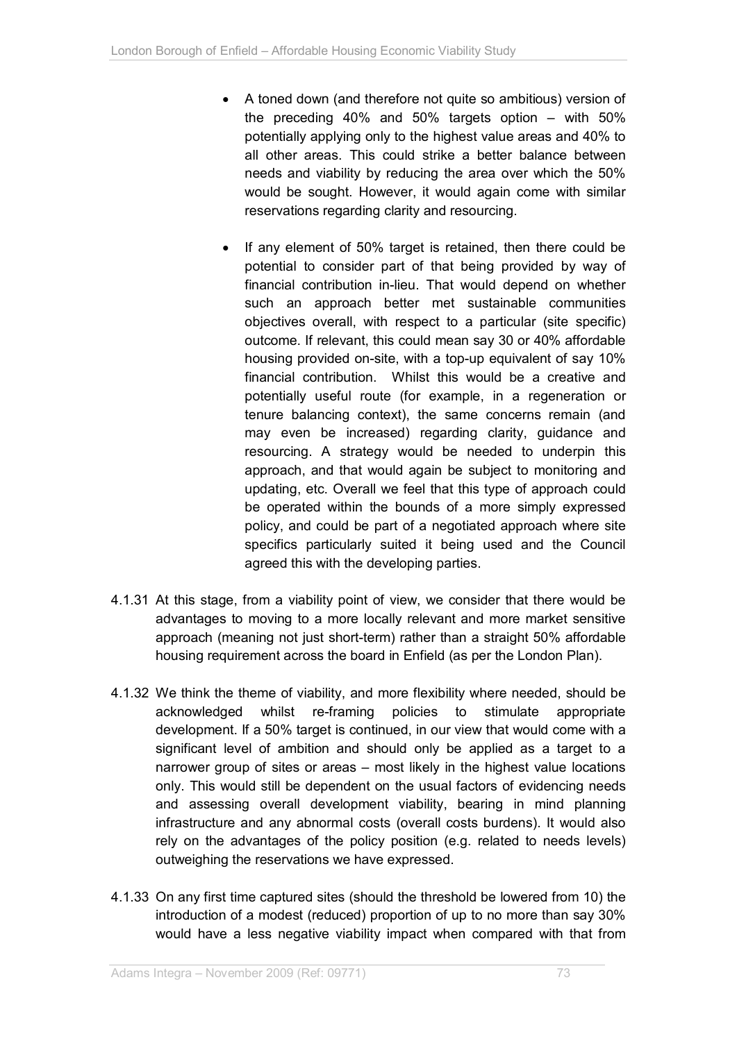- A toned down (and therefore not quite so ambitious) version of the preceding 40% and 50% targets option – with 50% potentially applying only to the highest value areas and 40% to all other areas. This could strike a better balance between needs and viability by reducing the area over which the 50% would be sought. However, it would again come with similar reservations regarding clarity and resourcing.

- If any element of 50% target is retained, then there could be potential to consider part of that being provided by way of financial contribution in-lieu. That would depend on whether such an approach better met sustainable communities objectives overall, with respect to a particular (site specific) outcome. If relevant, this could mean say 30 or 40% affordable housing provided on-site, with a top-up equivalent of say 10% financial contribution. Whilst this would be a creative and potentially useful route (for example, in a regeneration or tenure balancing context), the same concerns remain (and may even be increased) regarding clarity, guidance and resourcing. A strategy would be needed to underpin this approach, and that would again be subject to monitoring and updating, etc. Overall we feel that this type of approach could be operated within the bounds of a more simply expressed policy, and could be part of a negotiated approach where site specifics particularly suited it being used and the Council agreed this with the developing parties.

4.1.31 At this stage, from a viability point of view, we consider that there would be advantages to moving to a more locally relevant and more market sensitive approach (meaning not just short-term) rather than a straight 50% affordable housing requirement across the board in Enfield (as per the London Plan).

4.1.32 We think the theme of viability, and more flexibility where needed, should be acknowledged whilst re-framing policies to stimulate appropriate development. If a 50% target is continued, in our view that would come with a significant level of ambition and should only be applied as a target to a narrower group of sites or areas – most likely in the highest value locations only. This would still be dependent on the usual factors of evidencing needs and assessing overall development viability, bearing in mind planning infrastructure and any abnormal costs (overall costs burdens). It would also rely on the advantages of the policy position (e.g. related to needs levels) outweighing the reservations we have expressed.

4.1.33 On any first time captured sites (should the threshold be lowered from 10) the introduction of a modest (reduced) proportion of up to no more than say 30% would have a less negative viability impact when compared with that from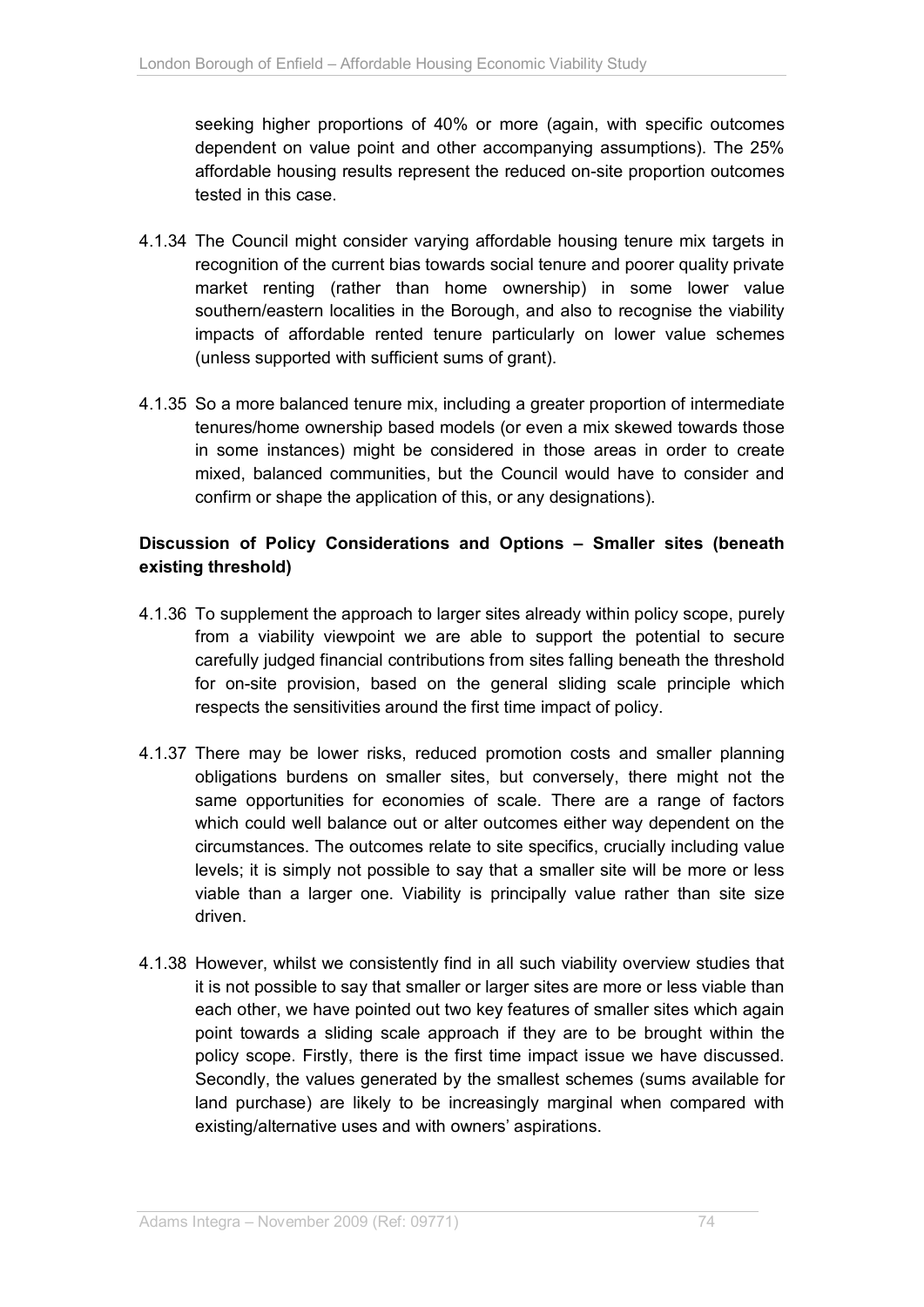seeking higher proportions of 40% or more (again, with specific outcomes dependent on value point and other accompanying assumptions). The 25% affordable housing results represent the reduced on-site proportion outcomes tested in this case.

4.1.34 The Council might consider varying affordable housing tenure mix targets in recognition of the current bias towards social tenure and poorer quality private market renting (rather than home ownership) in some lower value southern/eastern localities in the Borough, and also to recognise the viability impacts of affordable rented tenure particularly on lower value schemes (unless supported with sufficient sums of grant).

4.1.35 So a more balanced tenure mix, including a greater proportion of intermediate tenures/home ownership based models (or even a mix skewed towards those in some instances) might be considered in those areas in order to create mixed, balanced communities, but the Council would have to consider and confirm or shape the application of this, or any designations).

**Discussion of Policy Considerations and Options – Smaller sites (beneath existing threshold)**

4.1.36 To supplement the approach to larger sites already within policy scope, purely from a viability viewpoint we are able to support the potential to secure carefully judged financial contributions from sites falling beneath the threshold for on-site provision, based on the general sliding scale principle which respects the sensitivities around the first time impact of policy.

4.1.37 There may be lower risks, reduced promotion costs and smaller planning obligations burdens on smaller sites, but conversely, there might not the same opportunities for economies of scale. There are a range of factors which could well balance out or alter outcomes either way dependent on the circumstances. The outcomes relate to site specifics, crucially including value levels; it is simply not possible to say that a smaller site will be more or less viable than a larger one. Viability is principally value rather than site size driven.

4.1.38 However, whilst we consistently find in all such viability overview studies that it is not possible to say that smaller or larger sites are more or less viable than each other, we have pointed out two key features of smaller sites which again point towards a sliding scale approach if they are to be brought within the policy scope. Firstly, there is the first time impact issue we have discussed. Secondly, the values generated by the smallest schemes (sums available for land purchase) are likely to be increasingly marginal when compared with existing/alternative uses and with owners' aspirations.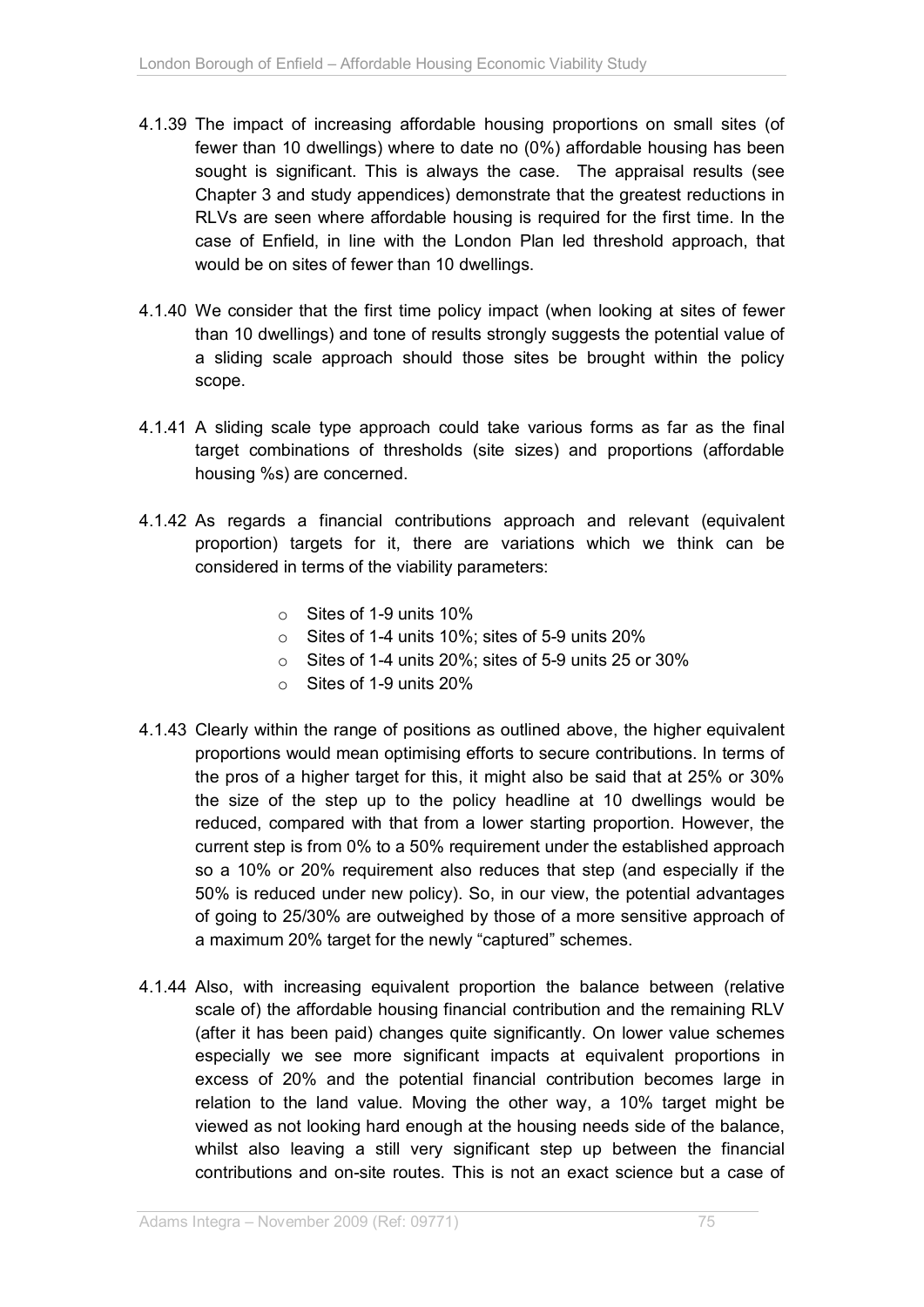4.1.39 The impact of increasing affordable housing proportions on small sites (of fewer than 10 dwellings) where to date no (0%) affordable housing has been sought is significant. This is always the case. The appraisal results (see Chapter 3 and study appendices) demonstrate that the greatest reductions in RLVs are seen where affordable housing is required for the first time. In the case of Enfield, in line with the London Plan led threshold approach, that would be on sites of fewer than 10 dwellings.

4.1.40 We consider that the first time policy impact (when looking at sites of fewer than 10 dwellings) and tone of results strongly suggests the potential value of a sliding scale approach should those sites be brought within the policy scope.

4.1.41 A sliding scale type approach could take various forms as far as the final target combinations of thresholds (site sizes) and proportions (affordable housing %s) are concerned.

4.1.42 As regards a financial contributions approach and relevant (equivalent proportion) targets for it, there are variations which we think can be considered in terms of the viability parameters:

- Sites of 1-9 units 10%
- Sites of 1-4 units 10%; sites of 5-9 units 20%
- Sites of 1-4 units 20%; sites of 5-9 units 25 or 30%
- Sites of 1-9 units 20%

4.1.43 Clearly within the range of positions as outlined above, the higher equivalent proportions would mean optimising efforts to secure contributions. In terms of the pros of a higher target for this, it might also be said that at 25% or 30% the size of the step up to the policy headline at 10 dwellings would be reduced, compared with that from a lower starting proportion. However, the current step is from 0% to a 50% requirement under the established approach so a 10% or 20% requirement also reduces that step (and especially if the 50% is reduced under new policy). So, in our view, the potential advantages of going to 25/30% are outweighed by those of a more sensitive approach of a maximum 20% target for the newly "captured" schemes.

4.1.44 Also, with increasing equivalent proportion the balance between (relative scale of) the affordable housing financial contribution and the remaining RLV (after it has been paid) changes quite significantly. On lower value schemes especially we see more significant impacts at equivalent proportions in excess of 20% and the potential financial contribution becomes large in relation to the land value. Moving the other way, a 10% target might be viewed as not looking hard enough at the housing needs side of the balance, whilst also leaving a still very significant step up between the financial contributions and on-site routes. This is not an exact science but a case of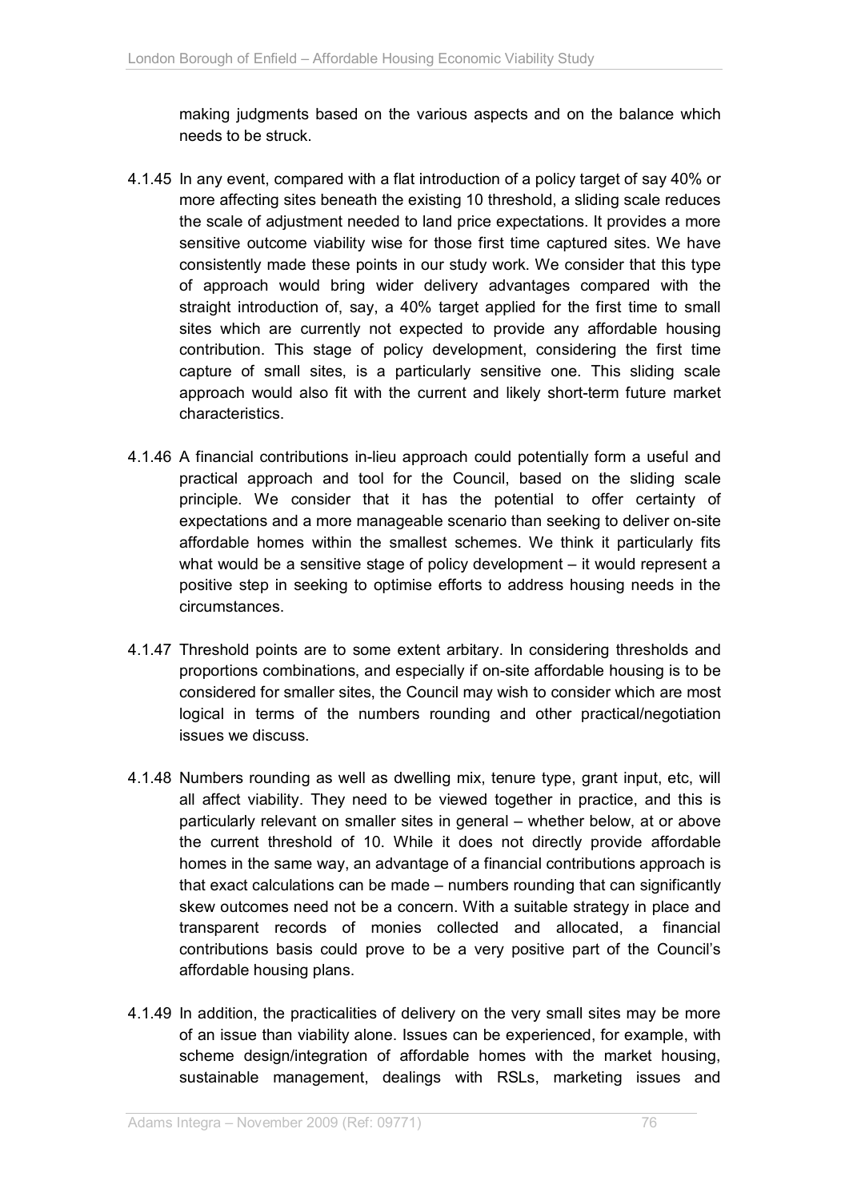making judgments based on the various aspects and on the balance which needs to be struck.

4.1.45 In any event, compared with a flat introduction of a policy target of say 40% or more affecting sites beneath the existing 10 threshold, a sliding scale reduces the scale of adjustment needed to land price expectations. It provides a more sensitive outcome viability wise for those first time captured sites. We have consistently made these points in our study work. We consider that this type of approach would bring wider delivery advantages compared with the straight introduction of, say, a 40% target applied for the first time to small sites which are currently not expected to provide any affordable housing contribution. This stage of policy development, considering the first time capture of small sites, is a particularly sensitive one. This sliding scale approach would also fit with the current and likely short-term future market characteristics.

4.1.46 A financial contributions in-lieu approach could potentially form a useful and practical approach and tool for the Council, based on the sliding scale principle. We consider that it has the potential to offer certainty of expectations and a more manageable scenario than seeking to deliver on-site affordable homes within the smallest schemes. We think it particularly fits what would be a sensitive stage of policy development – it would represent a positive step in seeking to optimise efforts to address housing needs in the circumstances.

4.1.47 Threshold points are to some extent arbitary. In considering thresholds and proportions combinations, and especially if on-site affordable housing is to be considered for smaller sites, the Council may wish to consider which are most logical in terms of the numbers rounding and other practical/negotiation issues we discuss.

4.1.48 Numbers rounding as well as dwelling mix, tenure type, grant input, etc, will all affect viability. They need to be viewed together in practice, and this is particularly relevant on smaller sites in general – whether below, at or above the current threshold of 10. While it does not directly provide affordable homes in the same way, an advantage of a financial contributions approach is that exact calculations can be made – numbers rounding that can significantly skew outcomes need not be a concern. With a suitable strategy in place and transparent records of monies collected and allocated, a financial contributions basis could prove to be a very positive part of the Council's affordable housing plans.

4.1.49 In addition, the practicalities of delivery on the very small sites may be more of an issue than viability alone. Issues can be experienced, for example, with scheme design/integration of affordable homes with the market housing, sustainable management, dealings with RSLs, marketing issues and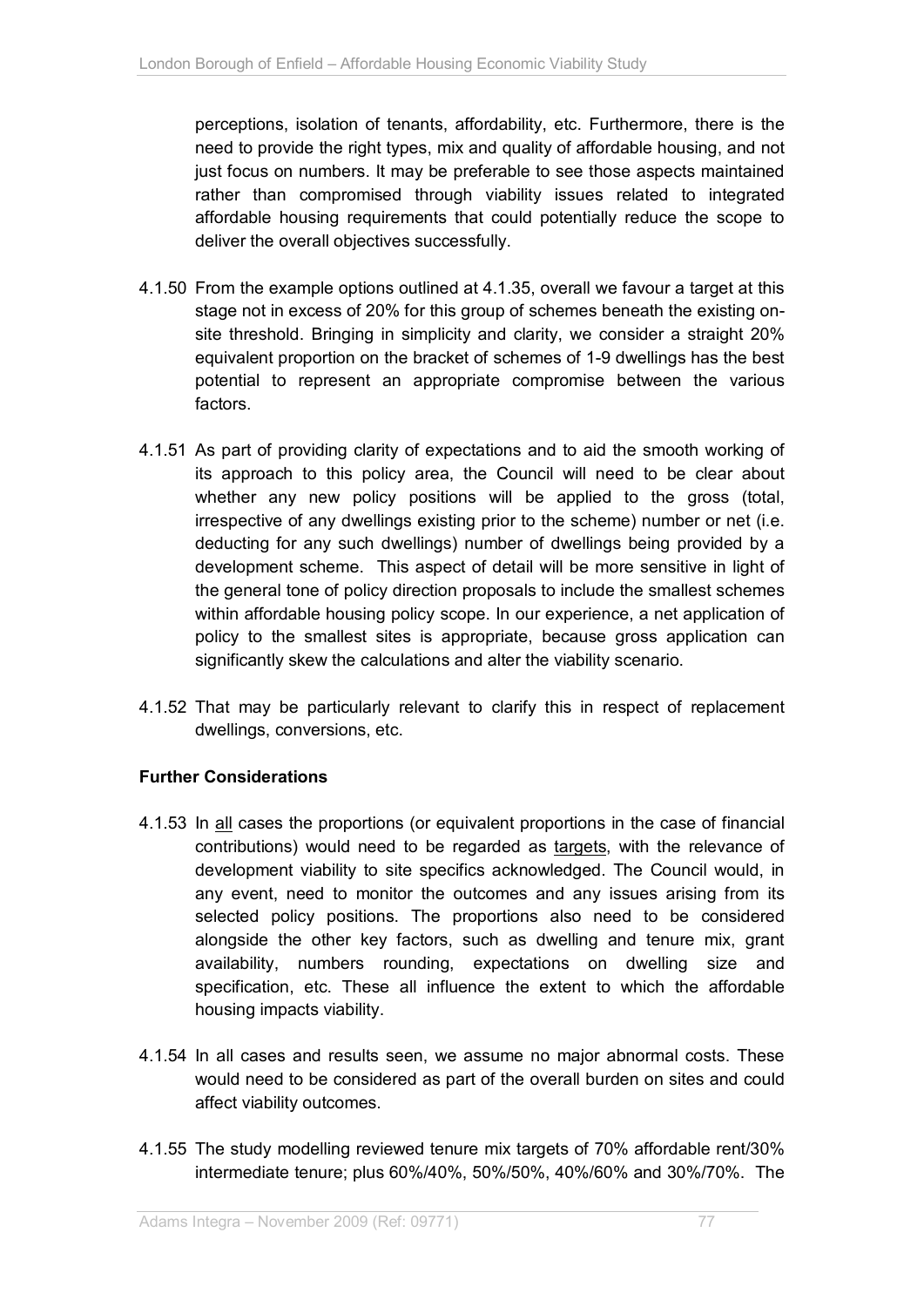perceptions, isolation of tenants, affordability, etc. Furthermore, there is the need to provide the right types, mix and quality of affordable housing, and not just focus on numbers. It may be preferable to see those aspects maintained rather than compromised through viability issues related to integrated affordable housing requirements that could potentially reduce the scope to deliver the overall objectives successfully.

4.1.50 From the example options outlined at 4.1.35, overall we favour a target at this stage not in excess of 20% for this group of schemes beneath the existing on-site threshold. Bringing in simplicity and clarity, we consider a straight 20% equivalent proportion on the bracket of schemes of 1-9 dwellings has the best potential to represent an appropriate compromise between the various factors.

4.1.51 As part of providing clarity of expectations and to aid the smooth working of its approach to this policy area, the Council will need to be clear about whether any new policy positions will be applied to the gross (total, irrespective of any dwellings existing prior to the scheme) number or net (i.e. deducting for any such dwellings) number of dwellings being provided by a development scheme. This aspect of detail will be more sensitive in light of the general tone of policy direction proposals to include the smallest schemes within affordable housing policy scope. In our experience, a net application of policy to the smallest sites is appropriate, because gross application can significantly skew the calculations and alter the viability scenario.

4.1.52 That may be particularly relevant to clarify this in respect of replacement dwellings, conversions, etc.

**Further Considerations**

4.1.53 In <u>all</u> cases the proportions (or equivalent proportions in the case of financial contributions) would need to be regarded as <u>targets</u>, with the relevance of development viability to site specifics acknowledged. The Council would, in any event, need to monitor the outcomes and any issues arising from its selected policy positions. The proportions also need to be considered alongside the other key factors, such as dwelling and tenure mix, grant availability, numbers rounding, expectations on dwelling size and specification, etc. These all influence the extent to which the affordable housing impacts viability.

4.1.54 In all cases and results seen, we assume no major abnormal costs. These would need to be considered as part of the overall burden on sites and could affect viability outcomes.

4.1.55 The study modelling reviewed tenure mix targets of 70% affordable rent/30% intermediate tenure; plus 60%/40%, 50%/50%, 40%/60% and 30%/70%. The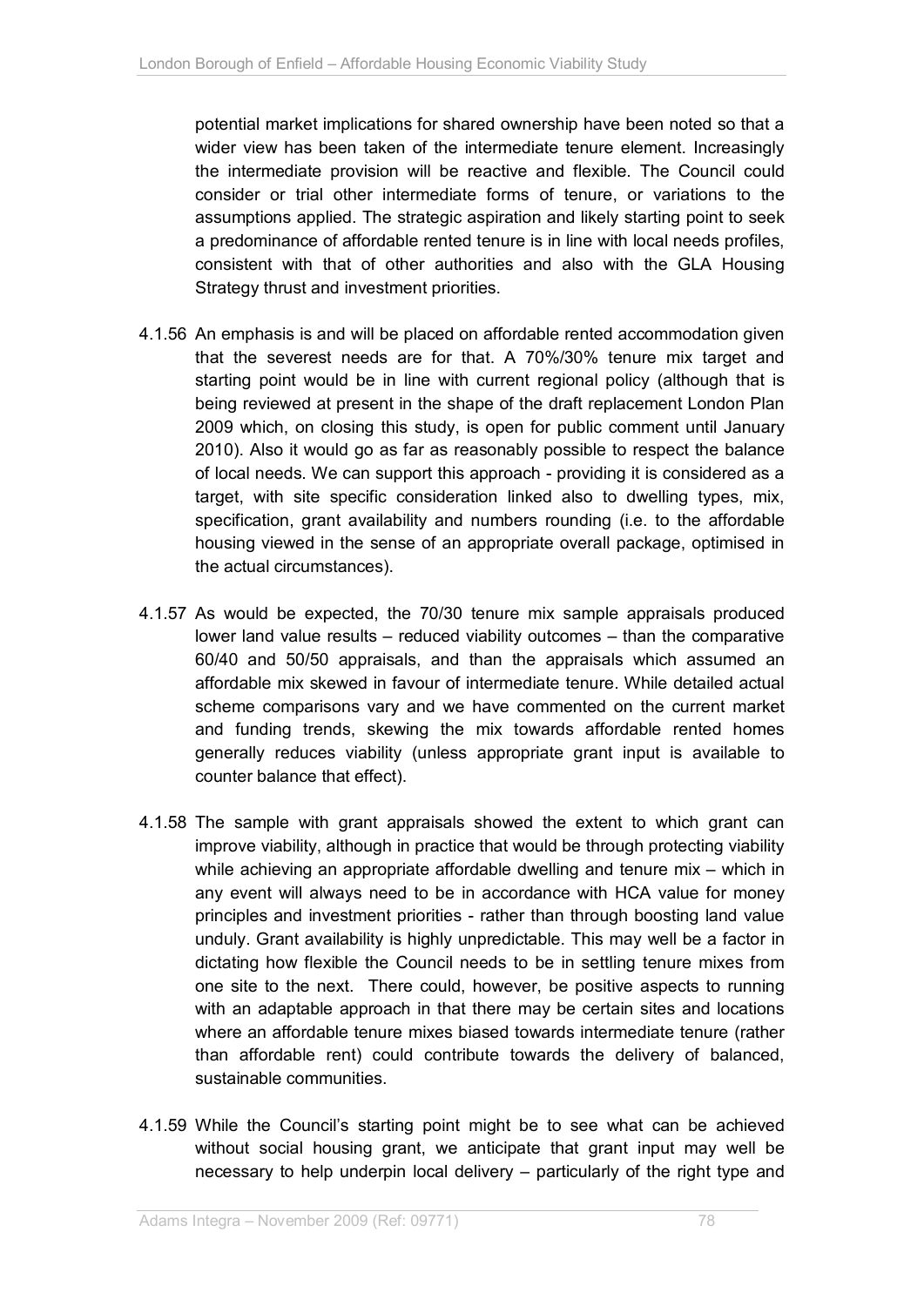potential market implications for shared ownership have been noted so that a wider view has been taken of the intermediate tenure element. Increasingly the intermediate provision will be reactive and flexible. The Council could consider or trial other intermediate forms of tenure, or variations to the assumptions applied. The strategic aspiration and likely starting point to seek a predominance of affordable rented tenure is in line with local needs profiles, consistent with that of other authorities and also with the GLA Housing Strategy thrust and investment priorities.

4.1.56 An emphasis is and will be placed on affordable rented accommodation given that the severest needs are for that. A 70%/30% tenure mix target and starting point would be in line with current regional policy (although that is being reviewed at present in the shape of the draft replacement London Plan 2009 which, on closing this study, is open for public comment until January 2010). Also it would go as far as reasonably possible to respect the balance of local needs. We can support this approach - providing it is considered as a target, with site specific consideration linked also to dwelling types, mix, specification, grant availability and numbers rounding (i.e. to the affordable housing viewed in the sense of an appropriate overall package, optimised in the actual circumstances).

4.1.57 As would be expected, the 70/30 tenure mix sample appraisals produced lower land value results – reduced viability outcomes – than the comparative 60/40 and 50/50 appraisals, and than the appraisals which assumed an affordable mix skewed in favour of intermediate tenure. While detailed actual scheme comparisons vary and we have commented on the current market and funding trends, skewing the mix towards affordable rented homes generally reduces viability (unless appropriate grant input is available to counter balance that effect).

4.1.58 The sample with grant appraisals showed the extent to which grant can improve viability, although in practice that would be through protecting viability while achieving an appropriate affordable dwelling and tenure mix – which in any event will always need to be in accordance with HCA value for money principles and investment priorities - rather than through boosting land value unduly. Grant availability is highly unpredictable. This may well be a factor in dictating how flexible the Council needs to be in settling tenure mixes from one site to the next. There could, however, be positive aspects to running with an adaptable approach in that there may be certain sites and locations where an affordable tenure mixes biased towards intermediate tenure (rather than affordable rent) could contribute towards the delivery of balanced, sustainable communities.

4.1.59 While the Council's starting point might be to see what can be achieved without social housing grant, we anticipate that grant input may well be necessary to help underpin local delivery – particularly of the right type and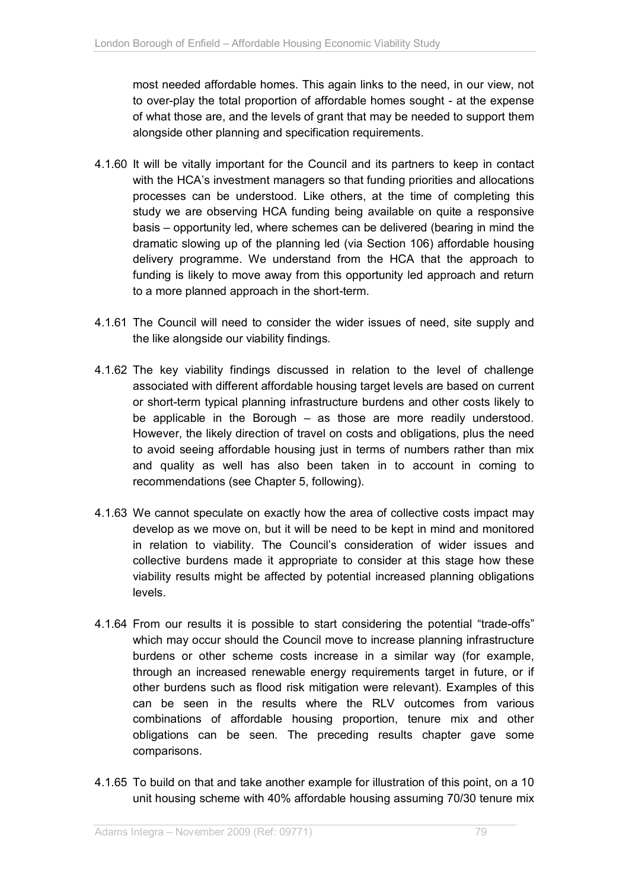most needed affordable homes. This again links to the need, in our view, not to over-play the total proportion of affordable homes sought - at the expense of what those are, and the levels of grant that may be needed to support them alongside other planning and specification requirements.

4.1.60 It will be vitally important for the Council and its partners to keep in contact with the HCA's investment managers so that funding priorities and allocations processes can be understood. Like others, at the time of completing this study we are observing HCA funding being available on quite a responsive basis – opportunity led, where schemes can be delivered (bearing in mind the dramatic slowing up of the planning led (via Section 106) affordable housing delivery programme. We understand from the HCA that the approach to funding is likely to move away from this opportunity led approach and return to a more planned approach in the short-term.

4.1.61 The Council will need to consider the wider issues of need, site supply and the like alongside our viability findings.

4.1.62 The key viability findings discussed in relation to the level of challenge associated with different affordable housing target levels are based on current or short-term typical planning infrastructure burdens and other costs likely to be applicable in the Borough – as those are more readily understood. However, the likely direction of travel on costs and obligations, plus the need to avoid seeing affordable housing just in terms of numbers rather than mix and quality as well has also been taken in to account in coming to recommendations (see Chapter 5, following).

4.1.63 We cannot speculate on exactly how the area of collective costs impact may develop as we move on, but it will be need to be kept in mind and monitored in relation to viability. The Council's consideration of wider issues and collective burdens made it appropriate to consider at this stage how these viability results might be affected by potential increased planning obligations levels.

4.1.64 From our results it is possible to start considering the potential "trade-offs" which may occur should the Council move to increase planning infrastructure burdens or other scheme costs increase in a similar way (for example, through an increased renewable energy requirements target in future, or if other burdens such as flood risk mitigation were relevant). Examples of this can be seen in the results where the RLV outcomes from various combinations of affordable housing proportion, tenure mix and other obligations can be seen. The preceding results chapter gave some comparisons.

4.1.65 To build on that and take another example for illustration of this point, on a 10 unit housing scheme with 40% affordable housing assuming 70/30 tenure mix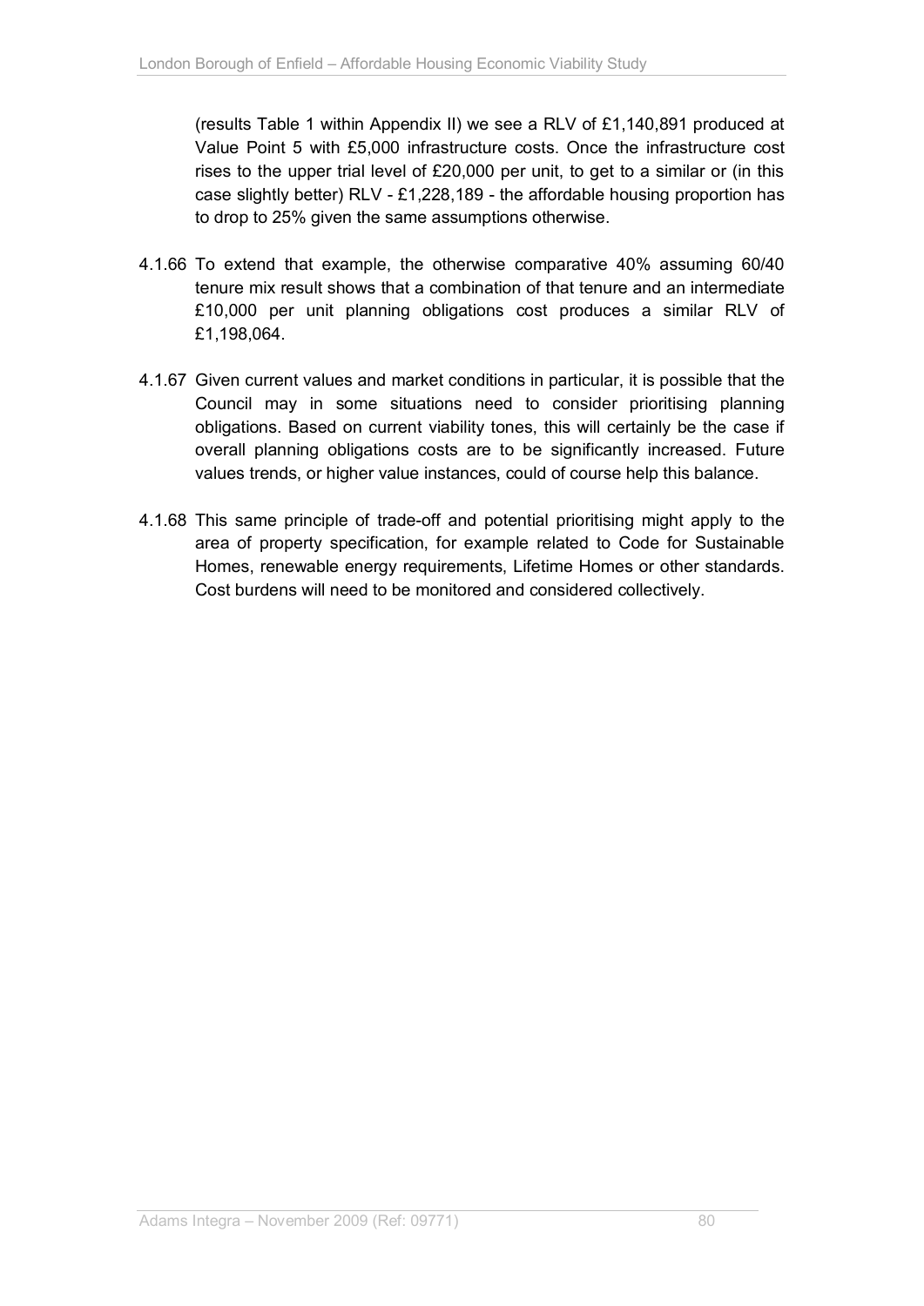(results Table 1 within Appendix II) we see a RLV of £1,140,891 produced at Value Point 5 with £5,000 infrastructure costs. Once the infrastructure cost rises to the upper trial level of £20,000 per unit, to get to a similar or (in this case slightly better) RLV - £1,228,189 - the affordable housing proportion has to drop to 25% given the same assumptions otherwise.

4.1.66 To extend that example, the otherwise comparative 40% assuming 60/40 tenure mix result shows that a combination of that tenure and an intermediate £10,000 per unit planning obligations cost produces a similar RLV of £1,198,064.

4.1.67 Given current values and market conditions in particular, it is possible that the Council may in some situations need to consider prioritising planning obligations. Based on current viability tones, this will certainly be the case if overall planning obligations costs are to be significantly increased. Future values trends, or higher value instances, could of course help this balance.

4.1.68 This same principle of trade-off and potential prioritising might apply to the area of property specification, for example related to Code for Sustainable Homes, renewable energy requirements, Lifetime Homes or other standards. Cost burdens will need to be monitored and considered collectively.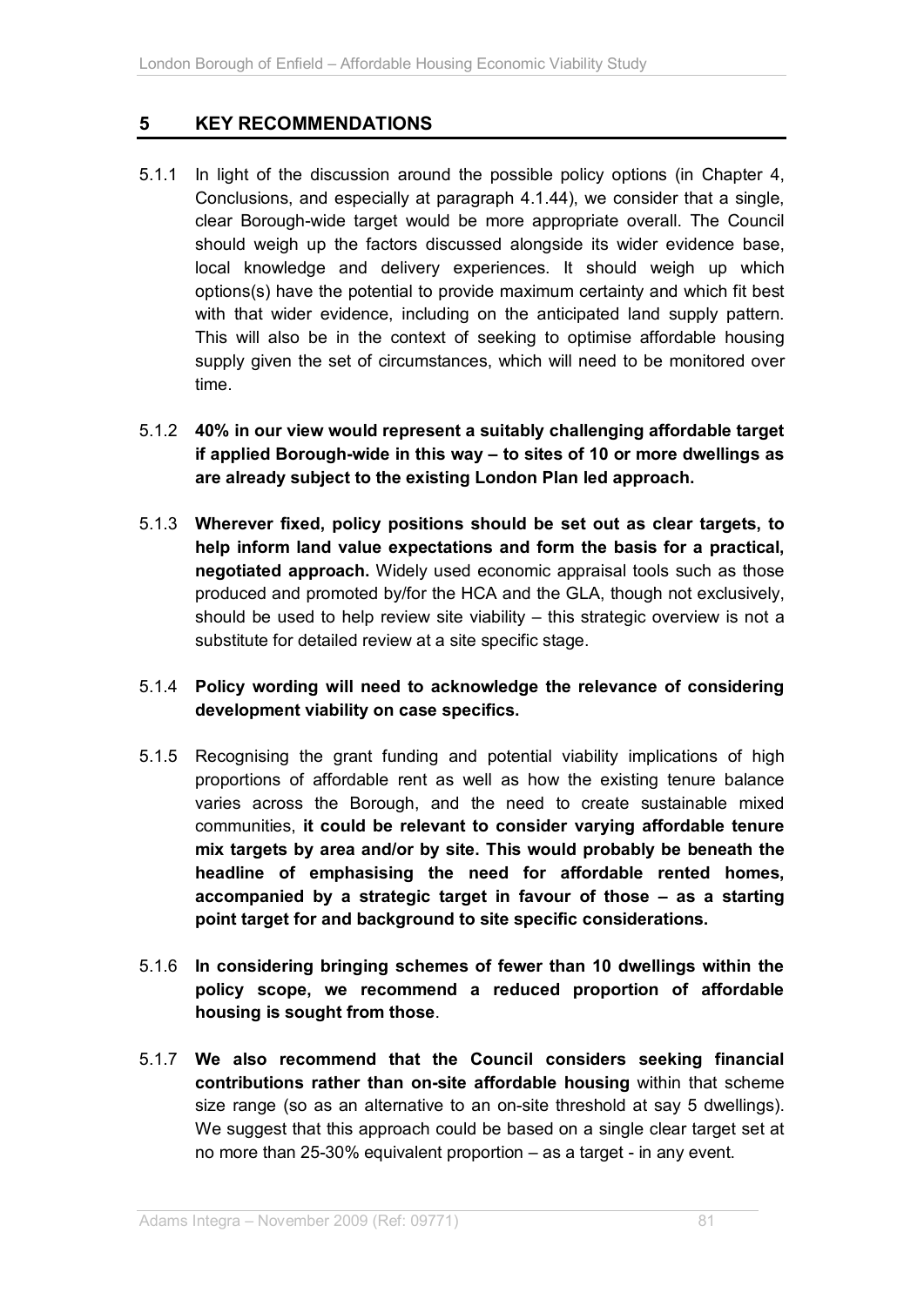## 5 KEY RECOMMENDATIONS

5.1.1 In light of the discussion around the possible policy options (in Chapter 4, Conclusions, and especially at paragraph 4.1.44), we consider that a single, clear Borough-wide target would be more appropriate overall. The Council should weigh up the factors discussed alongside its wider evidence base, local knowledge and delivery experiences. It should weigh up which options(s) have the potential to provide maximum certainty and which fit best with that wider evidence, including on the anticipated land supply pattern. This will also be in the context of seeking to optimise affordable housing supply given the set of circumstances, which will need to be monitored over time.

5.1.2 **40% in our view would represent a suitably challenging affordable target if applied Borough-wide in this way – to sites of 10 or more dwellings as are already subject to the existing London Plan led approach.**

5.1.3 **Wherever fixed, policy positions should be set out as clear targets, to help inform land value expectations and form the basis for a practical, negotiated approach.** Widely used economic appraisal tools such as those produced and promoted by/for the HCA and the GLA, though not exclusively, should be used to help review site viability – this strategic overview is not a substitute for detailed review at a site specific stage.

5.1.4 **Policy wording will need to acknowledge the relevance of considering development viability on case specifics.**

5.1.5 Recognising the grant funding and potential viability implications of high proportions of affordable rent as well as how the existing tenure balance varies across the Borough, and the need to create sustainable mixed communities, **it could be relevant to consider varying affordable tenure mix targets by area and/or by site. This would probably be beneath the headline of emphasising the need for affordable rented homes, accompanied by a strategic target in favour of those – as a starting point target for and background to site specific considerations.**

5.1.6 **In considering bringing schemes of fewer than 10 dwellings within the policy scope, we recommend a reduced proportion of affordable housing is sought from those**.

5.1.7 **We also recommend that the Council considers seeking financial contributions rather than on-site affordable housing** within that scheme size range (so as an alternative to an on-site threshold at say 5 dwellings). We suggest that this approach could be based on a single clear target set at no more than 25-30% equivalent proportion – as a target - in any event.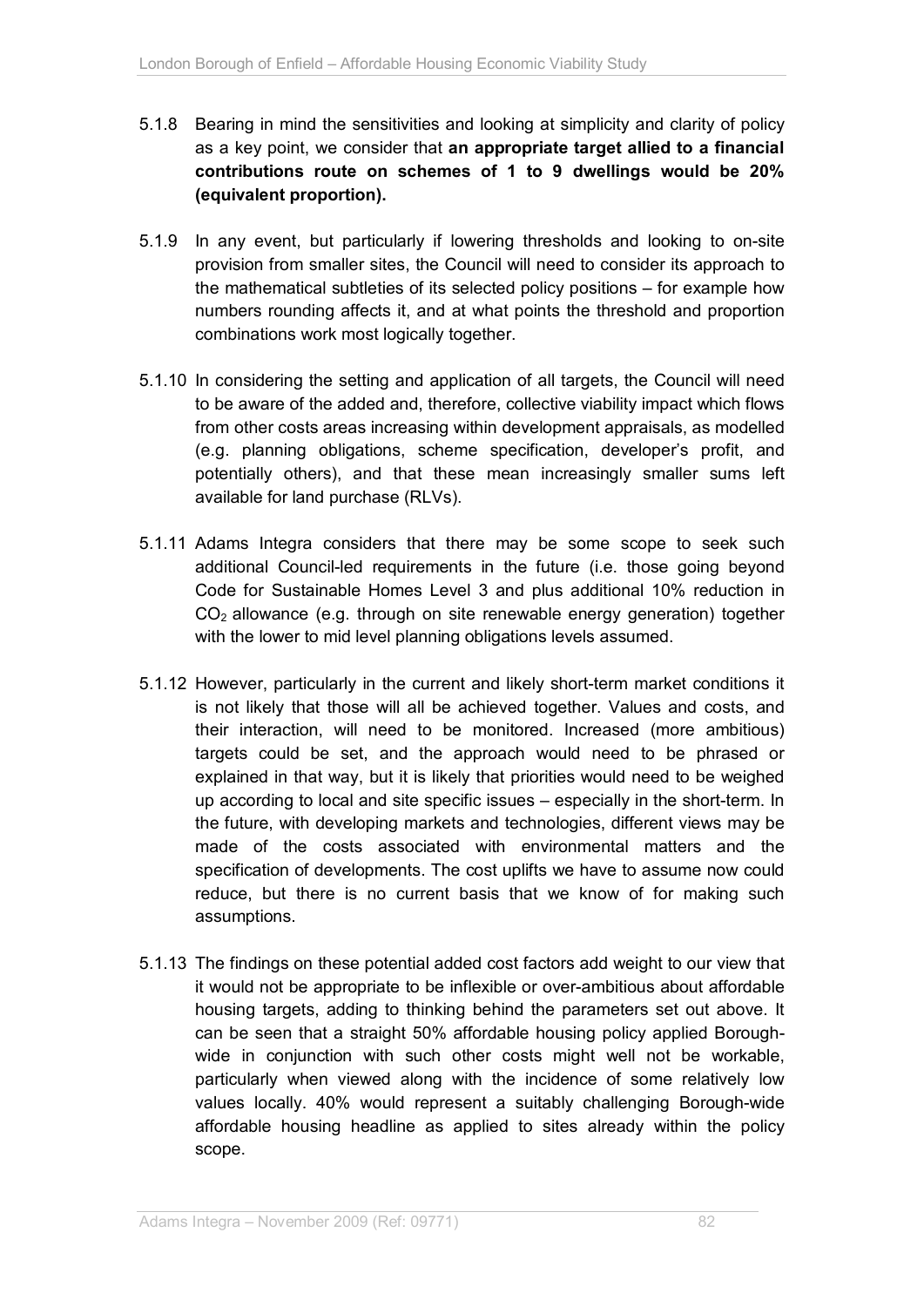5.1.8 Bearing in mind the sensitivities and looking at simplicity and clarity of policy as a key point, we consider that **an appropriate target allied to a financial contributions route on schemes of 1 to 9 dwellings would be 20% (equivalent proportion).**

5.1.9 In any event, but particularly if lowering thresholds and looking to on-site provision from smaller sites, the Council will need to consider its approach to the mathematical subtleties of its selected policy positions – for example how numbers rounding affects it, and at what points the threshold and proportion combinations work most logically together.

5.1.10 In considering the setting and application of all targets, the Council will need to be aware of the added and, therefore, collective viability impact which flows from other costs areas increasing within development appraisals, as modelled (e.g. planning obligations, scheme specification, developer's profit, and potentially others), and that these mean increasingly smaller sums left available for land purchase (RLVs).

5.1.11 Adams Integra considers that there may be some scope to seek such additional Council-led requirements in the future (i.e. those going beyond Code for Sustainable Homes Level 3 and plus additional 10% reduction in $CO_2$ allowance (e.g. through on site renewable energy generation) together with the lower to mid level planning obligations levels assumed.

5.1.12 However, particularly in the current and likely short-term market conditions it is not likely that those will all be achieved together. Values and costs, and their interaction, will need to be monitored. Increased (more ambitious) targets could be set, and the approach would need to be phrased or explained in that way, but it is likely that priorities would need to be weighed up according to local and site specific issues – especially in the short-term. In the future, with developing markets and technologies, different views may be made of the costs associated with environmental matters and the specification of developments. The cost uplifts we have to assume now could reduce, but there is no current basis that we know of for making such assumptions.

5.1.13 The findings on these potential added cost factors add weight to our view that it would not be appropriate to be inflexible or over-ambitious about affordable housing targets, adding to thinking behind the parameters set out above. It can be seen that a straight 50% affordable housing policy applied Borough-wide in conjunction with such other costs might well not be workable, particularly when viewed along with the incidence of some relatively low values locally. 40% would represent a suitably challenging Borough-wide affordable housing headline as applied to sites already within the policy scope.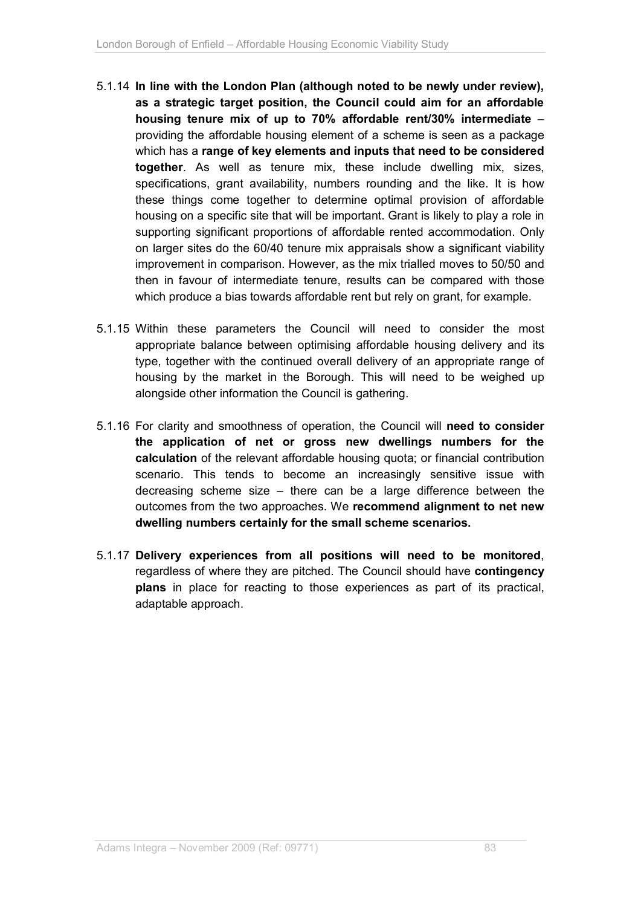5.1.14 **In line with the London Plan (although noted to be newly under review), as a strategic target position, the Council could aim for an affordable housing tenure mix of up to 70% affordable rent/30% intermediate** – providing the affordable housing element of a scheme is seen as a package which has a **range of key elements and inputs that need to be considered together**. As well as tenure mix, these include dwelling mix, sizes, specifications, grant availability, numbers rounding and the like. It is how these things come together to determine optimal provision of affordable housing on a specific site that will be important. Grant is likely to play a role in supporting significant proportions of affordable rented accommodation. Only on larger sites do the 60/40 tenure mix appraisals show a significant viability improvement in comparison. However, as the mix trialled moves to 50/50 and then in favour of intermediate tenure, results can be compared with those which produce a bias towards affordable rent but rely on grant, for example.

5.1.15 Within these parameters the Council will need to consider the most appropriate balance between optimising affordable housing delivery and its type, together with the continued overall delivery of an appropriate range of housing by the market in the Borough. This will need to be weighed up alongside other information the Council is gathering.

5.1.16 For clarity and smoothness of operation, the Council will **need to consider the application of net or gross new dwellings numbers for the calculation** of the relevant affordable housing quota; or financial contribution scenario. This tends to become an increasingly sensitive issue with decreasing scheme size – there can be a large difference between the outcomes from the two approaches. We **recommend alignment to net new dwelling numbers certainly for the small scheme scenarios.**

5.1.17 **Delivery experiences from all positions will need to be monitored**, regardless of where they are pitched. The Council should have **contingency plans** in place for reacting to those experiences as part of its practical, adaptable approach.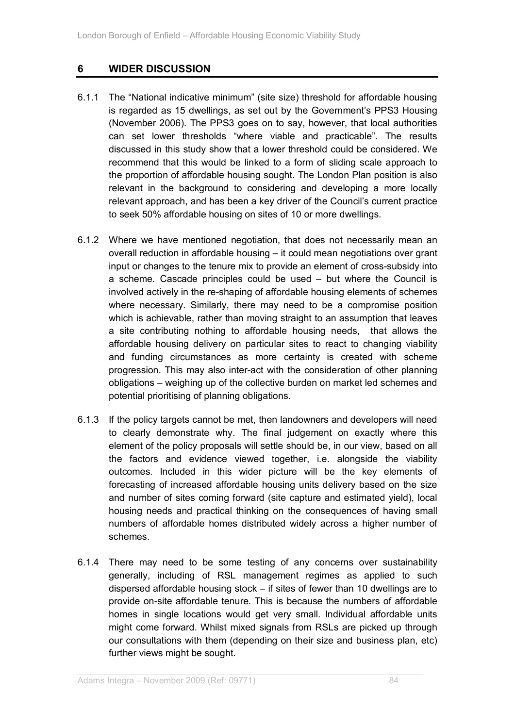## 6 WIDER DISCUSSION

6.1.1 The "National indicative minimum" (site size) threshold for affordable housing is regarded as 15 dwellings, as set out by the Government's PPS3 Housing (November 2006). The PPS3 goes on to say, however, that local authorities can set lower thresholds "where viable and practicable". The results discussed in this study show that a lower threshold could be considered. We recommend that this would be linked to a form of sliding scale approach to the proportion of affordable housing sought. The London Plan position is also relevant in the background to considering and developing a more locally relevant approach, and has been a key driver of the Council's current practice to seek 50% affordable housing on sites of 10 or more dwellings.

6.1.2 Where we have mentioned negotiation, that does not necessarily mean an overall reduction in affordable housing – it could mean negotiations over grant input or changes to the tenure mix to provide an element of cross-subsidy into a scheme. Cascade principles could be used – but where the Council is involved actively in the re-shaping of affordable housing elements of schemes where necessary. Similarly, there may need to be a compromise position which is achievable, rather than moving straight to an assumption that leaves a site contributing nothing to affordable housing needs, that allows the affordable housing delivery on particular sites to react to changing viability and funding circumstances as more certainty is created with scheme progression. This may also inter-act with the consideration of other planning obligations – weighing up of the collective burden on market led schemes and potential prioritising of planning obligations.

6.1.3 If the policy targets cannot be met, then landowners and developers will need to clearly demonstrate why. The final judgement on exactly where this element of the policy proposals will settle should be, in our view, based on all the factors and evidence viewed together, i.e. alongside the viability outcomes. Included in this wider picture will be the key elements of forecasting of increased affordable housing units delivery based on the size and number of sites coming forward (site capture and estimated yield), local housing needs and practical thinking on the consequences of having small numbers of affordable homes distributed widely across a higher number of schemes.

6.1.4 There may need to be some testing of any concerns over sustainability generally, including of RSL management regimes as applied to such dispersed affordable housing stock – if sites of fewer than 10 dwellings are to provide on-site affordable tenure. This is because the numbers of affordable homes in single locations would get very small. Individual affordable units might come forward. Whilst mixed signals from RSLs are picked up through our consultations with them (depending on their size and business plan, etc) further views might be sought.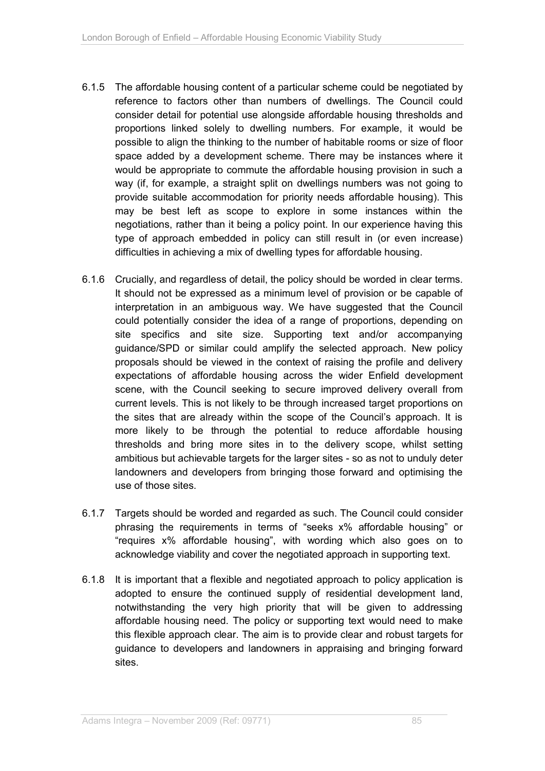6.1.5 The affordable housing content of a particular scheme could be negotiated by reference to factors other than numbers of dwellings. The Council could consider detail for potential use alongside affordable housing thresholds and proportions linked solely to dwelling numbers. For example, it would be possible to align the thinking to the number of habitable rooms or size of floor space added by a development scheme. There may be instances where it would be appropriate to commute the affordable housing provision in such a way (if, for example, a straight split on dwellings numbers was not going to provide suitable accommodation for priority needs affordable housing). This may be best left as scope to explore in some instances within the negotiations, rather than it being a policy point. In our experience having this type of approach embedded in policy can still result in (or even increase) difficulties in achieving a mix of dwelling types for affordable housing.

6.1.6 Crucially, and regardless of detail, the policy should be worded in clear terms. It should not be expressed as a minimum level of provision or be capable of interpretation in an ambiguous way. We have suggested that the Council could potentially consider the idea of a range of proportions, depending on site specifics and site size. Supporting text and/or accompanying guidance/SPD or similar could amplify the selected approach. New policy proposals should be viewed in the context of raising the profile and delivery expectations of affordable housing across the wider Enfield development scene, with the Council seeking to secure improved delivery overall from current levels. This is not likely to be through increased target proportions on the sites that are already within the scope of the Council's approach. It is more likely to be through the potential to reduce affordable housing thresholds and bring more sites in to the delivery scope, whilst setting ambitious but achievable targets for the larger sites - so as not to unduly deter landowners and developers from bringing those forward and optimising the use of those sites.

6.1.7 Targets should be worded and regarded as such. The Council could consider phrasing the requirements in terms of "seeks x% affordable housing" or "requires x% affordable housing", with wording which also goes on to acknowledge viability and cover the negotiated approach in supporting text.

6.1.8 It is important that a flexible and negotiated approach to policy application is adopted to ensure the continued supply of residential development land, notwithstanding the very high priority that will be given to addressing affordable housing need. The policy or supporting text would need to make this flexible approach clear. The aim is to provide clear and robust targets for guidance to developers and landowners in appraising and bringing forward sites.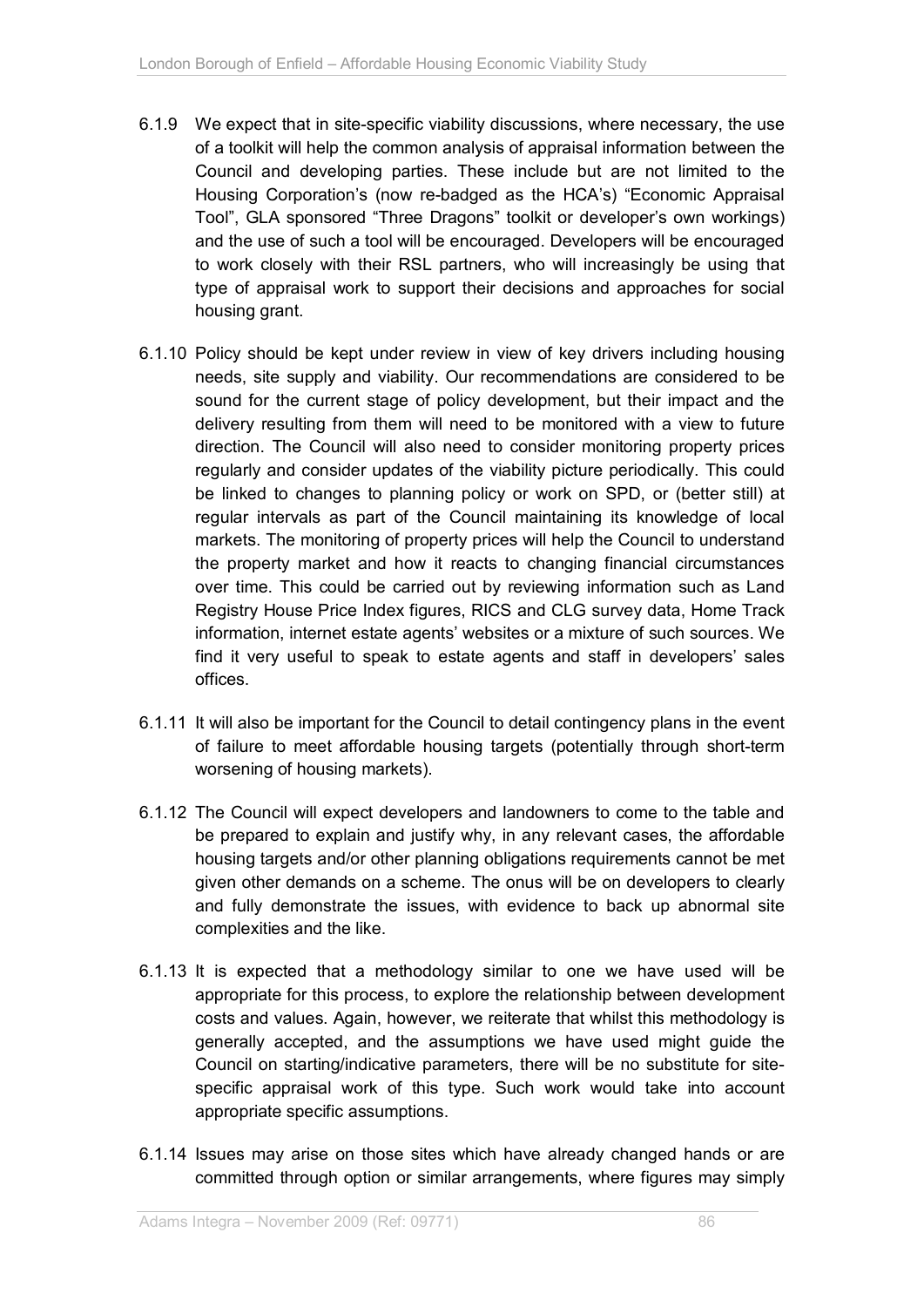6.1.9 We expect that in site-specific viability discussions, where necessary, the use of a toolkit will help the common analysis of appraisal information between the Council and developing parties. These include but are not limited to the Housing Corporation's (now re-badged as the HCA's) "Economic Appraisal Tool", GLA sponsored "Three Dragons" toolkit or developer's own workings) and the use of such a tool will be encouraged. Developers will be encouraged to work closely with their RSL partners, who will increasingly be using that type of appraisal work to support their decisions and approaches for social housing grant.

6.1.10 Policy should be kept under review in view of key drivers including housing needs, site supply and viability. Our recommendations are considered to be sound for the current stage of policy development, but their impact and the delivery resulting from them will need to be monitored with a view to future direction. The Council will also need to consider monitoring property prices regularly and consider updates of the viability picture periodically. This could be linked to changes to planning policy or work on SPD, or (better still) at regular intervals as part of the Council maintaining its knowledge of local markets. The monitoring of property prices will help the Council to understand the property market and how it reacts to changing financial circumstances over time. This could be carried out by reviewing information such as Land Registry House Price Index figures, RICS and CLG survey data, Home Track information, internet estate agents' websites or a mixture of such sources. We find it very useful to speak to estate agents and staff in developers' sales offices.

6.1.11 It will also be important for the Council to detail contingency plans in the event of failure to meet affordable housing targets (potentially through short-term worsening of housing markets).

6.1.12 The Council will expect developers and landowners to come to the table and be prepared to explain and justify why, in any relevant cases, the affordable housing targets and/or other planning obligations requirements cannot be met given other demands on a scheme. The onus will be on developers to clearly and fully demonstrate the issues, with evidence to back up abnormal site complexities and the like.

6.1.13 It is expected that a methodology similar to one we have used will be appropriate for this process, to explore the relationship between development costs and values. Again, however, we reiterate that whilst this methodology is generally accepted, and the assumptions we have used might guide the Council on starting/indicative parameters, there will be no substitute for site-specific appraisal work of this type. Such work would take into account appropriate specific assumptions.

6.1.14 Issues may arise on those sites which have already changed hands or are committed through option or similar arrangements, where figures may simply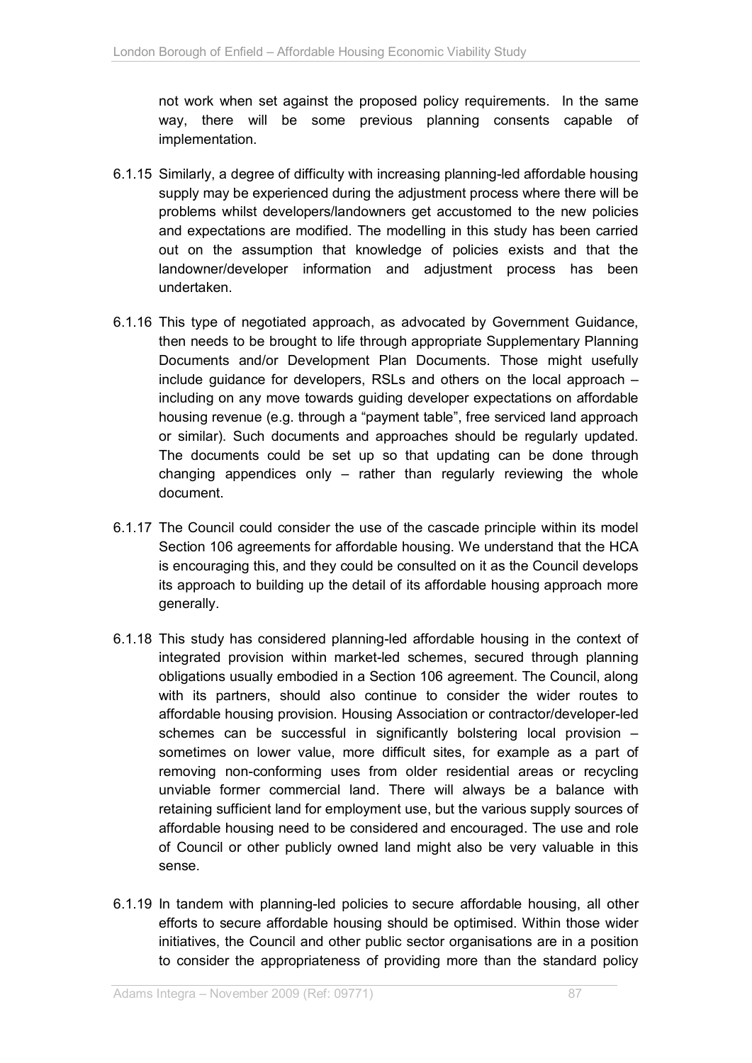not work when set against the proposed policy requirements. In the same way, there will be some previous planning consents capable of implementation.

6.1.15 Similarly, a degree of difficulty with increasing planning-led affordable housing supply may be experienced during the adjustment process where there will be problems whilst developers/landowners get accustomed to the new policies and expectations are modified. The modelling in this study has been carried out on the assumption that knowledge of policies exists and that the landowner/developer information and adjustment process has been undertaken.

6.1.16 This type of negotiated approach, as advocated by Government Guidance, then needs to be brought to life through appropriate Supplementary Planning Documents and/or Development Plan Documents. Those might usefully include guidance for developers, RSLs and others on the local approach – including on any move towards guiding developer expectations on affordable housing revenue (e.g. through a "payment table", free serviced land approach or similar). Such documents and approaches should be regularly updated. The documents could be set up so that updating can be done through changing appendices only – rather than regularly reviewing the whole document.

6.1.17 The Council could consider the use of the cascade principle within its model Section 106 agreements for affordable housing. We understand that the HCA is encouraging this, and they could be consulted on it as the Council develops its approach to building up the detail of its affordable housing approach more generally.

6.1.18 This study has considered planning-led affordable housing in the context of integrated provision within market-led schemes, secured through planning obligations usually embodied in a Section 106 agreement. The Council, along with its partners, should also continue to consider the wider routes to affordable housing provision. Housing Association or contractor/developer-led schemes can be successful in significantly bolstering local provision – sometimes on lower value, more difficult sites, for example as a part of removing non-conforming uses from older residential areas or recycling unviable former commercial land. There will always be a balance with retaining sufficient land for employment use, but the various supply sources of affordable housing need to be considered and encouraged. The use and role of Council or other publicly owned land might also be very valuable in this sense.

6.1.19 In tandem with planning-led policies to secure affordable housing, all other efforts to secure affordable housing should be optimised. Within those wider initiatives, the Council and other public sector organisations are in a position to consider the appropriateness of providing more than the standard policy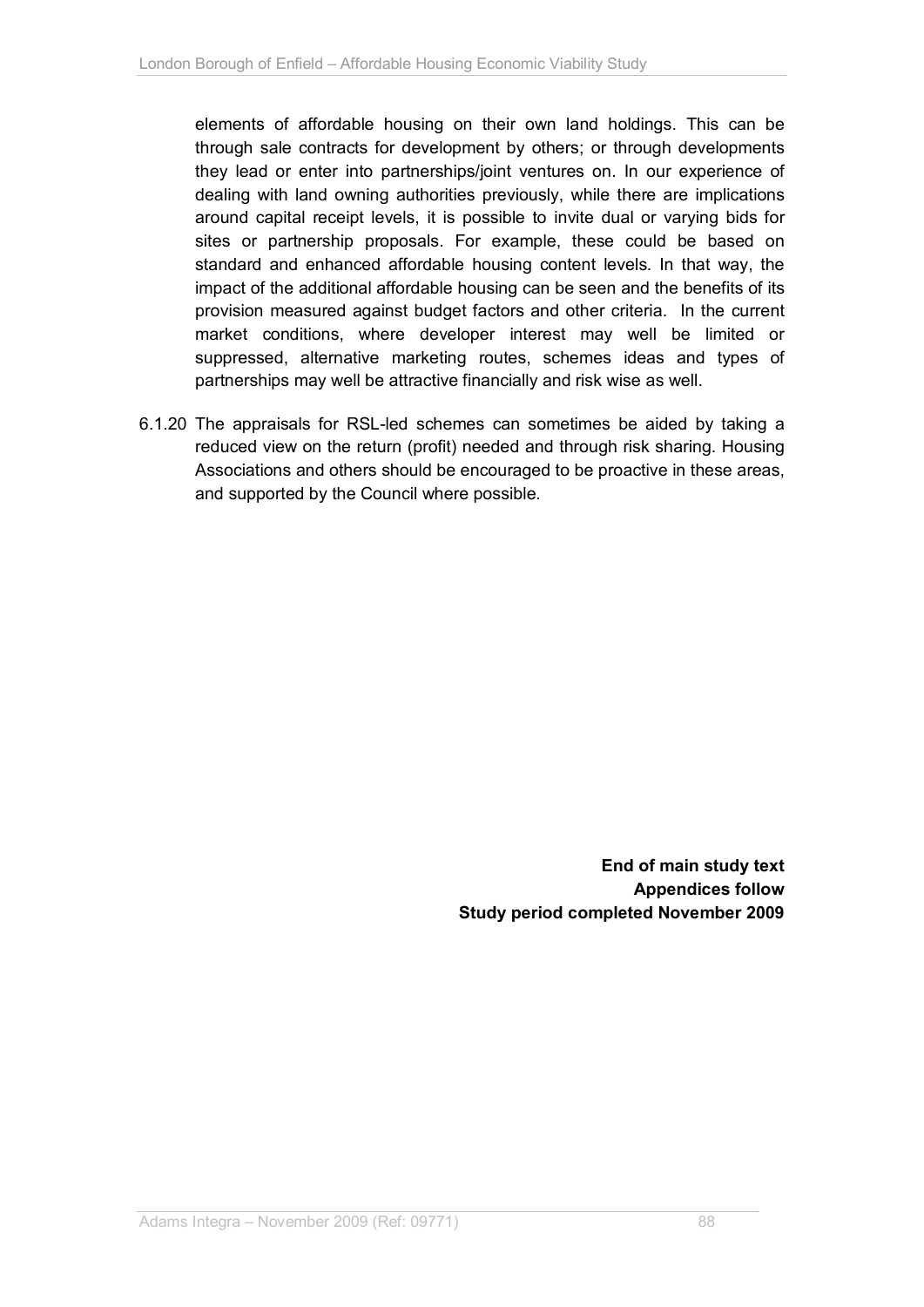elements of affordable housing on their own land holdings. This can be through sale contracts for development by others; or through developments they lead or enter into partnerships/joint ventures on. In our experience of dealing with land owning authorities previously, while there are implications around capital receipt levels, it is possible to invite dual or varying bids for sites or partnership proposals. For example, these could be based on standard and enhanced affordable housing content levels. In that way, the impact of the additional affordable housing can be seen and the benefits of its provision measured against budget factors and other criteria. In the current market conditions, where developer interest may well be limited or suppressed, alternative marketing routes, schemes ideas and types of partnerships may well be attractive financially and risk wise as well.

6.1.20 The appraisals for RSL-led schemes can sometimes be aided by taking a reduced view on the return (profit) needed and through risk sharing. Housing Associations and others should be encouraged to be proactive in these areas, and supported by the Council where possible.

**End of main study text**
**Appendices follow**
**Study period completed November 2009**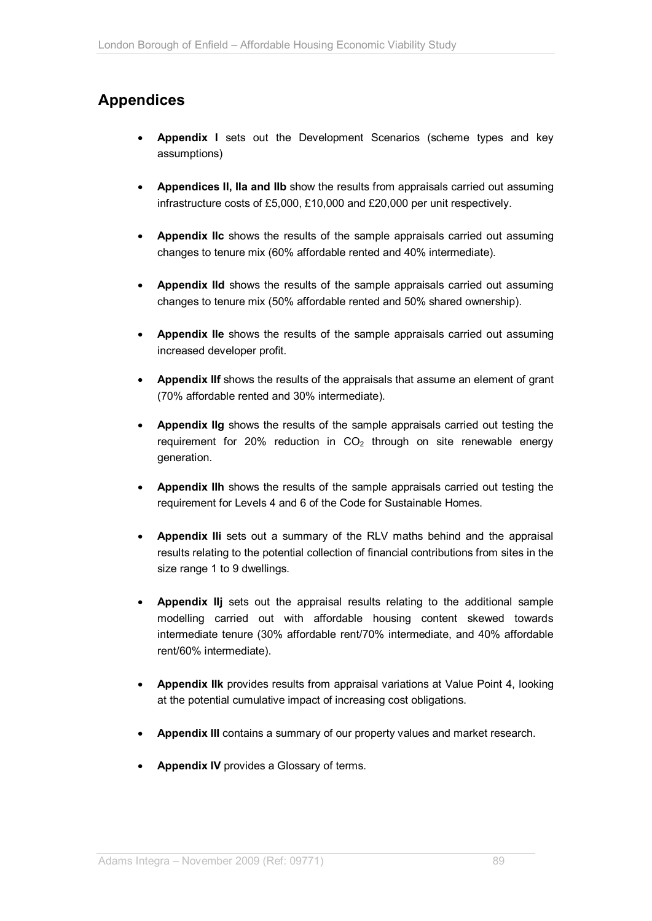## Appendices

- **Appendix I** sets out the Development Scenarios (scheme types and key assumptions)
- **Appendices II, IIa and IIb** show the results from appraisals carried out assuming infrastructure costs of £5,000, £10,000 and £20,000 per unit respectively.
- **Appendix IIc** shows the results of the sample appraisals carried out assuming changes to tenure mix (60% affordable rented and 40% intermediate).
- **Appendix IId** shows the results of the sample appraisals carried out assuming changes to tenure mix (50% affordable rented and 50% shared ownership).
- **Appendix IIe** shows the results of the sample appraisals carried out assuming increased developer profit.
- **Appendix IIf** shows the results of the appraisals that assume an element of grant (70% affordable rented and 30% intermediate).
- **Appendix IIg** shows the results of the sample appraisals carried out testing the requirement for 20% reduction in $CO_2$ through on site renewable energy generation.
- **Appendix IIh** shows the results of the sample appraisals carried out testing the requirement for Levels 4 and 6 of the Code for Sustainable Homes.
- **Appendix IIi** sets out a summary of the RLV maths behind and the appraisal results relating to the potential collection of financial contributions from sites in the size range 1 to 9 dwellings.
- **Appendix IIj** sets out the appraisal results relating to the additional sample modelling carried out with affordable housing content skewed towards intermediate tenure (30% affordable rent/70% intermediate, and 40% affordable rent/60% intermediate).
- **Appendix IIk** provides results from appraisal variations at Value Point 4, looking at the potential cumulative impact of increasing cost obligations.
- **Appendix III** contains a summary of our property values and market research.
- **Appendix IV** provides a Glossary of terms.